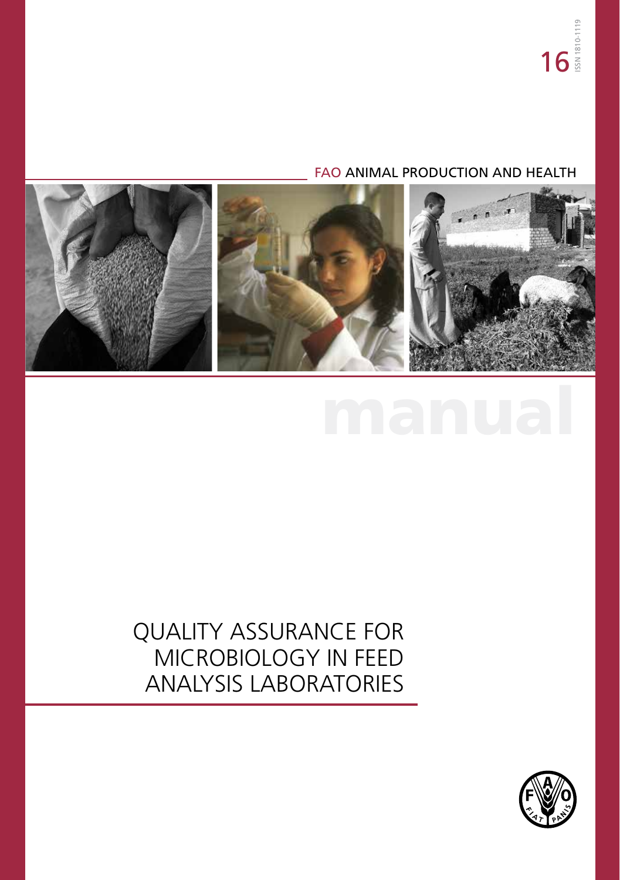16

ISSN 1810-1119

FAO ANIMAL PRODUCTION AND HEALTH

manual

# QUALITY ASSURANCE FOR MICROBIOLOGY IN FEED ANALYSIS LABORATORIES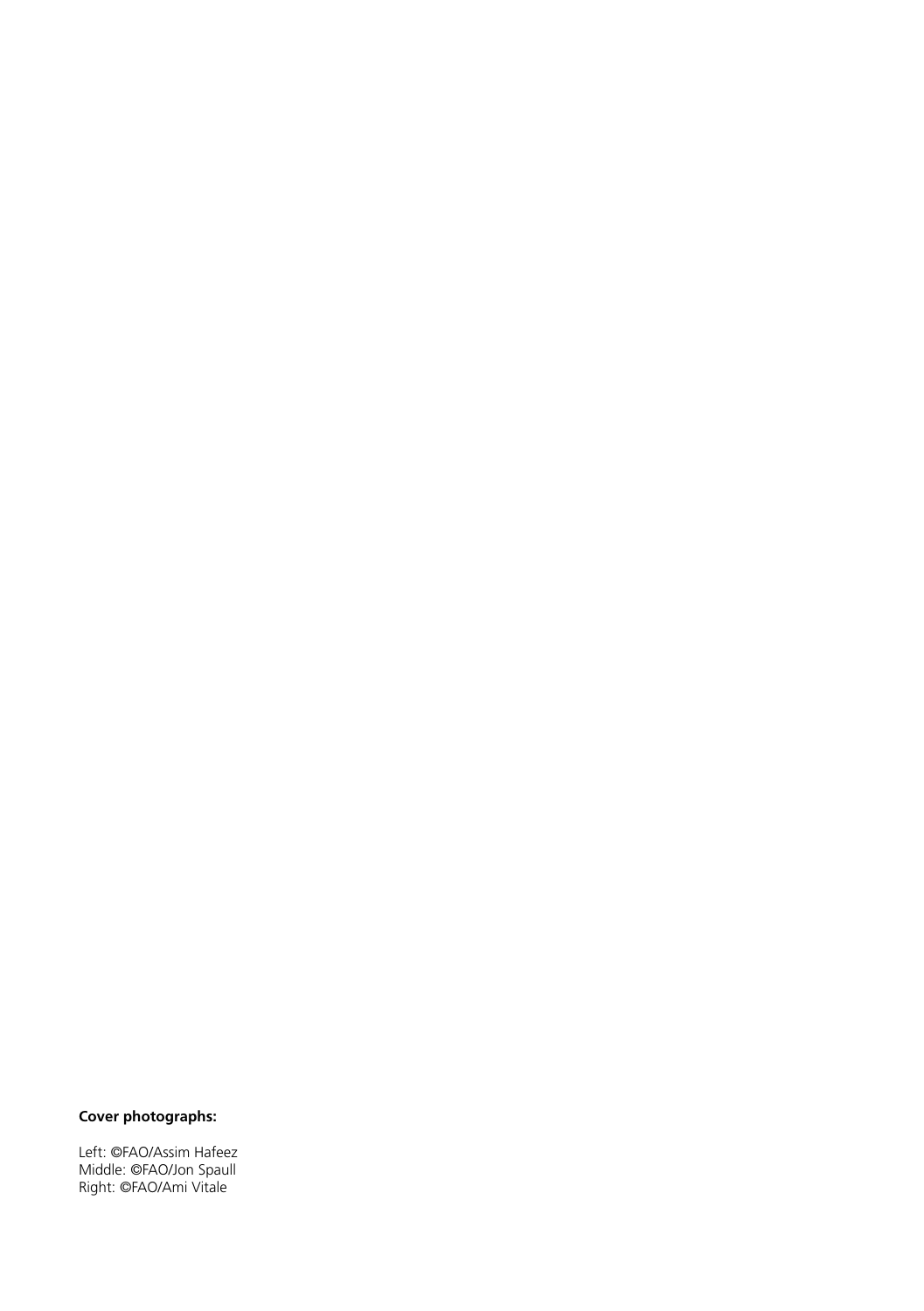**Cover photographs:**

Left: ©FAO/Assim Hafeez
Middle: ©FAO/Jon Spaull
Right: ©FAO/Ami Vitale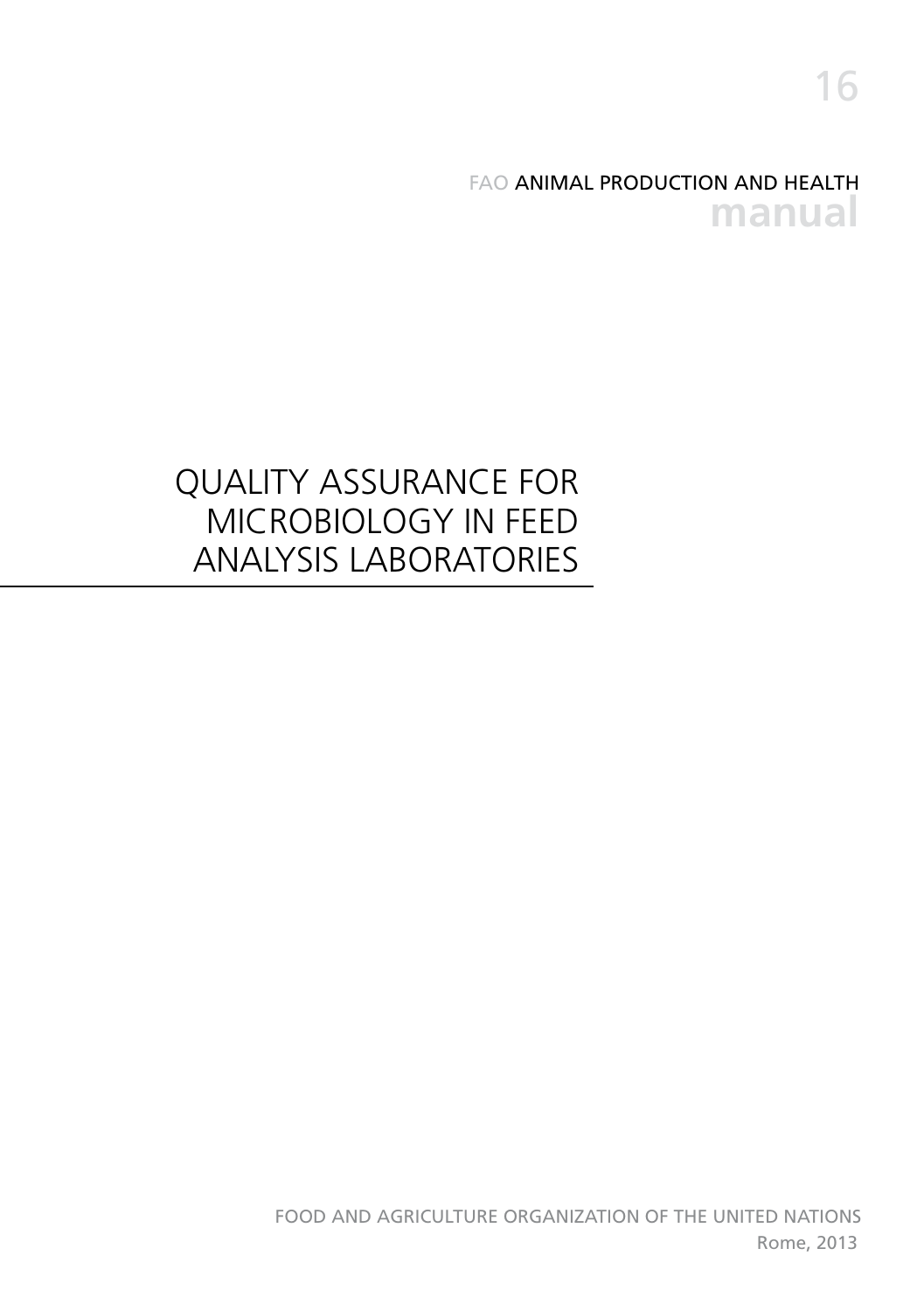16

FAO ANIMAL PRODUCTION AND HEALTH
**manual**

# QUALITY ASSURANCE FOR MICROBIOLOGY IN FEED ANALYSIS LABORATORIES

FOOD AND AGRICULTURE ORGANIZATION OF THE UNITED NATIONS
Rome, 2013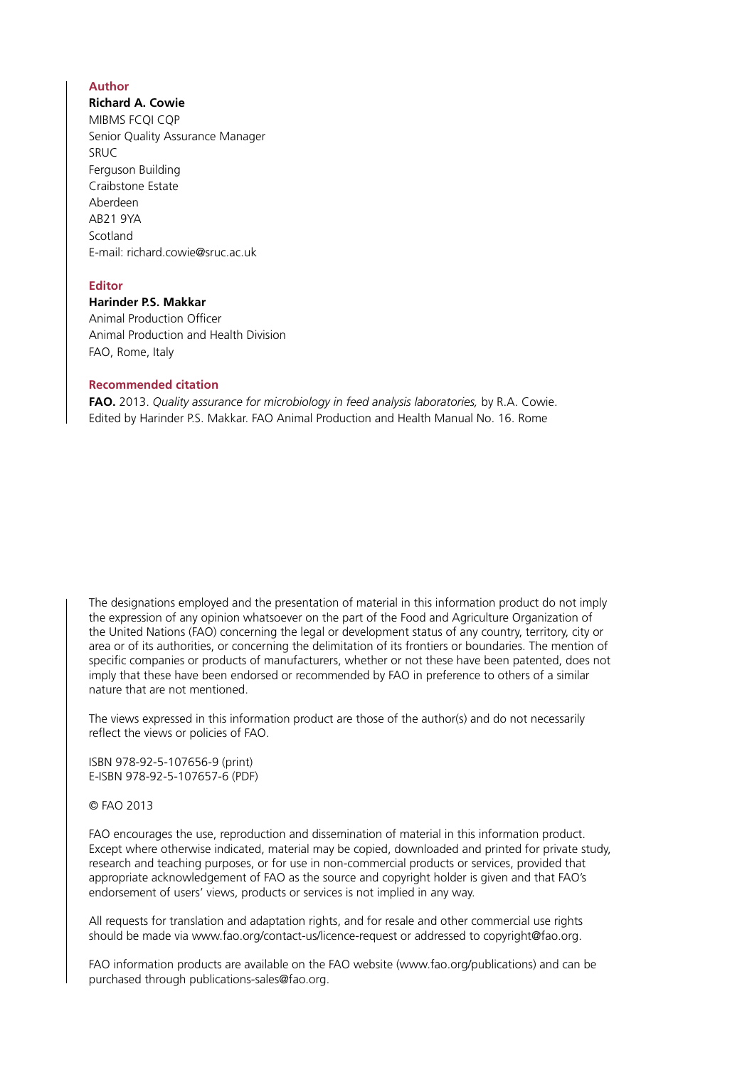**Author**

**Richard A. Cowie**
MIBMS FCQI CQP
Senior Quality Assurance Manager
SRUC
Ferguson Building
Craibstone Estate
Aberdeen
AB21 9YA
Scotland
E-mail: richard.cowie@sruc.ac.uk

**Editor**

**Harinder P.S. Makkar**
Animal Production Officer
Animal Production and Health Division
FAO, Rome, Italy

**Recommended citation**

**FAO.** 2013. *Quality assurance for microbiology in feed analysis laboratories,* by R.A. Cowie. Edited by Harinder P.S. Makkar. FAO Animal Production and Health Manual No. 16. Rome

The designations employed and the presentation of material in this information product do not imply the expression of any opinion whatsoever on the part of the Food and Agriculture Organization of the United Nations (FAO) concerning the legal or development status of any country, territory, city or area or of its authorities, or concerning the delimitation of its frontiers or boundaries. The mention of specific companies or products of manufacturers, whether or not these have been patented, does not imply that these have been endorsed or recommended by FAO in preference to others of a similar nature that are not mentioned.

The views expressed in this information product are those of the author(s) and do not necessarily reflect the views or policies of FAO.

ISBN 978-92-5-107656-9 (print)
E-ISBN 978-92-5-107657-6 (PDF)

© FAO 2013

FAO encourages the use, reproduction and dissemination of material in this information product. Except where otherwise indicated, material may be copied, downloaded and printed for private study, research and teaching purposes, or for use in non-commercial products or services, provided that appropriate acknowledgement of FAO as the source and copyright holder is given and that FAO's endorsement of users' views, products or services is not implied in any way.

All requests for translation and adaptation rights, and for resale and other commercial use rights should be made via www.fao.org/contact-us/licence-request or addressed to copyright@fao.org.

FAO information products are available on the FAO website (www.fao.org/publications) and can be purchased through publications-sales@fao.org.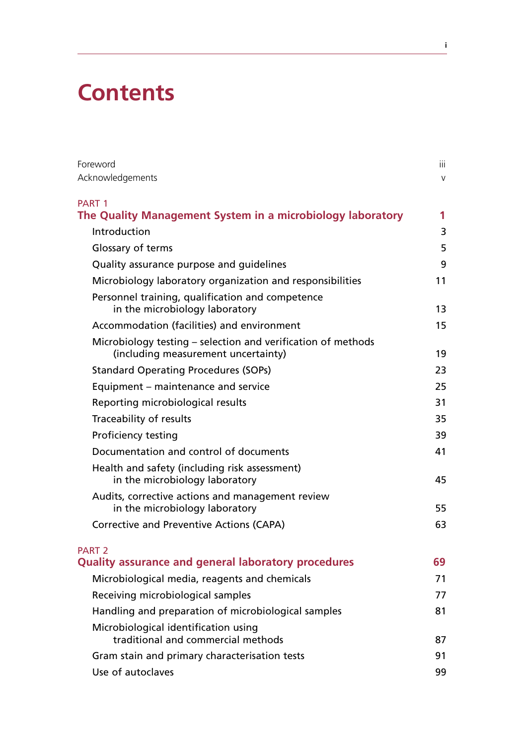# Contents

| | |
|---|---|
| Foreword | iii |
| Acknowledgements | v |
| **PART 1** | |
| **The Quality Management System in a microbiology laboratory** | **1** |
| Introduction | 3 |
| Glossary of terms | 5 |
| Quality assurance purpose and guidelines | 9 |
| Microbiology laboratory organization and responsibilities | 11 |
| Personnel training, qualification and competence in the microbiology laboratory | 13 |
| Accommodation (facilities) and environment | 15 |
| Microbiology testing – selection and verification of methods (including measurement uncertainty) | 19 |
| Standard Operating Procedures (SOPs) | 23 |
| Equipment – maintenance and service | 25 |
| Reporting microbiological results | 31 |
| Traceability of results | 35 |
| Proficiency testing | 39 |
| Documentation and control of documents | 41 |
| Health and safety (including risk assessment) in the microbiology laboratory | 45 |
| Audits, corrective actions and management review in the microbiology laboratory | 55 |
| Corrective and Preventive Actions (CAPA) | 63 |
| **PART 2** | |
| **Quality assurance and general laboratory procedures** | **69** |
| Microbiological media, reagents and chemicals | 71 |
| Receiving microbiological samples | 77 |
| Handling and preparation of microbiological samples | 81 |
| Microbiological identification using traditional and commercial methods | 87 |
| Gram stain and primary characterisation tests | 91 |
| Use of autoclaves | 99 |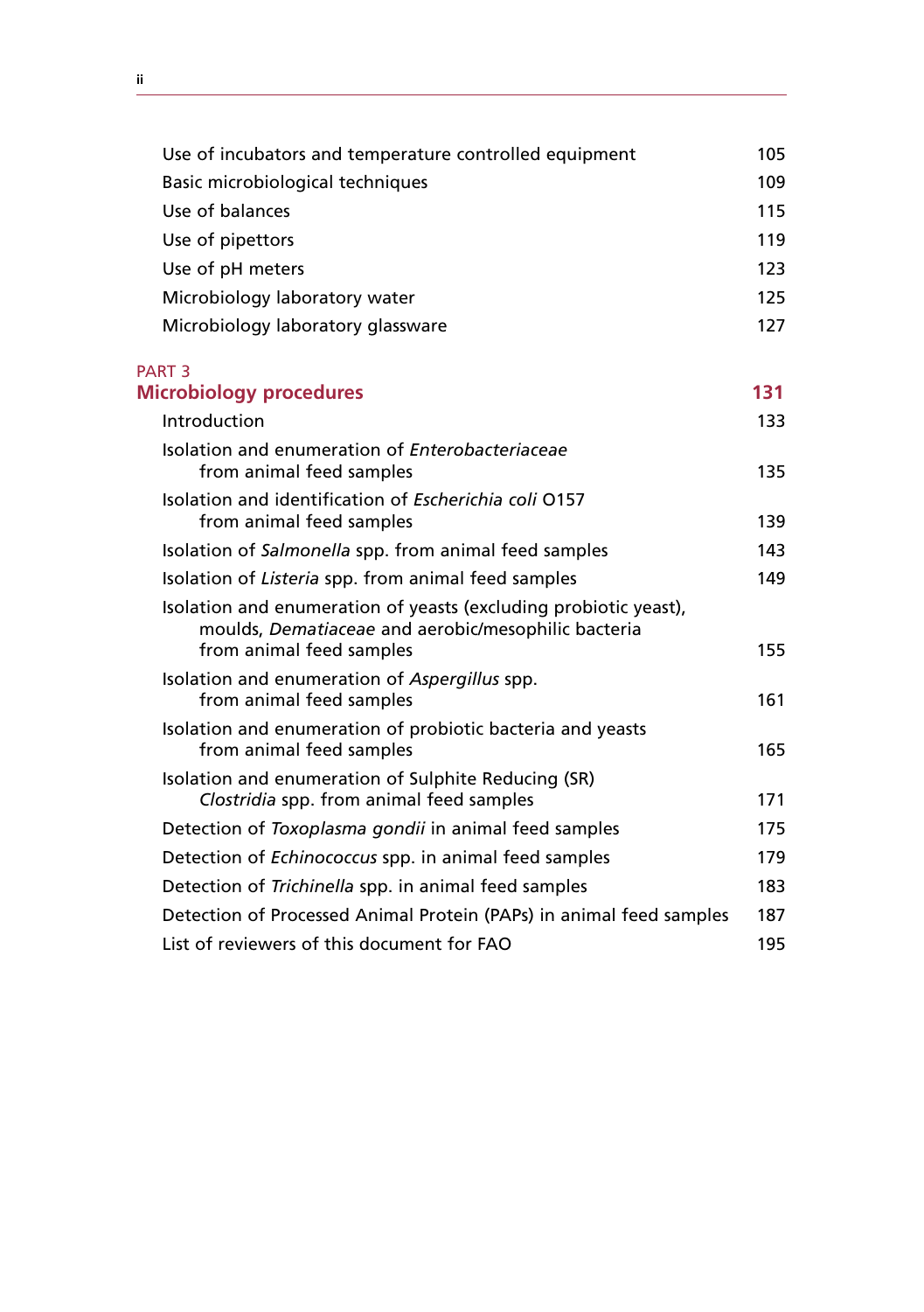| | |
|---|---|
| Use of incubators and temperature controlled equipment | 105 |
| Basic microbiological techniques | 109 |
| Use of balances | 115 |
| Use of pipettors | 119 |
| Use of pH meters | 123 |
| Microbiology laboratory water | 125 |
| Microbiology laboratory glassware | 127 |

PART 3

## Microbiology procedures 131

| | |
|---|---|
| Introduction | 133 |
| Isolation and enumeration of *Enterobacteriaceae* from animal feed samples | 135 |
| Isolation and identification of *Escherichia coli* O157 from animal feed samples | 139 |
| Isolation of *Salmonella* spp. from animal feed samples | 143 |
| Isolation of *Listeria* spp. from animal feed samples | 149 |
| Isolation and enumeration of yeasts (excluding probiotic yeast), moulds, *Dematiaceae* and aerobic/mesophilic bacteria from animal feed samples | 155 |
| Isolation and enumeration of *Aspergillus* spp. from animal feed samples | 161 |
| Isolation and enumeration of probiotic bacteria and yeasts from animal feed samples | 165 |
| Isolation and enumeration of Sulphite Reducing (SR) *Clostridia* spp. from animal feed samples | 171 |
| Detection of *Toxoplasma gondii* in animal feed samples | 175 |
| Detection of *Echinococcus* spp. in animal feed samples | 179 |
| Detection of *Trichinella* spp. in animal feed samples | 183 |
| Detection of Processed Animal Protein (PAPs) in animal feed samples | 187 |
| List of reviewers of this document for FAO | 195 |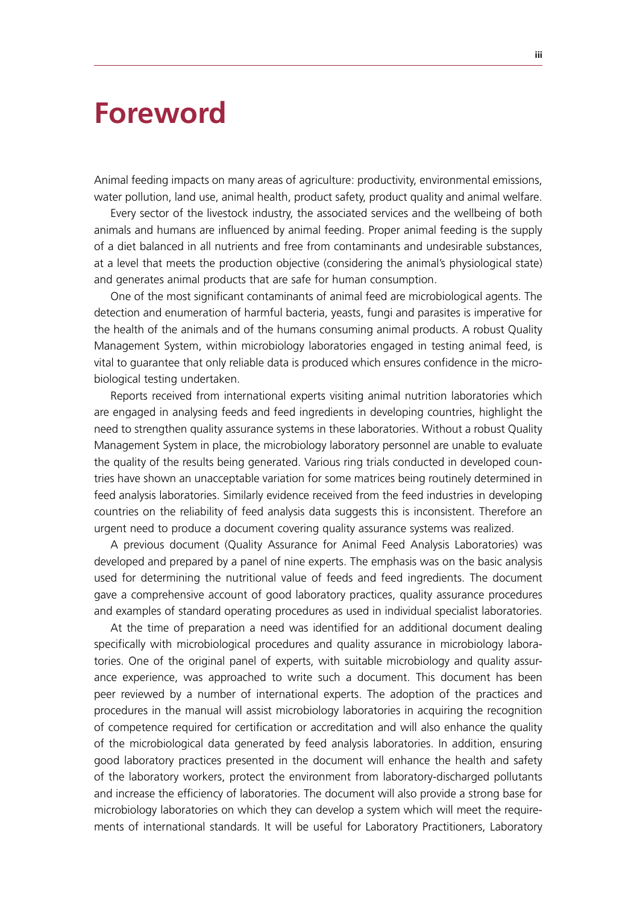# Foreword

Animal feeding impacts on many areas of agriculture: productivity, environmental emissions, water pollution, land use, animal health, product safety, product quality and animal welfare.

Every sector of the livestock industry, the associated services and the wellbeing of both animals and humans are influenced by animal feeding. Proper animal feeding is the supply of a diet balanced in all nutrients and free from contaminants and undesirable substances, at a level that meets the production objective (considering the animal's physiological state) and generates animal products that are safe for human consumption.

One of the most significant contaminants of animal feed are microbiological agents. The detection and enumeration of harmful bacteria, yeasts, fungi and parasites is imperative for the health of the animals and of the humans consuming animal products. A robust Quality Management System, within microbiology laboratories engaged in testing animal feed, is vital to guarantee that only reliable data is produced which ensures confidence in the microbiological testing undertaken.

Reports received from international experts visiting animal nutrition laboratories which are engaged in analysing feeds and feed ingredients in developing countries, highlight the need to strengthen quality assurance systems in these laboratories. Without a robust Quality Management System in place, the microbiology laboratory personnel are unable to evaluate the quality of the results being generated. Various ring trials conducted in developed countries have shown an unacceptable variation for some matrices being routinely determined in feed analysis laboratories. Similarly evidence received from the feed industries in developing countries on the reliability of feed analysis data suggests this is inconsistent. Therefore an urgent need to produce a document covering quality assurance systems was realized.

A previous document (Quality Assurance for Animal Feed Analysis Laboratories) was developed and prepared by a panel of nine experts. The emphasis was on the basic analysis used for determining the nutritional value of feeds and feed ingredients. The document gave a comprehensive account of good laboratory practices, quality assurance procedures and examples of standard operating procedures as used in individual specialist laboratories.

At the time of preparation a need was identified for an additional document dealing specifically with microbiological procedures and quality assurance in microbiology laboratories. One of the original panel of experts, with suitable microbiology and quality assurance experience, was approached to write such a document. This document has been peer reviewed by a number of international experts. The adoption of the practices and procedures in the manual will assist microbiology laboratories in acquiring the recognition of competence required for certification or accreditation and will also enhance the quality of the microbiological data generated by feed analysis laboratories. In addition, ensuring good laboratory practices presented in the document will enhance the health and safety of the laboratory workers, protect the environment from laboratory-discharged pollutants and increase the efficiency of laboratories. The document will also provide a strong base for microbiology laboratories on which they can develop a system which will meet the requirements of international standards. It will be useful for Laboratory Practitioners, Laboratory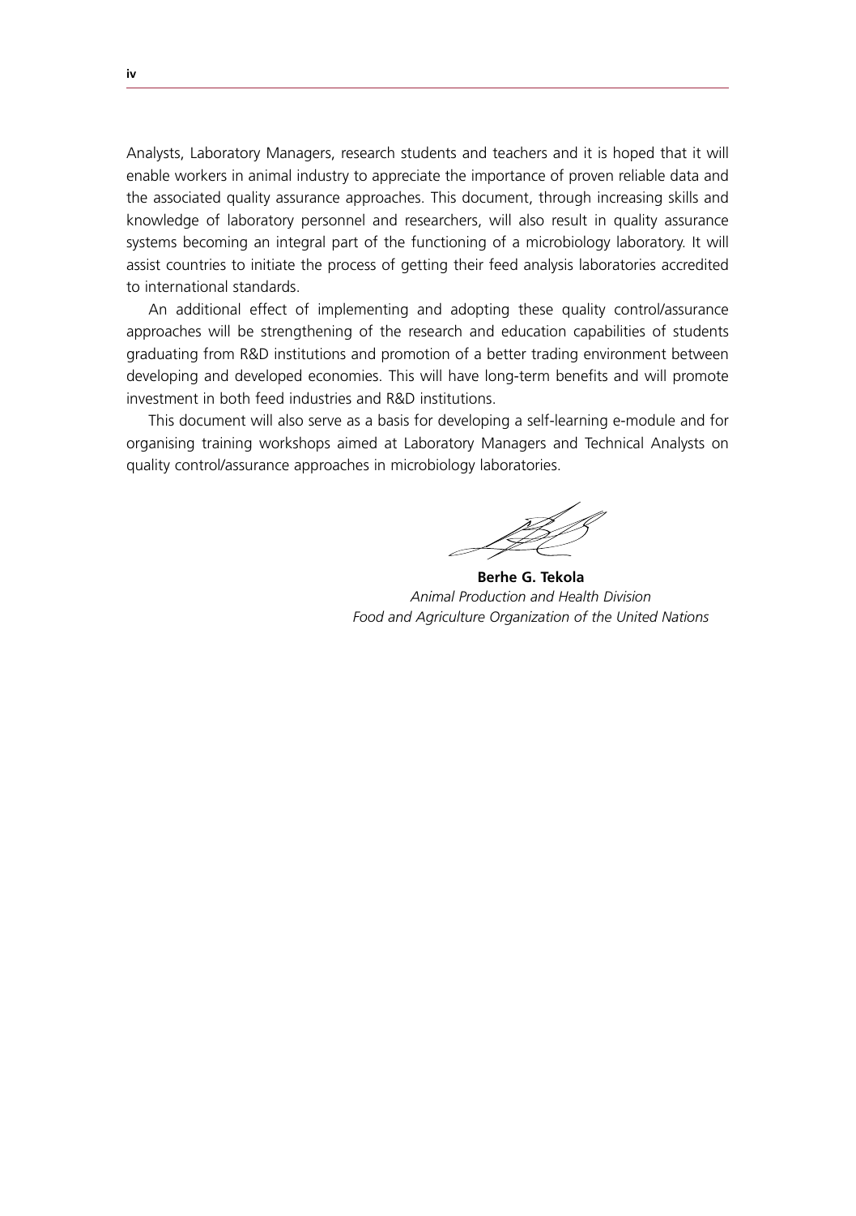Analysts, Laboratory Managers, research students and teachers and it is hoped that it will enable workers in animal industry to appreciate the importance of proven reliable data and the associated quality assurance approaches. This document, through increasing skills and knowledge of laboratory personnel and researchers, will also result in quality assurance systems becoming an integral part of the functioning of a microbiology laboratory. It will assist countries to initiate the process of getting their feed analysis laboratories accredited to international standards.

An additional effect of implementing and adopting these quality control/assurance approaches will be strengthening of the research and education capabilities of students graduating from R&D institutions and promotion of a better trading environment between developing and developed economies. This will have long-term benefits and will promote investment in both feed industries and R&D institutions.

This document will also serve as a basis for developing a self-learning e-module and for organising training workshops aimed at Laboratory Managers and Technical Analysts on quality control/assurance approaches in microbiology laboratories.

**Berhe G. Tekola**
*Animal Production and Health Division*
*Food and Agriculture Organization of the United Nations*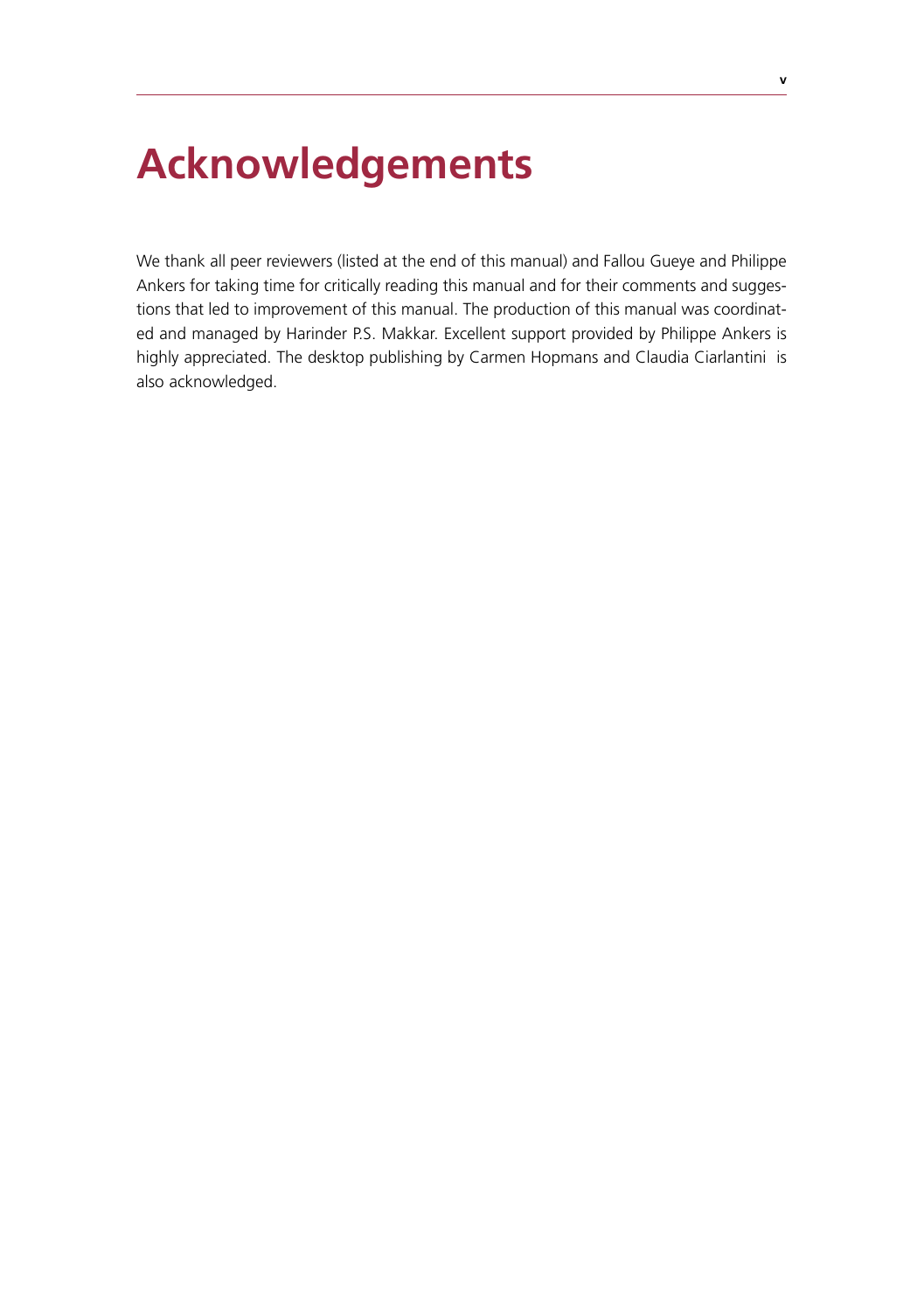# Acknowledgements

We thank all peer reviewers (listed at the end of this manual) and Fallou Gueye and Philippe Ankers for taking time for critically reading this manual and for their comments and suggestions that led to improvement of this manual. The production of this manual was coordinated and managed by Harinder P.S. Makkar. Excellent support provided by Philippe Ankers is highly appreciated. The desktop publishing by Carmen Hopmans and Claudia Ciarlantini is also acknowledged.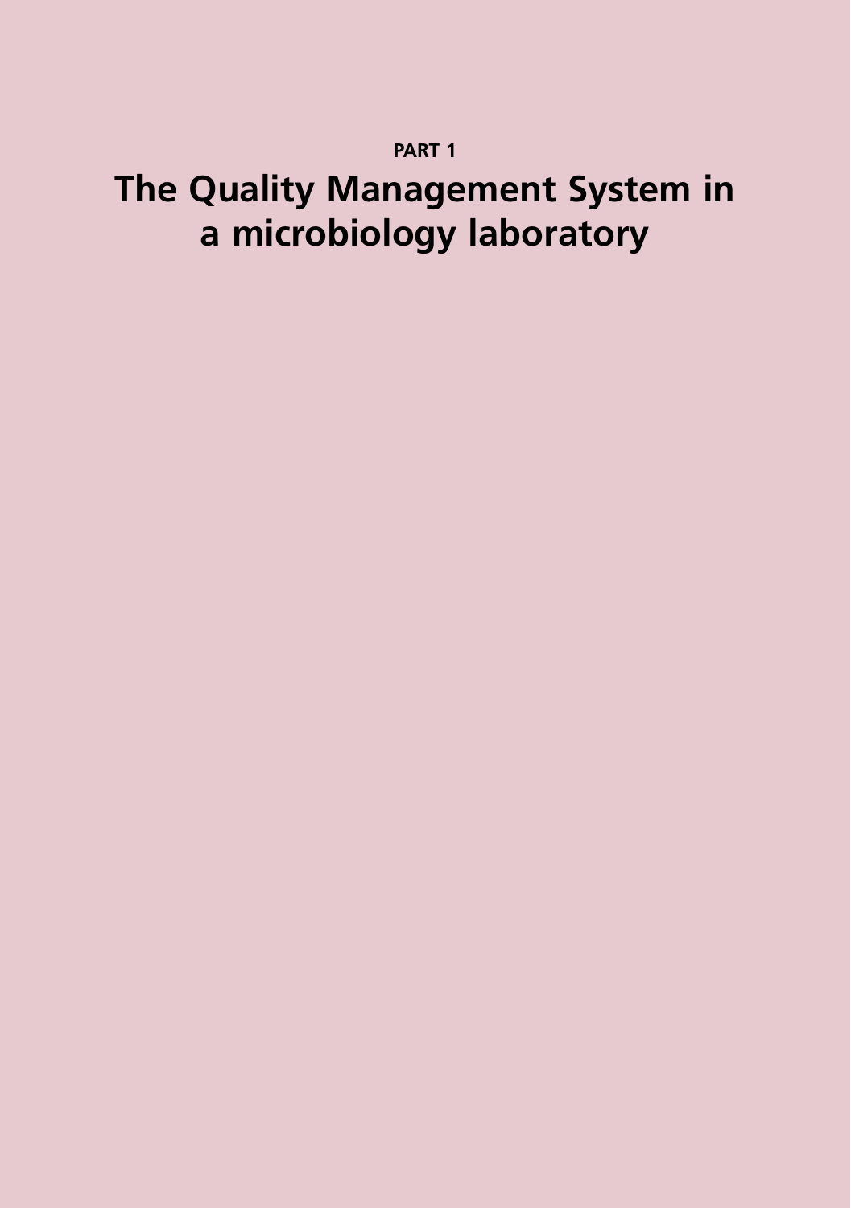PART 1

# The Quality Management System in a microbiology laboratory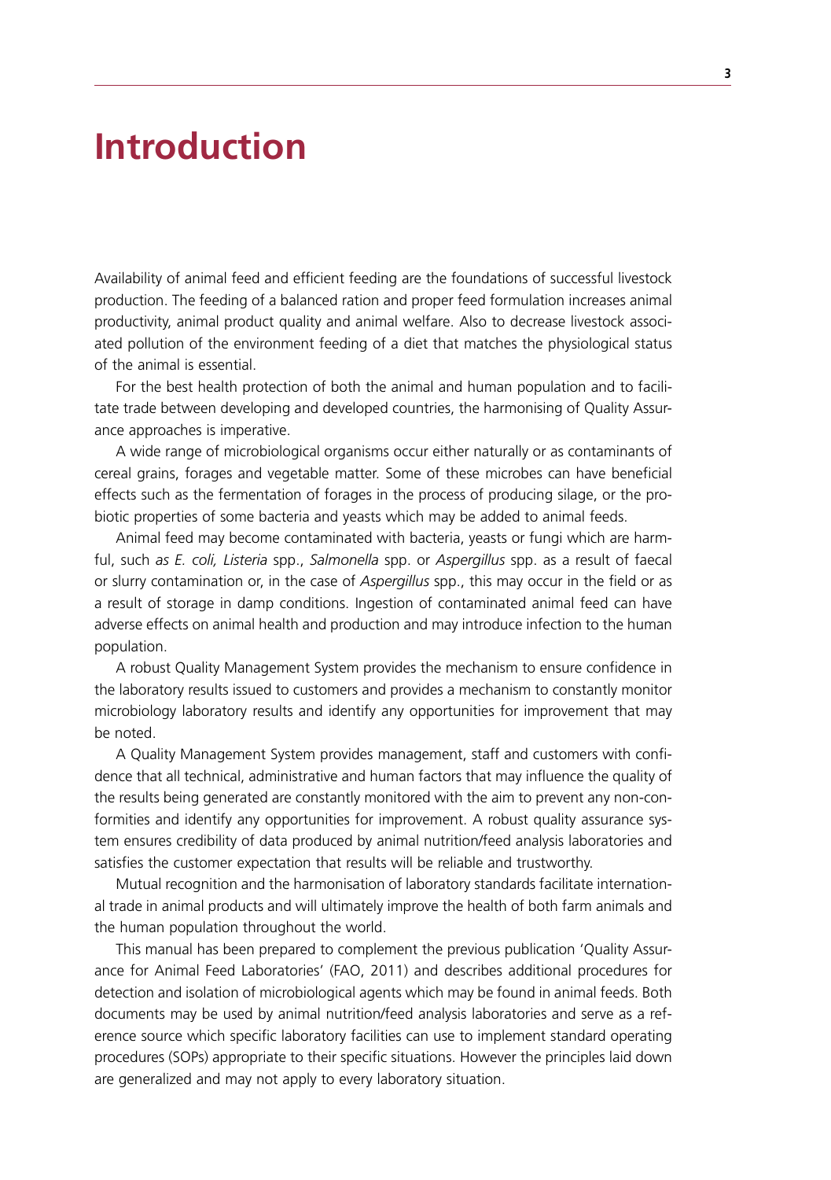# Introduction

Availability of animal feed and efficient feeding are the foundations of successful livestock production. The feeding of a balanced ration and proper feed formulation increases animal productivity, animal product quality and animal welfare. Also to decrease livestock associated pollution of the environment feeding of a diet that matches the physiological status of the animal is essential.

For the best health protection of both the animal and human population and to facilitate trade between developing and developed countries, the harmonising of Quality Assurance approaches is imperative.

A wide range of microbiological organisms occur either naturally or as contaminants of cereal grains, forages and vegetable matter. Some of these microbes can have beneficial effects such as the fermentation of forages in the process of producing silage, or the probiotic properties of some bacteria and yeasts which may be added to animal feeds.

Animal feed may become contaminated with bacteria, yeasts or fungi which are harmful, such *as E. coli, Listeria* spp., *Salmonella* spp. or *Aspergillus* spp. as a result of faecal or slurry contamination or, in the case of *Aspergillus* spp., this may occur in the field or as a result of storage in damp conditions. Ingestion of contaminated animal feed can have adverse effects on animal health and production and may introduce infection to the human population.

A robust Quality Management System provides the mechanism to ensure confidence in the laboratory results issued to customers and provides a mechanism to constantly monitor microbiology laboratory results and identify any opportunities for improvement that may be noted.

A Quality Management System provides management, staff and customers with confidence that all technical, administrative and human factors that may influence the quality of the results being generated are constantly monitored with the aim to prevent any non-conformities and identify any opportunities for improvement. A robust quality assurance system ensures credibility of data produced by animal nutrition/feed analysis laboratories and satisfies the customer expectation that results will be reliable and trustworthy.

Mutual recognition and the harmonisation of laboratory standards facilitate international trade in animal products and will ultimately improve the health of both farm animals and the human population throughout the world.

This manual has been prepared to complement the previous publication 'Quality Assurance for Animal Feed Laboratories' (FAO, 2011) and describes additional procedures for detection and isolation of microbiological agents which may be found in animal feeds. Both documents may be used by animal nutrition/feed analysis laboratories and serve as a reference source which specific laboratory facilities can use to implement standard operating procedures (SOPs) appropriate to their specific situations. However the principles laid down are generalized and may not apply to every laboratory situation.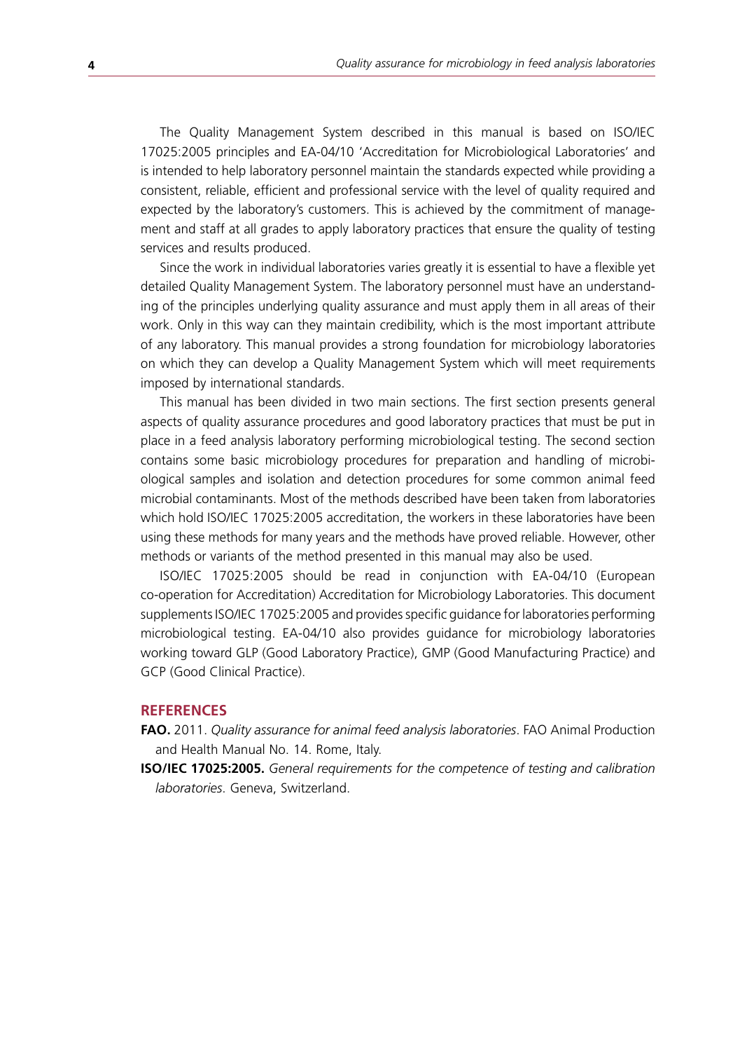The Quality Management System described in this manual is based on ISO/IEC 17025:2005 principles and EA-04/10 'Accreditation for Microbiological Laboratories' and is intended to help laboratory personnel maintain the standards expected while providing a consistent, reliable, efficient and professional service with the level of quality required and expected by the laboratory's customers. This is achieved by the commitment of management and staff at all grades to apply laboratory practices that ensure the quality of testing services and results produced.

Since the work in individual laboratories varies greatly it is essential to have a flexible yet detailed Quality Management System. The laboratory personnel must have an understanding of the principles underlying quality assurance and must apply them in all areas of their work. Only in this way can they maintain credibility, which is the most important attribute of any laboratory. This manual provides a strong foundation for microbiology laboratories on which they can develop a Quality Management System which will meet requirements imposed by international standards.

This manual has been divided in two main sections. The first section presents general aspects of quality assurance procedures and good laboratory practices that must be put in place in a feed analysis laboratory performing microbiological testing. The second section contains some basic microbiology procedures for preparation and handling of microbiological samples and isolation and detection procedures for some common animal feed microbial contaminants. Most of the methods described have been taken from laboratories which hold ISO/IEC 17025:2005 accreditation, the workers in these laboratories have been using these methods for many years and the methods have proved reliable. However, other methods or variants of the method presented in this manual may also be used.

ISO/IEC 17025:2005 should be read in conjunction with EA-04/10 (European co-operation for Accreditation) Accreditation for Microbiology Laboratories. This document supplements ISO/IEC 17025:2005 and provides specific guidance for laboratories performing microbiological testing. EA-04/10 also provides guidance for microbiology laboratories working toward GLP (Good Laboratory Practice), GMP (Good Manufacturing Practice) and GCP (Good Clinical Practice).

## REFERENCES

**FAO.** 2011. *Quality assurance for animal feed analysis laboratories*. FAO Animal Production and Health Manual No. 14. Rome, Italy.

**ISO/IEC 17025:2005.** *General requirements for the competence of testing and calibration laboratories*. Geneva, Switzerland.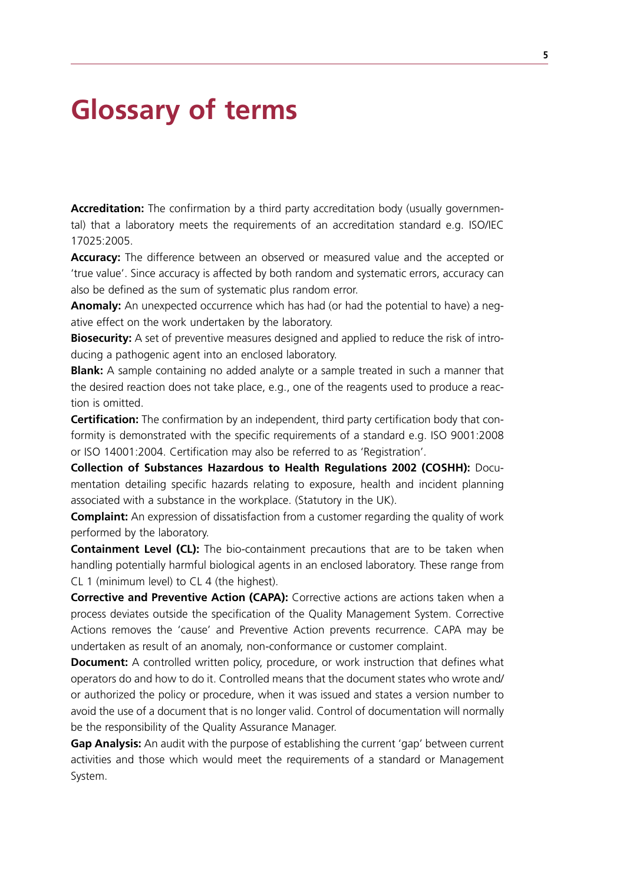# Glossary of terms

**Accreditation:** The confirmation by a third party accreditation body (usually governmental) that a laboratory meets the requirements of an accreditation standard e.g. ISO/IEC 17025:2005.

**Accuracy:** The difference between an observed or measured value and the accepted or 'true value'. Since accuracy is affected by both random and systematic errors, accuracy can also be defined as the sum of systematic plus random error.

**Anomaly:** An unexpected occurrence which has had (or had the potential to have) a negative effect on the work undertaken by the laboratory.

**Biosecurity:** A set of preventive measures designed and applied to reduce the risk of introducing a pathogenic agent into an enclosed laboratory.

**Blank:** A sample containing no added analyte or a sample treated in such a manner that the desired reaction does not take place, e.g., one of the reagents used to produce a reaction is omitted.

**Certification:** The confirmation by an independent, third party certification body that conformity is demonstrated with the specific requirements of a standard e.g. ISO 9001:2008 or ISO 14001:2004. Certification may also be referred to as 'Registration'.

**Collection of Substances Hazardous to Health Regulations 2002 (COSHH):** Documentation detailing specific hazards relating to exposure, health and incident planning associated with a substance in the workplace. (Statutory in the UK).

**Complaint:** An expression of dissatisfaction from a customer regarding the quality of work performed by the laboratory.

**Containment Level (CL):** The bio-containment precautions that are to be taken when handling potentially harmful biological agents in an enclosed laboratory. These range from CL 1 (minimum level) to CL 4 (the highest).

**Corrective and Preventive Action (CAPA):** Corrective actions are actions taken when a process deviates outside the specification of the Quality Management System. Corrective Actions removes the 'cause' and Preventive Action prevents recurrence. CAPA may be undertaken as result of an anomaly, non-conformance or customer complaint.

**Document:** A controlled written policy, procedure, or work instruction that defines what operators do and how to do it. Controlled means that the document states who wrote and/or authorized the policy or procedure, when it was issued and states a version number to avoid the use of a document that is no longer valid. Control of documentation will normally be the responsibility of the Quality Assurance Manager.

**Gap Analysis:** An audit with the purpose of establishing the current 'gap' between current activities and those which would meet the requirements of a standard or Management System.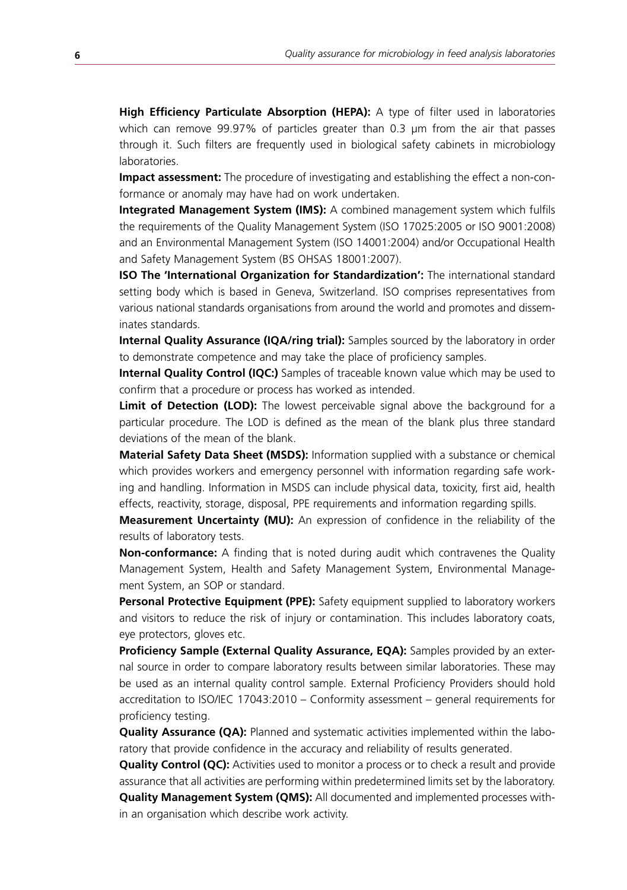**High Efficiency Particulate Absorption (HEPA):** A type of filter used in laboratories which can remove 99.97% of particles greater than 0.3 µm from the air that passes through it. Such filters are frequently used in biological safety cabinets in microbiology laboratories.

**Impact assessment:** The procedure of investigating and establishing the effect a non-conformance or anomaly may have had on work undertaken.

**Integrated Management System (IMS):** A combined management system which fulfils the requirements of the Quality Management System (ISO 17025:2005 or ISO 9001:2008) and an Environmental Management System (ISO 14001:2004) and/or Occupational Health and Safety Management System (BS OHSAS 18001:2007).

**ISO The 'International Organization for Standardization':** The international standard setting body which is based in Geneva, Switzerland. ISO comprises representatives from various national standards organisations from around the world and promotes and disseminates standards.

**Internal Quality Assurance (IQA/ring trial):** Samples sourced by the laboratory in order to demonstrate competence and may take the place of proficiency samples.

**Internal Quality Control (IQC:)** Samples of traceable known value which may be used to confirm that a procedure or process has worked as intended.

**Limit of Detection (LOD):** The lowest perceivable signal above the background for a particular procedure. The LOD is defined as the mean of the blank plus three standard deviations of the mean of the blank.

**Material Safety Data Sheet (MSDS):** Information supplied with a substance or chemical which provides workers and emergency personnel with information regarding safe working and handling. Information in MSDS can include physical data, toxicity, first aid, health effects, reactivity, storage, disposal, PPE requirements and information regarding spills.

**Measurement Uncertainty (MU):** An expression of confidence in the reliability of the results of laboratory tests.

**Non-conformance:** A finding that is noted during audit which contravenes the Quality Management System, Health and Safety Management System, Environmental Management System, an SOP or standard.

**Personal Protective Equipment (PPE):** Safety equipment supplied to laboratory workers and visitors to reduce the risk of injury or contamination. This includes laboratory coats, eye protectors, gloves etc.

**Proficiency Sample (External Quality Assurance, EQA):** Samples provided by an external source in order to compare laboratory results between similar laboratories. These may be used as an internal quality control sample. External Proficiency Providers should hold accreditation to ISO/IEC 17043:2010 – Conformity assessment – general requirements for proficiency testing.

**Quality Assurance (QA):** Planned and systematic activities implemented within the laboratory that provide confidence in the accuracy and reliability of results generated.

**Quality Control (QC):** Activities used to monitor a process or to check a result and provide assurance that all activities are performing within predetermined limits set by the laboratory.

**Quality Management System (QMS):** All documented and implemented processes within an organisation which describe work activity.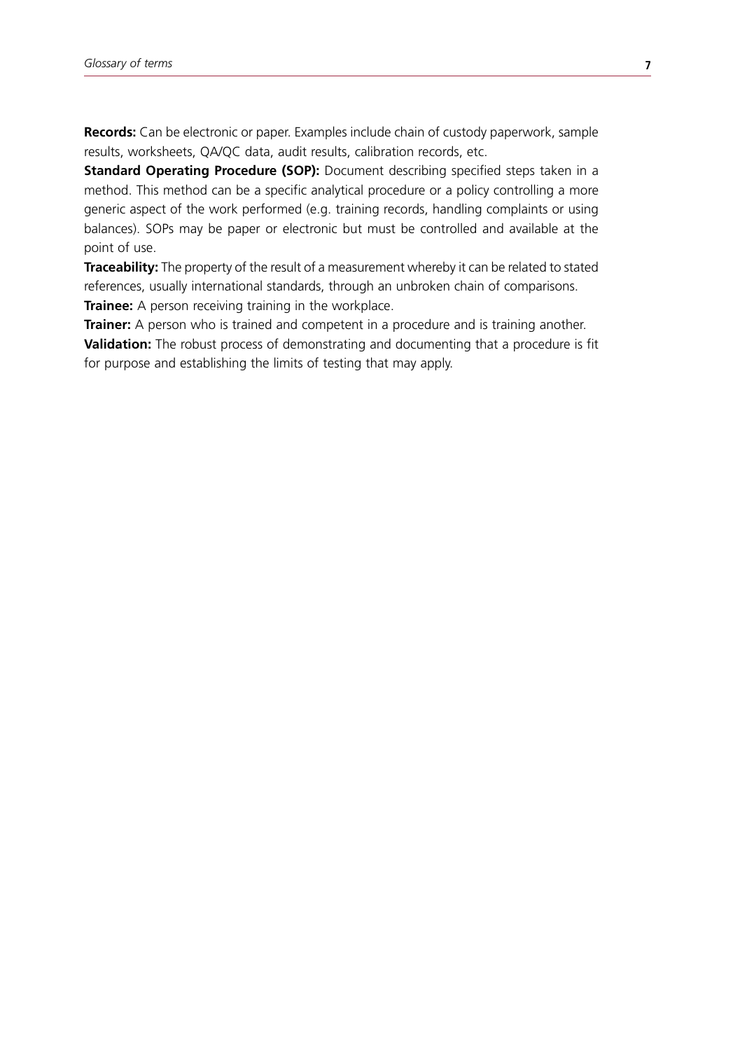**Records:** Can be electronic or paper. Examples include chain of custody paperwork, sample results, worksheets, QA/QC data, audit results, calibration records, etc.

**Standard Operating Procedure (SOP):** Document describing specified steps taken in a method. This method can be a specific analytical procedure or a policy controlling a more generic aspect of the work performed (e.g. training records, handling complaints or using balances). SOPs may be paper or electronic but must be controlled and available at the point of use.

**Traceability:** The property of the result of a measurement whereby it can be related to stated references, usually international standards, through an unbroken chain of comparisons.

**Trainee:** A person receiving training in the workplace.

**Trainer:** A person who is trained and competent in a procedure and is training another.

**Validation:** The robust process of demonstrating and documenting that a procedure is fit for purpose and establishing the limits of testing that may apply.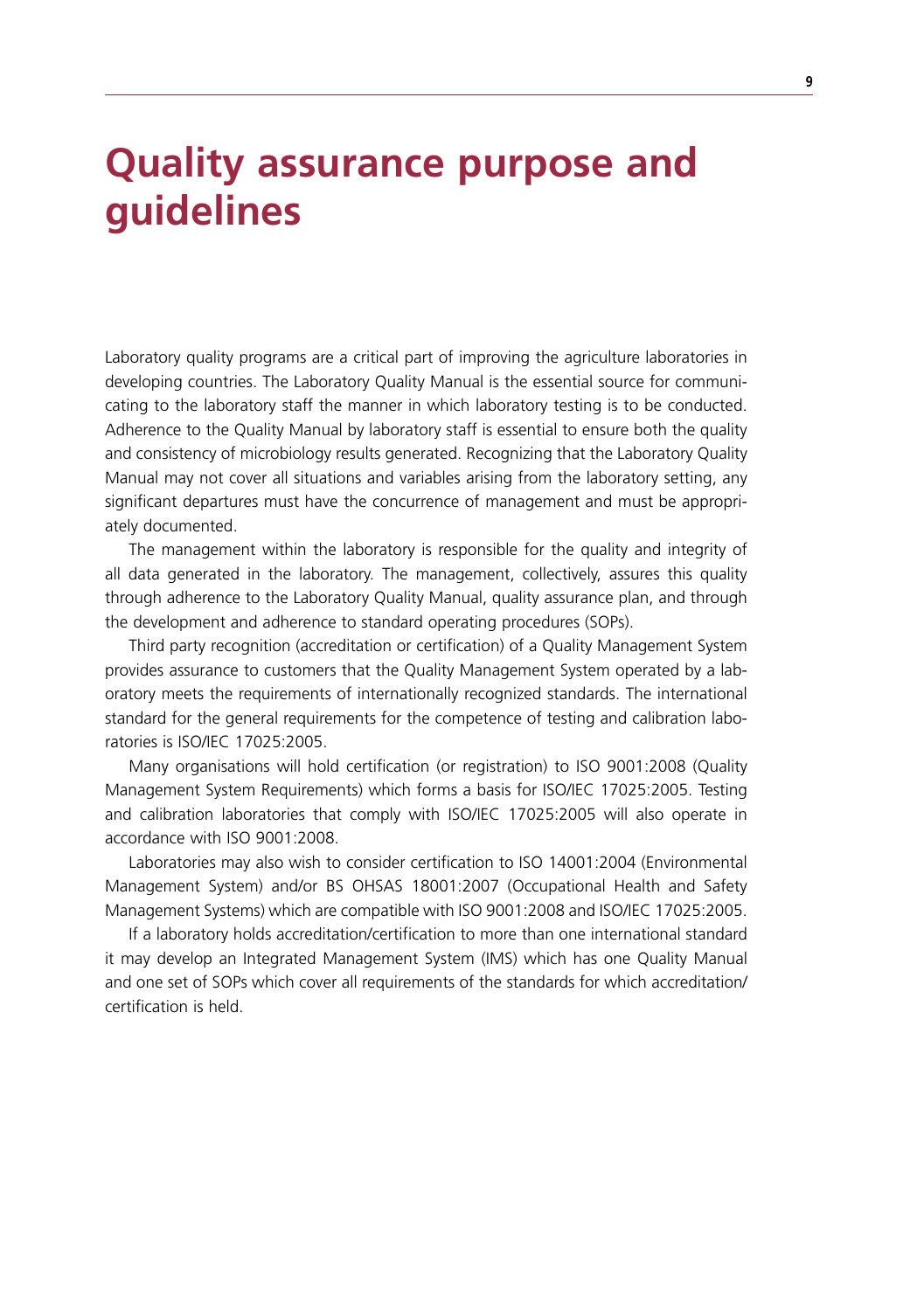# Quality assurance purpose and guidelines

Laboratory quality programs are a critical part of improving the agriculture laboratories in developing countries. The Laboratory Quality Manual is the essential source for communicating to the laboratory staff the manner in which laboratory testing is to be conducted. Adherence to the Quality Manual by laboratory staff is essential to ensure both the quality and consistency of microbiology results generated. Recognizing that the Laboratory Quality Manual may not cover all situations and variables arising from the laboratory setting, any significant departures must have the concurrence of management and must be appropriately documented.

The management within the laboratory is responsible for the quality and integrity of all data generated in the laboratory. The management, collectively, assures this quality through adherence to the Laboratory Quality Manual, quality assurance plan, and through the development and adherence to standard operating procedures (SOPs).

Third party recognition (accreditation or certification) of a Quality Management System provides assurance to customers that the Quality Management System operated by a laboratory meets the requirements of internationally recognized standards. The international standard for the general requirements for the competence of testing and calibration laboratories is ISO/IEC 17025:2005.

Many organisations will hold certification (or registration) to ISO 9001:2008 (Quality Management System Requirements) which forms a basis for ISO/IEC 17025:2005. Testing and calibration laboratories that comply with ISO/IEC 17025:2005 will also operate in accordance with ISO 9001:2008.

Laboratories may also wish to consider certification to ISO 14001:2004 (Environmental Management System) and/or BS OHSAS 18001:2007 (Occupational Health and Safety Management Systems) which are compatible with ISO 9001:2008 and ISO/IEC 17025:2005.

If a laboratory holds accreditation/certification to more than one international standard it may develop an Integrated Management System (IMS) which has one Quality Manual and one set of SOPs which cover all requirements of the standards for which accreditation/certification is held.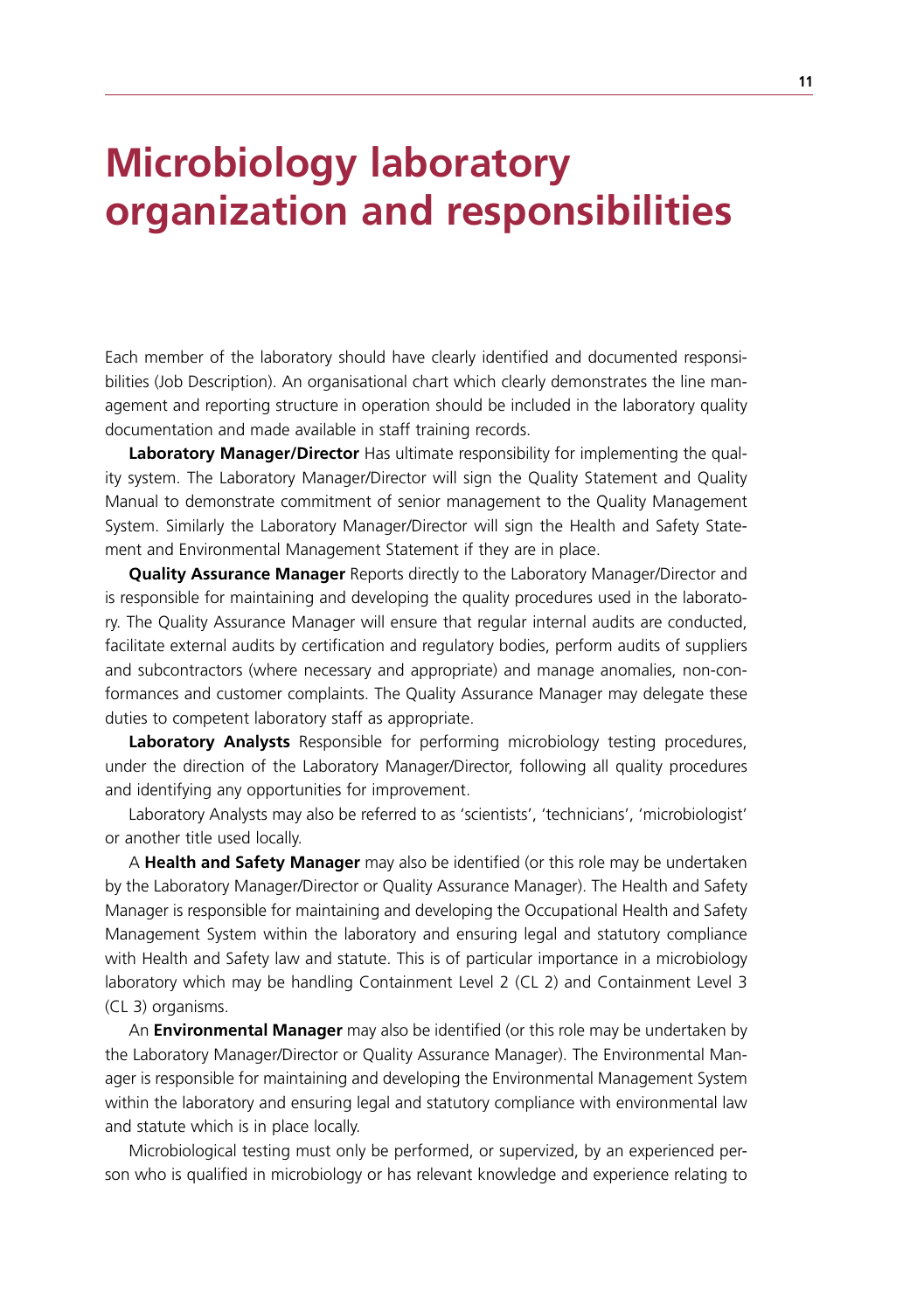# Microbiology laboratory organization and responsibilities

Each member of the laboratory should have clearly identified and documented responsibilities (Job Description). An organisational chart which clearly demonstrates the line management and reporting structure in operation should be included in the laboratory quality documentation and made available in staff training records.

**Laboratory Manager/Director** Has ultimate responsibility for implementing the quality system. The Laboratory Manager/Director will sign the Quality Statement and Quality Manual to demonstrate commitment of senior management to the Quality Management System. Similarly the Laboratory Manager/Director will sign the Health and Safety Statement and Environmental Management Statement if they are in place.

**Quality Assurance Manager** Reports directly to the Laboratory Manager/Director and is responsible for maintaining and developing the quality procedures used in the laboratory. The Quality Assurance Manager will ensure that regular internal audits are conducted, facilitate external audits by certification and regulatory bodies, perform audits of suppliers and subcontractors (where necessary and appropriate) and manage anomalies, non-conformances and customer complaints. The Quality Assurance Manager may delegate these duties to competent laboratory staff as appropriate.

**Laboratory Analysts** Responsible for performing microbiology testing procedures, under the direction of the Laboratory Manager/Director, following all quality procedures and identifying any opportunities for improvement.

Laboratory Analysts may also be referred to as 'scientists', 'technicians', 'microbiologist' or another title used locally.

A **Health and Safety Manager** may also be identified (or this role may be undertaken by the Laboratory Manager/Director or Quality Assurance Manager). The Health and Safety Manager is responsible for maintaining and developing the Occupational Health and Safety Management System within the laboratory and ensuring legal and statutory compliance with Health and Safety law and statute. This is of particular importance in a microbiology laboratory which may be handling Containment Level 2 (CL 2) and Containment Level 3 (CL 3) organisms.

An **Environmental Manager** may also be identified (or this role may be undertaken by the Laboratory Manager/Director or Quality Assurance Manager). The Environmental Manager is responsible for maintaining and developing the Environmental Management System within the laboratory and ensuring legal and statutory compliance with environmental law and statute which is in place locally.

Microbiological testing must only be performed, or supervized, by an experienced person who is qualified in microbiology or has relevant knowledge and experience relating to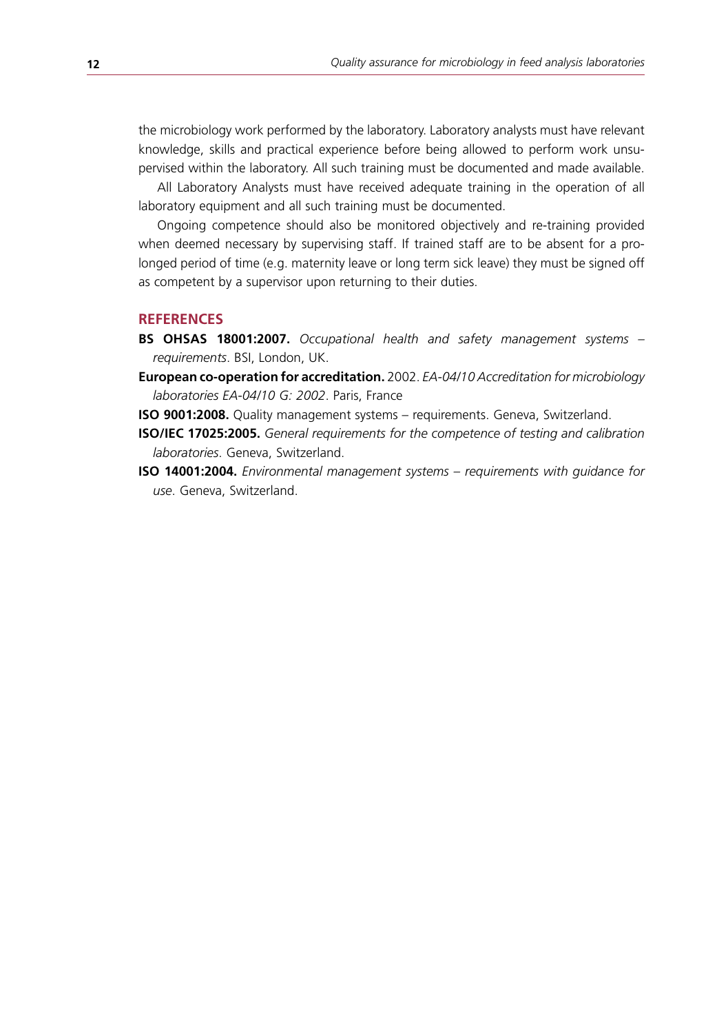the microbiology work performed by the laboratory. Laboratory analysts must have relevant knowledge, skills and practical experience before being allowed to perform work unsupervised within the laboratory. All such training must be documented and made available.

All Laboratory Analysts must have received adequate training in the operation of all laboratory equipment and all such training must be documented.

Ongoing competence should also be monitored objectively and re-training provided when deemed necessary by supervising staff. If trained staff are to be absent for a prolonged period of time (e.g. maternity leave or long term sick leave) they must be signed off as competent by a supervisor upon returning to their duties.

## REFERENCES

**BS OHSAS 18001:2007.** *Occupational health and safety management systems – requirements*. BSI, London, UK.

**European co-operation for accreditation.** 2002. *EA-04/10 Accreditation for microbiology laboratories EA-04/10 G: 2002*. Paris, France

**ISO 9001:2008.** Quality management systems – requirements. Geneva, Switzerland.

**ISO/IEC 17025:2005.** *General requirements for the competence of testing and calibration laboratories*. Geneva, Switzerland.

**ISO 14001:2004.** *Environmental management systems – requirements with guidance for use*. Geneva, Switzerland.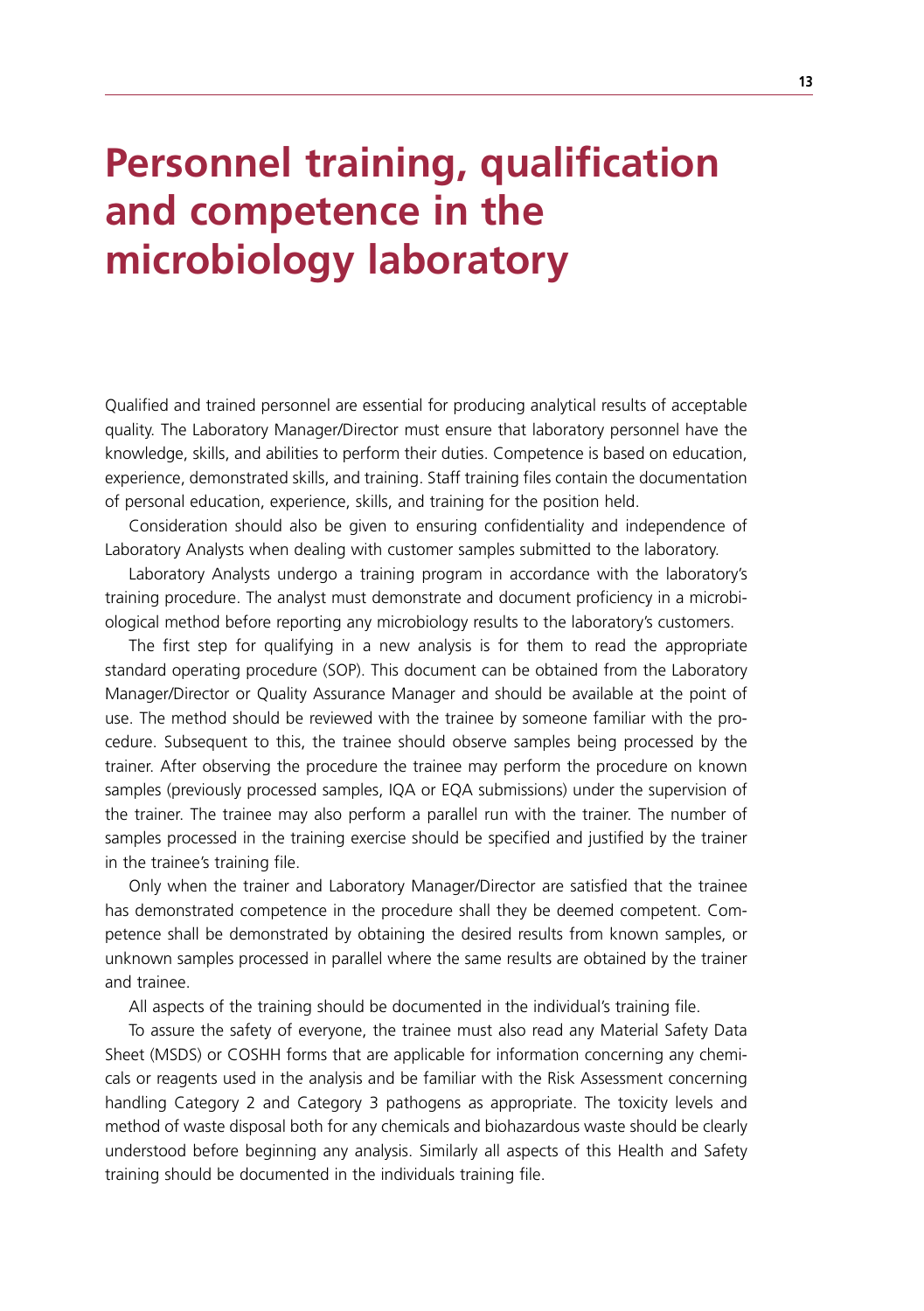# Personnel training, qualification and competence in the microbiology laboratory

Qualified and trained personnel are essential for producing analytical results of acceptable quality. The Laboratory Manager/Director must ensure that laboratory personnel have the knowledge, skills, and abilities to perform their duties. Competence is based on education, experience, demonstrated skills, and training. Staff training files contain the documentation of personal education, experience, skills, and training for the position held.

Consideration should also be given to ensuring confidentiality and independence of Laboratory Analysts when dealing with customer samples submitted to the laboratory.

Laboratory Analysts undergo a training program in accordance with the laboratory's training procedure. The analyst must demonstrate and document proficiency in a microbiological method before reporting any microbiology results to the laboratory's customers.

The first step for qualifying in a new analysis is for them to read the appropriate standard operating procedure (SOP). This document can be obtained from the Laboratory Manager/Director or Quality Assurance Manager and should be available at the point of use. The method should be reviewed with the trainee by someone familiar with the procedure. Subsequent to this, the trainee should observe samples being processed by the trainer. After observing the procedure the trainee may perform the procedure on known samples (previously processed samples, IQA or EQA submissions) under the supervision of the trainer. The trainee may also perform a parallel run with the trainer. The number of samples processed in the training exercise should be specified and justified by the trainer in the trainee's training file.

Only when the trainer and Laboratory Manager/Director are satisfied that the trainee has demonstrated competence in the procedure shall they be deemed competent. Competence shall be demonstrated by obtaining the desired results from known samples, or unknown samples processed in parallel where the same results are obtained by the trainer and trainee.

All aspects of the training should be documented in the individual's training file.

To assure the safety of everyone, the trainee must also read any Material Safety Data Sheet (MSDS) or COSHH forms that are applicable for information concerning any chemicals or reagents used in the analysis and be familiar with the Risk Assessment concerning handling Category 2 and Category 3 pathogens as appropriate. The toxicity levels and method of waste disposal both for any chemicals and biohazardous waste should be clearly understood before beginning any analysis. Similarly all aspects of this Health and Safety training should be documented in the individuals training file.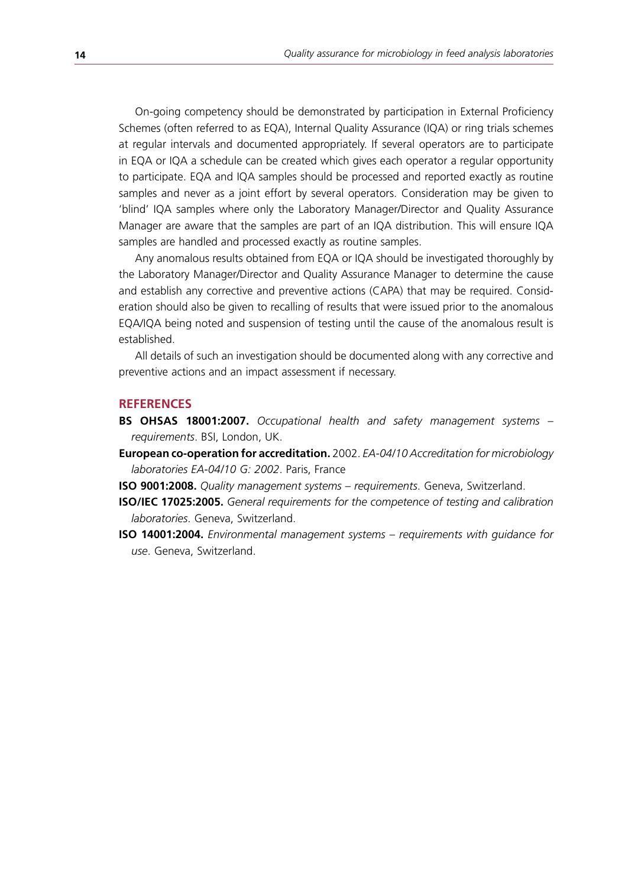On-going competency should be demonstrated by participation in External Proficiency Schemes (often referred to as EQA), Internal Quality Assurance (IQA) or ring trials schemes at regular intervals and documented appropriately. If several operators are to participate in EQA or IQA a schedule can be created which gives each operator a regular opportunity to participate. EQA and IQA samples should be processed and reported exactly as routine samples and never as a joint effort by several operators. Consideration may be given to 'blind' IQA samples where only the Laboratory Manager/Director and Quality Assurance Manager are aware that the samples are part of an IQA distribution. This will ensure IQA samples are handled and processed exactly as routine samples.

Any anomalous results obtained from EQA or IQA should be investigated thoroughly by the Laboratory Manager/Director and Quality Assurance Manager to determine the cause and establish any corrective and preventive actions (CAPA) that may be required. Consideration should also be given to recalling of results that were issued prior to the anomalous EQA/IQA being noted and suspension of testing until the cause of the anomalous result is established.

All details of such an investigation should be documented along with any corrective and preventive actions and an impact assessment if necessary.

## REFERENCES

**BS OHSAS 18001:2007.** *Occupational health and safety management systems – requirements*. BSI, London, UK.

**European co-operation for accreditation.** 2002. *EA-04/10 Accreditation for microbiology laboratories EA-04/10 G: 2002*. Paris, France

**ISO 9001:2008.** *Quality management systems – requirements.* Geneva, Switzerland.

**ISO/IEC 17025:2005.** *General requirements for the competence of testing and calibration laboratories*. Geneva, Switzerland.

**ISO 14001:2004.** *Environmental management systems – requirements with guidance for use*. Geneva, Switzerland.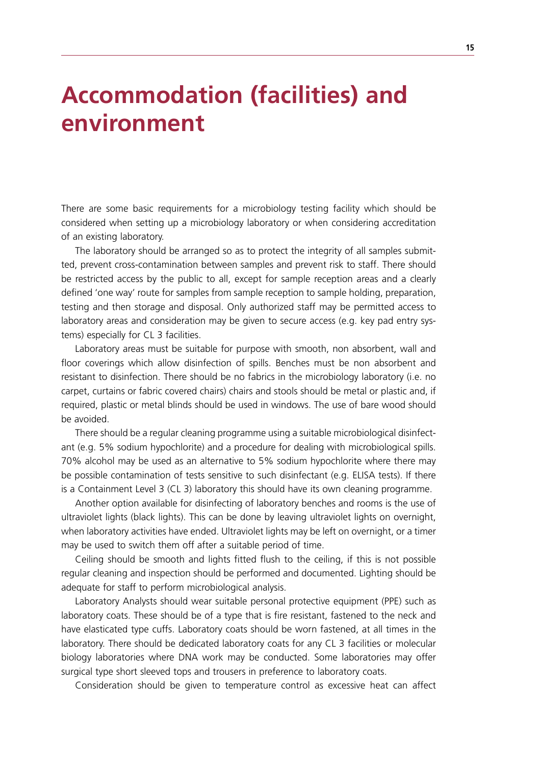# Accommodation (facilities) and environment

There are some basic requirements for a microbiology testing facility which should be considered when setting up a microbiology laboratory or when considering accreditation of an existing laboratory.

The laboratory should be arranged so as to protect the integrity of all samples submitted, prevent cross-contamination between samples and prevent risk to staff. There should be restricted access by the public to all, except for sample reception areas and a clearly defined 'one way' route for samples from sample reception to sample holding, preparation, testing and then storage and disposal. Only authorized staff may be permitted access to laboratory areas and consideration may be given to secure access (e.g. key pad entry systems) especially for CL 3 facilities.

Laboratory areas must be suitable for purpose with smooth, non absorbent, wall and floor coverings which allow disinfection of spills. Benches must be non absorbent and resistant to disinfection. There should be no fabrics in the microbiology laboratory (i.e. no carpet, curtains or fabric covered chairs) chairs and stools should be metal or plastic and, if required, plastic or metal blinds should be used in windows. The use of bare wood should be avoided.

There should be a regular cleaning programme using a suitable microbiological disinfectant (e.g. 5% sodium hypochlorite) and a procedure for dealing with microbiological spills. 70% alcohol may be used as an alternative to 5% sodium hypochlorite where there may be possible contamination of tests sensitive to such disinfectant (e.g. ELISA tests). If there is a Containment Level 3 (CL 3) laboratory this should have its own cleaning programme.

Another option available for disinfecting of laboratory benches and rooms is the use of ultraviolet lights (black lights). This can be done by leaving ultraviolet lights on overnight, when laboratory activities have ended. Ultraviolet lights may be left on overnight, or a timer may be used to switch them off after a suitable period of time.

Ceiling should be smooth and lights fitted flush to the ceiling, if this is not possible regular cleaning and inspection should be performed and documented. Lighting should be adequate for staff to perform microbiological analysis.

Laboratory Analysts should wear suitable personal protective equipment (PPE) such as laboratory coats. These should be of a type that is fire resistant, fastened to the neck and have elasticated type cuffs. Laboratory coats should be worn fastened, at all times in the laboratory. There should be dedicated laboratory coats for any CL 3 facilities or molecular biology laboratories where DNA work may be conducted. Some laboratories may offer surgical type short sleeved tops and trousers in preference to laboratory coats.

Consideration should be given to temperature control as excessive heat can affect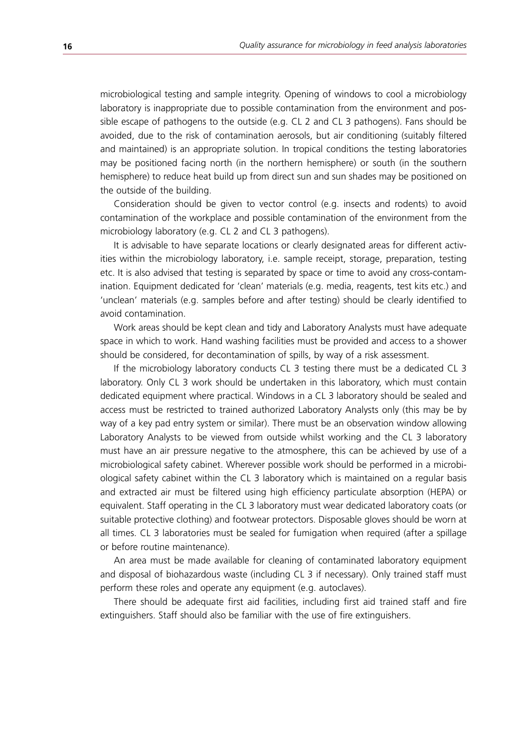microbiological testing and sample integrity. Opening of windows to cool a microbiology laboratory is inappropriate due to possible contamination from the environment and possible escape of pathogens to the outside (e.g. CL 2 and CL 3 pathogens). Fans should be avoided, due to the risk of contamination aerosols, but air conditioning (suitably filtered and maintained) is an appropriate solution. In tropical conditions the testing laboratories may be positioned facing north (in the northern hemisphere) or south (in the southern hemisphere) to reduce heat build up from direct sun and sun shades may be positioned on the outside of the building.

Consideration should be given to vector control (e.g. insects and rodents) to avoid contamination of the workplace and possible contamination of the environment from the microbiology laboratory (e.g. CL 2 and CL 3 pathogens).

It is advisable to have separate locations or clearly designated areas for different activities within the microbiology laboratory, i.e. sample receipt, storage, preparation, testing etc. It is also advised that testing is separated by space or time to avoid any cross-contamination. Equipment dedicated for 'clean' materials (e.g. media, reagents, test kits etc.) and 'unclean' materials (e.g. samples before and after testing) should be clearly identified to avoid contamination.

Work areas should be kept clean and tidy and Laboratory Analysts must have adequate space in which to work. Hand washing facilities must be provided and access to a shower should be considered, for decontamination of spills, by way of a risk assessment.

If the microbiology laboratory conducts CL 3 testing there must be a dedicated CL 3 laboratory. Only CL 3 work should be undertaken in this laboratory, which must contain dedicated equipment where practical. Windows in a CL 3 laboratory should be sealed and access must be restricted to trained authorized Laboratory Analysts only (this may be by way of a key pad entry system or similar). There must be an observation window allowing Laboratory Analysts to be viewed from outside whilst working and the CL 3 laboratory must have an air pressure negative to the atmosphere, this can be achieved by use of a microbiological safety cabinet. Wherever possible work should be performed in a microbiological safety cabinet within the CL 3 laboratory which is maintained on a regular basis and extracted air must be filtered using high efficiency particulate absorption (HEPA) or equivalent. Staff operating in the CL 3 laboratory must wear dedicated laboratory coats (or suitable protective clothing) and footwear protectors. Disposable gloves should be worn at all times. CL 3 laboratories must be sealed for fumigation when required (after a spillage or before routine maintenance).

An area must be made available for cleaning of contaminated laboratory equipment and disposal of biohazardous waste (including CL 3 if necessary). Only trained staff must perform these roles and operate any equipment (e.g. autoclaves).

There should be adequate first aid facilities, including first aid trained staff and fire extinguishers. Staff should also be familiar with the use of fire extinguishers.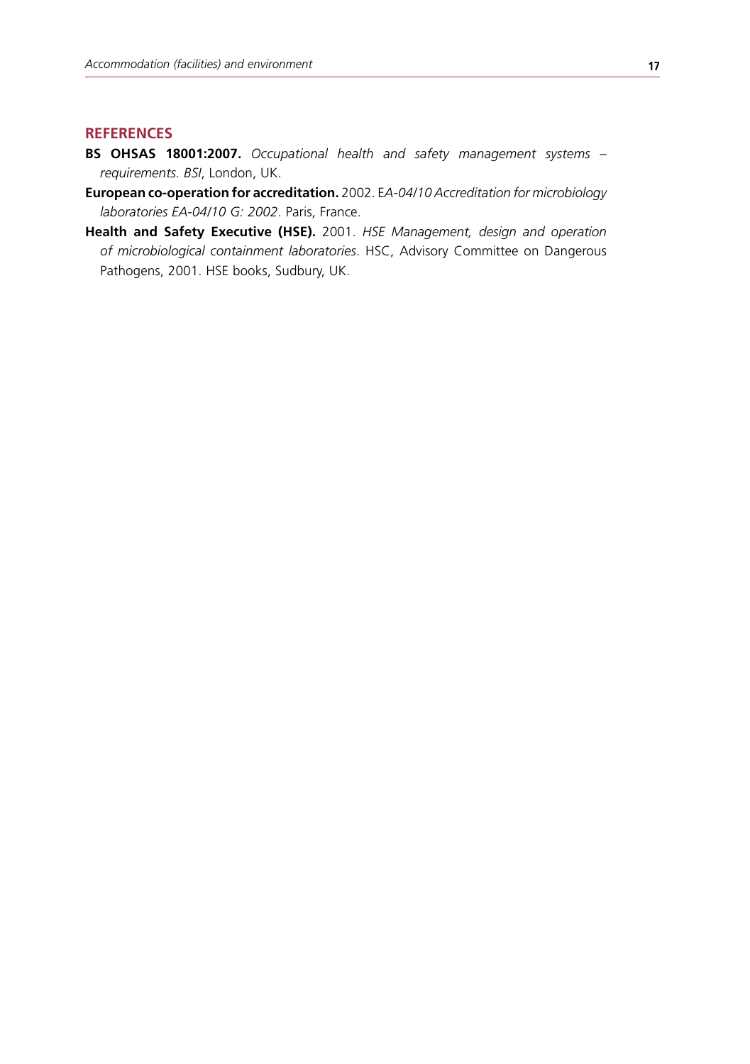## REFERENCES

**BS OHSAS 18001:2007.** *Occupational health and safety management systems – requirements. BSI*, London, UK.

**European co-operation for accreditation.** 2002. E*A-04/10 Accreditation for microbiology laboratories EA-04/10 G: 2002*. Paris, France.

**Health and Safety Executive (HSE).** 2001. *HSE Management, design and operation of microbiological containment laboratories*. HSC, Advisory Committee on Dangerous Pathogens, 2001. HSE books, Sudbury, UK.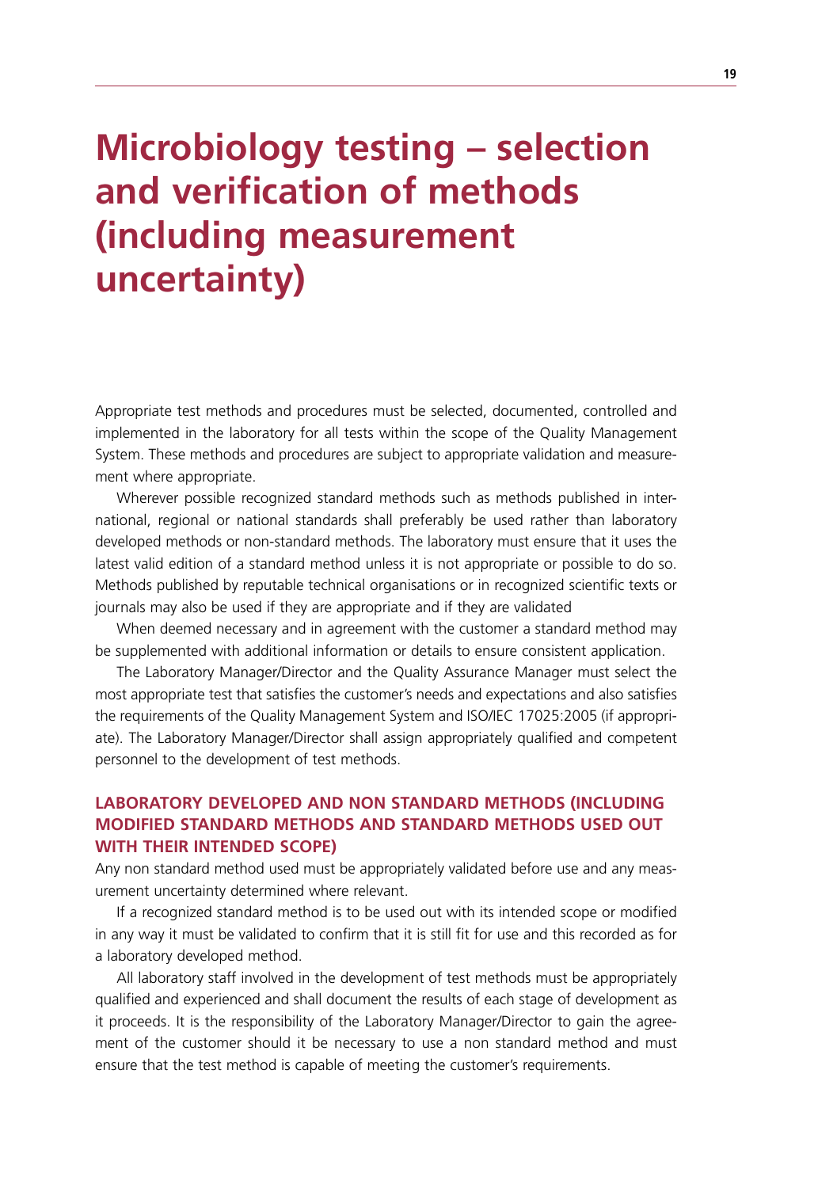# Microbiology testing – selection and verification of methods (including measurement uncertainty)

Appropriate test methods and procedures must be selected, documented, controlled and implemented in the laboratory for all tests within the scope of the Quality Management System. These methods and procedures are subject to appropriate validation and measurement where appropriate.

Wherever possible recognized standard methods such as methods published in international, regional or national standards shall preferably be used rather than laboratory developed methods or non-standard methods. The laboratory must ensure that it uses the latest valid edition of a standard method unless it is not appropriate or possible to do so. Methods published by reputable technical organisations or in recognized scientific texts or journals may also be used if they are appropriate and if they are validated

When deemed necessary and in agreement with the customer a standard method may be supplemented with additional information or details to ensure consistent application.

The Laboratory Manager/Director and the Quality Assurance Manager must select the most appropriate test that satisfies the customer's needs and expectations and also satisfies the requirements of the Quality Management System and ISO/IEC 17025:2005 (if appropriate). The Laboratory Manager/Director shall assign appropriately qualified and competent personnel to the development of test methods.

## LABORATORY DEVELOPED AND NON STANDARD METHODS (INCLUDING MODIFIED STANDARD METHODS AND STANDARD METHODS USED OUT WITH THEIR INTENDED SCOPE)

Any non standard method used must be appropriately validated before use and any measurement uncertainty determined where relevant.

If a recognized standard method is to be used out with its intended scope or modified in any way it must be validated to confirm that it is still fit for use and this recorded as for a laboratory developed method.

All laboratory staff involved in the development of test methods must be appropriately qualified and experienced and shall document the results of each stage of development as it proceeds. It is the responsibility of the Laboratory Manager/Director to gain the agreement of the customer should it be necessary to use a non standard method and must ensure that the test method is capable of meeting the customer's requirements.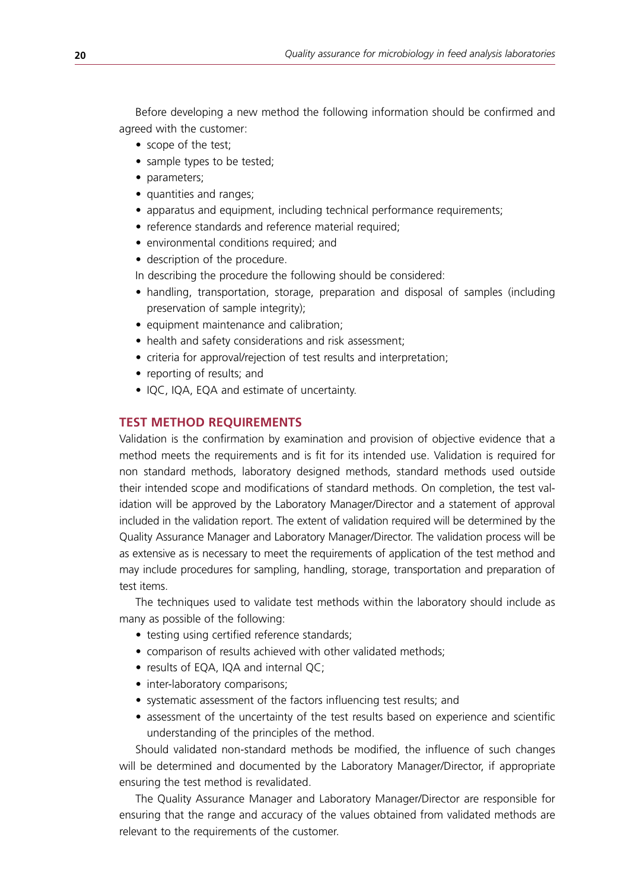Before developing a new method the following information should be confirmed and agreed with the customer:

- scope of the test;
- sample types to be tested;
- parameters;
- quantities and ranges;
- apparatus and equipment, including technical performance requirements;
- reference standards and reference material required;
- environmental conditions required; and
- description of the procedure.

In describing the procedure the following should be considered:

- handling, transportation, storage, preparation and disposal of samples (including preservation of sample integrity);
- equipment maintenance and calibration;
- health and safety considerations and risk assessment;
- criteria for approval/rejection of test results and interpretation;
- reporting of results; and
- IQC, IQA, EQA and estimate of uncertainty.

## TEST METHOD REQUIREMENTS

Validation is the confirmation by examination and provision of objective evidence that a method meets the requirements and is fit for its intended use. Validation is required for non standard methods, laboratory designed methods, standard methods used outside their intended scope and modifications of standard methods. On completion, the test validation will be approved by the Laboratory Manager/Director and a statement of approval included in the validation report. The extent of validation required will be determined by the Quality Assurance Manager and Laboratory Manager/Director. The validation process will be as extensive as is necessary to meet the requirements of application of the test method and may include procedures for sampling, handling, storage, transportation and preparation of test items.

The techniques used to validate test methods within the laboratory should include as many as possible of the following:

- testing using certified reference standards;
- comparison of results achieved with other validated methods;
- results of EQA, IQA and internal QC;
- inter-laboratory comparisons;
- systematic assessment of the factors influencing test results; and
- assessment of the uncertainty of the test results based on experience and scientific understanding of the principles of the method.

Should validated non-standard methods be modified, the influence of such changes will be determined and documented by the Laboratory Manager/Director, if appropriate ensuring the test method is revalidated.

The Quality Assurance Manager and Laboratory Manager/Director are responsible for ensuring that the range and accuracy of the values obtained from validated methods are relevant to the requirements of the customer.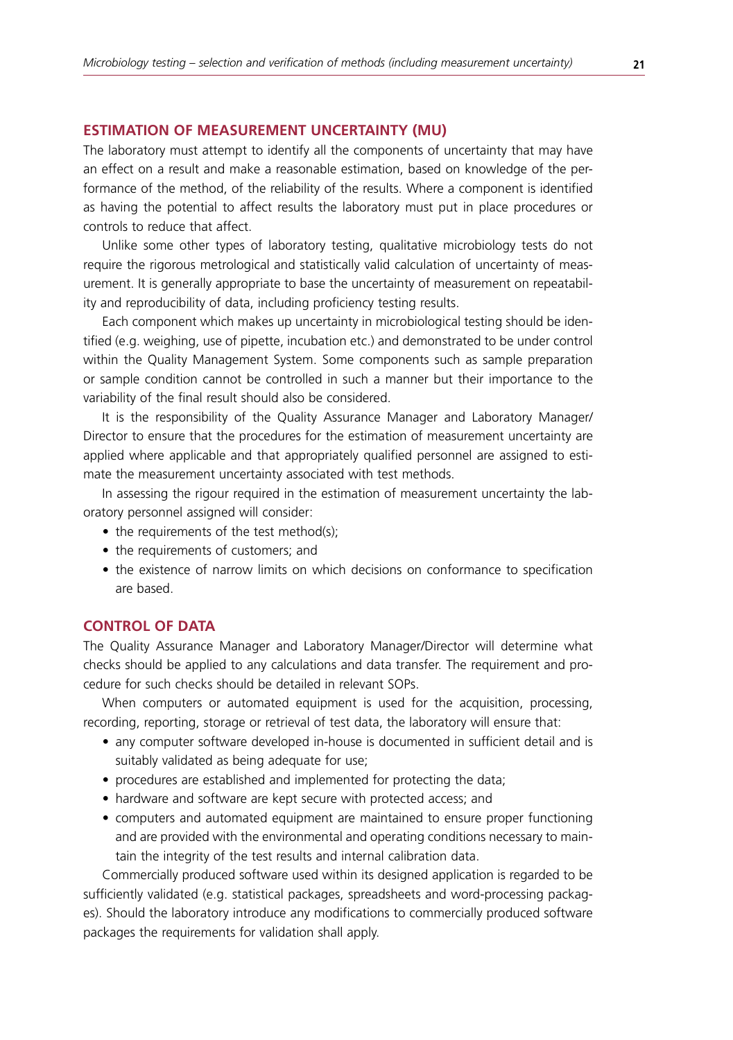## ESTIMATION OF MEASUREMENT UNCERTAINTY (MU)

The laboratory must attempt to identify all the components of uncertainty that may have an effect on a result and make a reasonable estimation, based on knowledge of the performance of the method, of the reliability of the results. Where a component is identified as having the potential to affect results the laboratory must put in place procedures or controls to reduce that affect.

Unlike some other types of laboratory testing, qualitative microbiology tests do not require the rigorous metrological and statistically valid calculation of uncertainty of measurement. It is generally appropriate to base the uncertainty of measurement on repeatability and reproducibility of data, including proficiency testing results.

Each component which makes up uncertainty in microbiological testing should be identified (e.g. weighing, use of pipette, incubation etc.) and demonstrated to be under control within the Quality Management System. Some components such as sample preparation or sample condition cannot be controlled in such a manner but their importance to the variability of the final result should also be considered.

It is the responsibility of the Quality Assurance Manager and Laboratory Manager/Director to ensure that the procedures for the estimation of measurement uncertainty are applied where applicable and that appropriately qualified personnel are assigned to estimate the measurement uncertainty associated with test methods.

In assessing the rigour required in the estimation of measurement uncertainty the laboratory personnel assigned will consider:

- the requirements of the test method(s);
- the requirements of customers; and
- the existence of narrow limits on which decisions on conformance to specification are based.

## CONTROL OF DATA

The Quality Assurance Manager and Laboratory Manager/Director will determine what checks should be applied to any calculations and data transfer. The requirement and procedure for such checks should be detailed in relevant SOPs.

When computers or automated equipment is used for the acquisition, processing, recording, reporting, storage or retrieval of test data, the laboratory will ensure that:

- any computer software developed in-house is documented in sufficient detail and is suitably validated as being adequate for use;
- procedures are established and implemented for protecting the data;
- hardware and software are kept secure with protected access; and
- computers and automated equipment are maintained to ensure proper functioning and are provided with the environmental and operating conditions necessary to maintain the integrity of the test results and internal calibration data.

Commercially produced software used within its designed application is regarded to be sufficiently validated (e.g. statistical packages, spreadsheets and word-processing packages). Should the laboratory introduce any modifications to commercially produced software packages the requirements for validation shall apply.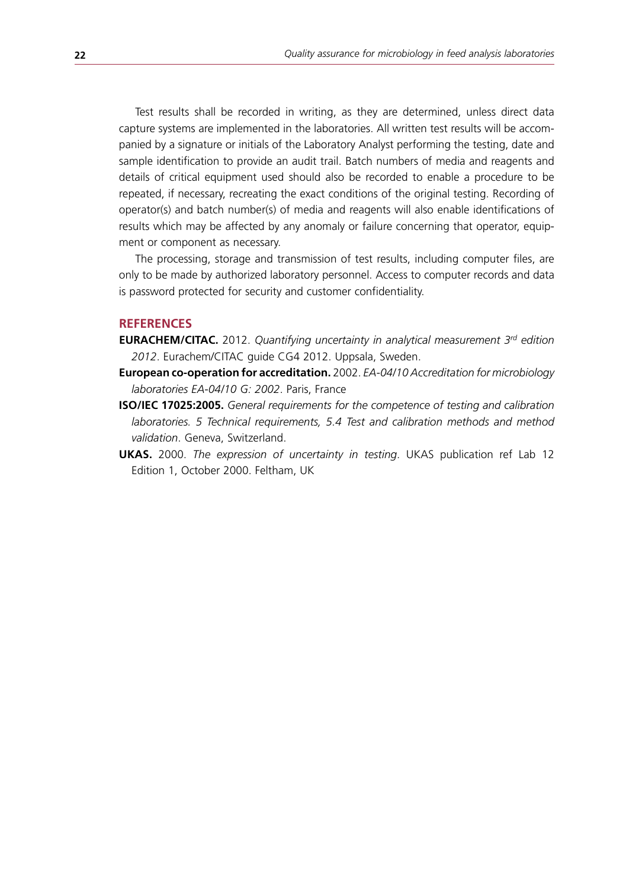Test results shall be recorded in writing, as they are determined, unless direct data capture systems are implemented in the laboratories. All written test results will be accompanied by a signature or initials of the Laboratory Analyst performing the testing, date and sample identification to provide an audit trail. Batch numbers of media and reagents and details of critical equipment used should also be recorded to enable a procedure to be repeated, if necessary, recreating the exact conditions of the original testing. Recording of operator(s) and batch number(s) of media and reagents will also enable identifications of results which may be affected by any anomaly or failure concerning that operator, equipment or component as necessary.

The processing, storage and transmission of test results, including computer files, are only to be made by authorized laboratory personnel. Access to computer records and data is password protected for security and customer confidentiality.

## REFERENCES

**EURACHEM/CITAC.** 2012. *Quantifying uncertainty in analytical measurement 3rd edition 2012*. Eurachem/CITAC guide CG4 2012. Uppsala, Sweden.

**European co-operation for accreditation.** 2002. *EA-04/10 Accreditation for microbiology laboratories EA-04/10 G: 2002*. Paris, France

**ISO/IEC 17025:2005.** *General requirements for the competence of testing and calibration laboratories. 5 Technical requirements, 5.4 Test and calibration methods and method validation*. Geneva, Switzerland.

**UKAS.** 2000. *The expression of uncertainty in testing*. UKAS publication ref Lab 12 Edition 1, October 2000. Feltham, UK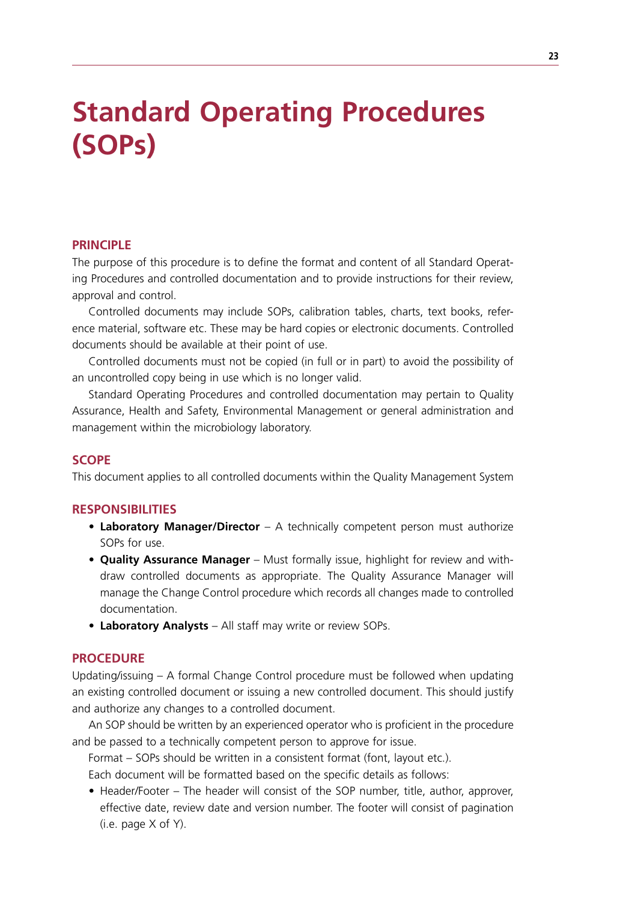# Standard Operating Procedures (SOPs)

## PRINCIPLE

The purpose of this procedure is to define the format and content of all Standard Operating Procedures and controlled documentation and to provide instructions for their review, approval and control.

Controlled documents may include SOPs, calibration tables, charts, text books, reference material, software etc. These may be hard copies or electronic documents. Controlled documents should be available at their point of use.

Controlled documents must not be copied (in full or in part) to avoid the possibility of an uncontrolled copy being in use which is no longer valid.

Standard Operating Procedures and controlled documentation may pertain to Quality Assurance, Health and Safety, Environmental Management or general administration and management within the microbiology laboratory.

## SCOPE

This document applies to all controlled documents within the Quality Management System

## RESPONSIBILITIES

- **Laboratory Manager/Director** – A technically competent person must authorize SOPs for use.
- **Quality Assurance Manager** – Must formally issue, highlight for review and withdraw controlled documents as appropriate. The Quality Assurance Manager will manage the Change Control procedure which records all changes made to controlled documentation.
- **Laboratory Analysts** – All staff may write or review SOPs.

## PROCEDURE

Updating/issuing – A formal Change Control procedure must be followed when updating an existing controlled document or issuing a new controlled document. This should justify and authorize any changes to a controlled document.

An SOP should be written by an experienced operator who is proficient in the procedure and be passed to a technically competent person to approve for issue.

Format – SOPs should be written in a consistent format (font, layout etc.).

Each document will be formatted based on the specific details as follows:

- Header/Footer – The header will consist of the SOP number, title, author, approver, effective date, review date and version number. The footer will consist of pagination (i.e. page X of Y).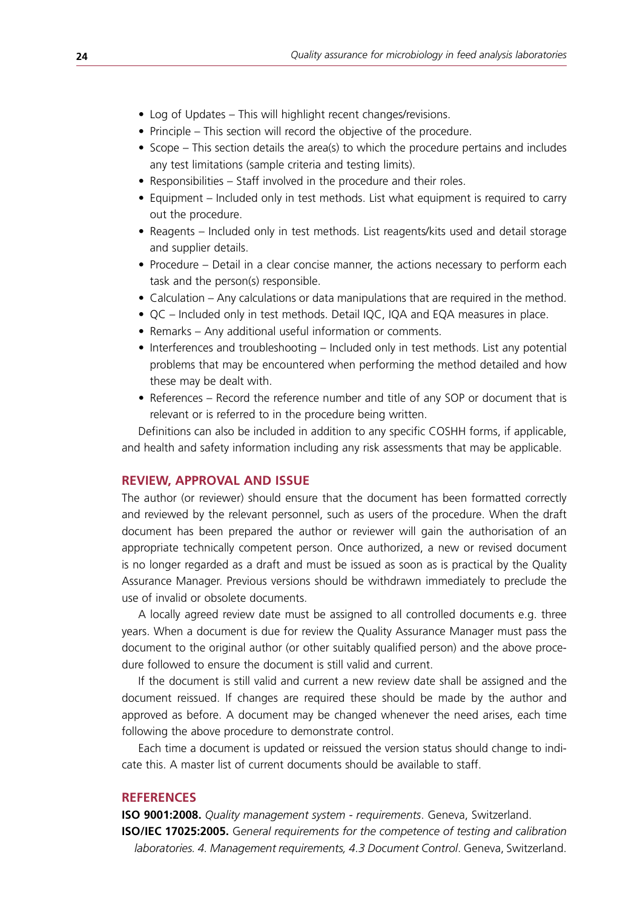- Log of Updates – This will highlight recent changes/revisions.
- Principle – This section will record the objective of the procedure.
- Scope – This section details the area(s) to which the procedure pertains and includes any test limitations (sample criteria and testing limits).
- Responsibilities – Staff involved in the procedure and their roles.
- Equipment – Included only in test methods. List what equipment is required to carry out the procedure.
- Reagents – Included only in test methods. List reagents/kits used and detail storage and supplier details.
- Procedure – Detail in a clear concise manner, the actions necessary to perform each task and the person(s) responsible.
- Calculation – Any calculations or data manipulations that are required in the method.
- QC – Included only in test methods. Detail IQC, IQA and EQA measures in place.
- Remarks – Any additional useful information or comments.
- Interferences and troubleshooting – Included only in test methods. List any potential problems that may be encountered when performing the method detailed and how these may be dealt with.
- References – Record the reference number and title of any SOP or document that is relevant or is referred to in the procedure being written.

Definitions can also be included in addition to any specific COSHH forms, if applicable, and health and safety information including any risk assessments that may be applicable.

## REVIEW, APPROVAL AND ISSUE

The author (or reviewer) should ensure that the document has been formatted correctly and reviewed by the relevant personnel, such as users of the procedure. When the draft document has been prepared the author or reviewer will gain the authorisation of an appropriate technically competent person. Once authorized, a new or revised document is no longer regarded as a draft and must be issued as soon as is practical by the Quality Assurance Manager. Previous versions should be withdrawn immediately to preclude the use of invalid or obsolete documents.

A locally agreed review date must be assigned to all controlled documents e.g. three years. When a document is due for review the Quality Assurance Manager must pass the document to the original author (or other suitably qualified person) and the above procedure followed to ensure the document is still valid and current.

If the document is still valid and current a new review date shall be assigned and the document reissued. If changes are required these should be made by the author and approved as before. A document may be changed whenever the need arises, each time following the above procedure to demonstrate control.

Each time a document is updated or reissued the version status should change to indicate this. A master list of current documents should be available to staff.

## REFERENCES

**ISO 9001:2008.** *Quality management system - requirements*. Geneva, Switzerland.

**ISO/IEC 17025:2005.** *General requirements for the competence of testing and calibration laboratories. 4. Management requirements, 4.3 Document Control*. Geneva, Switzerland.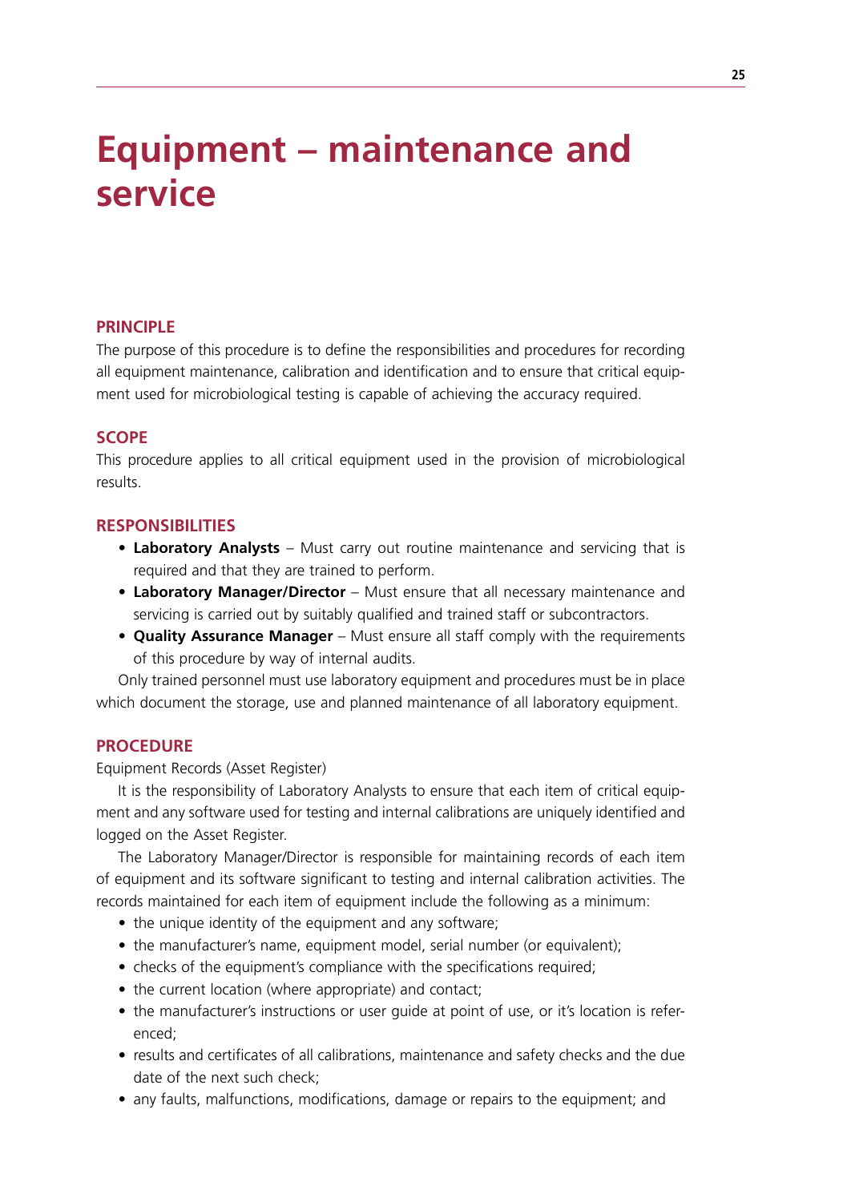# Equipment – maintenance and service

## PRINCIPLE

The purpose of this procedure is to define the responsibilities and procedures for recording all equipment maintenance, calibration and identification and to ensure that critical equipment used for microbiological testing is capable of achieving the accuracy required.

## SCOPE

This procedure applies to all critical equipment used in the provision of microbiological results.

## RESPONSIBILITIES

- **Laboratory Analysts** – Must carry out routine maintenance and servicing that is required and that they are trained to perform.
- **Laboratory Manager/Director** – Must ensure that all necessary maintenance and servicing is carried out by suitably qualified and trained staff or subcontractors.
- **Quality Assurance Manager** – Must ensure all staff comply with the requirements of this procedure by way of internal audits.

Only trained personnel must use laboratory equipment and procedures must be in place which document the storage, use and planned maintenance of all laboratory equipment.

## PROCEDURE

Equipment Records (Asset Register)

It is the responsibility of Laboratory Analysts to ensure that each item of critical equipment and any software used for testing and internal calibrations are uniquely identified and logged on the Asset Register.

The Laboratory Manager/Director is responsible for maintaining records of each item of equipment and its software significant to testing and internal calibration activities. The records maintained for each item of equipment include the following as a minimum:

- the unique identity of the equipment and any software;
- the manufacturer's name, equipment model, serial number (or equivalent);
- checks of the equipment's compliance with the specifications required;
- the current location (where appropriate) and contact;
- the manufacturer's instructions or user guide at point of use, or it's location is referenced;
- results and certificates of all calibrations, maintenance and safety checks and the due date of the next such check;
- any faults, malfunctions, modifications, damage or repairs to the equipment; and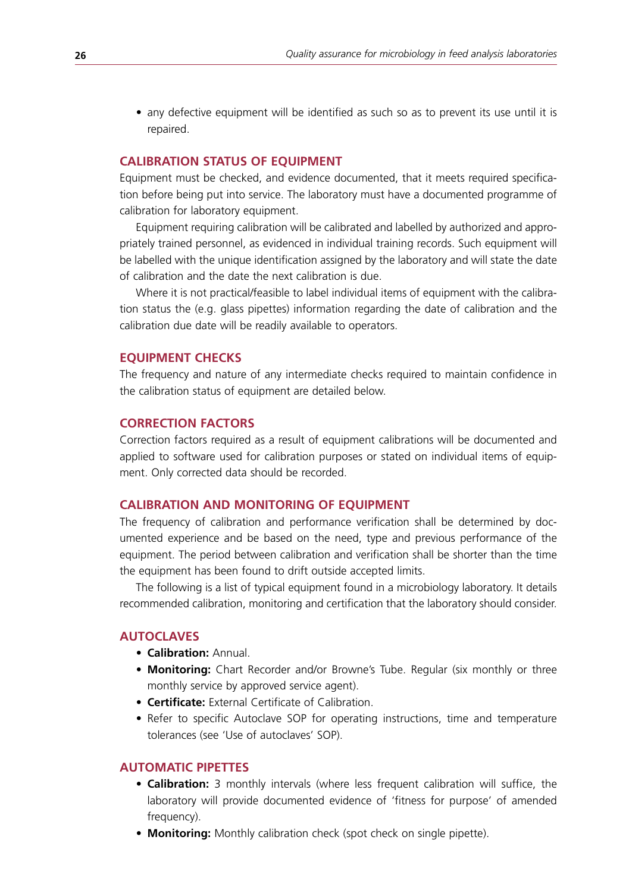- any defective equipment will be identified as such so as to prevent its use until it is repaired.

### CALIBRATION STATUS OF EQUIPMENT

Equipment must be checked, and evidence documented, that it meets required specification before being put into service. The laboratory must have a documented programme of calibration for laboratory equipment.

Equipment requiring calibration will be calibrated and labelled by authorized and appropriately trained personnel, as evidenced in individual training records. Such equipment will be labelled with the unique identification assigned by the laboratory and will state the date of calibration and the date the next calibration is due.

Where it is not practical/feasible to label individual items of equipment with the calibration status the (e.g. glass pipettes) information regarding the date of calibration and the calibration due date will be readily available to operators.

### EQUIPMENT CHECKS

The frequency and nature of any intermediate checks required to maintain confidence in the calibration status of equipment are detailed below.

### CORRECTION FACTORS

Correction factors required as a result of equipment calibrations will be documented and applied to software used for calibration purposes or stated on individual items of equipment. Only corrected data should be recorded.

### CALIBRATION AND MONITORING OF EQUIPMENT

The frequency of calibration and performance verification shall be determined by documented experience and be based on the need, type and previous performance of the equipment. The period between calibration and verification shall be shorter than the time the equipment has been found to drift outside accepted limits.

The following is a list of typical equipment found in a microbiology laboratory. It details recommended calibration, monitoring and certification that the laboratory should consider.

### AUTOCLAVES

- **Calibration:** Annual.
- **Monitoring:** Chart Recorder and/or Browne's Tube. Regular (six monthly or three monthly service by approved service agent).
- **Certificate:** External Certificate of Calibration.
- Refer to specific Autoclave SOP for operating instructions, time and temperature tolerances (see 'Use of autoclaves' SOP).

### AUTOMATIC PIPETTES

- **Calibration:** 3 monthly intervals (where less frequent calibration will suffice, the laboratory will provide documented evidence of 'fitness for purpose' of amended frequency).
- **Monitoring:** Monthly calibration check (spot check on single pipette).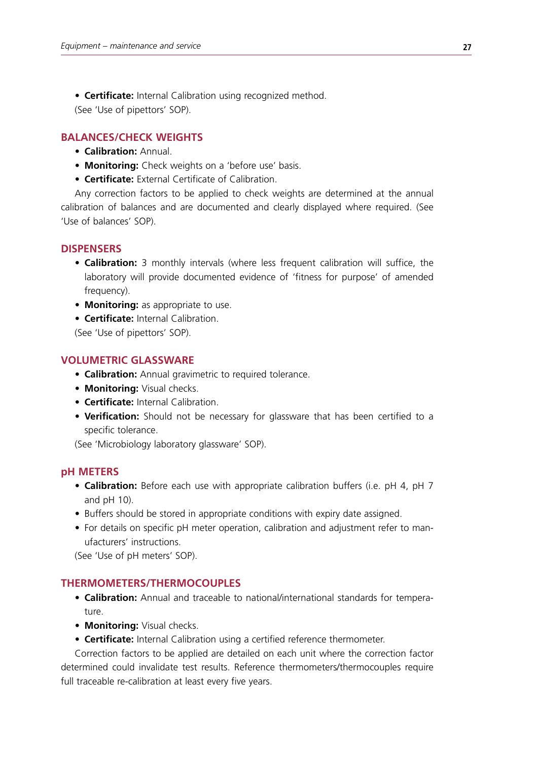- **Certificate:** Internal Calibration using recognized method.

(See 'Use of pipettors' SOP).

## BALANCES/CHECK WEIGHTS

- **Calibration:** Annual.
- **Monitoring:** Check weights on a 'before use' basis.
- **Certificate:** External Certificate of Calibration.

Any correction factors to be applied to check weights are determined at the annual calibration of balances and are documented and clearly displayed where required. (See 'Use of balances' SOP).

## DISPENSERS

- **Calibration:** 3 monthly intervals (where less frequent calibration will suffice, the laboratory will provide documented evidence of 'fitness for purpose' of amended frequency).
- **Monitoring:** as appropriate to use.
- **Certificate:** Internal Calibration.

(See 'Use of pipettors' SOP).

## VOLUMETRIC GLASSWARE

- **Calibration:** Annual gravimetric to required tolerance.
- **Monitoring:** Visual checks.
- **Certificate:** Internal Calibration.
- **Verification:** Should not be necessary for glassware that has been certified to a specific tolerance.

(See 'Microbiology laboratory glassware' SOP).

## pH METERS

- **Calibration:** Before each use with appropriate calibration buffers (i.e. pH 4, pH 7 and pH 10).
- Buffers should be stored in appropriate conditions with expiry date assigned.
- For details on specific pH meter operation, calibration and adjustment refer to manufacturers' instructions.

(See 'Use of pH meters' SOP).

## THERMOMETERS/THERMOCOUPLES

- **Calibration:** Annual and traceable to national/international standards for temperature.
- **Monitoring:** Visual checks.
- **Certificate:** Internal Calibration using a certified reference thermometer.

Correction factors to be applied are detailed on each unit where the correction factor determined could invalidate test results. Reference thermometers/thermocouples require full traceable re-calibration at least every five years.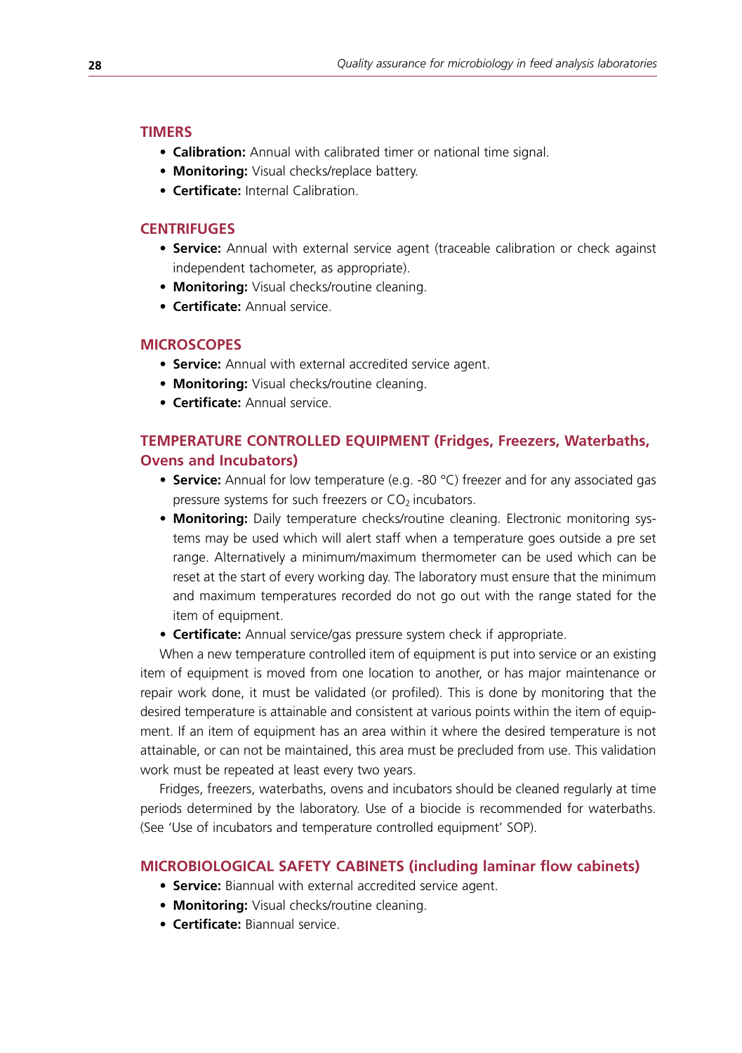## TIMERS

- **Calibration:** Annual with calibrated timer or national time signal.
- **Monitoring:** Visual checks/replace battery.
- **Certificate:** Internal Calibration.

## CENTRIFUGES

- **Service:** Annual with external service agent (traceable calibration or check against independent tachometer, as appropriate).
- **Monitoring:** Visual checks/routine cleaning.
- **Certificate:** Annual service.

## MICROSCOPES

- **Service:** Annual with external accredited service agent.
- **Monitoring:** Visual checks/routine cleaning.
- **Certificate:** Annual service.

## TEMPERATURE CONTROLLED EQUIPMENT (Fridges, Freezers, Waterbaths, Ovens and Incubators)

- **Service:** Annual for low temperature (e.g. -80 °C) freezer and for any associated gas pressure systems for such freezers or $CO_2$ incubators.
- **Monitoring:** Daily temperature checks/routine cleaning. Electronic monitoring systems may be used which will alert staff when a temperature goes outside a pre set range. Alternatively a minimum/maximum thermometer can be used which can be reset at the start of every working day. The laboratory must ensure that the minimum and maximum temperatures recorded do not go out with the range stated for the item of equipment.
- **Certificate:** Annual service/gas pressure system check if appropriate.

When a new temperature controlled item of equipment is put into service or an existing item of equipment is moved from one location to another, or has major maintenance or repair work done, it must be validated (or profiled). This is done by monitoring that the desired temperature is attainable and consistent at various points within the item of equipment. If an item of equipment has an area within it where the desired temperature is not attainable, or can not be maintained, this area must be precluded from use. This validation work must be repeated at least every two years.

Fridges, freezers, waterbaths, ovens and incubators should be cleaned regularly at time periods determined by the laboratory. Use of a biocide is recommended for waterbaths. (See 'Use of incubators and temperature controlled equipment' SOP).

## MICROBIOLOGICAL SAFETY CABINETS (including laminar flow cabinets)

- **Service:** Biannual with external accredited service agent.
- **Monitoring:** Visual checks/routine cleaning.
- **Certificate:** Biannual service.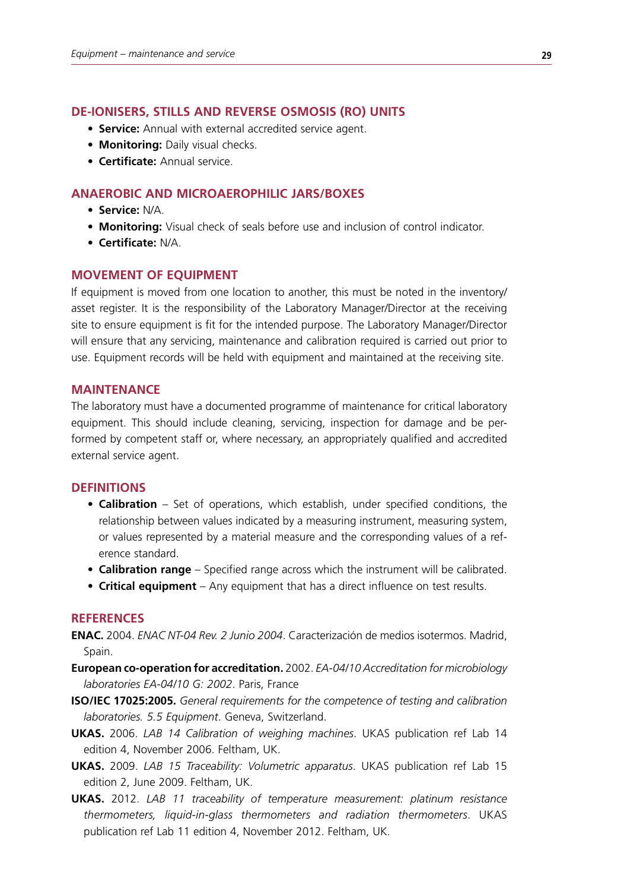## DE-IONISERS, STILLS AND REVERSE OSMOSIS (RO) UNITS

- **Service:** Annual with external accredited service agent.
- **Monitoring:** Daily visual checks.
- **Certificate:** Annual service.

## ANAEROBIC AND MICROAEROPHILIC JARS/BOXES

- **Service:** N/A.
- **Monitoring:** Visual check of seals before use and inclusion of control indicator.
- **Certificate:** N/A.

## MOVEMENT OF EQUIPMENT

If equipment is moved from one location to another, this must be noted in the inventory/asset register. It is the responsibility of the Laboratory Manager/Director at the receiving site to ensure equipment is fit for the intended purpose. The Laboratory Manager/Director will ensure that any servicing, maintenance and calibration required is carried out prior to use. Equipment records will be held with equipment and maintained at the receiving site.

## MAINTENANCE

The laboratory must have a documented programme of maintenance for critical laboratory equipment. This should include cleaning, servicing, inspection for damage and be performed by competent staff or, where necessary, an appropriately qualified and accredited external service agent.

## DEFINITIONS

- **Calibration** – Set of operations, which establish, under specified conditions, the relationship between values indicated by a measuring instrument, measuring system, or values represented by a material measure and the corresponding values of a reference standard.
- **Calibration range** – Specified range across which the instrument will be calibrated.
- **Critical equipment** – Any equipment that has a direct influence on test results.

## REFERENCES

**ENAC.** 2004. *ENAC NT-04 Rev. 2 Junio 2004*. Caracterización de medios isotermos. Madrid, Spain.

**European co-operation for accreditation.** 2002. *EA-04/10 Accreditation for microbiology laboratories EA-04/10 G: 2002*. Paris, France

**ISO/IEC 17025:2005.** *General requirements for the competence of testing and calibration laboratories. 5.5 Equipment*. Geneva, Switzerland.

**UKAS.** 2006. *LAB 14 Calibration of weighing machines*. UKAS publication ref Lab 14 edition 4, November 2006. Feltham, UK.

**UKAS.** 2009. *LAB 15 Traceability: Volumetric apparatus*. UKAS publication ref Lab 15 edition 2, June 2009. Feltham, UK.

**UKAS.** 2012. *LAB 11 traceability of temperature measurement: platinum resistance thermometers, liquid-in-glass thermometers and radiation thermometers*. UKAS publication ref Lab 11 edition 4, November 2012. Feltham, UK.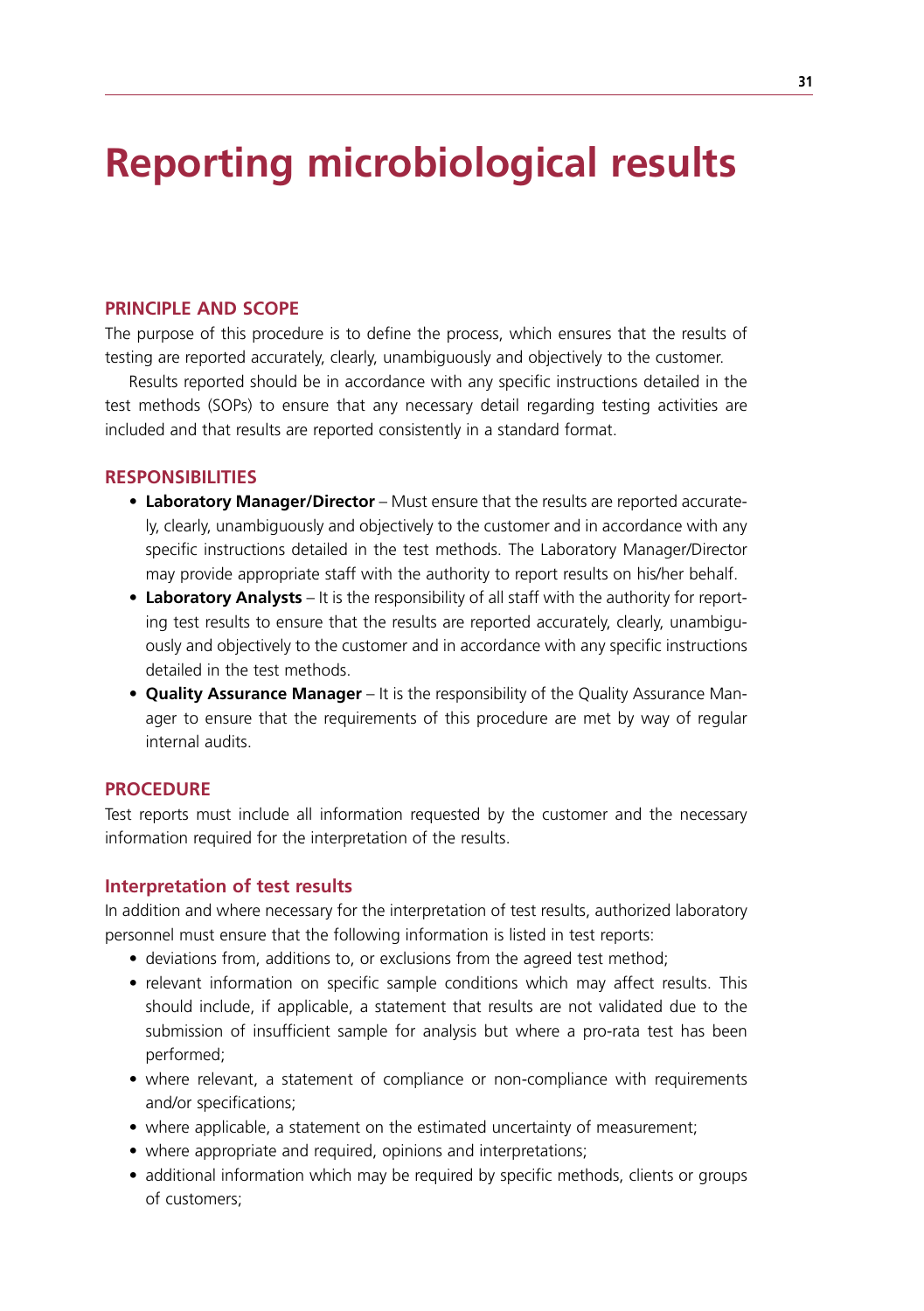# Reporting microbiological results

## PRINCIPLE AND SCOPE

The purpose of this procedure is to define the process, which ensures that the results of testing are reported accurately, clearly, unambiguously and objectively to the customer.

Results reported should be in accordance with any specific instructions detailed in the test methods (SOPs) to ensure that any necessary detail regarding testing activities are included and that results are reported consistently in a standard format.

## RESPONSIBILITIES

- **Laboratory Manager/Director** – Must ensure that the results are reported accurately, clearly, unambiguously and objectively to the customer and in accordance with any specific instructions detailed in the test methods. The Laboratory Manager/Director may provide appropriate staff with the authority to report results on his/her behalf.
- **Laboratory Analysts** – It is the responsibility of all staff with the authority for reporting test results to ensure that the results are reported accurately, clearly, unambiguously and objectively to the customer and in accordance with any specific instructions detailed in the test methods.
- **Quality Assurance Manager** – It is the responsibility of the Quality Assurance Manager to ensure that the requirements of this procedure are met by way of regular internal audits.

## PROCEDURE

Test reports must include all information requested by the customer and the necessary information required for the interpretation of the results.

### Interpretation of test results

In addition and where necessary for the interpretation of test results, authorized laboratory personnel must ensure that the following information is listed in test reports:

- deviations from, additions to, or exclusions from the agreed test method;
- relevant information on specific sample conditions which may affect results. This should include, if applicable, a statement that results are not validated due to the submission of insufficient sample for analysis but where a pro-rata test has been performed;
- where relevant, a statement of compliance or non-compliance with requirements and/or specifications;
- where applicable, a statement on the estimated uncertainty of measurement;
- where appropriate and required, opinions and interpretations;
- additional information which may be required by specific methods, clients or groups of customers;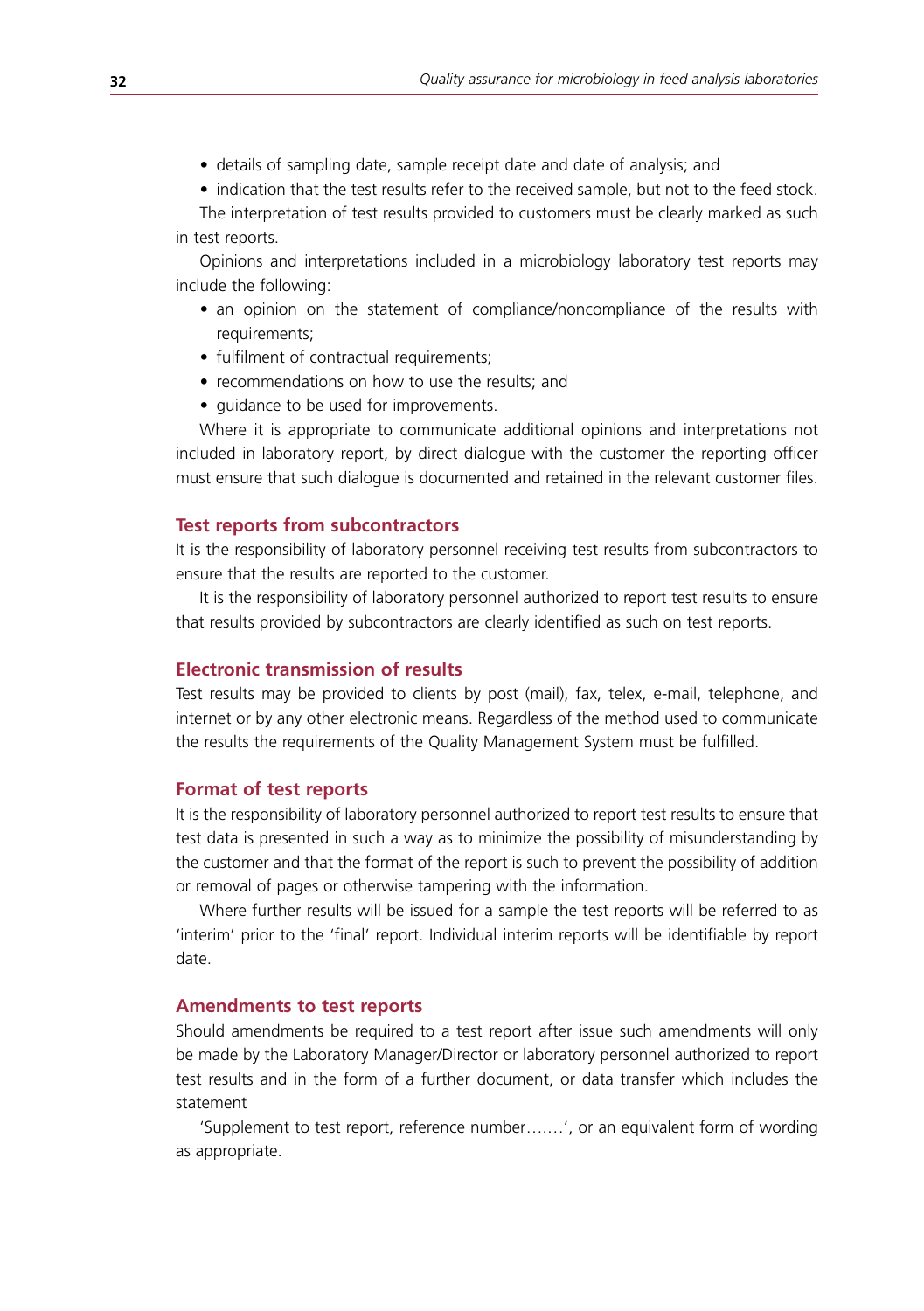- details of sampling date, sample receipt date and date of analysis; and
- indication that the test results refer to the received sample, but not to the feed stock.

The interpretation of test results provided to customers must be clearly marked as such in test reports.

Opinions and interpretations included in a microbiology laboratory test reports may include the following:

- an opinion on the statement of compliance/noncompliance of the results with requirements;
- fulfilment of contractual requirements;
- recommendations on how to use the results; and
- guidance to be used for improvements.

Where it is appropriate to communicate additional opinions and interpretations not included in laboratory report, by direct dialogue with the customer the reporting officer must ensure that such dialogue is documented and retained in the relevant customer files.

### Test reports from subcontractors

It is the responsibility of laboratory personnel receiving test results from subcontractors to ensure that the results are reported to the customer.

It is the responsibility of laboratory personnel authorized to report test results to ensure that results provided by subcontractors are clearly identified as such on test reports.

### Electronic transmission of results

Test results may be provided to clients by post (mail), fax, telex, e-mail, telephone, and internet or by any other electronic means. Regardless of the method used to communicate the results the requirements of the Quality Management System must be fulfilled.

### Format of test reports

It is the responsibility of laboratory personnel authorized to report test results to ensure that test data is presented in such a way as to minimize the possibility of misunderstanding by the customer and that the format of the report is such to prevent the possibility of addition or removal of pages or otherwise tampering with the information.

Where further results will be issued for a sample the test reports will be referred to as 'interim' prior to the 'final' report. Individual interim reports will be identifiable by report date.

### Amendments to test reports

Should amendments be required to a test report after issue such amendments will only be made by the Laboratory Manager/Director or laboratory personnel authorized to report test results and in the form of a further document, or data transfer which includes the statement

'Supplement to test report, reference number…….', or an equivalent form of wording as appropriate.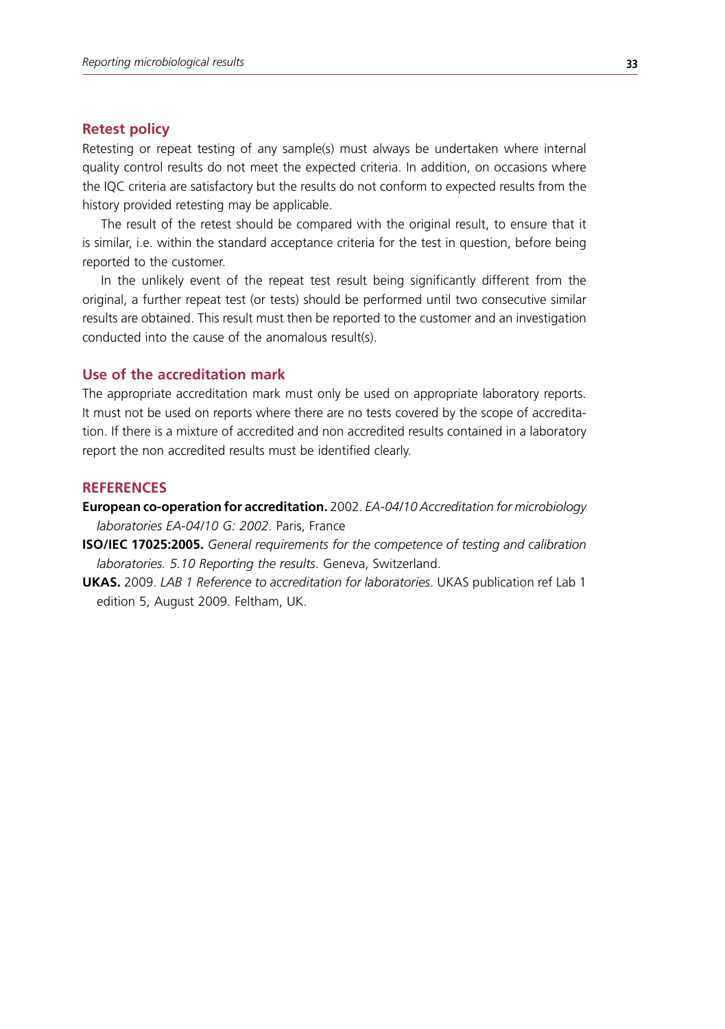## Retest policy

Retesting or repeat testing of any sample(s) must always be undertaken where internal quality control results do not meet the expected criteria. In addition, on occasions where the IQC criteria are satisfactory but the results do not conform to expected results from the history provided retesting may be applicable.

The result of the retest should be compared with the original result, to ensure that it is similar, i.e. within the standard acceptance criteria for the test in question, before being reported to the customer.

In the unlikely event of the repeat test result being significantly different from the original, a further repeat test (or tests) should be performed until two consecutive similar results are obtained. This result must then be reported to the customer and an investigation conducted into the cause of the anomalous result(s).

## Use of the accreditation mark

The appropriate accreditation mark must only be used on appropriate laboratory reports. It must not be used on reports where there are no tests covered by the scope of accreditation. If there is a mixture of accredited and non accredited results contained in a laboratory report the non accredited results must be identified clearly.

## REFERENCES

**European co-operation for accreditation.** 2002. *EA-04/10 Accreditation for microbiology laboratories EA-04/10 G: 2002*. Paris, France

**ISO/IEC 17025:2005.** *General requirements for the competence of testing and calibration laboratories. 5.10 Reporting the results*. Geneva, Switzerland.

**UKAS.** 2009. *LAB 1 Reference to accreditation for laboratories*. UKAS publication ref Lab 1 edition 5, August 2009. Feltham, UK.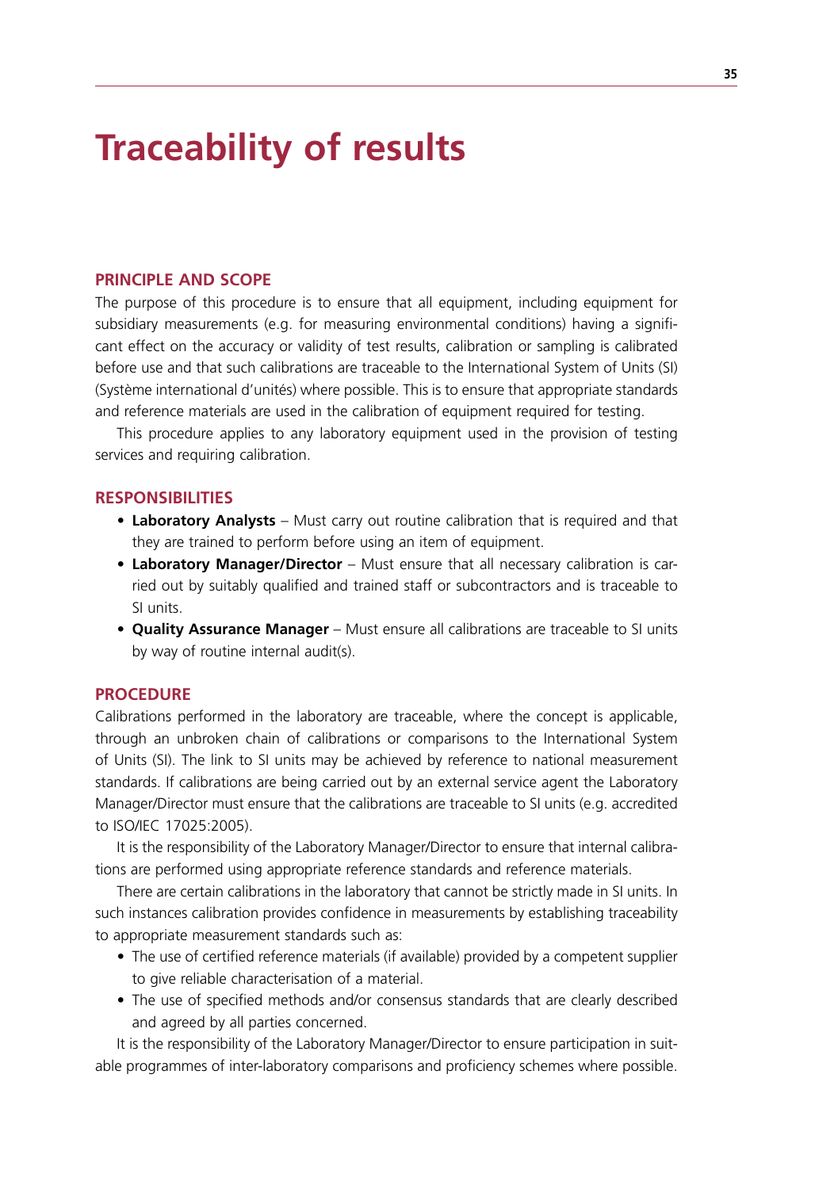# Traceability of results

## PRINCIPLE AND SCOPE

The purpose of this procedure is to ensure that all equipment, including equipment for subsidiary measurements (e.g. for measuring environmental conditions) having a significant effect on the accuracy or validity of test results, calibration or sampling is calibrated before use and that such calibrations are traceable to the International System of Units (SI) (Système international d'unités) where possible. This is to ensure that appropriate standards and reference materials are used in the calibration of equipment required for testing.

This procedure applies to any laboratory equipment used in the provision of testing services and requiring calibration.

## RESPONSIBILITIES

- **Laboratory Analysts** – Must carry out routine calibration that is required and that they are trained to perform before using an item of equipment.
- **Laboratory Manager/Director** – Must ensure that all necessary calibration is carried out by suitably qualified and trained staff or subcontractors and is traceable to SI units.
- **Quality Assurance Manager** – Must ensure all calibrations are traceable to SI units by way of routine internal audit(s).

## PROCEDURE

Calibrations performed in the laboratory are traceable, where the concept is applicable, through an unbroken chain of calibrations or comparisons to the International System of Units (SI). The link to SI units may be achieved by reference to national measurement standards. If calibrations are being carried out by an external service agent the Laboratory Manager/Director must ensure that the calibrations are traceable to SI units (e.g. accredited to ISO/IEC 17025:2005).

It is the responsibility of the Laboratory Manager/Director to ensure that internal calibrations are performed using appropriate reference standards and reference materials.

There are certain calibrations in the laboratory that cannot be strictly made in SI units. In such instances calibration provides confidence in measurements by establishing traceability to appropriate measurement standards such as:

- The use of certified reference materials (if available) provided by a competent supplier to give reliable characterisation of a material.
- The use of specified methods and/or consensus standards that are clearly described and agreed by all parties concerned.

It is the responsibility of the Laboratory Manager/Director to ensure participation in suitable programmes of inter-laboratory comparisons and proficiency schemes where possible.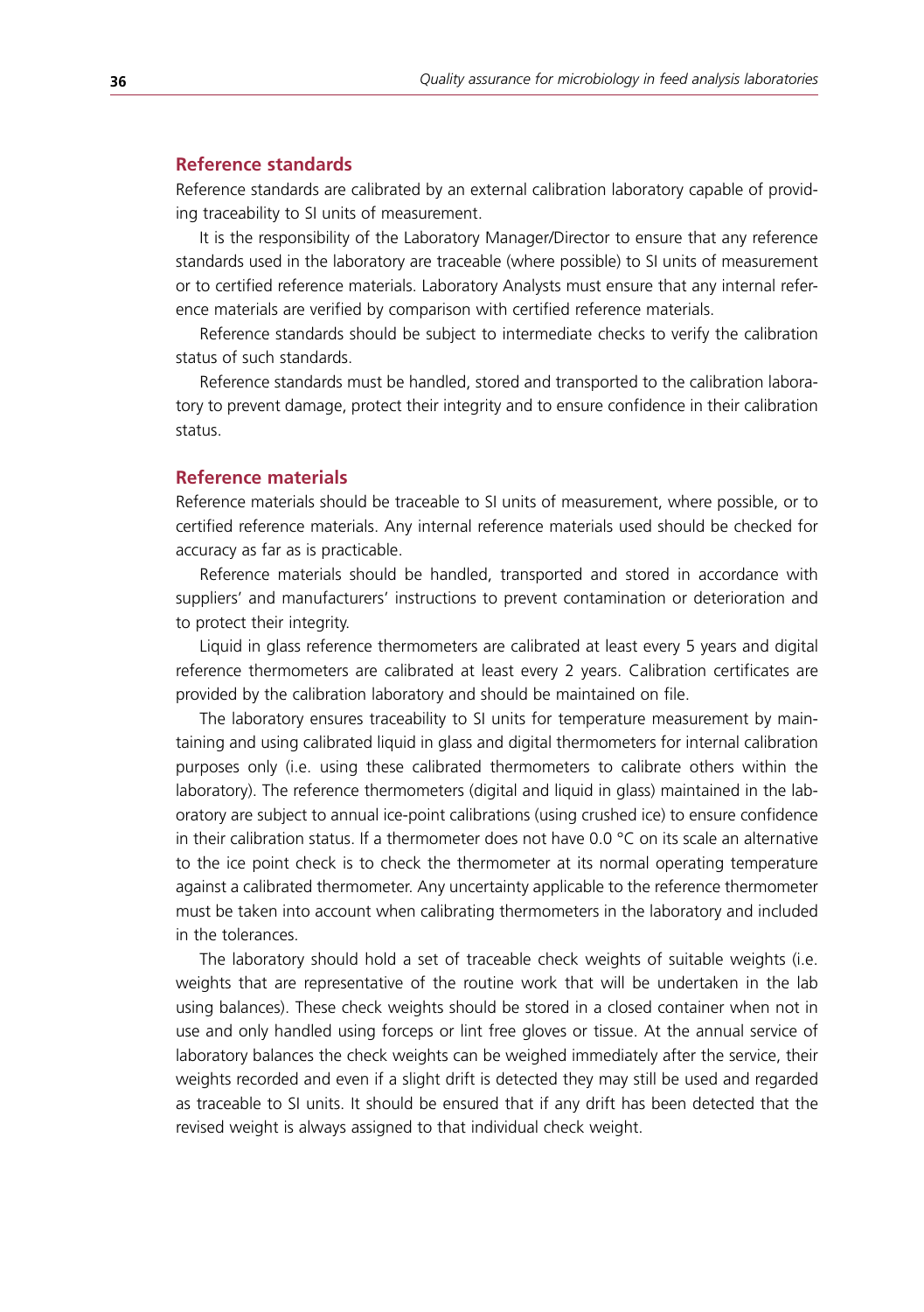## Reference standards

Reference standards are calibrated by an external calibration laboratory capable of providing traceability to SI units of measurement.

It is the responsibility of the Laboratory Manager/Director to ensure that any reference standards used in the laboratory are traceable (where possible) to SI units of measurement or to certified reference materials. Laboratory Analysts must ensure that any internal reference materials are verified by comparison with certified reference materials.

Reference standards should be subject to intermediate checks to verify the calibration status of such standards.

Reference standards must be handled, stored and transported to the calibration laboratory to prevent damage, protect their integrity and to ensure confidence in their calibration status.

## Reference materials

Reference materials should be traceable to SI units of measurement, where possible, or to certified reference materials. Any internal reference materials used should be checked for accuracy as far as is practicable.

Reference materials should be handled, transported and stored in accordance with suppliers' and manufacturers' instructions to prevent contamination or deterioration and to protect their integrity.

Liquid in glass reference thermometers are calibrated at least every 5 years and digital reference thermometers are calibrated at least every 2 years. Calibration certificates are provided by the calibration laboratory and should be maintained on file.

The laboratory ensures traceability to SI units for temperature measurement by maintaining and using calibrated liquid in glass and digital thermometers for internal calibration purposes only (i.e. using these calibrated thermometers to calibrate others within the laboratory). The reference thermometers (digital and liquid in glass) maintained in the laboratory are subject to annual ice-point calibrations (using crushed ice) to ensure confidence in their calibration status. If a thermometer does not have 0.0 °C on its scale an alternative to the ice point check is to check the thermometer at its normal operating temperature against a calibrated thermometer. Any uncertainty applicable to the reference thermometer must be taken into account when calibrating thermometers in the laboratory and included in the tolerances.

The laboratory should hold a set of traceable check weights of suitable weights (i.e. weights that are representative of the routine work that will be undertaken in the lab using balances). These check weights should be stored in a closed container when not in use and only handled using forceps or lint free gloves or tissue. At the annual service of laboratory balances the check weights can be weighed immediately after the service, their weights recorded and even if a slight drift is detected they may still be used and regarded as traceable to SI units. It should be ensured that if any drift has been detected that the revised weight is always assigned to that individual check weight.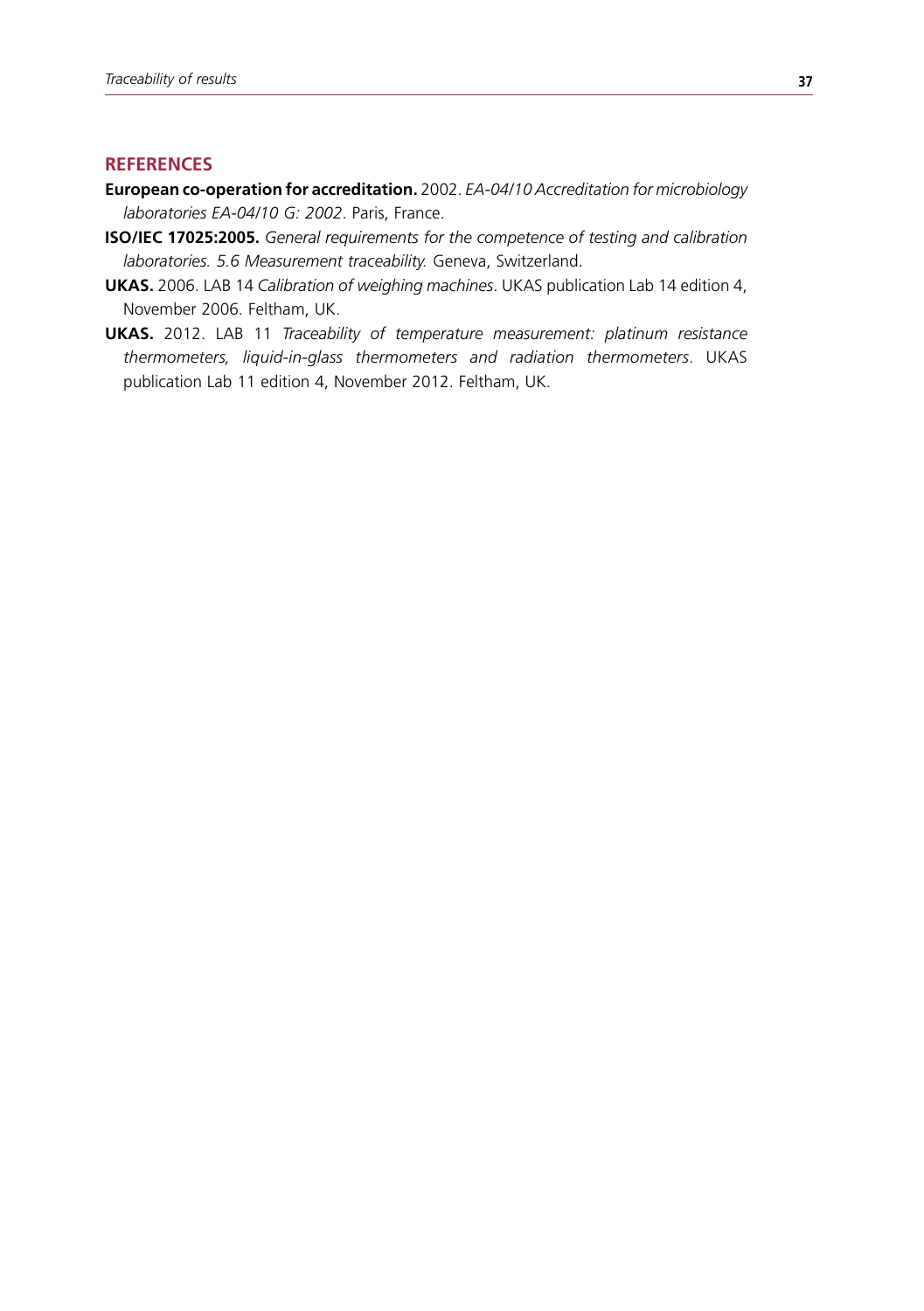## REFERENCES

**European co-operation for accreditation.** 2002. *EA-04/10 Accreditation for microbiology laboratories EA-04/10 G: 2002*. Paris, France.

**ISO/IEC 17025:2005.** *General requirements for the competence of testing and calibration laboratories. 5.6 Measurement traceability.* Geneva, Switzerland.

**UKAS.** 2006. LAB 14 *Calibration of weighing machines*. UKAS publication Lab 14 edition 4, November 2006. Feltham, UK.

**UKAS.** 2012. LAB 11 *Traceability of temperature measurement: platinum resistance thermometers, liquid-in-glass thermometers and radiation thermometers*. UKAS publication Lab 11 edition 4, November 2012. Feltham, UK.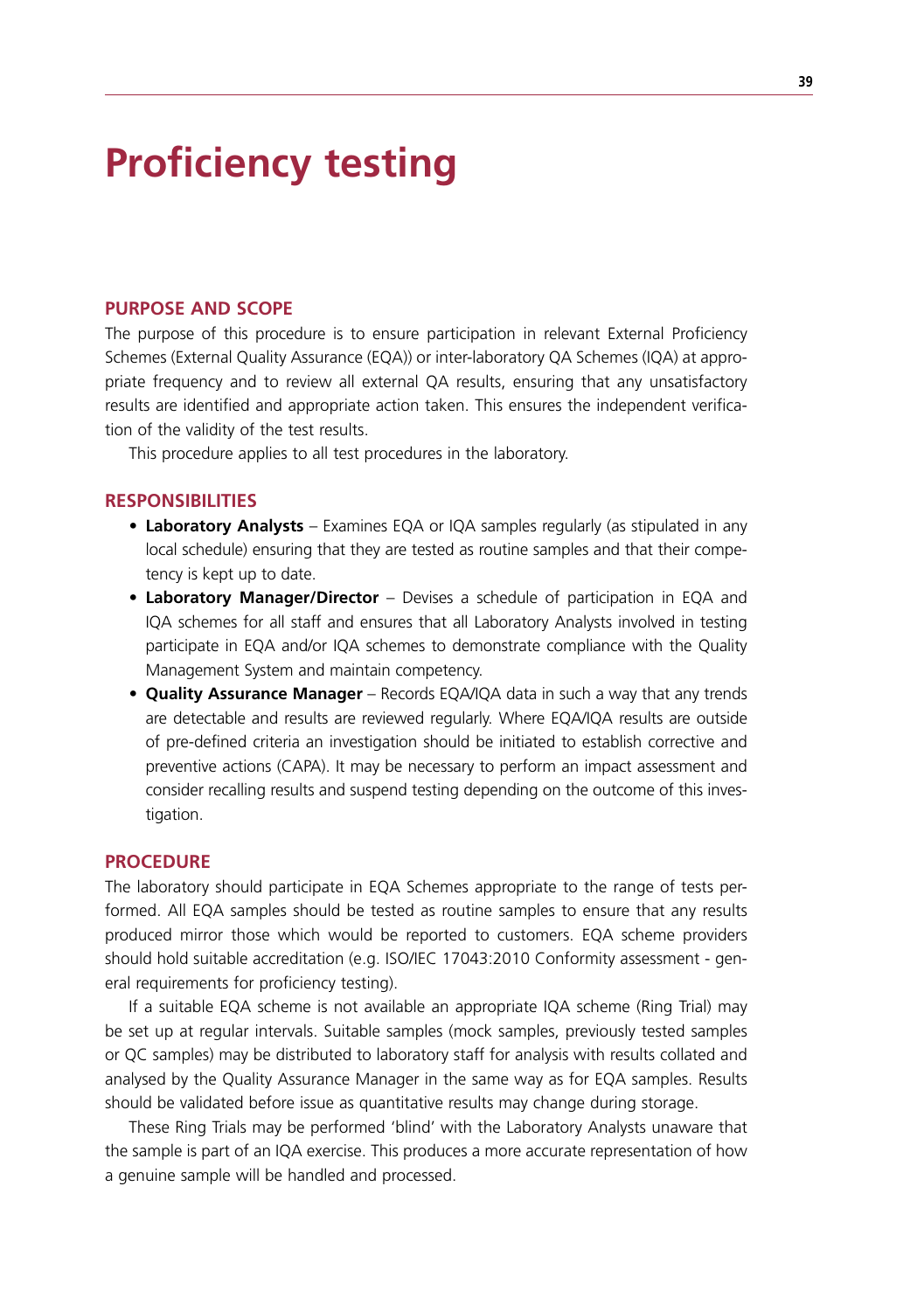# Proficiency testing

## PURPOSE AND SCOPE

The purpose of this procedure is to ensure participation in relevant External Proficiency Schemes (External Quality Assurance (EQA)) or inter-laboratory QA Schemes (IQA) at appropriate frequency and to review all external QA results, ensuring that any unsatisfactory results are identified and appropriate action taken. This ensures the independent verification of the validity of the test results.

This procedure applies to all test procedures in the laboratory.

## RESPONSIBILITIES

- **Laboratory Analysts** – Examines EQA or IQA samples regularly (as stipulated in any local schedule) ensuring that they are tested as routine samples and that their competency is kept up to date.
- **Laboratory Manager/Director** – Devises a schedule of participation in EQA and IQA schemes for all staff and ensures that all Laboratory Analysts involved in testing participate in EQA and/or IQA schemes to demonstrate compliance with the Quality Management System and maintain competency.
- **Quality Assurance Manager** – Records EQA/IQA data in such a way that any trends are detectable and results are reviewed regularly. Where EQA/IQA results are outside of pre-defined criteria an investigation should be initiated to establish corrective and preventive actions (CAPA). It may be necessary to perform an impact assessment and consider recalling results and suspend testing depending on the outcome of this investigation.

## PROCEDURE

The laboratory should participate in EQA Schemes appropriate to the range of tests performed. All EQA samples should be tested as routine samples to ensure that any results produced mirror those which would be reported to customers. EQA scheme providers should hold suitable accreditation (e.g. ISO/IEC 17043:2010 Conformity assessment - general requirements for proficiency testing).

If a suitable EQA scheme is not available an appropriate IQA scheme (Ring Trial) may be set up at regular intervals. Suitable samples (mock samples, previously tested samples or QC samples) may be distributed to laboratory staff for analysis with results collated and analysed by the Quality Assurance Manager in the same way as for EQA samples. Results should be validated before issue as quantitative results may change during storage.

These Ring Trials may be performed 'blind' with the Laboratory Analysts unaware that the sample is part of an IQA exercise. This produces a more accurate representation of how a genuine sample will be handled and processed.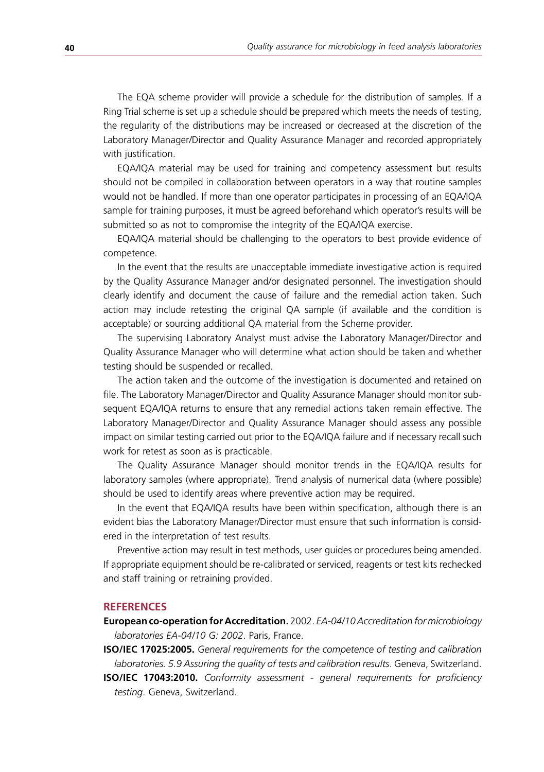The EQA scheme provider will provide a schedule for the distribution of samples. If a Ring Trial scheme is set up a schedule should be prepared which meets the needs of testing, the regularity of the distributions may be increased or decreased at the discretion of the Laboratory Manager/Director and Quality Assurance Manager and recorded appropriately with justification.

EQA/IQA material may be used for training and competency assessment but results should not be compiled in collaboration between operators in a way that routine samples would not be handled. If more than one operator participates in processing of an EQA/IQA sample for training purposes, it must be agreed beforehand which operator's results will be submitted so as not to compromise the integrity of the EQA/IQA exercise.

EQA/IQA material should be challenging to the operators to best provide evidence of competence.

In the event that the results are unacceptable immediate investigative action is required by the Quality Assurance Manager and/or designated personnel. The investigation should clearly identify and document the cause of failure and the remedial action taken. Such action may include retesting the original QA sample (if available and the condition is acceptable) or sourcing additional QA material from the Scheme provider.

The supervising Laboratory Analyst must advise the Laboratory Manager/Director and Quality Assurance Manager who will determine what action should be taken and whether testing should be suspended or recalled.

The action taken and the outcome of the investigation is documented and retained on file. The Laboratory Manager/Director and Quality Assurance Manager should monitor subsequent EQA/IQA returns to ensure that any remedial actions taken remain effective. The Laboratory Manager/Director and Quality Assurance Manager should assess any possible impact on similar testing carried out prior to the EQA/IQA failure and if necessary recall such work for retest as soon as is practicable.

The Quality Assurance Manager should monitor trends in the EQA/IQA results for laboratory samples (where appropriate). Trend analysis of numerical data (where possible) should be used to identify areas where preventive action may be required.

In the event that EQA/IQA results have been within specification, although there is an evident bias the Laboratory Manager/Director must ensure that such information is considered in the interpretation of test results.

Preventive action may result in test methods, user guides or procedures being amended. If appropriate equipment should be re-calibrated or serviced, reagents or test kits rechecked and staff training or retraining provided.

## REFERENCES

**European co-operation for Accreditation.** 2002. *EA-04/10 Accreditation for microbiology laboratories EA-04/10 G: 2002*. Paris, France.

**ISO/IEC 17025:2005.** *General requirements for the competence of testing and calibration laboratories. 5.9 Assuring the quality of tests and calibration results*. Geneva, Switzerland.

**ISO/IEC 17043:2010.** *Conformity assessment - general requirements for proficiency testing*. Geneva, Switzerland.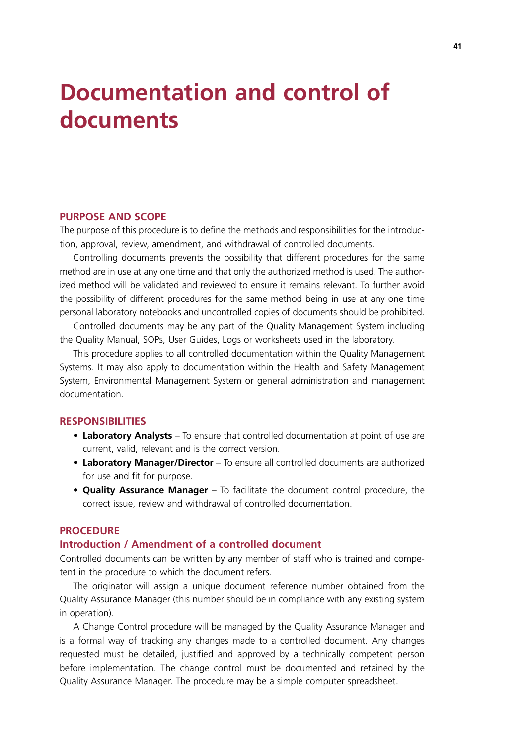# Documentation and control of documents

## PURPOSE AND SCOPE

The purpose of this procedure is to define the methods and responsibilities for the introduction, approval, review, amendment, and withdrawal of controlled documents.

Controlling documents prevents the possibility that different procedures for the same method are in use at any one time and that only the authorized method is used. The authorized method will be validated and reviewed to ensure it remains relevant. To further avoid the possibility of different procedures for the same method being in use at any one time personal laboratory notebooks and uncontrolled copies of documents should be prohibited.

Controlled documents may be any part of the Quality Management System including the Quality Manual, SOPs, User Guides, Logs or worksheets used in the laboratory.

This procedure applies to all controlled documentation within the Quality Management Systems. It may also apply to documentation within the Health and Safety Management System, Environmental Management System or general administration and management documentation.

## RESPONSIBILITIES

- **Laboratory Analysts** – To ensure that controlled documentation at point of use are current, valid, relevant and is the correct version.
- **Laboratory Manager/Director** – To ensure all controlled documents are authorized for use and fit for purpose.
- **Quality Assurance Manager** – To facilitate the document control procedure, the correct issue, review and withdrawal of controlled documentation.

## PROCEDURE

### Introduction / Amendment of a controlled document

Controlled documents can be written by any member of staff who is trained and competent in the procedure to which the document refers.

The originator will assign a unique document reference number obtained from the Quality Assurance Manager (this number should be in compliance with any existing system in operation).

A Change Control procedure will be managed by the Quality Assurance Manager and is a formal way of tracking any changes made to a controlled document. Any changes requested must be detailed, justified and approved by a technically competent person before implementation. The change control must be documented and retained by the Quality Assurance Manager. The procedure may be a simple computer spreadsheet.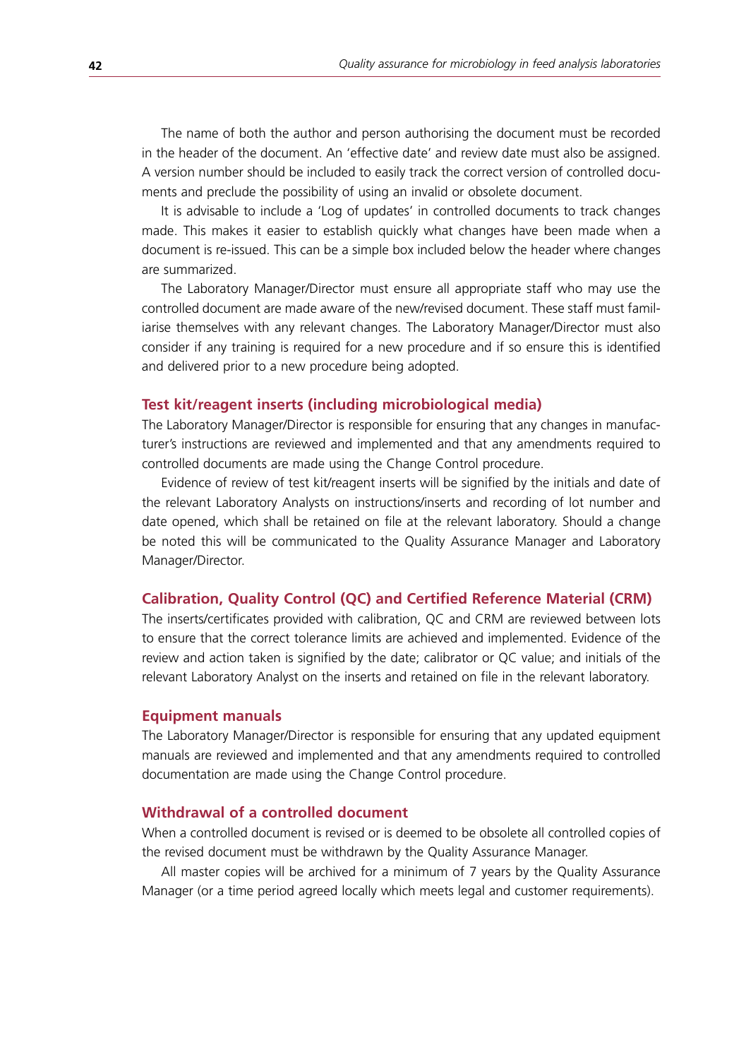The name of both the author and person authorising the document must be recorded in the header of the document. An 'effective date' and review date must also be assigned. A version number should be included to easily track the correct version of controlled documents and preclude the possibility of using an invalid or obsolete document.

It is advisable to include a 'Log of updates' in controlled documents to track changes made. This makes it easier to establish quickly what changes have been made when a document is re-issued. This can be a simple box included below the header where changes are summarized.

The Laboratory Manager/Director must ensure all appropriate staff who may use the controlled document are made aware of the new/revised document. These staff must familiarise themselves with any relevant changes. The Laboratory Manager/Director must also consider if any training is required for a new procedure and if so ensure this is identified and delivered prior to a new procedure being adopted.

### Test kit/reagent inserts (including microbiological media)

The Laboratory Manager/Director is responsible for ensuring that any changes in manufacturer's instructions are reviewed and implemented and that any amendments required to controlled documents are made using the Change Control procedure.

Evidence of review of test kit/reagent inserts will be signified by the initials and date of the relevant Laboratory Analysts on instructions/inserts and recording of lot number and date opened, which shall be retained on file at the relevant laboratory. Should a change be noted this will be communicated to the Quality Assurance Manager and Laboratory Manager/Director.

### Calibration, Quality Control (QC) and Certified Reference Material (CRM)

The inserts/certificates provided with calibration, QC and CRM are reviewed between lots to ensure that the correct tolerance limits are achieved and implemented. Evidence of the review and action taken is signified by the date; calibrator or QC value; and initials of the relevant Laboratory Analyst on the inserts and retained on file in the relevant laboratory.

### Equipment manuals

The Laboratory Manager/Director is responsible for ensuring that any updated equipment manuals are reviewed and implemented and that any amendments required to controlled documentation are made using the Change Control procedure.

### Withdrawal of a controlled document

When a controlled document is revised or is deemed to be obsolete all controlled copies of the revised document must be withdrawn by the Quality Assurance Manager.

All master copies will be archived for a minimum of 7 years by the Quality Assurance Manager (or a time period agreed locally which meets legal and customer requirements).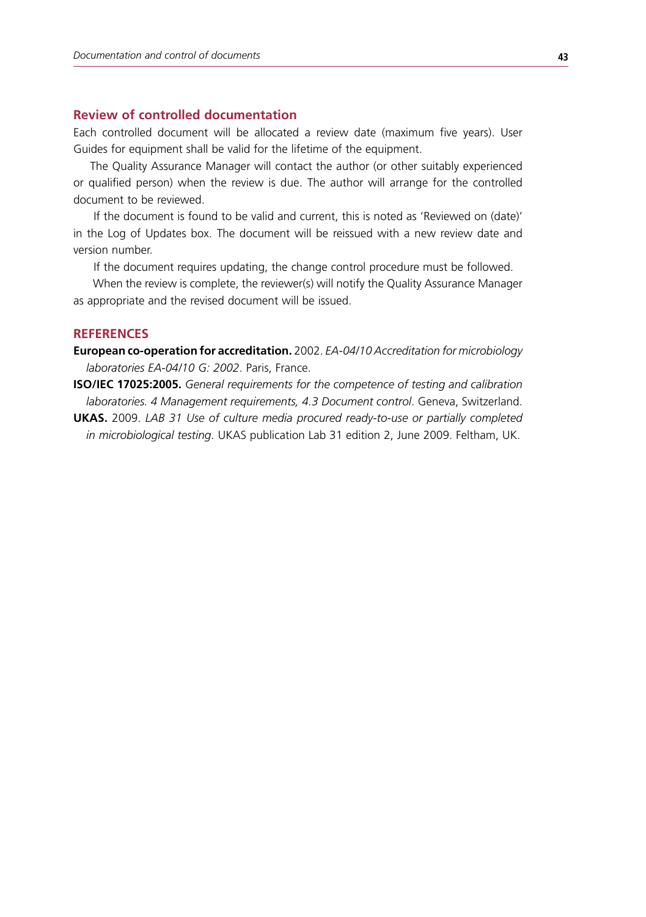## Review of controlled documentation

Each controlled document will be allocated a review date (maximum five years). User Guides for equipment shall be valid for the lifetime of the equipment.

The Quality Assurance Manager will contact the author (or other suitably experienced or qualified person) when the review is due. The author will arrange for the controlled document to be reviewed.

If the document is found to be valid and current, this is noted as 'Reviewed on (date)' in the Log of Updates box. The document will be reissued with a new review date and version number.

If the document requires updating, the change control procedure must be followed.

When the review is complete, the reviewer(s) will notify the Quality Assurance Manager as appropriate and the revised document will be issued.

## REFERENCES

**European co-operation for accreditation.** 2002. *EA-04/10 Accreditation for microbiology laboratories EA-04/10 G: 2002*. Paris, France.

**ISO/IEC 17025:2005.** *General requirements for the competence of testing and calibration laboratories. 4 Management requirements, 4.3 Document control*. Geneva, Switzerland.

**UKAS.** 2009. *LAB 31 Use of culture media procured ready-to-use or partially completed in microbiological testing*. UKAS publication Lab 31 edition 2, June 2009. Feltham, UK.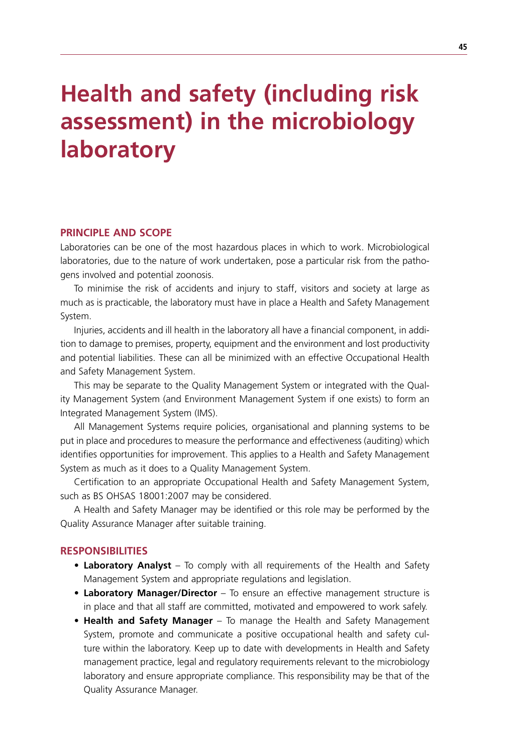# Health and safety (including risk assessment) in the microbiology laboratory

## PRINCIPLE AND SCOPE

Laboratories can be one of the most hazardous places in which to work. Microbiological laboratories, due to the nature of work undertaken, pose a particular risk from the pathogens involved and potential zoonosis.

To minimise the risk of accidents and injury to staff, visitors and society at large as much as is practicable, the laboratory must have in place a Health and Safety Management System.

Injuries, accidents and ill health in the laboratory all have a financial component, in addition to damage to premises, property, equipment and the environment and lost productivity and potential liabilities. These can all be minimized with an effective Occupational Health and Safety Management System.

This may be separate to the Quality Management System or integrated with the Quality Management System (and Environment Management System if one exists) to form an Integrated Management System (IMS).

All Management Systems require policies, organisational and planning systems to be put in place and procedures to measure the performance and effectiveness (auditing) which identifies opportunities for improvement. This applies to a Health and Safety Management System as much as it does to a Quality Management System.

Certification to an appropriate Occupational Health and Safety Management System, such as BS OHSAS 18001:2007 may be considered.

A Health and Safety Manager may be identified or this role may be performed by the Quality Assurance Manager after suitable training.

## RESPONSIBILITIES

- **Laboratory Analyst** – To comply with all requirements of the Health and Safety Management System and appropriate regulations and legislation.
- **Laboratory Manager/Director** – To ensure an effective management structure is in place and that all staff are committed, motivated and empowered to work safely.
- **Health and Safety Manager** – To manage the Health and Safety Management System, promote and communicate a positive occupational health and safety culture within the laboratory. Keep up to date with developments in Health and Safety management practice, legal and regulatory requirements relevant to the microbiology laboratory and ensure appropriate compliance. This responsibility may be that of the Quality Assurance Manager.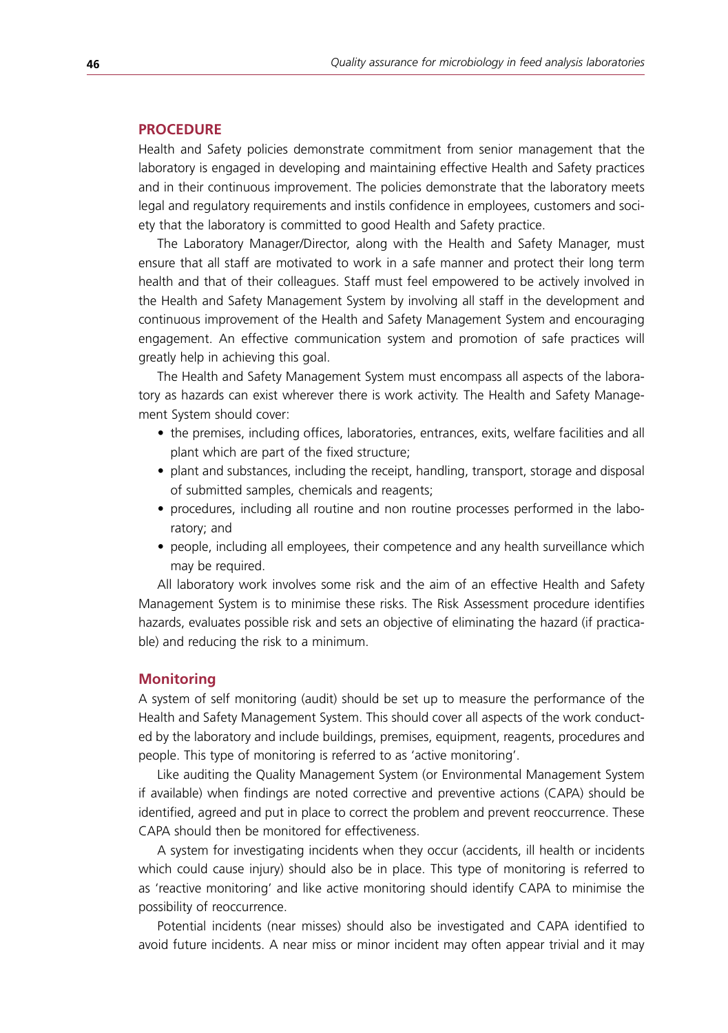## PROCEDURE

Health and Safety policies demonstrate commitment from senior management that the laboratory is engaged in developing and maintaining effective Health and Safety practices and in their continuous improvement. The policies demonstrate that the laboratory meets legal and regulatory requirements and instils confidence in employees, customers and society that the laboratory is committed to good Health and Safety practice.

The Laboratory Manager/Director, along with the Health and Safety Manager, must ensure that all staff are motivated to work in a safe manner and protect their long term health and that of their colleagues. Staff must feel empowered to be actively involved in the Health and Safety Management System by involving all staff in the development and continuous improvement of the Health and Safety Management System and encouraging engagement. An effective communication system and promotion of safe practices will greatly help in achieving this goal.

The Health and Safety Management System must encompass all aspects of the laboratory as hazards can exist wherever there is work activity. The Health and Safety Management System should cover:

- the premises, including offices, laboratories, entrances, exits, welfare facilities and all plant which are part of the fixed structure;
- plant and substances, including the receipt, handling, transport, storage and disposal of submitted samples, chemicals and reagents;
- procedures, including all routine and non routine processes performed in the laboratory; and
- people, including all employees, their competence and any health surveillance which may be required.

All laboratory work involves some risk and the aim of an effective Health and Safety Management System is to minimise these risks. The Risk Assessment procedure identifies hazards, evaluates possible risk and sets an objective of eliminating the hazard (if practicable) and reducing the risk to a minimum.

### Monitoring

A system of self monitoring (audit) should be set up to measure the performance of the Health and Safety Management System. This should cover all aspects of the work conducted by the laboratory and include buildings, premises, equipment, reagents, procedures and people. This type of monitoring is referred to as 'active monitoring'.

Like auditing the Quality Management System (or Environmental Management System if available) when findings are noted corrective and preventive actions (CAPA) should be identified, agreed and put in place to correct the problem and prevent reoccurrence. These CAPA should then be monitored for effectiveness.

A system for investigating incidents when they occur (accidents, ill health or incidents which could cause injury) should also be in place. This type of monitoring is referred to as 'reactive monitoring' and like active monitoring should identify CAPA to minimise the possibility of reoccurrence.

Potential incidents (near misses) should also be investigated and CAPA identified to avoid future incidents. A near miss or minor incident may often appear trivial and it may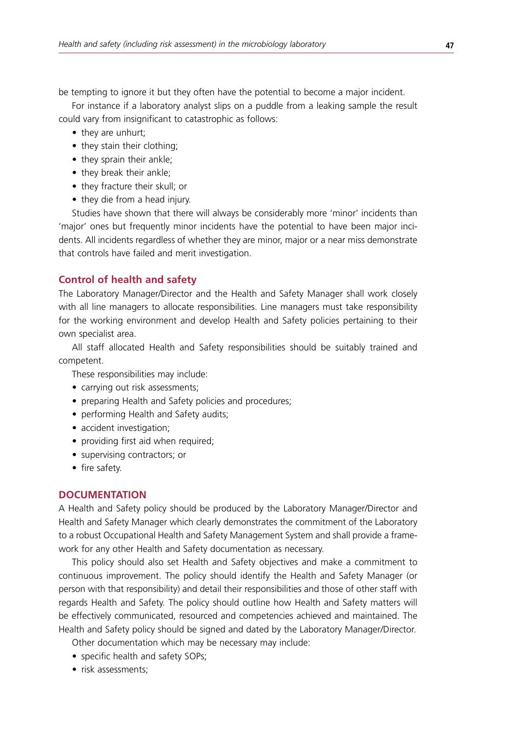be tempting to ignore it but they often have the potential to become a major incident.

For instance if a laboratory analyst slips on a puddle from a leaking sample the result could vary from insignificant to catastrophic as follows:

- they are unhurt;
- they stain their clothing;
- they sprain their ankle;
- they break their ankle;
- they fracture their skull; or
- they die from a head injury.

Studies have shown that there will always be considerably more 'minor' incidents than 'major' ones but frequently minor incidents have the potential to have been major incidents. All incidents regardless of whether they are minor, major or a near miss demonstrate that controls have failed and merit investigation.

### Control of health and safety

The Laboratory Manager/Director and the Health and Safety Manager shall work closely with all line managers to allocate responsibilities. Line managers must take responsibility for the working environment and develop Health and Safety policies pertaining to their own specialist area.

All staff allocated Health and Safety responsibilities should be suitably trained and competent.

These responsibilities may include:

- carrying out risk assessments;
- preparing Health and Safety policies and procedures;
- performing Health and Safety audits;
- accident investigation;
- providing first aid when required;
- supervising contractors; or
- fire safety.

## DOCUMENTATION

A Health and Safety policy should be produced by the Laboratory Manager/Director and Health and Safety Manager which clearly demonstrates the commitment of the Laboratory to a robust Occupational Health and Safety Management System and shall provide a framework for any other Health and Safety documentation as necessary.

This policy should also set Health and Safety objectives and make a commitment to continuous improvement. The policy should identify the Health and Safety Manager (or person with that responsibility) and detail their responsibilities and those of other staff with regards Health and Safety. The policy should outline how Health and Safety matters will be effectively communicated, resourced and competencies achieved and maintained. The Health and Safety policy should be signed and dated by the Laboratory Manager/Director.

Other documentation which may be necessary may include:

- specific health and safety SOPs;
- risk assessments;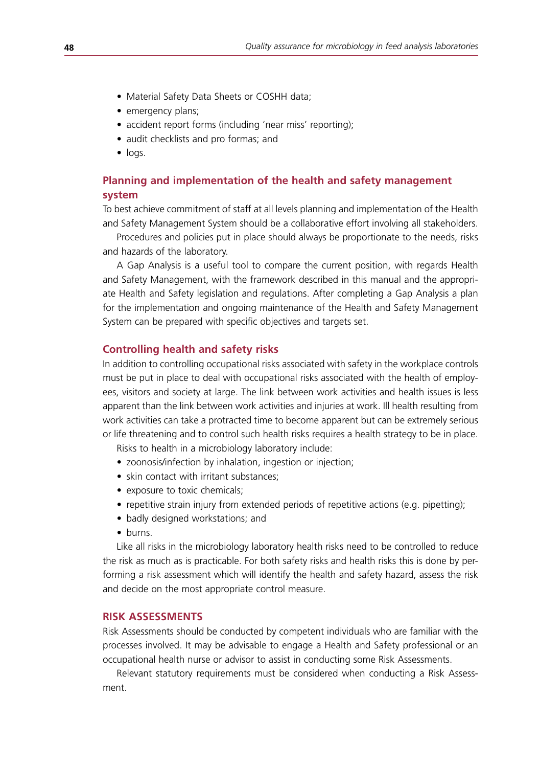- Material Safety Data Sheets or COSHH data;
- emergency plans;
- accident report forms (including 'near miss' reporting);
- audit checklists and pro formas; and
- logs.

### Planning and implementation of the health and safety management system

To best achieve commitment of staff at all levels planning and implementation of the Health and Safety Management System should be a collaborative effort involving all stakeholders.

Procedures and policies put in place should always be proportionate to the needs, risks and hazards of the laboratory.

A Gap Analysis is a useful tool to compare the current position, with regards Health and Safety Management, with the framework described in this manual and the appropriate Health and Safety legislation and regulations. After completing a Gap Analysis a plan for the implementation and ongoing maintenance of the Health and Safety Management System can be prepared with specific objectives and targets set.

### Controlling health and safety risks

In addition to controlling occupational risks associated with safety in the workplace controls must be put in place to deal with occupational risks associated with the health of employees, visitors and society at large. The link between work activities and health issues is less apparent than the link between work activities and injuries at work. Ill health resulting from work activities can take a protracted time to become apparent but can be extremely serious or life threatening and to control such health risks requires a health strategy to be in place.

Risks to health in a microbiology laboratory include:

- zoonosis/infection by inhalation, ingestion or injection;
- skin contact with irritant substances;
- exposure to toxic chemicals;
- repetitive strain injury from extended periods of repetitive actions (e.g. pipetting);
- badly designed workstations; and
- burns.

Like all risks in the microbiology laboratory health risks need to be controlled to reduce the risk as much as is practicable. For both safety risks and health risks this is done by performing a risk assessment which will identify the health and safety hazard, assess the risk and decide on the most appropriate control measure.

## RISK ASSESSMENTS

Risk Assessments should be conducted by competent individuals who are familiar with the processes involved. It may be advisable to engage a Health and Safety professional or an occupational health nurse or advisor to assist in conducting some Risk Assessments.

Relevant statutory requirements must be considered when conducting a Risk Assessment.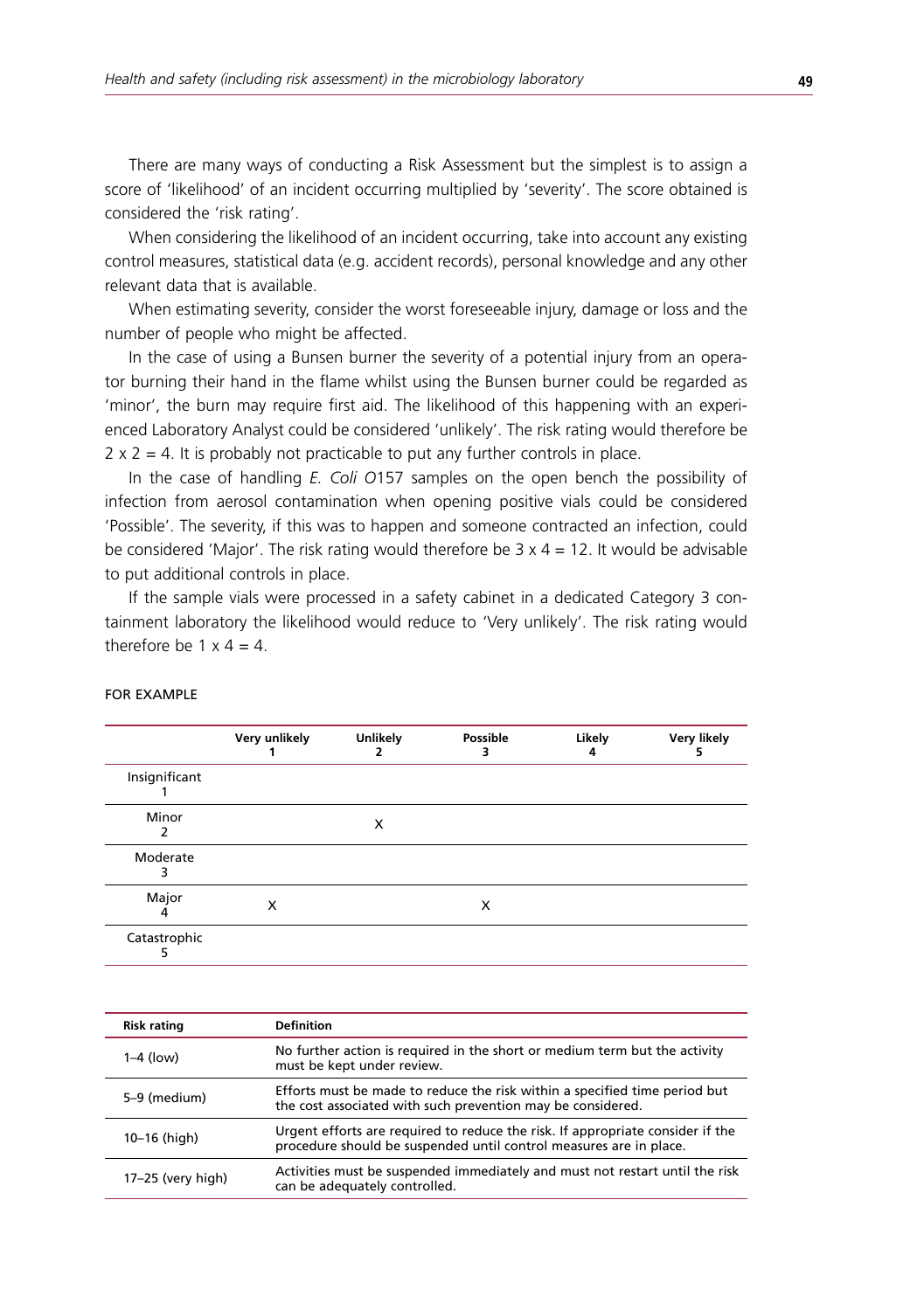There are many ways of conducting a Risk Assessment but the simplest is to assign a score of 'likelihood' of an incident occurring multiplied by 'severity'. The score obtained is considered the 'risk rating'.

When considering the likelihood of an incident occurring, take into account any existing control measures, statistical data (e.g. accident records), personal knowledge and any other relevant data that is available.

When estimating severity, consider the worst foreseeable injury, damage or loss and the number of people who might be affected.

In the case of using a Bunsen burner the severity of a potential injury from an operator burning their hand in the flame whilst using the Bunsen burner could be regarded as 'minor', the burn may require first aid. The likelihood of this happening with an experienced Laboratory Analyst could be considered 'unlikely'. The risk rating would therefore be 2 x 2 = 4. It is probably not practicable to put any further controls in place.

In the case of handling *E. Coli O*157 samples on the open bench the possibility of infection from aerosol contamination when opening positive vials could be considered 'Possible'. The severity, if this was to happen and someone contracted an infection, could be considered 'Major'. The risk rating would therefore be 3 x 4 = 12. It would be advisable to put additional controls in place.

If the sample vials were processed in a safety cabinet in a dedicated Category 3 containment laboratory the likelihood would reduce to 'Very unlikely'. The risk rating would therefore be 1 x 4 = 4.

FOR EXAMPLE

| | **Very unlikely** 1 | **Unlikely** 2 | **Possible** 3 | **Likely** 4 | **Very likely** 5 |
|---|---|---|---|---|---|
| Insignificant 1 | | | | | |
| Minor 2 | | X | | | |
| Moderate 3 | | | | | |
| Major 4 | X | | X | | |
| Catastrophic 5 | | | | | |

| **Risk rating** | **Definition** |
|---|---|
| 1–4 (low) | No further action is required in the short or medium term but the activity must be kept under review. |
| 5–9 (medium) | Efforts must be made to reduce the risk within a specified time period but the cost associated with such prevention may be considered. |
| 10–16 (high) | Urgent efforts are required to reduce the risk. If appropriate consider if the procedure should be suspended until control measures are in place. |
| 17–25 (very high) | Activities must be suspended immediately and must not restart until the risk can be adequately controlled. |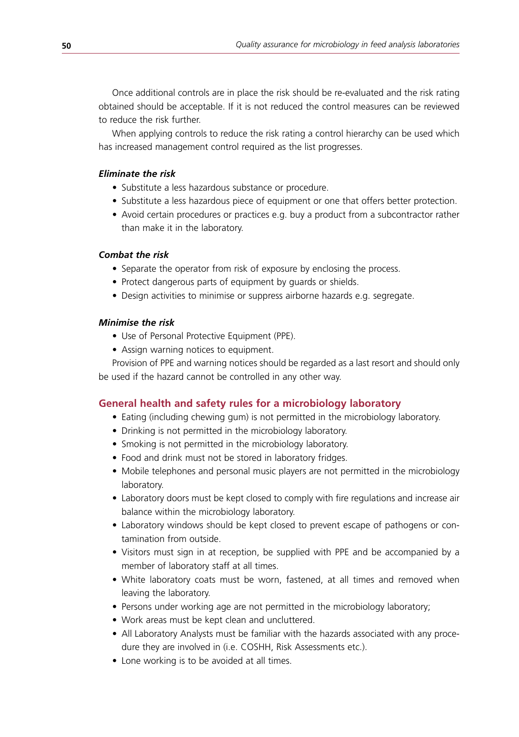Once additional controls are in place the risk should be re-evaluated and the risk rating obtained should be acceptable. If it is not reduced the control measures can be reviewed to reduce the risk further.

When applying controls to reduce the risk rating a control hierarchy can be used which has increased management control required as the list progresses.

***Eliminate the risk***

- Substitute a less hazardous substance or procedure.
- Substitute a less hazardous piece of equipment or one that offers better protection.
- Avoid certain procedures or practices e.g. buy a product from a subcontractor rather than make it in the laboratory.

***Combat the risk***

- Separate the operator from risk of exposure by enclosing the process.
- Protect dangerous parts of equipment by guards or shields.
- Design activities to minimise or suppress airborne hazards e.g. segregate.

***Minimise the risk***

- Use of Personal Protective Equipment (PPE).
- Assign warning notices to equipment.

Provision of PPE and warning notices should be regarded as a last resort and should only be used if the hazard cannot be controlled in any other way.

## General health and safety rules for a microbiology laboratory

- Eating (including chewing gum) is not permitted in the microbiology laboratory.
- Drinking is not permitted in the microbiology laboratory.
- Smoking is not permitted in the microbiology laboratory.
- Food and drink must not be stored in laboratory fridges.
- Mobile telephones and personal music players are not permitted in the microbiology laboratory.
- Laboratory doors must be kept closed to comply with fire regulations and increase air balance within the microbiology laboratory.
- Laboratory windows should be kept closed to prevent escape of pathogens or contamination from outside.
- Visitors must sign in at reception, be supplied with PPE and be accompanied by a member of laboratory staff at all times.
- White laboratory coats must be worn, fastened, at all times and removed when leaving the laboratory.
- Persons under working age are not permitted in the microbiology laboratory;
- Work areas must be kept clean and uncluttered.
- All Laboratory Analysts must be familiar with the hazards associated with any procedure they are involved in (i.e. COSHH, Risk Assessments etc.).
- Lone working is to be avoided at all times.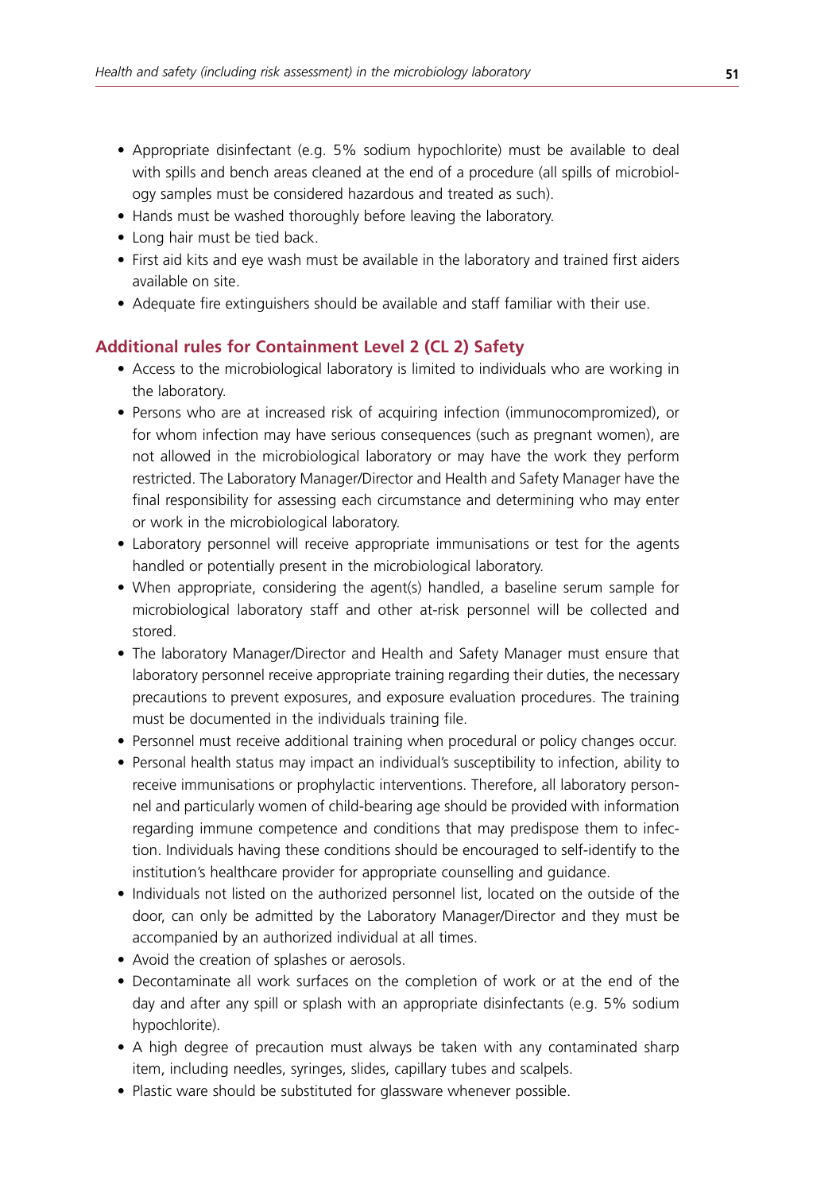- Appropriate disinfectant (e.g. 5% sodium hypochlorite) must be available to deal with spills and bench areas cleaned at the end of a procedure (all spills of microbiology samples must be considered hazardous and treated as such).
- Hands must be washed thoroughly before leaving the laboratory.
- Long hair must be tied back.
- First aid kits and eye wash must be available in the laboratory and trained first aiders available on site.
- Adequate fire extinguishers should be available and staff familiar with their use.

### Additional rules for Containment Level 2 (CL 2) Safety

- Access to the microbiological laboratory is limited to individuals who are working in the laboratory.
- Persons who are at increased risk of acquiring infection (immunocompromized), or for whom infection may have serious consequences (such as pregnant women), are not allowed in the microbiological laboratory or may have the work they perform restricted. The Laboratory Manager/Director and Health and Safety Manager have the final responsibility for assessing each circumstance and determining who may enter or work in the microbiological laboratory.
- Laboratory personnel will receive appropriate immunisations or test for the agents handled or potentially present in the microbiological laboratory.
- When appropriate, considering the agent(s) handled, a baseline serum sample for microbiological laboratory staff and other at-risk personnel will be collected and stored.
- The laboratory Manager/Director and Health and Safety Manager must ensure that laboratory personnel receive appropriate training regarding their duties, the necessary precautions to prevent exposures, and exposure evaluation procedures. The training must be documented in the individuals training file.
- Personnel must receive additional training when procedural or policy changes occur.
- Personal health status may impact an individual's susceptibility to infection, ability to receive immunisations or prophylactic interventions. Therefore, all laboratory personnel and particularly women of child-bearing age should be provided with information regarding immune competence and conditions that may predispose them to infection. Individuals having these conditions should be encouraged to self-identify to the institution's healthcare provider for appropriate counselling and guidance.
- Individuals not listed on the authorized personnel list, located on the outside of the door, can only be admitted by the Laboratory Manager/Director and they must be accompanied by an authorized individual at all times.
- Avoid the creation of splashes or aerosols.
- Decontaminate all work surfaces on the completion of work or at the end of the day and after any spill or splash with an appropriate disinfectants (e.g. 5% sodium hypochlorite).
- A high degree of precaution must always be taken with any contaminated sharp item, including needles, syringes, slides, capillary tubes and scalpels.
- Plastic ware should be substituted for glassware whenever possible.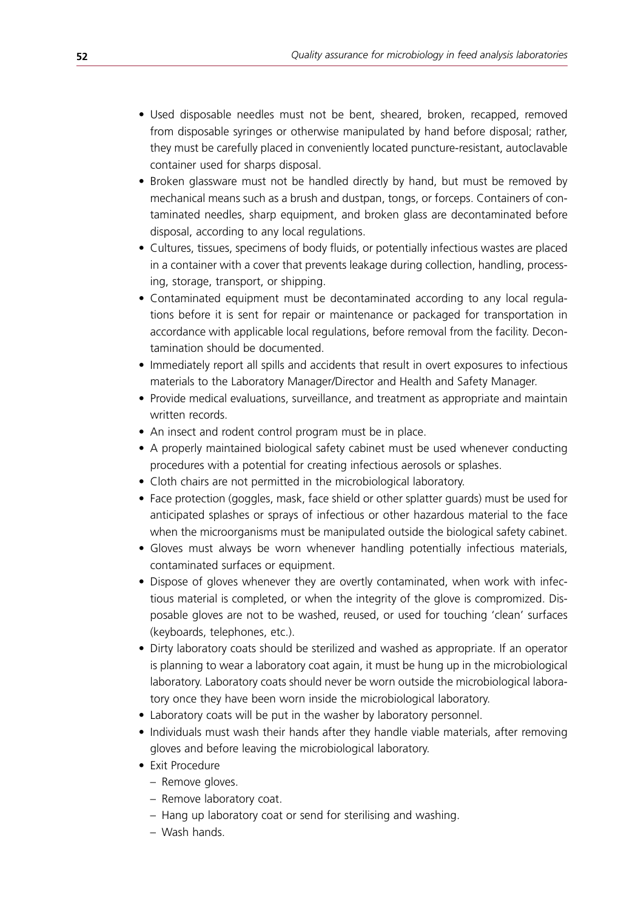- Used disposable needles must not be bent, sheared, broken, recapped, removed from disposable syringes or otherwise manipulated by hand before disposal; rather, they must be carefully placed in conveniently located puncture-resistant, autoclavable container used for sharps disposal.
- Broken glassware must not be handled directly by hand, but must be removed by mechanical means such as a brush and dustpan, tongs, or forceps. Containers of contaminated needles, sharp equipment, and broken glass are decontaminated before disposal, according to any local regulations.
- Cultures, tissues, specimens of body fluids, or potentially infectious wastes are placed in a container with a cover that prevents leakage during collection, handling, processing, storage, transport, or shipping.
- Contaminated equipment must be decontaminated according to any local regulations before it is sent for repair or maintenance or packaged for transportation in accordance with applicable local regulations, before removal from the facility. Decontamination should be documented.
- Immediately report all spills and accidents that result in overt exposures to infectious materials to the Laboratory Manager/Director and Health and Safety Manager.
- Provide medical evaluations, surveillance, and treatment as appropriate and maintain written records.
- An insect and rodent control program must be in place.
- A properly maintained biological safety cabinet must be used whenever conducting procedures with a potential for creating infectious aerosols or splashes.
- Cloth chairs are not permitted in the microbiological laboratory.
- Face protection (goggles, mask, face shield or other splatter guards) must be used for anticipated splashes or sprays of infectious or other hazardous material to the face when the microorganisms must be manipulated outside the biological safety cabinet.
- Gloves must always be worn whenever handling potentially infectious materials, contaminated surfaces or equipment.
- Dispose of gloves whenever they are overtly contaminated, when work with infectious material is completed, or when the integrity of the glove is compromized. Disposable gloves are not to be washed, reused, or used for touching 'clean' surfaces (keyboards, telephones, etc.).
- Dirty laboratory coats should be sterilized and washed as appropriate. If an operator is planning to wear a laboratory coat again, it must be hung up in the microbiological laboratory. Laboratory coats should never be worn outside the microbiological laboratory once they have been worn inside the microbiological laboratory.
- Laboratory coats will be put in the washer by laboratory personnel.
- Individuals must wash their hands after they handle viable materials, after removing gloves and before leaving the microbiological laboratory.
- Exit Procedure
  - Remove gloves.
  - Remove laboratory coat.
  - Hang up laboratory coat or send for sterilising and washing.
  - Wash hands.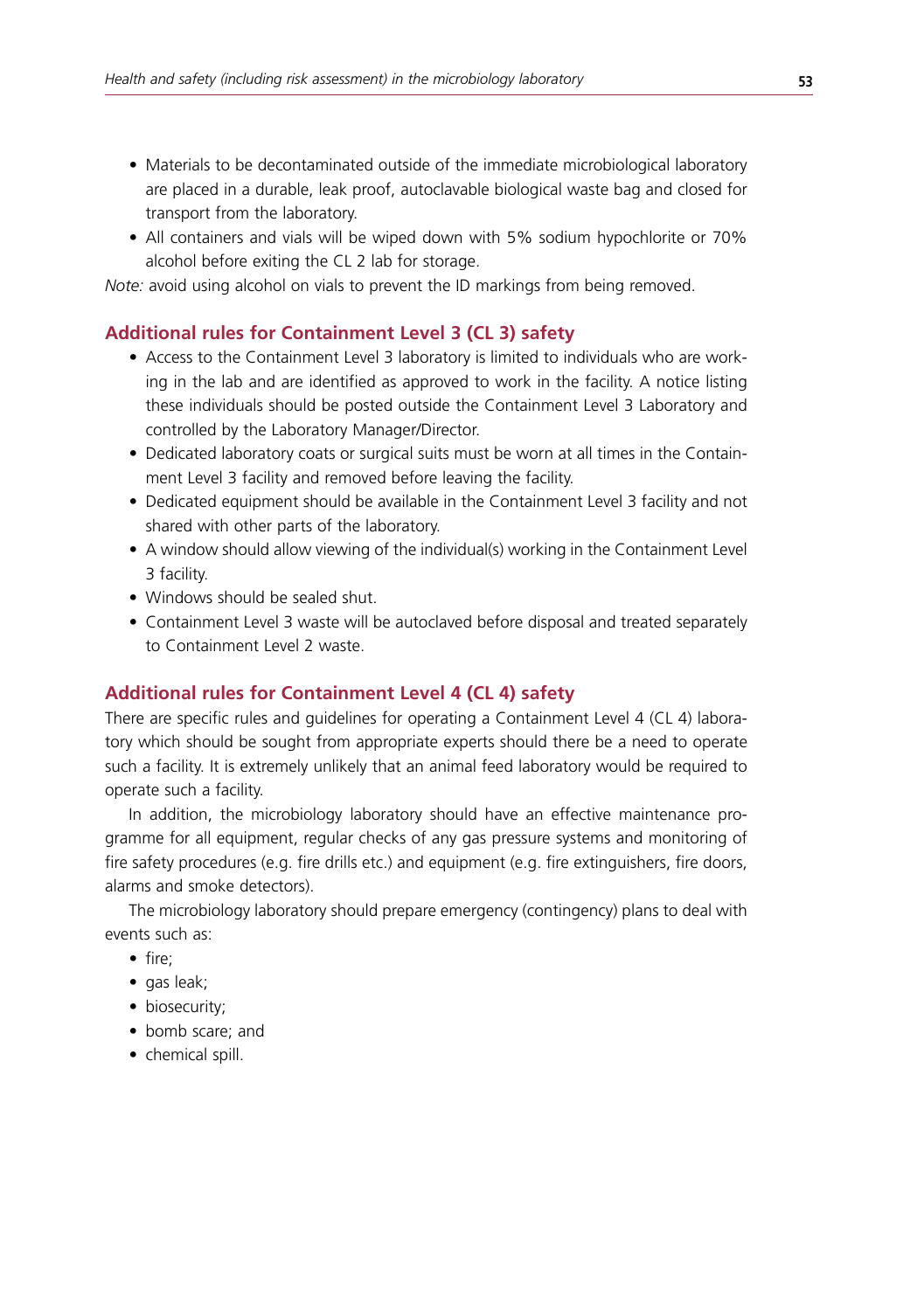- Materials to be decontaminated outside of the immediate microbiological laboratory are placed in a durable, leak proof, autoclavable biological waste bag and closed for transport from the laboratory.
- All containers and vials will be wiped down with 5% sodium hypochlorite or 70% alcohol before exiting the CL 2 lab for storage.

*Note:* avoid using alcohol on vials to prevent the ID markings from being removed.

### Additional rules for Containment Level 3 (CL 3) safety

- Access to the Containment Level 3 laboratory is limited to individuals who are working in the lab and are identified as approved to work in the facility. A notice listing these individuals should be posted outside the Containment Level 3 Laboratory and controlled by the Laboratory Manager/Director.
- Dedicated laboratory coats or surgical suits must be worn at all times in the Containment Level 3 facility and removed before leaving the facility.
- Dedicated equipment should be available in the Containment Level 3 facility and not shared with other parts of the laboratory.
- A window should allow viewing of the individual(s) working in the Containment Level 3 facility.
- Windows should be sealed shut.
- Containment Level 3 waste will be autoclaved before disposal and treated separately to Containment Level 2 waste.

### Additional rules for Containment Level 4 (CL 4) safety

There are specific rules and guidelines for operating a Containment Level 4 (CL 4) laboratory which should be sought from appropriate experts should there be a need to operate such a facility. It is extremely unlikely that an animal feed laboratory would be required to operate such a facility.

In addition, the microbiology laboratory should have an effective maintenance programme for all equipment, regular checks of any gas pressure systems and monitoring of fire safety procedures (e.g. fire drills etc.) and equipment (e.g. fire extinguishers, fire doors, alarms and smoke detectors).

The microbiology laboratory should prepare emergency (contingency) plans to deal with events such as:

- fire;
- gas leak;
- biosecurity;
- bomb scare; and
- chemical spill.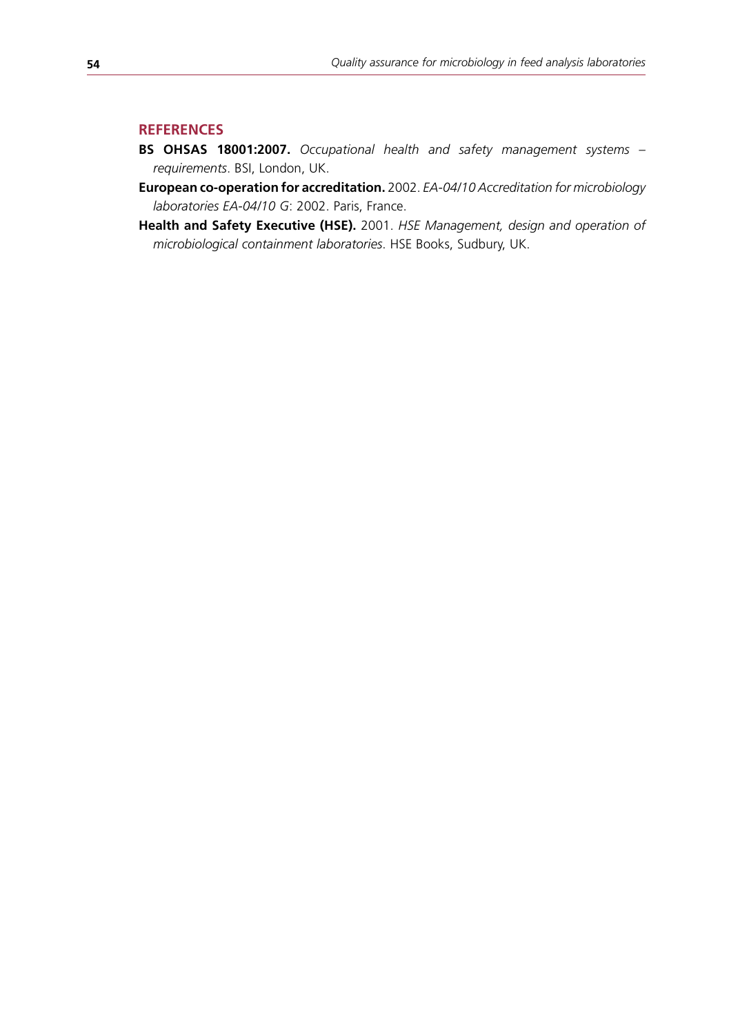## REFERENCES

**BS OHSAS 18001:2007.** *Occupational health and safety management systems – requirements*. BSI, London, UK.

**European co-operation for accreditation.** 2002. *EA-04/10 Accreditation for microbiology laboratories EA-04/10 G*: 2002. Paris, France.

**Health and Safety Executive (HSE).** 2001. *HSE Management, design and operation of microbiological containment laboratories*. HSE Books, Sudbury, UK.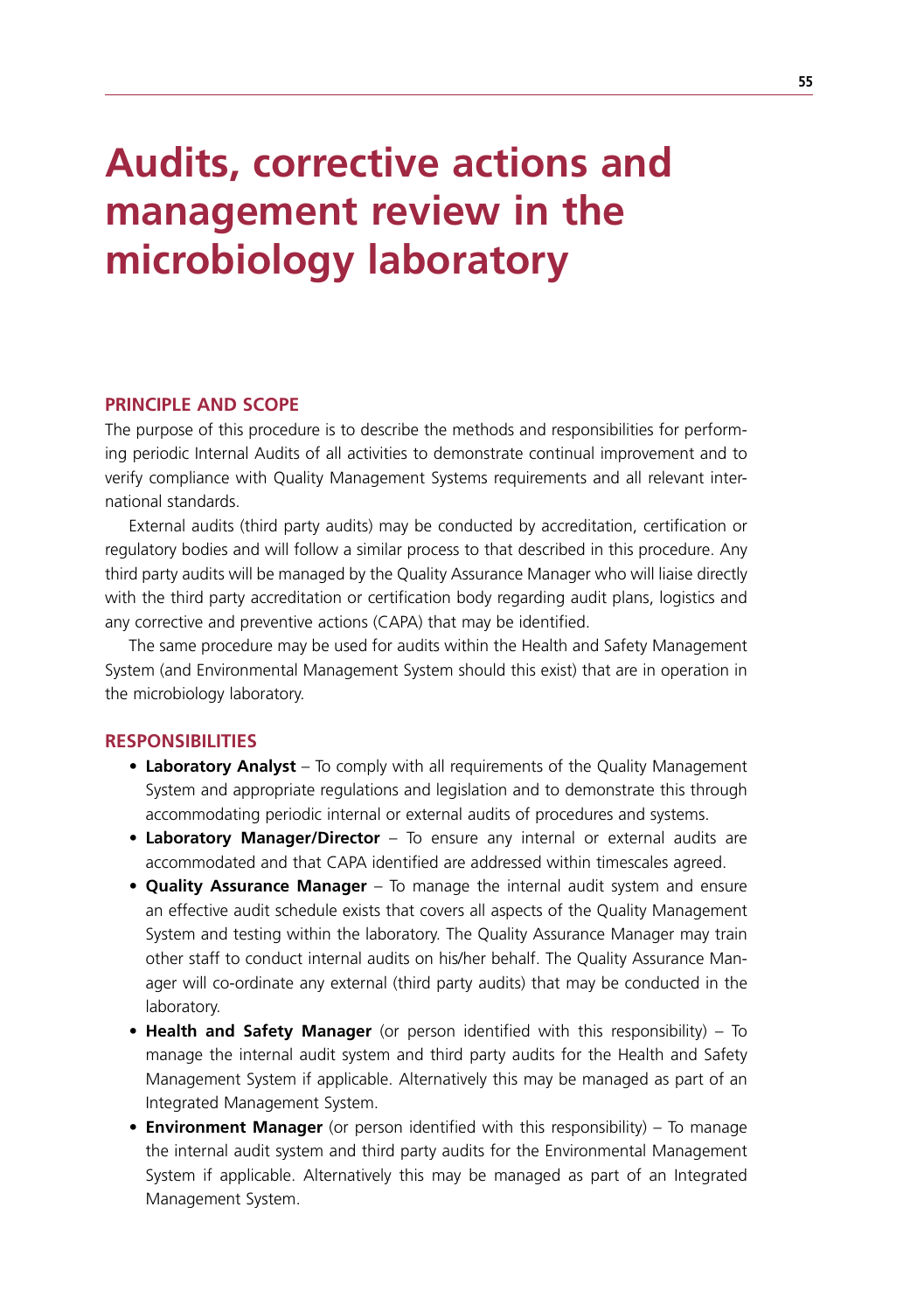# Audits, corrective actions and management review in the microbiology laboratory

## PRINCIPLE AND SCOPE

The purpose of this procedure is to describe the methods and responsibilities for performing periodic Internal Audits of all activities to demonstrate continual improvement and to verify compliance with Quality Management Systems requirements and all relevant international standards.

External audits (third party audits) may be conducted by accreditation, certification or regulatory bodies and will follow a similar process to that described in this procedure. Any third party audits will be managed by the Quality Assurance Manager who will liaise directly with the third party accreditation or certification body regarding audit plans, logistics and any corrective and preventive actions (CAPA) that may be identified.

The same procedure may be used for audits within the Health and Safety Management System (and Environmental Management System should this exist) that are in operation in the microbiology laboratory.

## RESPONSIBILITIES

- **Laboratory Analyst** – To comply with all requirements of the Quality Management System and appropriate regulations and legislation and to demonstrate this through accommodating periodic internal or external audits of procedures and systems.
- **Laboratory Manager/Director** – To ensure any internal or external audits are accommodated and that CAPA identified are addressed within timescales agreed.
- **Quality Assurance Manager** – To manage the internal audit system and ensure an effective audit schedule exists that covers all aspects of the Quality Management System and testing within the laboratory. The Quality Assurance Manager may train other staff to conduct internal audits on his/her behalf. The Quality Assurance Manager will co-ordinate any external (third party audits) that may be conducted in the laboratory.
- **Health and Safety Manager** (or person identified with this responsibility) – To manage the internal audit system and third party audits for the Health and Safety Management System if applicable. Alternatively this may be managed as part of an Integrated Management System.
- **Environment Manager** (or person identified with this responsibility) – To manage the internal audit system and third party audits for the Environmental Management System if applicable. Alternatively this may be managed as part of an Integrated Management System.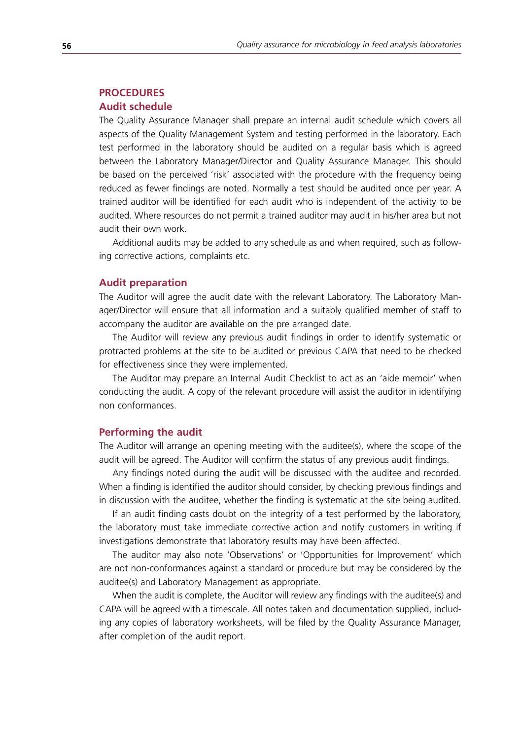## PROCEDURES

### Audit schedule

The Quality Assurance Manager shall prepare an internal audit schedule which covers all aspects of the Quality Management System and testing performed in the laboratory. Each test performed in the laboratory should be audited on a regular basis which is agreed between the Laboratory Manager/Director and Quality Assurance Manager. This should be based on the perceived 'risk' associated with the procedure with the frequency being reduced as fewer findings are noted. Normally a test should be audited once per year. A trained auditor will be identified for each audit who is independent of the activity to be audited. Where resources do not permit a trained auditor may audit in his/her area but not audit their own work.

Additional audits may be added to any schedule as and when required, such as following corrective actions, complaints etc.

### Audit preparation

The Auditor will agree the audit date with the relevant Laboratory. The Laboratory Manager/Director will ensure that all information and a suitably qualified member of staff to accompany the auditor are available on the pre arranged date.

The Auditor will review any previous audit findings in order to identify systematic or protracted problems at the site to be audited or previous CAPA that need to be checked for effectiveness since they were implemented.

The Auditor may prepare an Internal Audit Checklist to act as an 'aide memoir' when conducting the audit. A copy of the relevant procedure will assist the auditor in identifying non conformances.

### Performing the audit

The Auditor will arrange an opening meeting with the auditee(s), where the scope of the audit will be agreed. The Auditor will confirm the status of any previous audit findings.

Any findings noted during the audit will be discussed with the auditee and recorded. When a finding is identified the auditor should consider, by checking previous findings and in discussion with the auditee, whether the finding is systematic at the site being audited.

If an audit finding casts doubt on the integrity of a test performed by the laboratory, the laboratory must take immediate corrective action and notify customers in writing if investigations demonstrate that laboratory results may have been affected.

The auditor may also note 'Observations' or 'Opportunities for Improvement' which are not non-conformances against a standard or procedure but may be considered by the auditee(s) and Laboratory Management as appropriate.

When the audit is complete, the Auditor will review any findings with the auditee(s) and CAPA will be agreed with a timescale. All notes taken and documentation supplied, including any copies of laboratory worksheets, will be filed by the Quality Assurance Manager, after completion of the audit report.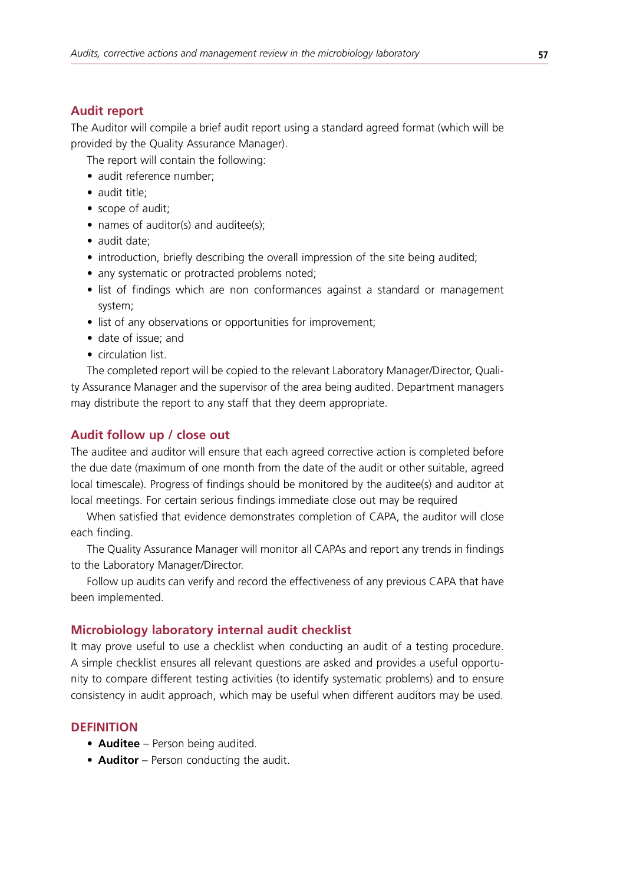## Audit report

The Auditor will compile a brief audit report using a standard agreed format (which will be provided by the Quality Assurance Manager).

The report will contain the following:

- audit reference number;
- audit title;
- scope of audit;
- names of auditor(s) and auditee(s);
- audit date;
- introduction, briefly describing the overall impression of the site being audited;
- any systematic or protracted problems noted;
- list of findings which are non conformances against a standard or management system;
- list of any observations or opportunities for improvement;
- date of issue; and
- circulation list.

The completed report will be copied to the relevant Laboratory Manager/Director, Quality Assurance Manager and the supervisor of the area being audited. Department managers may distribute the report to any staff that they deem appropriate.

## Audit follow up / close out

The auditee and auditor will ensure that each agreed corrective action is completed before the due date (maximum of one month from the date of the audit or other suitable, agreed local timescale). Progress of findings should be monitored by the auditee(s) and auditor at local meetings. For certain serious findings immediate close out may be required

When satisfied that evidence demonstrates completion of CAPA, the auditor will close each finding.

The Quality Assurance Manager will monitor all CAPAs and report any trends in findings to the Laboratory Manager/Director.

Follow up audits can verify and record the effectiveness of any previous CAPA that have been implemented.

## Microbiology laboratory internal audit checklist

It may prove useful to use a checklist when conducting an audit of a testing procedure. A simple checklist ensures all relevant questions are asked and provides a useful opportunity to compare different testing activities (to identify systematic problems) and to ensure consistency in audit approach, which may be useful when different auditors may be used.

## DEFINITION

- **Auditee** – Person being audited.
- **Auditor** – Person conducting the audit.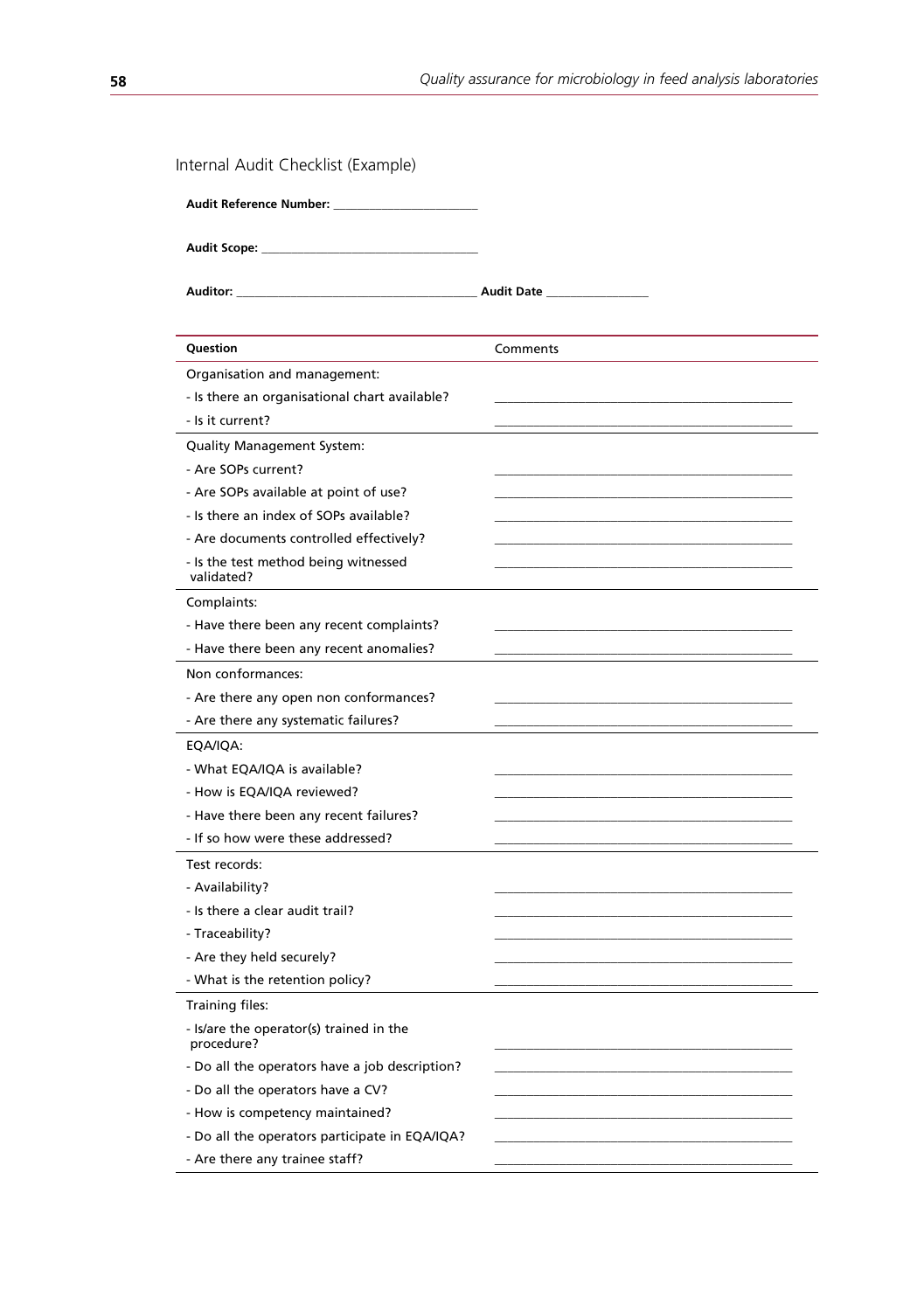Internal Audit Checklist (Example)

**Audit Reference Number:** ______________________

**Audit Scope:** ________________________________

**Auditor:** ____________________________________ **Audit Date** _______________

| Question | Comments |
|---|---|
| Organisation and management: | |
| - Is there an organisational chart available? | ___________________________ |
| - Is it current? | ___________________________ |
| Quality Management System: | |
| - Are SOPs current? | ___________________________ |
| - Are SOPs available at point of use? | ___________________________ |
| - Is there an index of SOPs available? | ___________________________ |
| - Are documents controlled effectively? | ___________________________ |
| - Is the test method being witnessed validated? | ___________________________ |
| Complaints: | |
| - Have there been any recent complaints? | ___________________________ |
| - Have there been any recent anomalies? | ___________________________ |
| Non conformances: | |
| - Are there any open non conformances? | ___________________________ |
| - Are there any systematic failures? | ___________________________ |
| EQA/IQA: | |
| - What EQA/IQA is available? | ___________________________ |
| - How is EQA/IQA reviewed? | ___________________________ |
| - Have there been any recent failures? | ___________________________ |
| - If so how were these addressed? | ___________________________ |
| Test records: | |
| - Availability? | ___________________________ |
| - Is there a clear audit trail? | ___________________________ |
| - Traceability? | ___________________________ |
| - Are they held securely? | ___________________________ |
| - What is the retention policy? | ___________________________ |
| Training files: | |
| - Is/are the operator(s) trained in the procedure? | ___________________________ |
| - Do all the operators have a job description? | ___________________________ |
| - Do all the operators have a CV? | ___________________________ |
| - How is competency maintained? | ___________________________ |
| - Do all the operators participate in EQA/IQA? | ___________________________ |
| - Are there any trainee staff? | ___________________________ |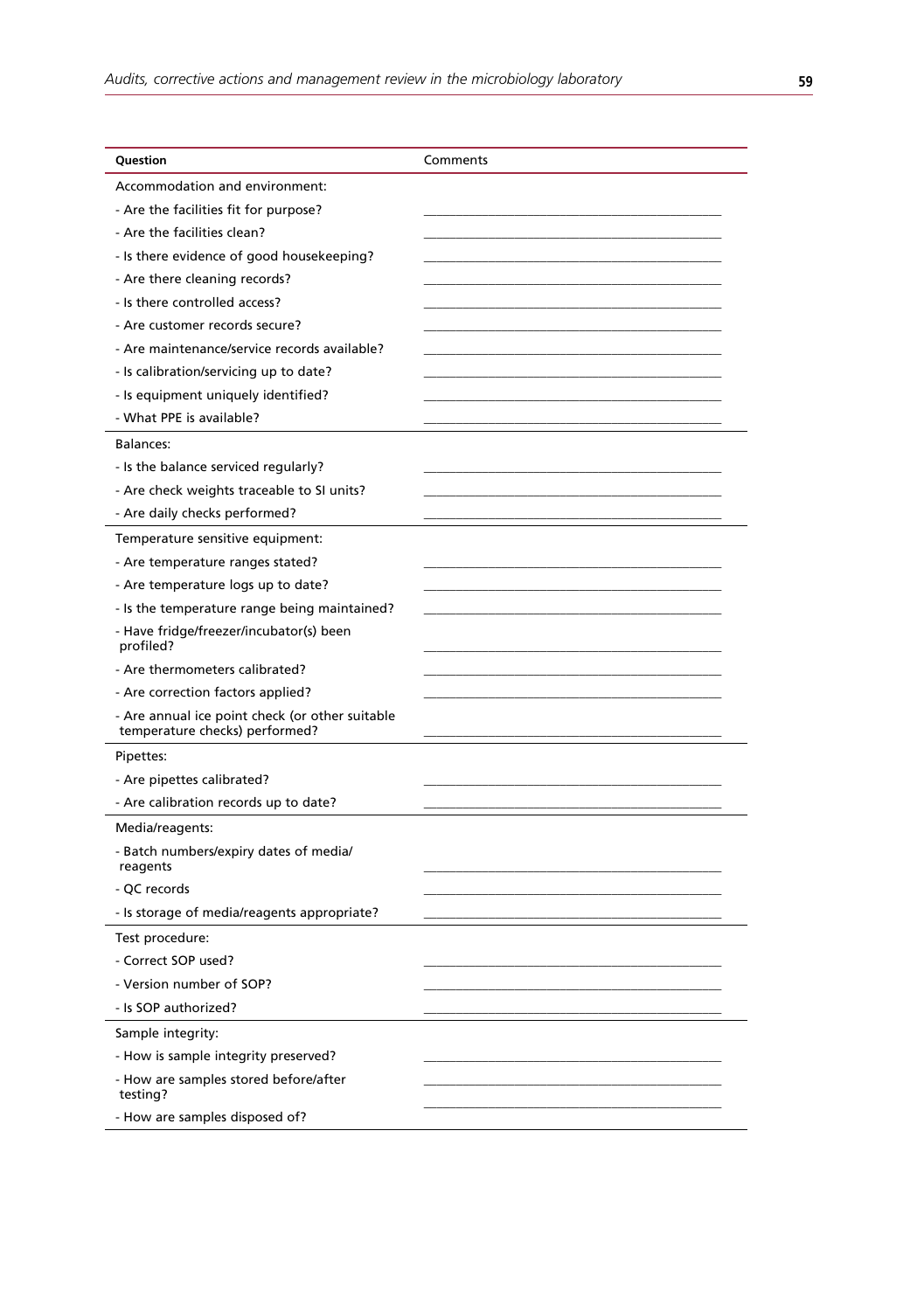| Question | Comments |
| --- | --- |
| Accommodation and environment: | |
| - Are the facilities fit for purpose? | |
| - Are the facilities clean? | |
| - Is there evidence of good housekeeping? | |
| - Are there cleaning records? | |
| - Is there controlled access? | |
| - Are customer records secure? | |
| - Are maintenance/service records available? | |
| - Is calibration/servicing up to date? | |
| - Is equipment uniquely identified? | |
| - What PPE is available? | |
| Balances: | |
| - Is the balance serviced regularly? | |
| - Are check weights traceable to SI units? | |
| - Are daily checks performed? | |
| Temperature sensitive equipment: | |
| - Are temperature ranges stated? | |
| - Are temperature logs up to date? | |
| - Is the temperature range being maintained? | |
| - Have fridge/freezer/incubator(s) been profiled? | |
| - Are thermometers calibrated? | |
| - Are correction factors applied? | |
| - Are annual ice point check (or other suitable temperature checks) performed? | |
| Pipettes: | |
| - Are pipettes calibrated? | |
| - Are calibration records up to date? | |
| Media/reagents: | |
| - Batch numbers/expiry dates of media/ reagents | |
| - QC records | |
| - Is storage of media/reagents appropriate? | |
| Test procedure: | |
| - Correct SOP used? | |
| - Version number of SOP? | |
| - Is SOP authorized? | |
| Sample integrity: | |
| - How is sample integrity preserved? | |
| - How are samples stored before/after testing? | |
| - How are samples disposed of? | |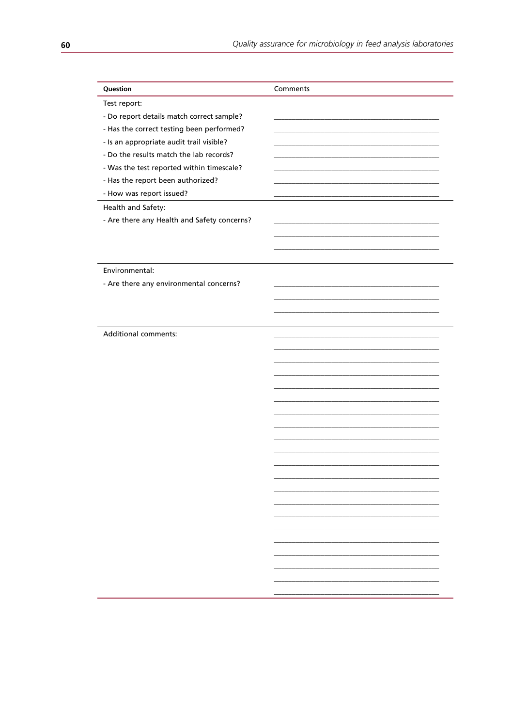| Question | Comments |
|---|---|
| Test report: | |
| - Do report details match correct sample? | ___ |
| - Has the correct testing been performed? | ___ |
| - Is an appropriate audit trail visible? | ___ |
| - Do the results match the lab records? | ___ |
| - Was the test reported within timescale? | ___ |
| - Has the report been authorized? | ___ |
| - How was report issued? | ___ |
| Health and Safety: | |
| - Are there any Health and Safety concerns? | ___ |
| | ___ |
| | ___ |
| Environmental: | |
| - Are there any environmental concerns? | ___ |
| | ___ |
| | ___ |
| Additional comments: | ___ |
| | ___ |
| | ___ |
| | ___ |
| | ___ |
| | ___ |
| | ___ |
| | ___ |
| | ___ |
| | ___ |
| | ___ |
| | ___ |
| | ___ |
| | ___ |
| | ___ |
| | ___ |
| | ___ |
| | ___ |
| | ___ |
| | ___ |
| | ___ |
| | ___ |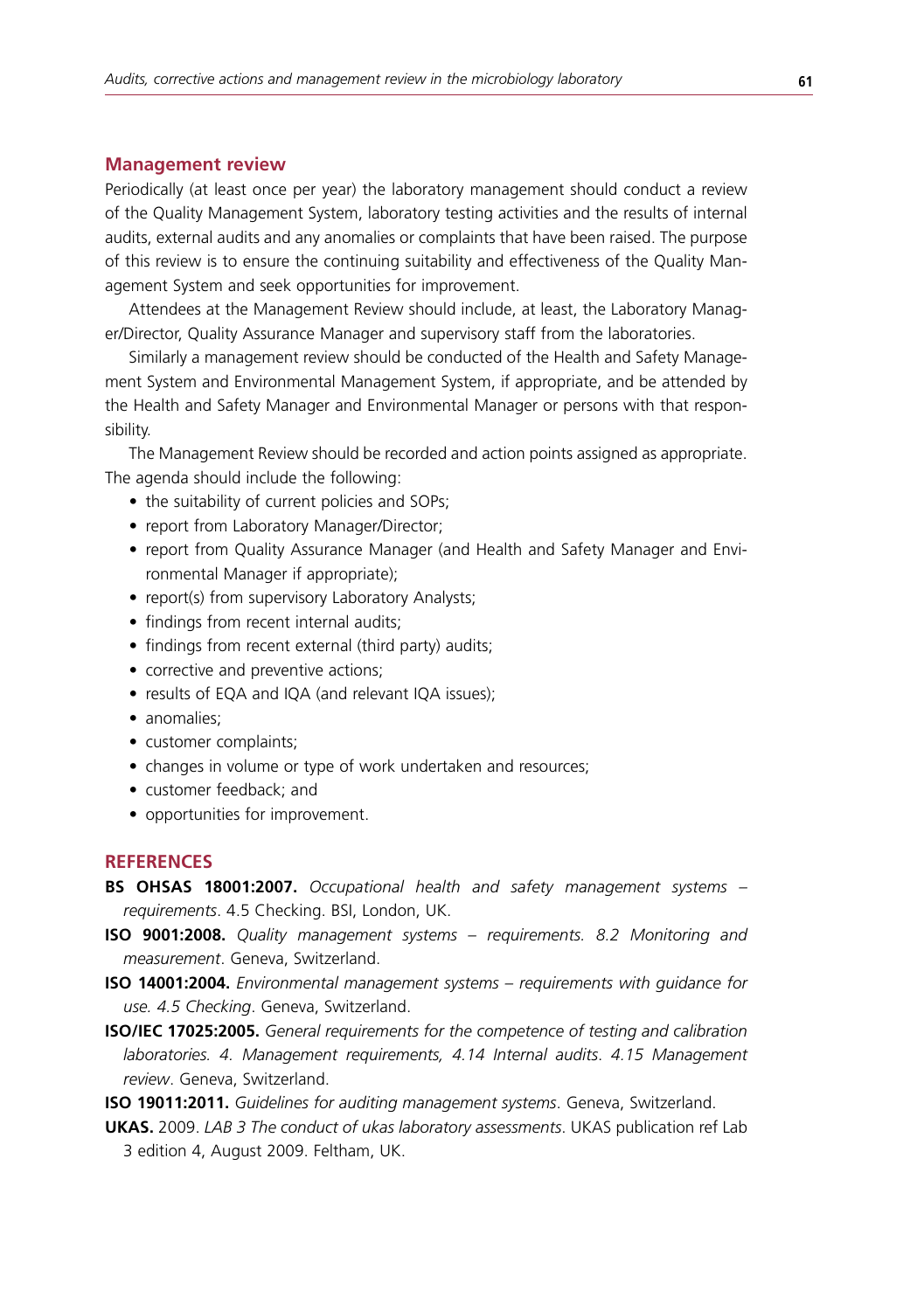## Management review

Periodically (at least once per year) the laboratory management should conduct a review of the Quality Management System, laboratory testing activities and the results of internal audits, external audits and any anomalies or complaints that have been raised. The purpose of this review is to ensure the continuing suitability and effectiveness of the Quality Management System and seek opportunities for improvement.

Attendees at the Management Review should include, at least, the Laboratory Manager/Director, Quality Assurance Manager and supervisory staff from the laboratories.

Similarly a management review should be conducted of the Health and Safety Management System and Environmental Management System, if appropriate, and be attended by the Health and Safety Manager and Environmental Manager or persons with that responsibility.

The Management Review should be recorded and action points assigned as appropriate. The agenda should include the following:

- the suitability of current policies and SOPs;
- report from Laboratory Manager/Director;
- report from Quality Assurance Manager (and Health and Safety Manager and Environmental Manager if appropriate);
- report(s) from supervisory Laboratory Analysts;
- findings from recent internal audits;
- findings from recent external (third party) audits;
- corrective and preventive actions;
- results of EQA and IQA (and relevant IQA issues);
- anomalies;
- customer complaints;
- changes in volume or type of work undertaken and resources;
- customer feedback; and
- opportunities for improvement.

## REFERENCES

**BS OHSAS 18001:2007.** *Occupational health and safety management systems – requirements*. 4.5 Checking. BSI, London, UK.

**ISO 9001:2008.** *Quality management systems – requirements. 8.2 Monitoring and measurement*. Geneva, Switzerland.

**ISO 14001:2004.** *Environmental management systems – requirements with guidance for use. 4.5 Checking*. Geneva, Switzerland.

**ISO/IEC 17025:2005.** *General requirements for the competence of testing and calibration laboratories. 4. Management requirements, 4.14 Internal audits. 4.15 Management review*. Geneva, Switzerland.

**ISO 19011:2011.** *Guidelines for auditing management systems*. Geneva, Switzerland.

**UKAS.** 2009. *LAB 3 The conduct of ukas laboratory assessments*. UKAS publication ref Lab 3 edition 4, August 2009. Feltham, UK.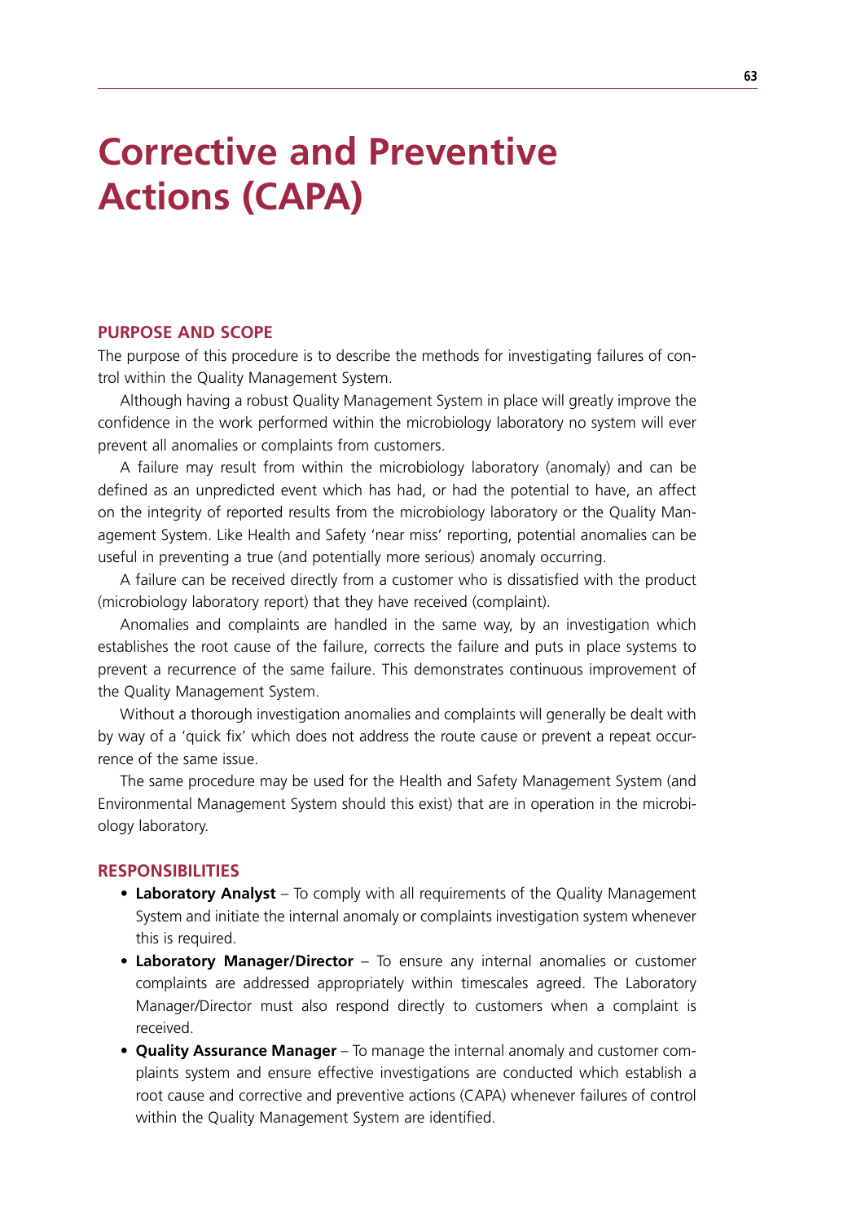# Corrective and Preventive Actions (CAPA)

## PURPOSE AND SCOPE

The purpose of this procedure is to describe the methods for investigating failures of control within the Quality Management System.

Although having a robust Quality Management System in place will greatly improve the confidence in the work performed within the microbiology laboratory no system will ever prevent all anomalies or complaints from customers.

A failure may result from within the microbiology laboratory (anomaly) and can be defined as an unpredicted event which has had, or had the potential to have, an affect on the integrity of reported results from the microbiology laboratory or the Quality Management System. Like Health and Safety 'near miss' reporting, potential anomalies can be useful in preventing a true (and potentially more serious) anomaly occurring.

A failure can be received directly from a customer who is dissatisfied with the product (microbiology laboratory report) that they have received (complaint).

Anomalies and complaints are handled in the same way, by an investigation which establishes the root cause of the failure, corrects the failure and puts in place systems to prevent a recurrence of the same failure. This demonstrates continuous improvement of the Quality Management System.

Without a thorough investigation anomalies and complaints will generally be dealt with by way of a 'quick fix' which does not address the route cause or prevent a repeat occurrence of the same issue.

The same procedure may be used for the Health and Safety Management System (and Environmental Management System should this exist) that are in operation in the microbiology laboratory.

## RESPONSIBILITIES

- **Laboratory Analyst** – To comply with all requirements of the Quality Management System and initiate the internal anomaly or complaints investigation system whenever this is required.
- **Laboratory Manager/Director** – To ensure any internal anomalies or customer complaints are addressed appropriately within timescales agreed. The Laboratory Manager/Director must also respond directly to customers when a complaint is received.
- **Quality Assurance Manager** – To manage the internal anomaly and customer complaints system and ensure effective investigations are conducted which establish a root cause and corrective and preventive actions (CAPA) whenever failures of control within the Quality Management System are identified.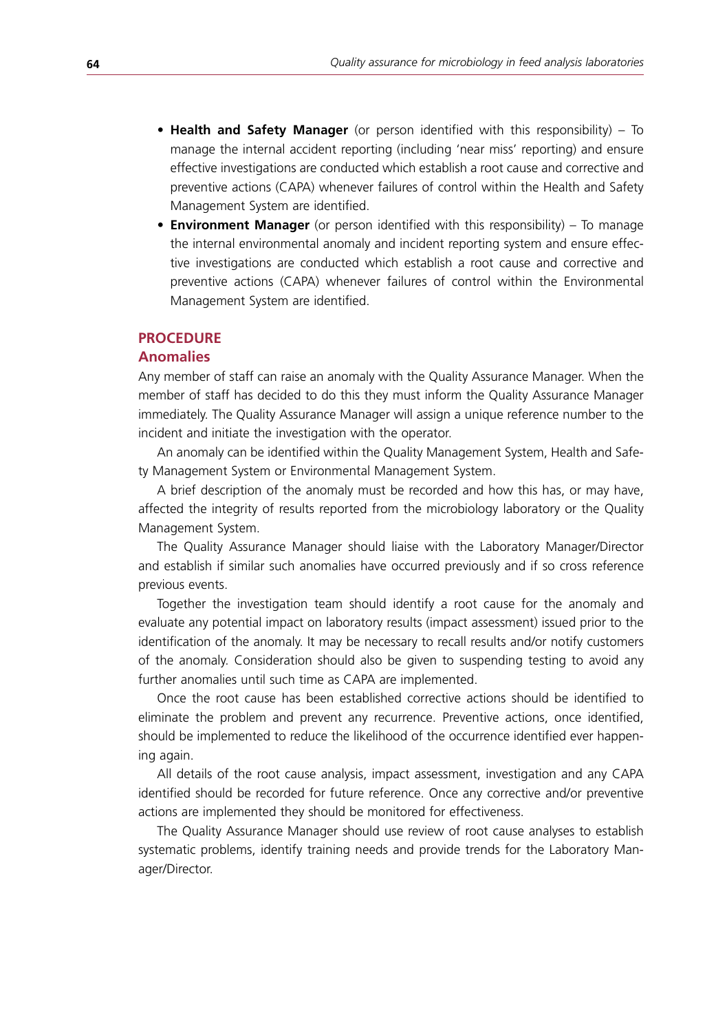- **Health and Safety Manager** (or person identified with this responsibility) – To manage the internal accident reporting (including 'near miss' reporting) and ensure effective investigations are conducted which establish a root cause and corrective and preventive actions (CAPA) whenever failures of control within the Health and Safety Management System are identified.
- **Environment Manager** (or person identified with this responsibility) – To manage the internal environmental anomaly and incident reporting system and ensure effective investigations are conducted which establish a root cause and corrective and preventive actions (CAPA) whenever failures of control within the Environmental Management System are identified.

## PROCEDURE

### Anomalies

Any member of staff can raise an anomaly with the Quality Assurance Manager. When the member of staff has decided to do this they must inform the Quality Assurance Manager immediately. The Quality Assurance Manager will assign a unique reference number to the incident and initiate the investigation with the operator.

An anomaly can be identified within the Quality Management System, Health and Safety Management System or Environmental Management System.

A brief description of the anomaly must be recorded and how this has, or may have, affected the integrity of results reported from the microbiology laboratory or the Quality Management System.

The Quality Assurance Manager should liaise with the Laboratory Manager/Director and establish if similar such anomalies have occurred previously and if so cross reference previous events.

Together the investigation team should identify a root cause for the anomaly and evaluate any potential impact on laboratory results (impact assessment) issued prior to the identification of the anomaly. It may be necessary to recall results and/or notify customers of the anomaly. Consideration should also be given to suspending testing to avoid any further anomalies until such time as CAPA are implemented.

Once the root cause has been established corrective actions should be identified to eliminate the problem and prevent any recurrence. Preventive actions, once identified, should be implemented to reduce the likelihood of the occurrence identified ever happening again.

All details of the root cause analysis, impact assessment, investigation and any CAPA identified should be recorded for future reference. Once any corrective and/or preventive actions are implemented they should be monitored for effectiveness.

The Quality Assurance Manager should use review of root cause analyses to establish systematic problems, identify training needs and provide trends for the Laboratory Manager/Director.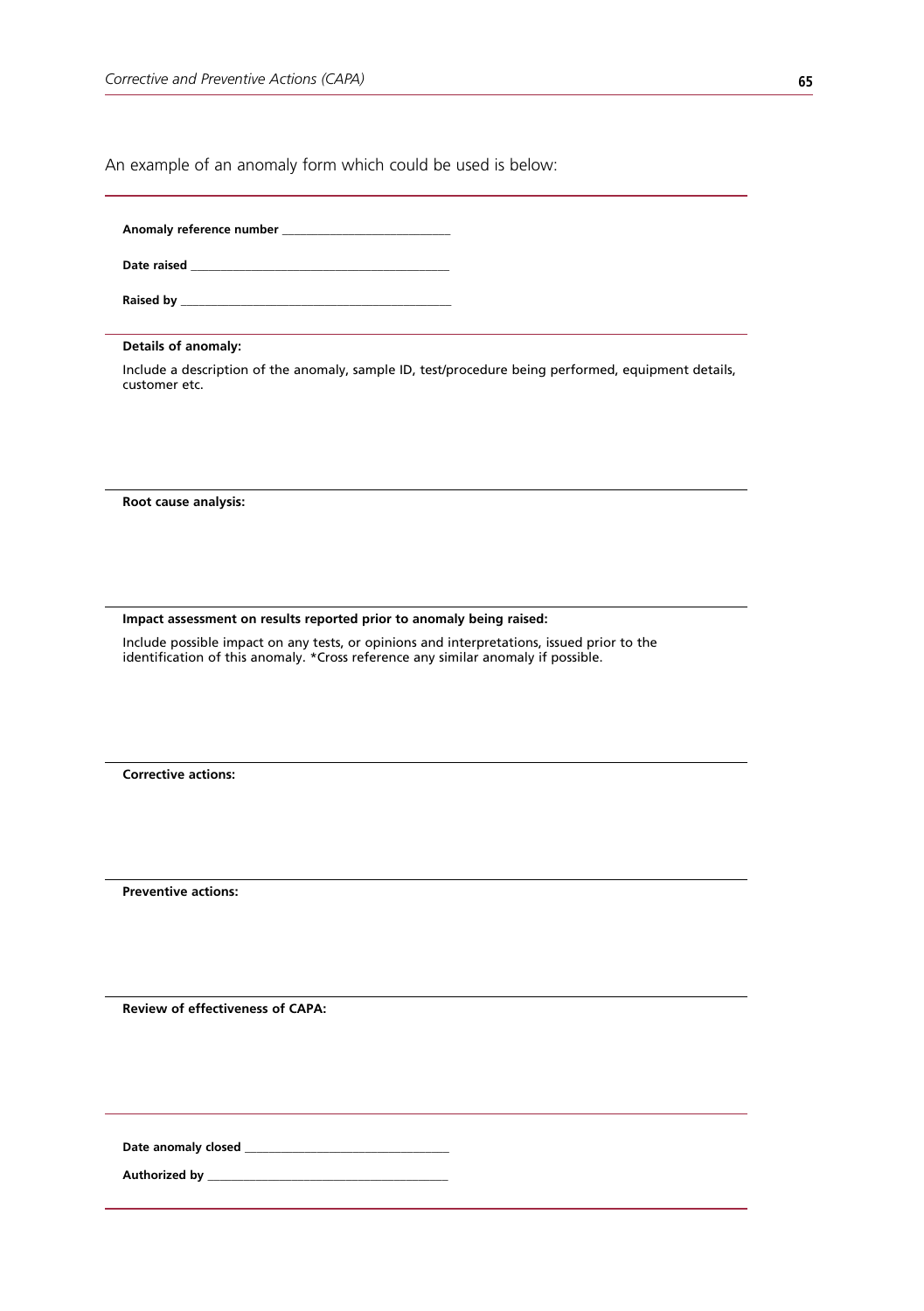An example of an anomaly form which could be used is below:

---

**Anomaly reference number** ___________________________

**Date raised** __________________________________________

**Raised by** ____________________________________________

---

**Details of anomaly:**

Include a description of the anomaly, sample ID, test/procedure being performed, equipment details, customer etc.

---

**Root cause analysis:**

---

**Impact assessment on results reported prior to anomaly being raised:**

Include possible impact on any tests, or opinions and interpretations, issued prior to the identification of this anomaly. *Cross reference any similar anomaly if possible.

---

**Corrective actions:**

---

**Preventive actions:**

---

**Review of effectiveness of CAPA:**

---

**Date anomaly closed** ________________________________

**Authorized by** _____________________________________

---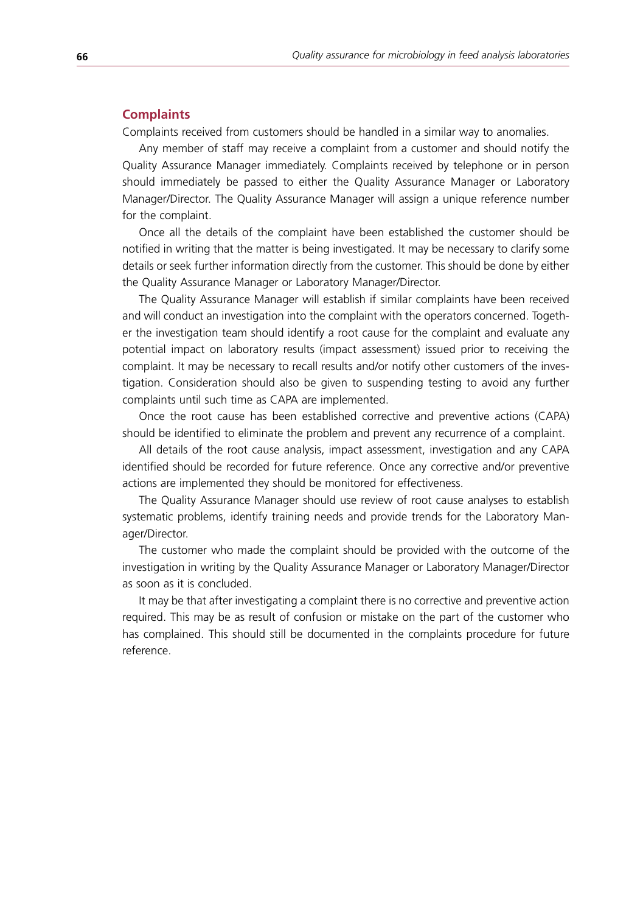## Complaints

Complaints received from customers should be handled in a similar way to anomalies.

Any member of staff may receive a complaint from a customer and should notify the Quality Assurance Manager immediately. Complaints received by telephone or in person should immediately be passed to either the Quality Assurance Manager or Laboratory Manager/Director. The Quality Assurance Manager will assign a unique reference number for the complaint.

Once all the details of the complaint have been established the customer should be notified in writing that the matter is being investigated. It may be necessary to clarify some details or seek further information directly from the customer. This should be done by either the Quality Assurance Manager or Laboratory Manager/Director.

The Quality Assurance Manager will establish if similar complaints have been received and will conduct an investigation into the complaint with the operators concerned. Together the investigation team should identify a root cause for the complaint and evaluate any potential impact on laboratory results (impact assessment) issued prior to receiving the complaint. It may be necessary to recall results and/or notify other customers of the investigation. Consideration should also be given to suspending testing to avoid any further complaints until such time as CAPA are implemented.

Once the root cause has been established corrective and preventive actions (CAPA) should be identified to eliminate the problem and prevent any recurrence of a complaint.

All details of the root cause analysis, impact assessment, investigation and any CAPA identified should be recorded for future reference. Once any corrective and/or preventive actions are implemented they should be monitored for effectiveness.

The Quality Assurance Manager should use review of root cause analyses to establish systematic problems, identify training needs and provide trends for the Laboratory Manager/Director.

The customer who made the complaint should be provided with the outcome of the investigation in writing by the Quality Assurance Manager or Laboratory Manager/Director as soon as it is concluded.

It may be that after investigating a complaint there is no corrective and preventive action required. This may be as result of confusion or mistake on the part of the customer who has complained. This should still be documented in the complaints procedure for future reference.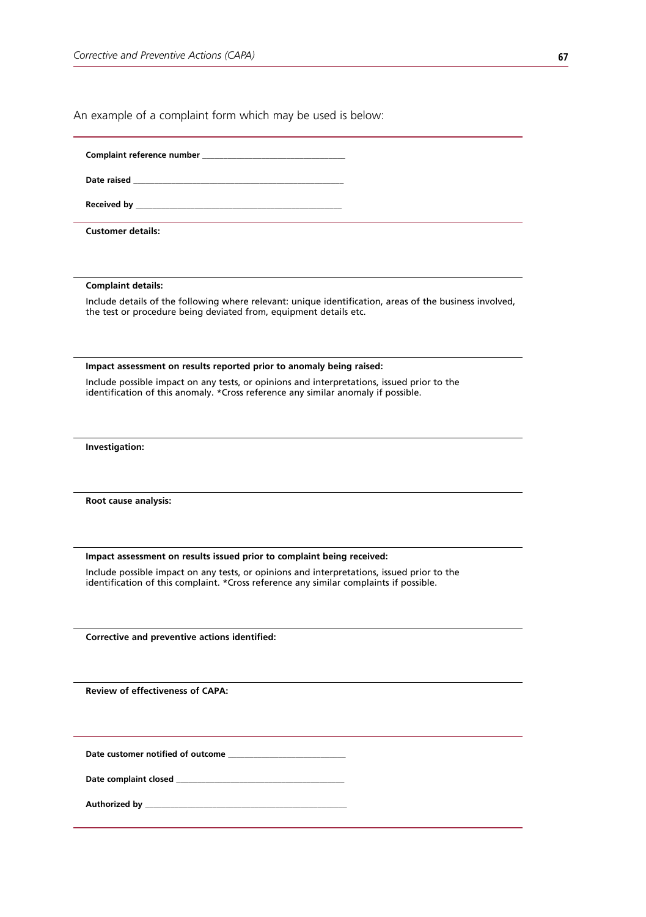An example of a complaint form which may be used is below:

---

**Complaint reference number** ________________________________

**Date raised** ________________________________________________

**Received by** _______________________________________________

---

**Customer details:**

---

**Complaint details:**

Include details of the following where relevant: unique identification, areas of the business involved, the test or procedure being deviated from, equipment details etc.

---

**Impact assessment on results reported prior to anomaly being raised:**

Include possible impact on any tests, or opinions and interpretations, issued prior to the identification of this anomaly. *Cross reference any similar anomaly if possible.

---

**Investigation:**

---

**Root cause analysis:**

---

**Impact assessment on results issued prior to complaint being received:**

Include possible impact on any tests, or opinions and interpretations, issued prior to the identification of this complaint. *Cross reference any similar complaints if possible.

---

**Corrective and preventive actions identified:**

---

**Review of effectiveness of CAPA:**

---

**Date customer notified of outcome** __________________________

**Date complaint closed** ______________________________________

**Authorized by** _____________________________________________

---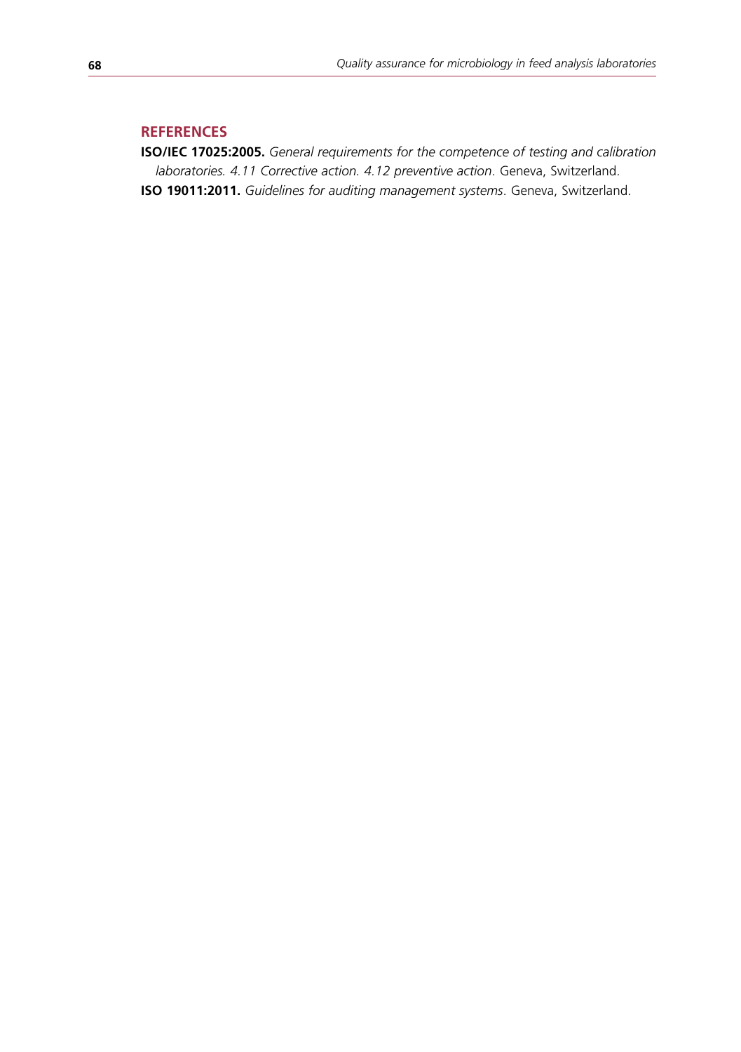## REFERENCES

**ISO/IEC 17025:2005.** *General requirements for the competence of testing and calibration laboratories. 4.11 Corrective action. 4.12 preventive action*. Geneva, Switzerland.

**ISO 19011:2011.** *Guidelines for auditing management systems*. Geneva, Switzerland.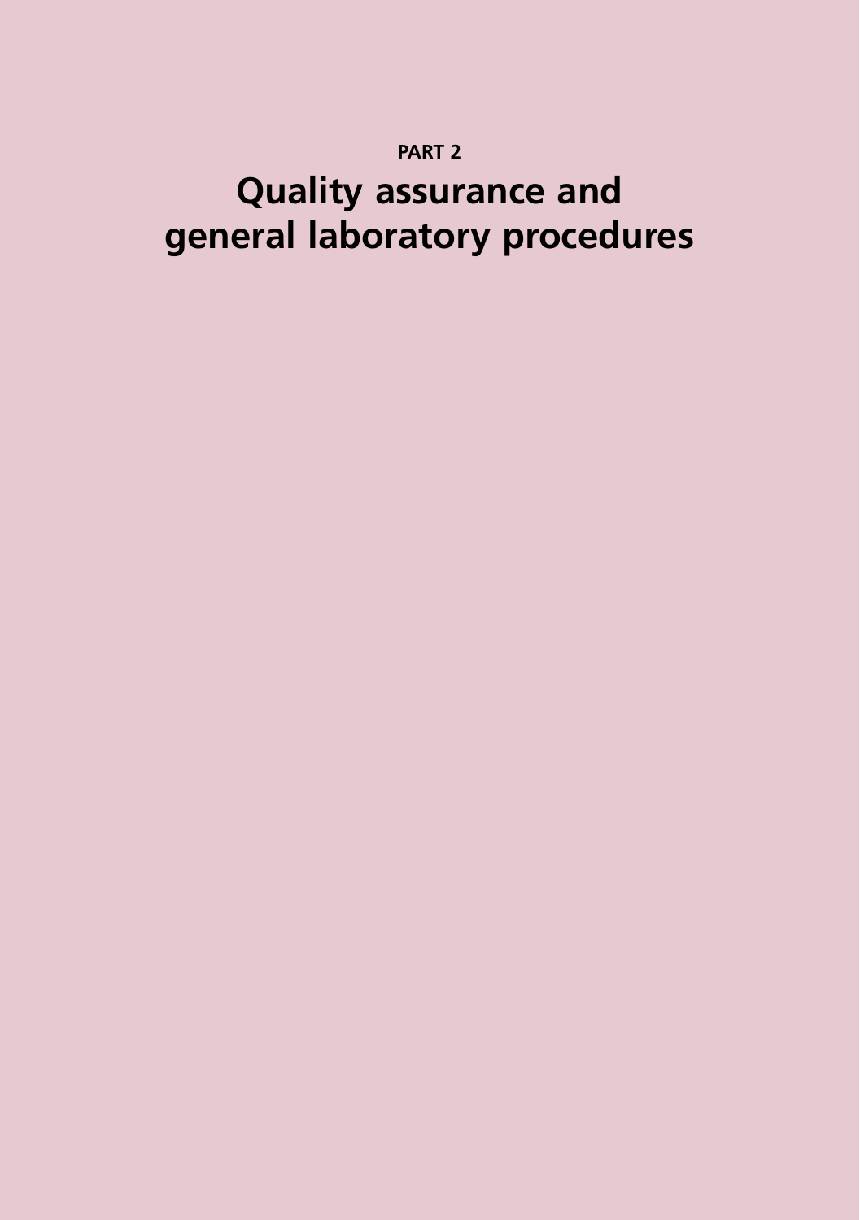PART 2

# Quality assurance and general laboratory procedures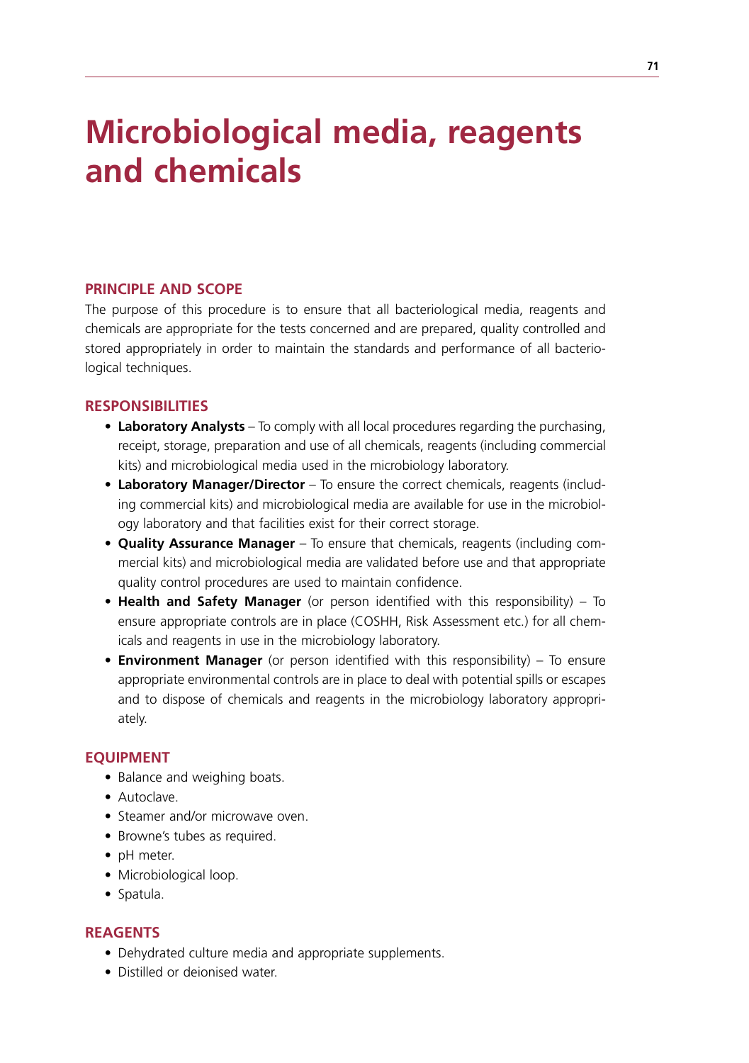# Microbiological media, reagents and chemicals

## PRINCIPLE AND SCOPE

The purpose of this procedure is to ensure that all bacteriological media, reagents and chemicals are appropriate for the tests concerned and are prepared, quality controlled and stored appropriately in order to maintain the standards and performance of all bacteriological techniques.

## RESPONSIBILITIES

- **Laboratory Analysts** – To comply with all local procedures regarding the purchasing, receipt, storage, preparation and use of all chemicals, reagents (including commercial kits) and microbiological media used in the microbiology laboratory.
- **Laboratory Manager/Director** – To ensure the correct chemicals, reagents (including commercial kits) and microbiological media are available for use in the microbiology laboratory and that facilities exist for their correct storage.
- **Quality Assurance Manager** – To ensure that chemicals, reagents (including commercial kits) and microbiological media are validated before use and that appropriate quality control procedures are used to maintain confidence.
- **Health and Safety Manager** (or person identified with this responsibility) – To ensure appropriate controls are in place (COSHH, Risk Assessment etc.) for all chemicals and reagents in use in the microbiology laboratory.
- **Environment Manager** (or person identified with this responsibility) – To ensure appropriate environmental controls are in place to deal with potential spills or escapes and to dispose of chemicals and reagents in the microbiology laboratory appropriately.

## EQUIPMENT

- Balance and weighing boats.
- Autoclave.
- Steamer and/or microwave oven.
- Browne's tubes as required.
- pH meter.
- Microbiological loop.
- Spatula.

## REAGENTS

- Dehydrated culture media and appropriate supplements.
- Distilled or deionised water.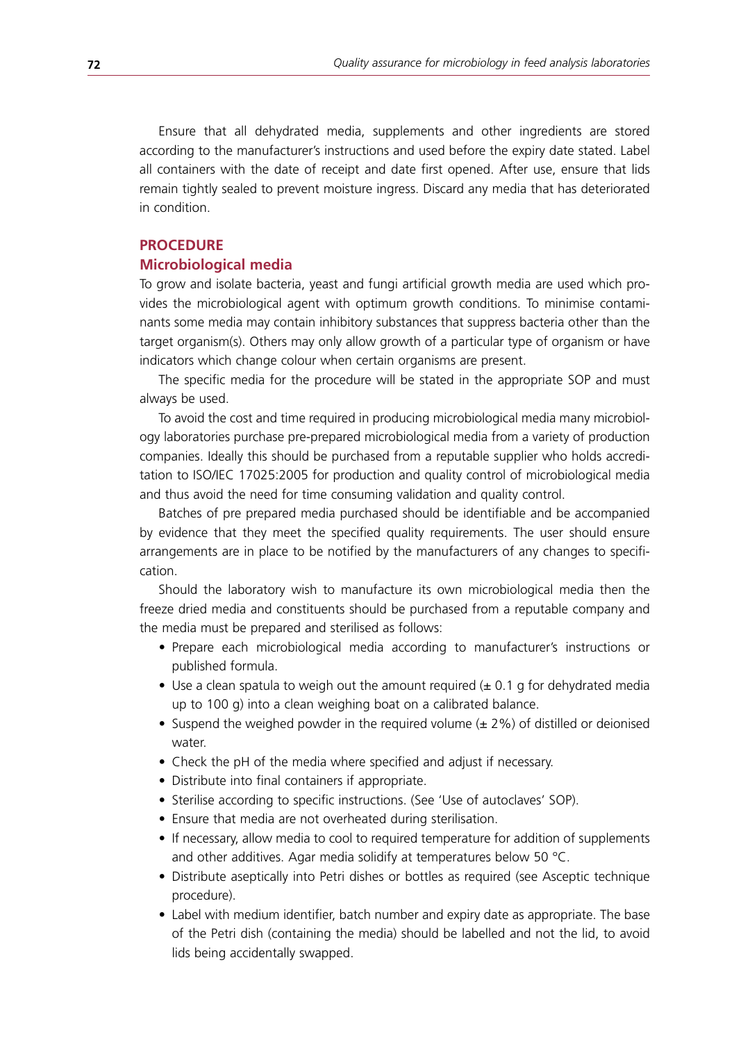Ensure that all dehydrated media, supplements and other ingredients are stored according to the manufacturer's instructions and used before the expiry date stated. Label all containers with the date of receipt and date first opened. After use, ensure that lids remain tightly sealed to prevent moisture ingress. Discard any media that has deteriorated in condition.

## PROCEDURE

### Microbiological media

To grow and isolate bacteria, yeast and fungi artificial growth media are used which provides the microbiological agent with optimum growth conditions. To minimise contaminants some media may contain inhibitory substances that suppress bacteria other than the target organism(s). Others may only allow growth of a particular type of organism or have indicators which change colour when certain organisms are present.

The specific media for the procedure will be stated in the appropriate SOP and must always be used.

To avoid the cost and time required in producing microbiological media many microbiology laboratories purchase pre-prepared microbiological media from a variety of production companies. Ideally this should be purchased from a reputable supplier who holds accreditation to ISO/IEC 17025:2005 for production and quality control of microbiological media and thus avoid the need for time consuming validation and quality control.

Batches of pre prepared media purchased should be identifiable and be accompanied by evidence that they meet the specified quality requirements. The user should ensure arrangements are in place to be notified by the manufacturers of any changes to specification.

Should the laboratory wish to manufacture its own microbiological media then the freeze dried media and constituents should be purchased from a reputable company and the media must be prepared and sterilised as follows:

- Prepare each microbiological media according to manufacturer's instructions or published formula.
- Use a clean spatula to weigh out the amount required (± 0.1 g for dehydrated media up to 100 g) into a clean weighing boat on a calibrated balance.
- Suspend the weighed powder in the required volume (± 2%) of distilled or deionised water.
- Check the pH of the media where specified and adjust if necessary.
- Distribute into final containers if appropriate.
- Sterilise according to specific instructions. (See 'Use of autoclaves' SOP).
- Ensure that media are not overheated during sterilisation.
- If necessary, allow media to cool to required temperature for addition of supplements and other additives. Agar media solidify at temperatures below 50 °C.
- Distribute aseptically into Petri dishes or bottles as required (see Asceptic technique procedure).
- Label with medium identifier, batch number and expiry date as appropriate. The base of the Petri dish (containing the media) should be labelled and not the lid, to avoid lids being accidentally swapped.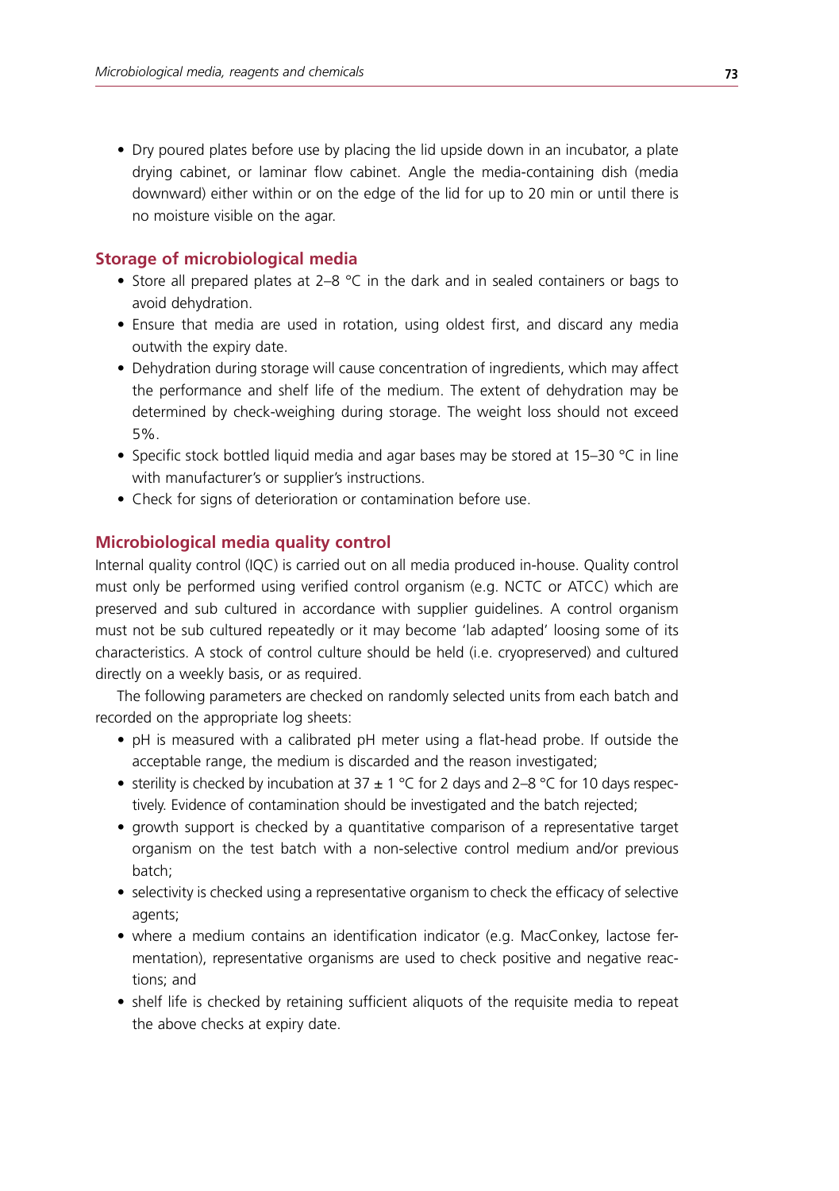- Dry poured plates before use by placing the lid upside down in an incubator, a plate drying cabinet, or laminar flow cabinet. Angle the media-containing dish (media downward) either within or on the edge of the lid for up to 20 min or until there is no moisture visible on the agar.

## Storage of microbiological media

- Store all prepared plates at 2–8 °C in the dark and in sealed containers or bags to avoid dehydration.
- Ensure that media are used in rotation, using oldest first, and discard any media outwith the expiry date.
- Dehydration during storage will cause concentration of ingredients, which may affect the performance and shelf life of the medium. The extent of dehydration may be determined by check-weighing during storage. The weight loss should not exceed 5%.
- Specific stock bottled liquid media and agar bases may be stored at 15–30 °C in line with manufacturer's or supplier's instructions.
- Check for signs of deterioration or contamination before use.

## Microbiological media quality control

Internal quality control (IQC) is carried out on all media produced in-house. Quality control must only be performed using verified control organism (e.g. NCTC or ATCC) which are preserved and sub cultured in accordance with supplier guidelines. A control organism must not be sub cultured repeatedly or it may become 'lab adapted' loosing some of its characteristics. A stock of control culture should be held (i.e. cryopreserved) and cultured directly on a weekly basis, or as required.

The following parameters are checked on randomly selected units from each batch and recorded on the appropriate log sheets:

- pH is measured with a calibrated pH meter using a flat-head probe. If outside the acceptable range, the medium is discarded and the reason investigated;
- sterility is checked by incubation at 37 ± 1 °C for 2 days and 2–8 °C for 10 days respectively. Evidence of contamination should be investigated and the batch rejected;
- growth support is checked by a quantitative comparison of a representative target organism on the test batch with a non-selective control medium and/or previous batch;
- selectivity is checked using a representative organism to check the efficacy of selective agents;
- where a medium contains an identification indicator (e.g. MacConkey, lactose fermentation), representative organisms are used to check positive and negative reactions; and
- shelf life is checked by retaining sufficient aliquots of the requisite media to repeat the above checks at expiry date.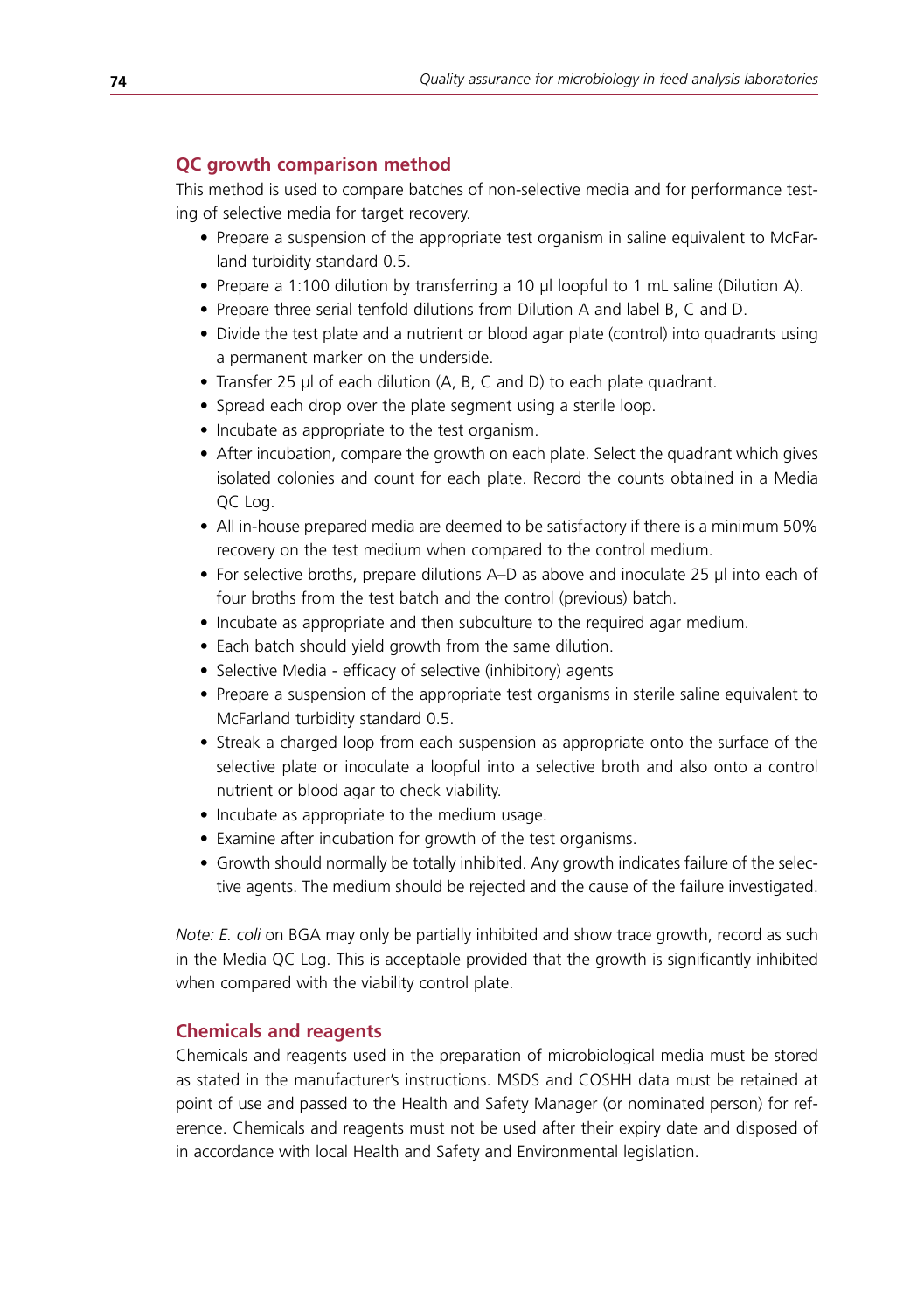### QC growth comparison method

This method is used to compare batches of non-selective media and for performance testing of selective media for target recovery.

- Prepare a suspension of the appropriate test organism in saline equivalent to McFarland turbidity standard 0.5.
- Prepare a 1:100 dilution by transferring a 10 µl loopful to 1 mL saline (Dilution A).
- Prepare three serial tenfold dilutions from Dilution A and label B, C and D.
- Divide the test plate and a nutrient or blood agar plate (control) into quadrants using a permanent marker on the underside.
- Transfer 25 µl of each dilution (A, B, C and D) to each plate quadrant.
- Spread each drop over the plate segment using a sterile loop.
- Incubate as appropriate to the test organism.
- After incubation, compare the growth on each plate. Select the quadrant which gives isolated colonies and count for each plate. Record the counts obtained in a Media QC Log.
- All in-house prepared media are deemed to be satisfactory if there is a minimum 50% recovery on the test medium when compared to the control medium.
- For selective broths, prepare dilutions A–D as above and inoculate 25 µl into each of four broths from the test batch and the control (previous) batch.
- Incubate as appropriate and then subculture to the required agar medium.
- Each batch should yield growth from the same dilution.
- Selective Media - efficacy of selective (inhibitory) agents
- Prepare a suspension of the appropriate test organisms in sterile saline equivalent to McFarland turbidity standard 0.5.
- Streak a charged loop from each suspension as appropriate onto the surface of the selective plate or inoculate a loopful into a selective broth and also onto a control nutrient or blood agar to check viability.
- Incubate as appropriate to the medium usage.
- Examine after incubation for growth of the test organisms.
- Growth should normally be totally inhibited. Any growth indicates failure of the selective agents. The medium should be rejected and the cause of the failure investigated.

*Note: E. coli* on BGA may only be partially inhibited and show trace growth, record as such in the Media QC Log. This is acceptable provided that the growth is significantly inhibited when compared with the viability control plate.

### Chemicals and reagents

Chemicals and reagents used in the preparation of microbiological media must be stored as stated in the manufacturer's instructions. MSDS and COSHH data must be retained at point of use and passed to the Health and Safety Manager (or nominated person) for reference. Chemicals and reagents must not be used after their expiry date and disposed of in accordance with local Health and Safety and Environmental legislation.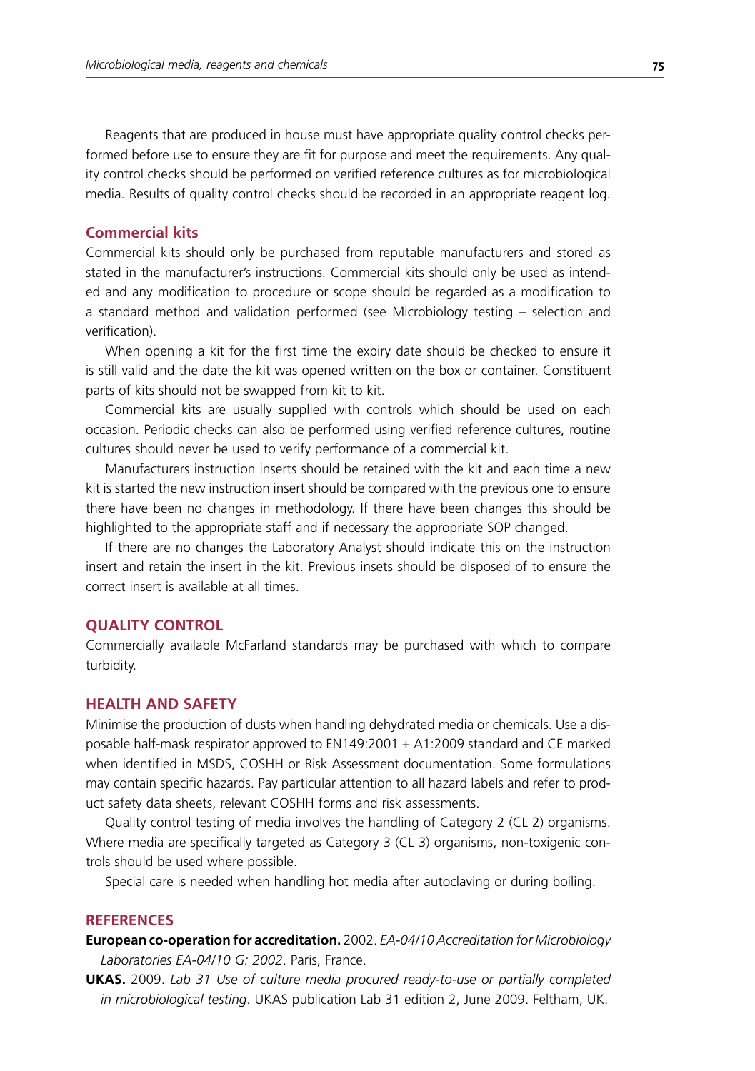Reagents that are produced in house must have appropriate quality control checks performed before use to ensure they are fit for purpose and meet the requirements. Any quality control checks should be performed on verified reference cultures as for microbiological media. Results of quality control checks should be recorded in an appropriate reagent log.

### Commercial kits

Commercial kits should only be purchased from reputable manufacturers and stored as stated in the manufacturer's instructions. Commercial kits should only be used as intended and any modification to procedure or scope should be regarded as a modification to a standard method and validation performed (see Microbiology testing – selection and verification).

When opening a kit for the first time the expiry date should be checked to ensure it is still valid and the date the kit was opened written on the box or container. Constituent parts of kits should not be swapped from kit to kit.

Commercial kits are usually supplied with controls which should be used on each occasion. Periodic checks can also be performed using verified reference cultures, routine cultures should never be used to verify performance of a commercial kit.

Manufacturers instruction inserts should be retained with the kit and each time a new kit is started the new instruction insert should be compared with the previous one to ensure there have been no changes in methodology. If there have been changes this should be highlighted to the appropriate staff and if necessary the appropriate SOP changed.

If there are no changes the Laboratory Analyst should indicate this on the instruction insert and retain the insert in the kit. Previous insets should be disposed of to ensure the correct insert is available at all times.

## QUALITY CONTROL

Commercially available McFarland standards may be purchased with which to compare turbidity.

## HEALTH AND SAFETY

Minimise the production of dusts when handling dehydrated media or chemicals. Use a disposable half-mask respirator approved to EN149:2001 + A1:2009 standard and CE marked when identified in MSDS, COSHH or Risk Assessment documentation. Some formulations may contain specific hazards. Pay particular attention to all hazard labels and refer to product safety data sheets, relevant COSHH forms and risk assessments.

Quality control testing of media involves the handling of Category 2 (CL 2) organisms. Where media are specifically targeted as Category 3 (CL 3) organisms, non-toxigenic controls should be used where possible.

Special care is needed when handling hot media after autoclaving or during boiling.

## REFERENCES

**European co-operation for accreditation.** 2002. *EA-04/10 Accreditation for Microbiology Laboratories EA-04/10 G: 2002*. Paris, France.

**UKAS.** 2009. *Lab 31 Use of culture media procured ready-to-use or partially completed in microbiological testing*. UKAS publication Lab 31 edition 2, June 2009. Feltham, UK.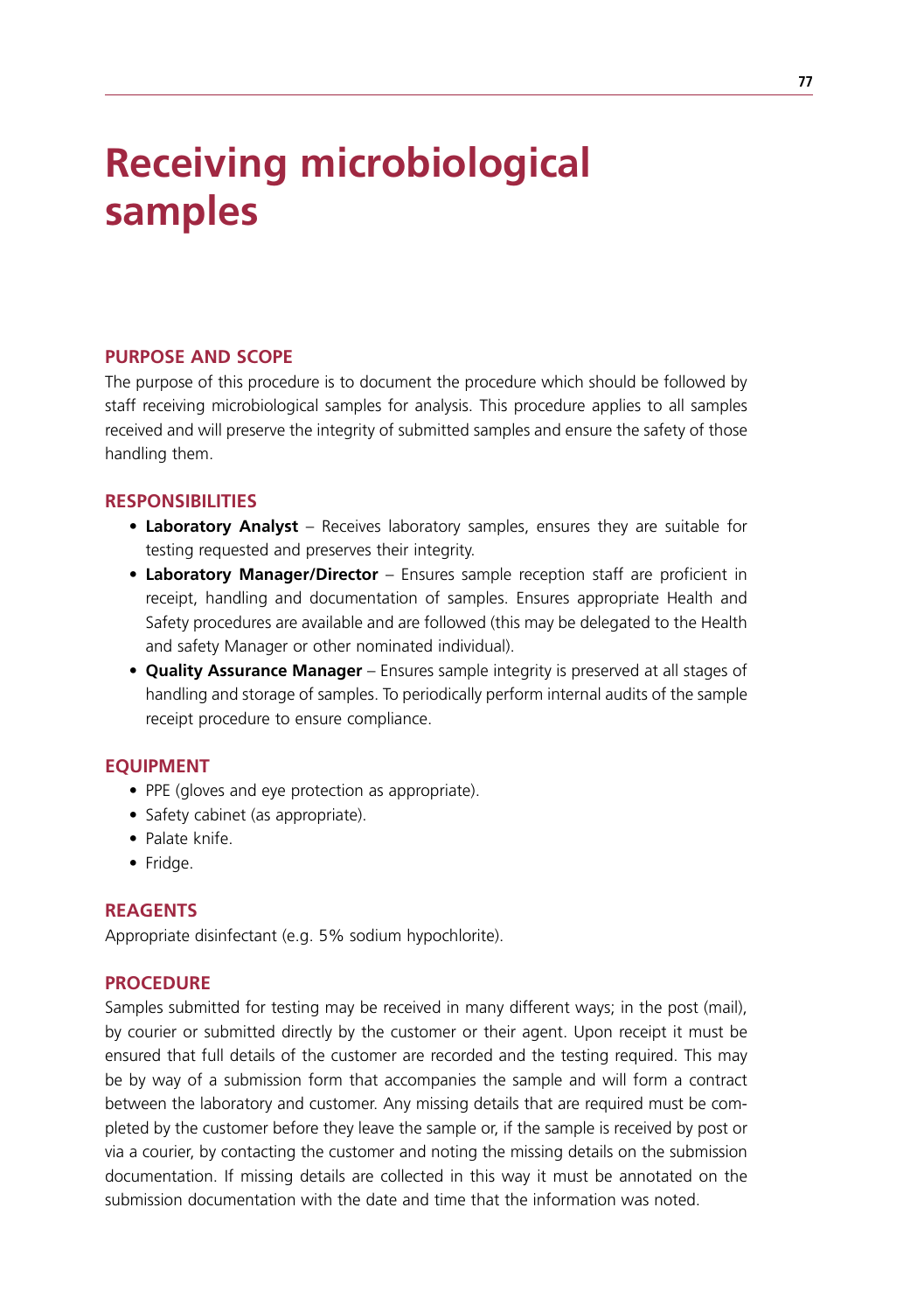# Receiving microbiological samples

## PURPOSE AND SCOPE

The purpose of this procedure is to document the procedure which should be followed by staff receiving microbiological samples for analysis. This procedure applies to all samples received and will preserve the integrity of submitted samples and ensure the safety of those handling them.

## RESPONSIBILITIES

- **Laboratory Analyst** – Receives laboratory samples, ensures they are suitable for testing requested and preserves their integrity.
- **Laboratory Manager/Director** – Ensures sample reception staff are proficient in receipt, handling and documentation of samples. Ensures appropriate Health and Safety procedures are available and are followed (this may be delegated to the Health and safety Manager or other nominated individual).
- **Quality Assurance Manager** – Ensures sample integrity is preserved at all stages of handling and storage of samples. To periodically perform internal audits of the sample receipt procedure to ensure compliance.

## EQUIPMENT

- PPE (gloves and eye protection as appropriate).
- Safety cabinet (as appropriate).
- Palate knife.
- Fridge.

## REAGENTS

Appropriate disinfectant (e.g. 5% sodium hypochlorite).

## PROCEDURE

Samples submitted for testing may be received in many different ways; in the post (mail), by courier or submitted directly by the customer or their agent. Upon receipt it must be ensured that full details of the customer are recorded and the testing required. This may be by way of a submission form that accompanies the sample and will form a contract between the laboratory and customer. Any missing details that are required must be completed by the customer before they leave the sample or, if the sample is received by post or via a courier, by contacting the customer and noting the missing details on the submission documentation. If missing details are collected in this way it must be annotated on the submission documentation with the date and time that the information was noted.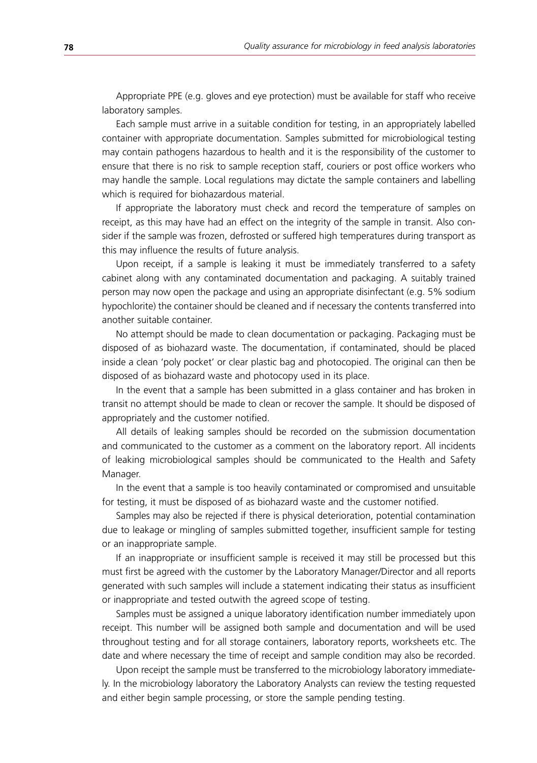Appropriate PPE (e.g. gloves and eye protection) must be available for staff who receive laboratory samples.

Each sample must arrive in a suitable condition for testing, in an appropriately labelled container with appropriate documentation. Samples submitted for microbiological testing may contain pathogens hazardous to health and it is the responsibility of the customer to ensure that there is no risk to sample reception staff, couriers or post office workers who may handle the sample. Local regulations may dictate the sample containers and labelling which is required for biohazardous material.

If appropriate the laboratory must check and record the temperature of samples on receipt, as this may have had an effect on the integrity of the sample in transit. Also consider if the sample was frozen, defrosted or suffered high temperatures during transport as this may influence the results of future analysis.

Upon receipt, if a sample is leaking it must be immediately transferred to a safety cabinet along with any contaminated documentation and packaging. A suitably trained person may now open the package and using an appropriate disinfectant (e.g. 5% sodium hypochlorite) the container should be cleaned and if necessary the contents transferred into another suitable container.

No attempt should be made to clean documentation or packaging. Packaging must be disposed of as biohazard waste. The documentation, if contaminated, should be placed inside a clean 'poly pocket' or clear plastic bag and photocopied. The original can then be disposed of as biohazard waste and photocopy used in its place.

In the event that a sample has been submitted in a glass container and has broken in transit no attempt should be made to clean or recover the sample. It should be disposed of appropriately and the customer notified.

All details of leaking samples should be recorded on the submission documentation and communicated to the customer as a comment on the laboratory report. All incidents of leaking microbiological samples should be communicated to the Health and Safety Manager.

In the event that a sample is too heavily contaminated or compromised and unsuitable for testing, it must be disposed of as biohazard waste and the customer notified.

Samples may also be rejected if there is physical deterioration, potential contamination due to leakage or mingling of samples submitted together, insufficient sample for testing or an inappropriate sample.

If an inappropriate or insufficient sample is received it may still be processed but this must first be agreed with the customer by the Laboratory Manager/Director and all reports generated with such samples will include a statement indicating their status as insufficient or inappropriate and tested outwith the agreed scope of testing.

Samples must be assigned a unique laboratory identification number immediately upon receipt. This number will be assigned both sample and documentation and will be used throughout testing and for all storage containers, laboratory reports, worksheets etc. The date and where necessary the time of receipt and sample condition may also be recorded.

Upon receipt the sample must be transferred to the microbiology laboratory immediately. In the microbiology laboratory the Laboratory Analysts can review the testing requested and either begin sample processing, or store the sample pending testing.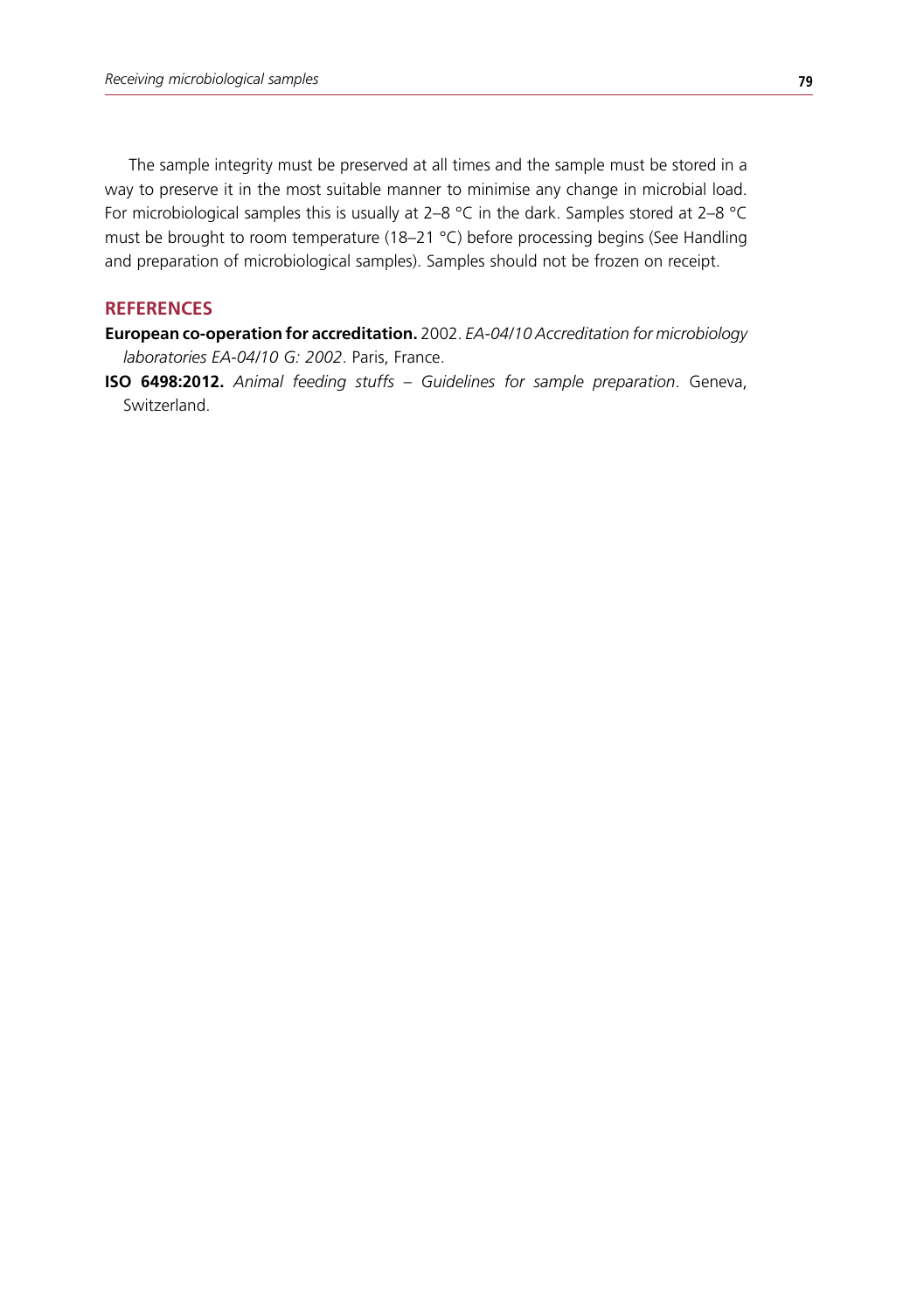The sample integrity must be preserved at all times and the sample must be stored in a way to preserve it in the most suitable manner to minimise any change in microbial load. For microbiological samples this is usually at 2–8 °C in the dark. Samples stored at 2–8 °C must be brought to room temperature (18–21 °C) before processing begins (See Handling and preparation of microbiological samples). Samples should not be frozen on receipt.

## REFERENCES

**European co-operation for accreditation.** 2002. *EA-04/10 Accreditation for microbiology laboratories EA-04/10 G: 2002*. Paris, France.

**ISO 6498:2012.** *Animal feeding stuffs – Guidelines for sample preparation*. Geneva, Switzerland.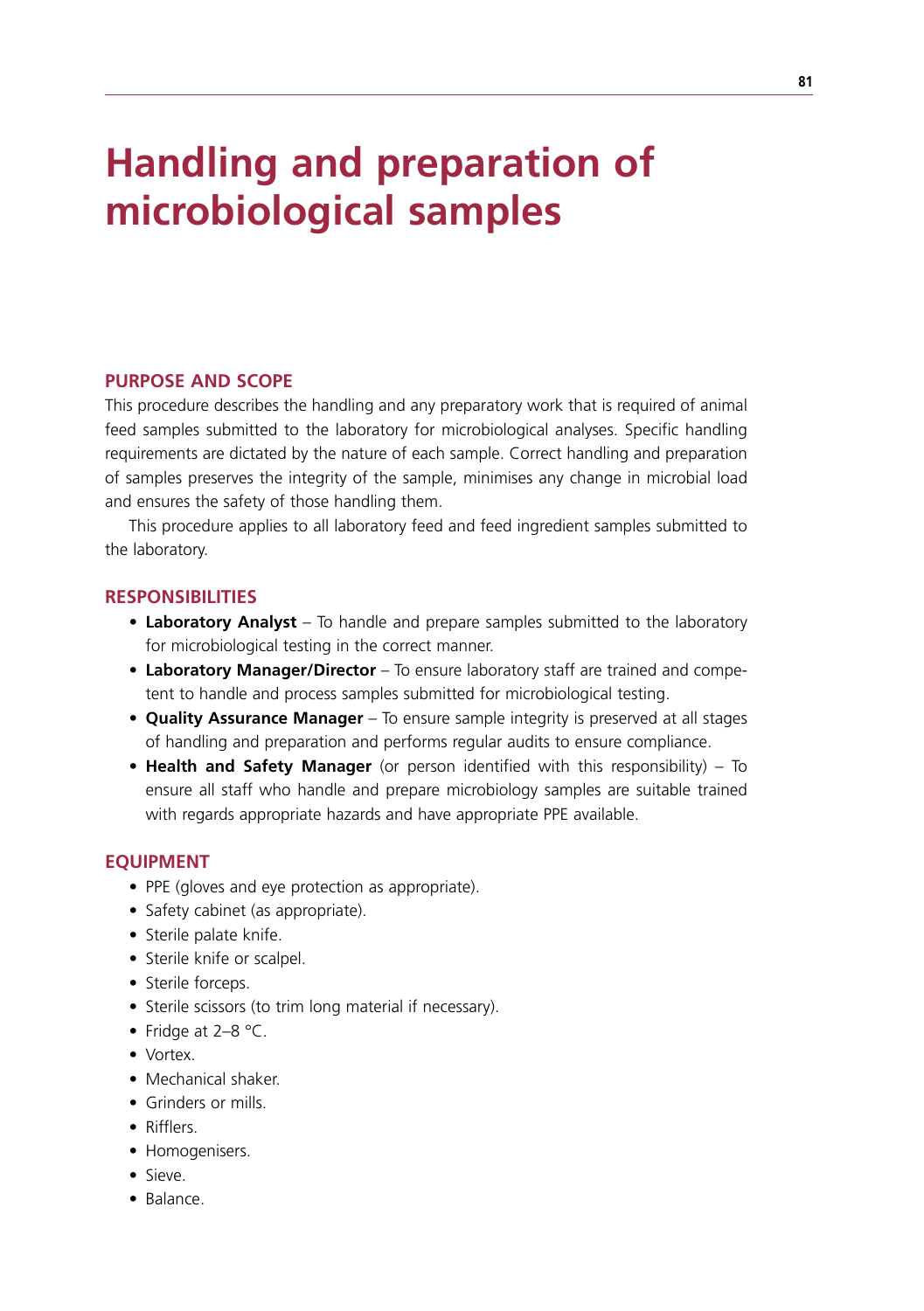# Handling and preparation of microbiological samples

## PURPOSE AND SCOPE

This procedure describes the handling and any preparatory work that is required of animal feed samples submitted to the laboratory for microbiological analyses. Specific handling requirements are dictated by the nature of each sample. Correct handling and preparation of samples preserves the integrity of the sample, minimises any change in microbial load and ensures the safety of those handling them.

This procedure applies to all laboratory feed and feed ingredient samples submitted to the laboratory.

## RESPONSIBILITIES

- **Laboratory Analyst** – To handle and prepare samples submitted to the laboratory for microbiological testing in the correct manner.
- **Laboratory Manager/Director** – To ensure laboratory staff are trained and competent to handle and process samples submitted for microbiological testing.
- **Quality Assurance Manager** – To ensure sample integrity is preserved at all stages of handling and preparation and performs regular audits to ensure compliance.
- **Health and Safety Manager** (or person identified with this responsibility) – To ensure all staff who handle and prepare microbiology samples are suitable trained with regards appropriate hazards and have appropriate PPE available.

## EQUIPMENT

- PPE (gloves and eye protection as appropriate).
- Safety cabinet (as appropriate).
- Sterile palate knife.
- Sterile knife or scalpel.
- Sterile forceps.
- Sterile scissors (to trim long material if necessary).
- Fridge at 2–8 °C.
- Vortex.
- Mechanical shaker.
- Grinders or mills.
- Rifflers.
- Homogenisers.
- Sieve.
- Balance.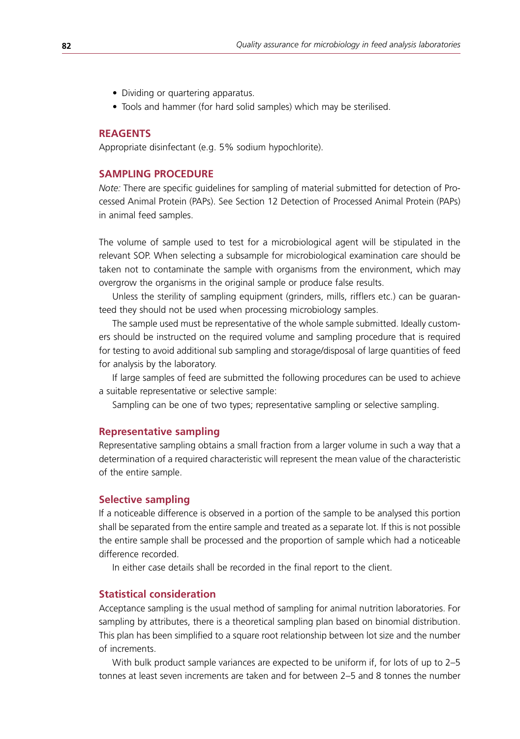- Dividing or quartering apparatus.
- Tools and hammer (for hard solid samples) which may be sterilised.

## REAGENTS

Appropriate disinfectant (e.g. 5% sodium hypochlorite).

## SAMPLING PROCEDURE

*Note:* There are specific guidelines for sampling of material submitted for detection of Processed Animal Protein (PAPs). See Section 12 Detection of Processed Animal Protein (PAPs) in animal feed samples.

The volume of sample used to test for a microbiological agent will be stipulated in the relevant SOP. When selecting a subsample for microbiological examination care should be taken not to contaminate the sample with organisms from the environment, which may overgrow the organisms in the original sample or produce false results.

Unless the sterility of sampling equipment (grinders, mills, rifflers etc.) can be guaranteed they should not be used when processing microbiology samples.

The sample used must be representative of the whole sample submitted. Ideally customers should be instructed on the required volume and sampling procedure that is required for testing to avoid additional sub sampling and storage/disposal of large quantities of feed for analysis by the laboratory.

If large samples of feed are submitted the following procedures can be used to achieve a suitable representative or selective sample:

Sampling can be one of two types; representative sampling or selective sampling.

### Representative sampling

Representative sampling obtains a small fraction from a larger volume in such a way that a determination of a required characteristic will represent the mean value of the characteristic of the entire sample.

### Selective sampling

If a noticeable difference is observed in a portion of the sample to be analysed this portion shall be separated from the entire sample and treated as a separate lot. If this is not possible the entire sample shall be processed and the proportion of sample which had a noticeable difference recorded.

In either case details shall be recorded in the final report to the client.

### Statistical consideration

Acceptance sampling is the usual method of sampling for animal nutrition laboratories. For sampling by attributes, there is a theoretical sampling plan based on binomial distribution. This plan has been simplified to a square root relationship between lot size and the number of increments.

With bulk product sample variances are expected to be uniform if, for lots of up to 2–5 tonnes at least seven increments are taken and for between 2–5 and 8 tonnes the number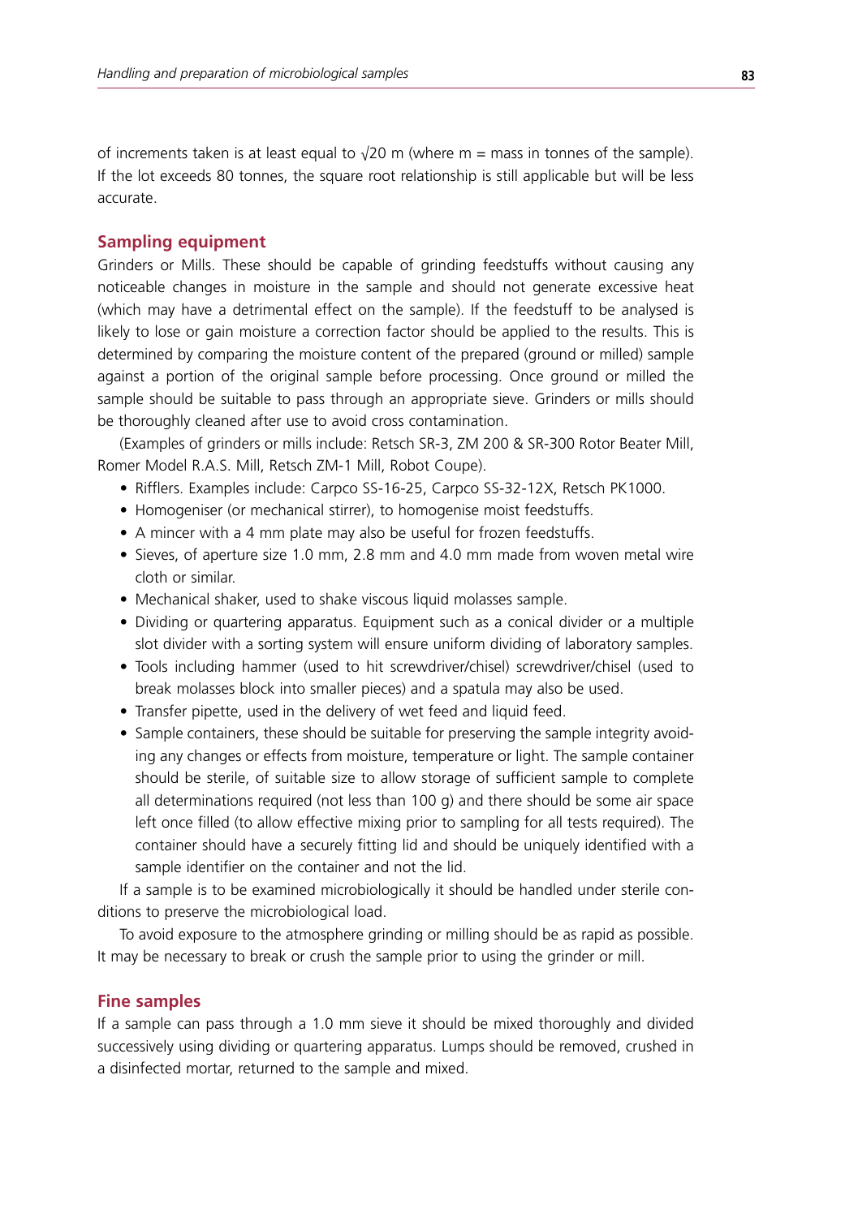of increments taken is at least equal to $\sqrt{20\ m}$ (where m = mass in tonnes of the sample). If the lot exceeds 80 tonnes, the square root relationship is still applicable but will be less accurate.

## Sampling equipment

Grinders or Mills. These should be capable of grinding feedstuffs without causing any noticeable changes in moisture in the sample and should not generate excessive heat (which may have a detrimental effect on the sample). If the feedstuff to be analysed is likely to lose or gain moisture a correction factor should be applied to the results. This is determined by comparing the moisture content of the prepared (ground or milled) sample against a portion of the original sample before processing. Once ground or milled the sample should be suitable to pass through an appropriate sieve. Grinders or mills should be thoroughly cleaned after use to avoid cross contamination.

(Examples of grinders or mills include: Retsch SR-3, ZM 200 & SR-300 Rotor Beater Mill, Romer Model R.A.S. Mill, Retsch ZM-1 Mill, Robot Coupe).

- Rifflers. Examples include: Carpco SS-16-25, Carpco SS-32-12X, Retsch PK1000.
- Homogeniser (or mechanical stirrer), to homogenise moist feedstuffs.
- A mincer with a 4 mm plate may also be useful for frozen feedstuffs.
- Sieves, of aperture size 1.0 mm, 2.8 mm and 4.0 mm made from woven metal wire cloth or similar.
- Mechanical shaker, used to shake viscous liquid molasses sample.
- Dividing or quartering apparatus. Equipment such as a conical divider or a multiple slot divider with a sorting system will ensure uniform dividing of laboratory samples.
- Tools including hammer (used to hit screwdriver/chisel) screwdriver/chisel (used to break molasses block into smaller pieces) and a spatula may also be used.
- Transfer pipette, used in the delivery of wet feed and liquid feed.
- Sample containers, these should be suitable for preserving the sample integrity avoiding any changes or effects from moisture, temperature or light. The sample container should be sterile, of suitable size to allow storage of sufficient sample to complete all determinations required (not less than 100 g) and there should be some air space left once filled (to allow effective mixing prior to sampling for all tests required). The container should have a securely fitting lid and should be uniquely identified with a sample identifier on the container and not the lid.

If a sample is to be examined microbiologically it should be handled under sterile conditions to preserve the microbiological load.

To avoid exposure to the atmosphere grinding or milling should be as rapid as possible. It may be necessary to break or crush the sample prior to using the grinder or mill.

## Fine samples

If a sample can pass through a 1.0 mm sieve it should be mixed thoroughly and divided successively using dividing or quartering apparatus. Lumps should be removed, crushed in a disinfected mortar, returned to the sample and mixed.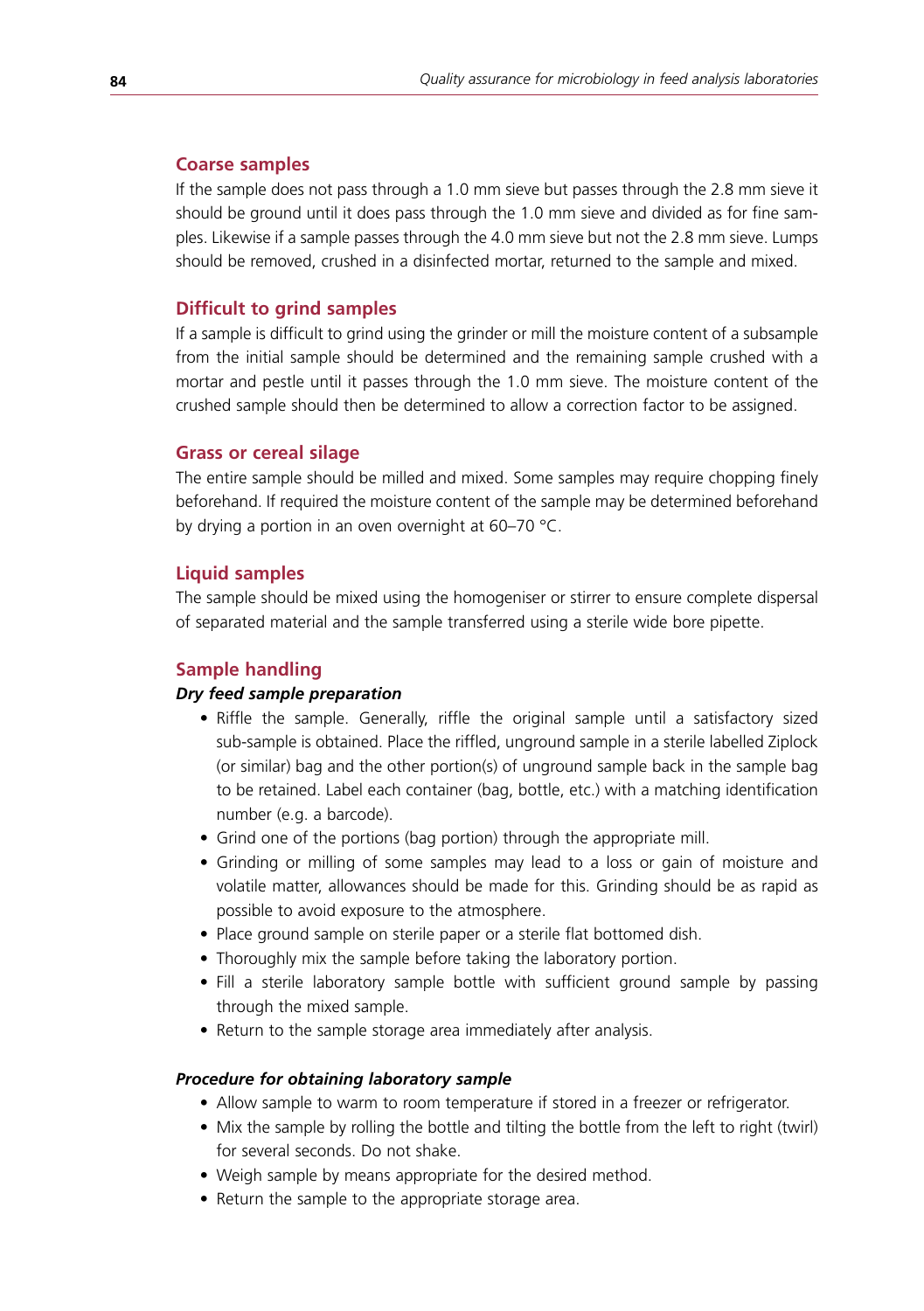### Coarse samples

If the sample does not pass through a 1.0 mm sieve but passes through the 2.8 mm sieve it should be ground until it does pass through the 1.0 mm sieve and divided as for fine samples. Likewise if a sample passes through the 4.0 mm sieve but not the 2.8 mm sieve. Lumps should be removed, crushed in a disinfected mortar, returned to the sample and mixed.

### Difficult to grind samples

If a sample is difficult to grind using the grinder or mill the moisture content of a subsample from the initial sample should be determined and the remaining sample crushed with a mortar and pestle until it passes through the 1.0 mm sieve. The moisture content of the crushed sample should then be determined to allow a correction factor to be assigned.

### Grass or cereal silage

The entire sample should be milled and mixed. Some samples may require chopping finely beforehand. If required the moisture content of the sample may be determined beforehand by drying a portion in an oven overnight at 60–70 °C.

### Liquid samples

The sample should be mixed using the homogeniser or stirrer to ensure complete dispersal of separated material and the sample transferred using a sterile wide bore pipette.

### Sample handling

#### *Dry feed sample preparation*

- Riffle the sample. Generally, riffle the original sample until a satisfactory sized sub-sample is obtained. Place the riffled, unground sample in a sterile labelled Ziplock (or similar) bag and the other portion(s) of unground sample back in the sample bag to be retained. Label each container (bag, bottle, etc.) with a matching identification number (e.g. a barcode).
- Grind one of the portions (bag portion) through the appropriate mill.
- Grinding or milling of some samples may lead to a loss or gain of moisture and volatile matter, allowances should be made for this. Grinding should be as rapid as possible to avoid exposure to the atmosphere.
- Place ground sample on sterile paper or a sterile flat bottomed dish.
- Thoroughly mix the sample before taking the laboratory portion.
- Fill a sterile laboratory sample bottle with sufficient ground sample by passing through the mixed sample.
- Return to the sample storage area immediately after analysis.

#### *Procedure for obtaining laboratory sample*

- Allow sample to warm to room temperature if stored in a freezer or refrigerator.
- Mix the sample by rolling the bottle and tilting the bottle from the left to right (twirl) for several seconds. Do not shake.
- Weigh sample by means appropriate for the desired method.
- Return the sample to the appropriate storage area.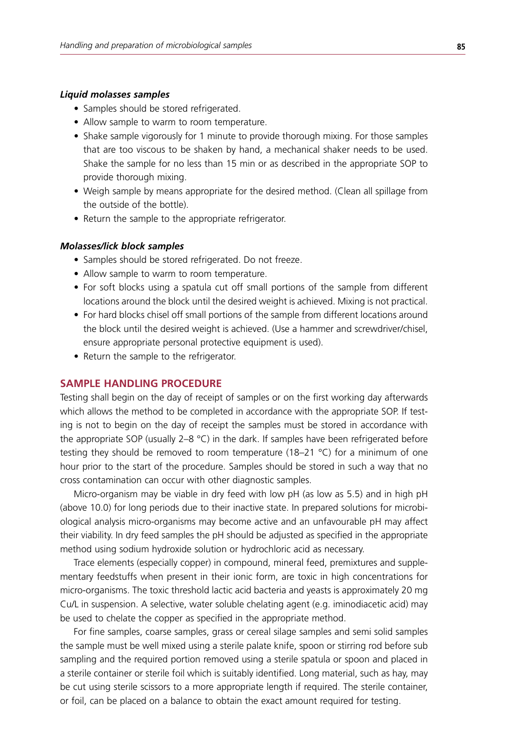#### *Liquid molasses samples*

- Samples should be stored refrigerated.
- Allow sample to warm to room temperature.
- Shake sample vigorously for 1 minute to provide thorough mixing. For those samples that are too viscous to be shaken by hand, a mechanical shaker needs to be used. Shake the sample for no less than 15 min or as described in the appropriate SOP to provide thorough mixing.
- Weigh sample by means appropriate for the desired method. (Clean all spillage from the outside of the bottle).
- Return the sample to the appropriate refrigerator.

#### *Molasses/lick block samples*

- Samples should be stored refrigerated. Do not freeze.
- Allow sample to warm to room temperature.
- For soft blocks using a spatula cut off small portions of the sample from different locations around the block until the desired weight is achieved. Mixing is not practical.
- For hard blocks chisel off small portions of the sample from different locations around the block until the desired weight is achieved. (Use a hammer and screwdriver/chisel, ensure appropriate personal protective equipment is used).
- Return the sample to the refrigerator.

## SAMPLE HANDLING PROCEDURE

Testing shall begin on the day of receipt of samples or on the first working day afterwards which allows the method to be completed in accordance with the appropriate SOP. If testing is not to begin on the day of receipt the samples must be stored in accordance with the appropriate SOP (usually 2–8 °C) in the dark. If samples have been refrigerated before testing they should be removed to room temperature (18–21 °C) for a minimum of one hour prior to the start of the procedure. Samples should be stored in such a way that no cross contamination can occur with other diagnostic samples.

Micro-organism may be viable in dry feed with low pH (as low as 5.5) and in high pH (above 10.0) for long periods due to their inactive state. In prepared solutions for microbiological analysis micro-organisms may become active and an unfavourable pH may affect their viability. In dry feed samples the pH should be adjusted as specified in the appropriate method using sodium hydroxide solution or hydrochloric acid as necessary.

Trace elements (especially copper) in compound, mineral feed, premixtures and supplementary feedstuffs when present in their ionic form, are toxic in high concentrations for micro-organisms. The toxic threshold lactic acid bacteria and yeasts is approximately 20 mg Cu/L in suspension. A selective, water soluble chelating agent (e.g. iminodiacetic acid) may be used to chelate the copper as specified in the appropriate method.

For fine samples, coarse samples, grass or cereal silage samples and semi solid samples the sample must be well mixed using a sterile palate knife, spoon or stirring rod before sub sampling and the required portion removed using a sterile spatula or spoon and placed in a sterile container or sterile foil which is suitably identified. Long material, such as hay, may be cut using sterile scissors to a more appropriate length if required. The sterile container, or foil, can be placed on a balance to obtain the exact amount required for testing.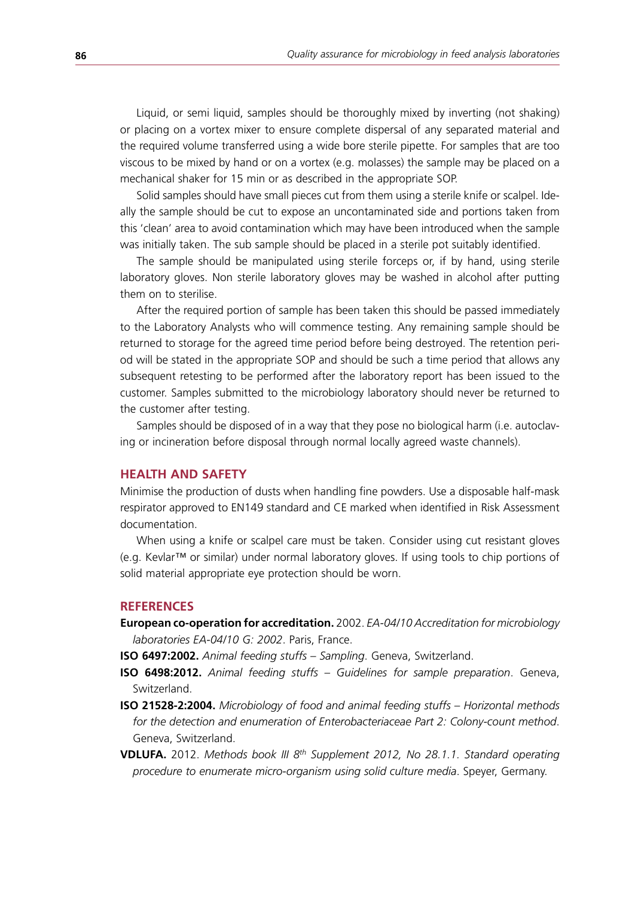Liquid, or semi liquid, samples should be thoroughly mixed by inverting (not shaking) or placing on a vortex mixer to ensure complete dispersal of any separated material and the required volume transferred using a wide bore sterile pipette. For samples that are too viscous to be mixed by hand or on a vortex (e.g. molasses) the sample may be placed on a mechanical shaker for 15 min or as described in the appropriate SOP.

Solid samples should have small pieces cut from them using a sterile knife or scalpel. Ideally the sample should be cut to expose an uncontaminated side and portions taken from this 'clean' area to avoid contamination which may have been introduced when the sample was initially taken. The sub sample should be placed in a sterile pot suitably identified.

The sample should be manipulated using sterile forceps or, if by hand, using sterile laboratory gloves. Non sterile laboratory gloves may be washed in alcohol after putting them on to sterilise.

After the required portion of sample has been taken this should be passed immediately to the Laboratory Analysts who will commence testing. Any remaining sample should be returned to storage for the agreed time period before being destroyed. The retention period will be stated in the appropriate SOP and should be such a time period that allows any subsequent retesting to be performed after the laboratory report has been issued to the customer. Samples submitted to the microbiology laboratory should never be returned to the customer after testing.

Samples should be disposed of in a way that they pose no biological harm (i.e. autoclaving or incineration before disposal through normal locally agreed waste channels).

## HEALTH AND SAFETY

Minimise the production of dusts when handling fine powders. Use a disposable half-mask respirator approved to EN149 standard and CE marked when identified in Risk Assessment documentation.

When using a knife or scalpel care must be taken. Consider using cut resistant gloves (e.g. Kevlar™ or similar) under normal laboratory gloves. If using tools to chip portions of solid material appropriate eye protection should be worn.

## REFERENCES

**European co-operation for accreditation.** 2002. *EA-04/10 Accreditation for microbiology laboratories EA-04/10 G: 2002*. Paris, France.

**ISO 6497:2002.** *Animal feeding stuffs – Sampling*. Geneva, Switzerland.

**ISO 6498:2012.** *Animal feeding stuffs – Guidelines for sample preparation*. Geneva, Switzerland.

**ISO 21528-2:2004.** *Microbiology of food and animal feeding stuffs – Horizontal methods for the detection and enumeration of Enterobacteriaceae Part 2: Colony-count method*. Geneva, Switzerland.

**VDLUFA.** 2012. *Methods book III 8th Supplement 2012, No 28.1.1. Standard operating procedure to enumerate micro-organism using solid culture media*. Speyer, Germany.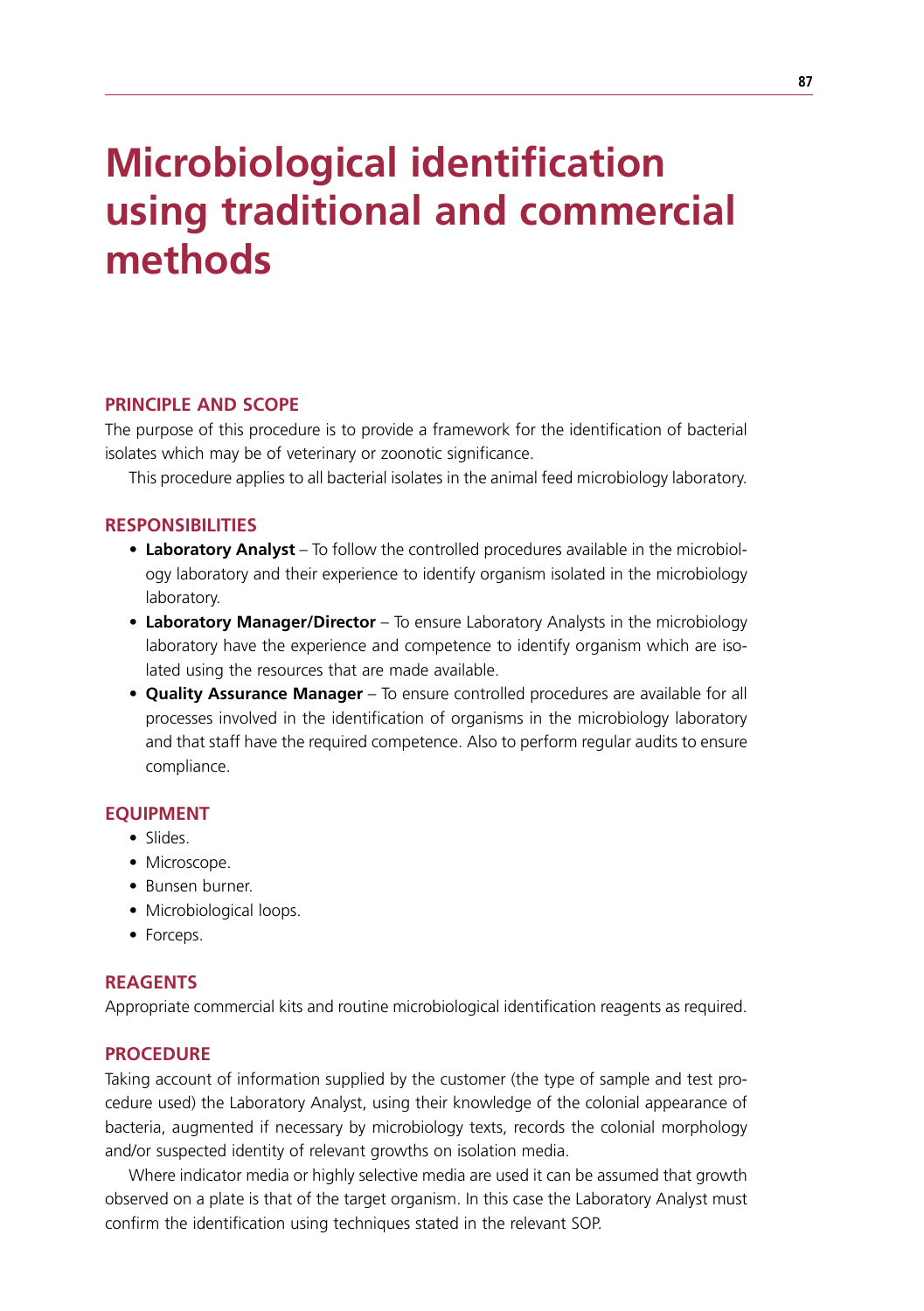# Microbiological identification using traditional and commercial methods

## PRINCIPLE AND SCOPE

The purpose of this procedure is to provide a framework for the identification of bacterial isolates which may be of veterinary or zoonotic significance.

This procedure applies to all bacterial isolates in the animal feed microbiology laboratory.

## RESPONSIBILITIES

- **Laboratory Analyst** – To follow the controlled procedures available in the microbiology laboratory and their experience to identify organism isolated in the microbiology laboratory.
- **Laboratory Manager/Director** – To ensure Laboratory Analysts in the microbiology laboratory have the experience and competence to identify organism which are isolated using the resources that are made available.
- **Quality Assurance Manager** – To ensure controlled procedures are available for all processes involved in the identification of organisms in the microbiology laboratory and that staff have the required competence. Also to perform regular audits to ensure compliance.

## EQUIPMENT

- Slides.
- Microscope.
- Bunsen burner.
- Microbiological loops.
- Forceps.

## REAGENTS

Appropriate commercial kits and routine microbiological identification reagents as required.

## PROCEDURE

Taking account of information supplied by the customer (the type of sample and test procedure used) the Laboratory Analyst, using their knowledge of the colonial appearance of bacteria, augmented if necessary by microbiology texts, records the colonial morphology and/or suspected identity of relevant growths on isolation media.

Where indicator media or highly selective media are used it can be assumed that growth observed on a plate is that of the target organism. In this case the Laboratory Analyst must confirm the identification using techniques stated in the relevant SOP.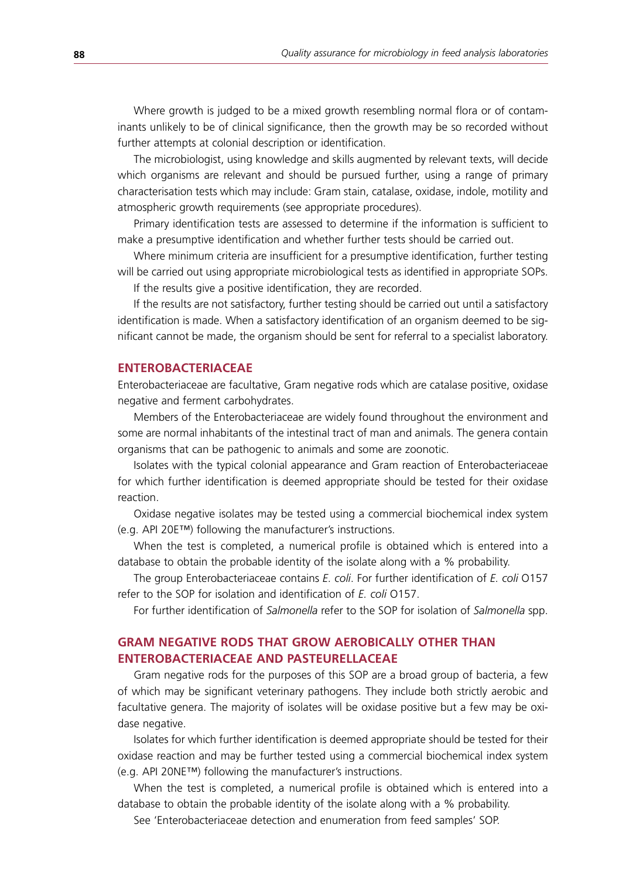Where growth is judged to be a mixed growth resembling normal flora or of contaminants unlikely to be of clinical significance, then the growth may be so recorded without further attempts at colonial description or identification.

The microbiologist, using knowledge and skills augmented by relevant texts, will decide which organisms are relevant and should be pursued further, using a range of primary characterisation tests which may include: Gram stain, catalase, oxidase, indole, motility and atmospheric growth requirements (see appropriate procedures).

Primary identification tests are assessed to determine if the information is sufficient to make a presumptive identification and whether further tests should be carried out.

Where minimum criteria are insufficient for a presumptive identification, further testing will be carried out using appropriate microbiological tests as identified in appropriate SOPs.

If the results give a positive identification, they are recorded.

If the results are not satisfactory, further testing should be carried out until a satisfactory identification is made. When a satisfactory identification of an organism deemed to be significant cannot be made, the organism should be sent for referral to a specialist laboratory.

## ENTEROBACTERIACEAE

Enterobacteriaceae are facultative, Gram negative rods which are catalase positive, oxidase negative and ferment carbohydrates.

Members of the Enterobacteriaceae are widely found throughout the environment and some are normal inhabitants of the intestinal tract of man and animals. The genera contain organisms that can be pathogenic to animals and some are zoonotic.

Isolates with the typical colonial appearance and Gram reaction of Enterobacteriaceae for which further identification is deemed appropriate should be tested for their oxidase reaction.

Oxidase negative isolates may be tested using a commercial biochemical index system (e.g. API 20E™) following the manufacturer's instructions.

When the test is completed, a numerical profile is obtained which is entered into a database to obtain the probable identity of the isolate along with a % probability.

The group Enterobacteriaceae contains *E. coli*. For further identification of *E. coli* O157 refer to the SOP for isolation and identification of *E. coli* O157.

For further identification of *Salmonella* refer to the SOP for isolation of *Salmonella* spp.

## GRAM NEGATIVE RODS THAT GROW AEROBICALLY OTHER THAN ENTEROBACTERIACEAE AND PASTEURELLACEAE

Gram negative rods for the purposes of this SOP are a broad group of bacteria, a few of which may be significant veterinary pathogens. They include both strictly aerobic and facultative genera. The majority of isolates will be oxidase positive but a few may be oxidase negative.

Isolates for which further identification is deemed appropriate should be tested for their oxidase reaction and may be further tested using a commercial biochemical index system (e.g. API 20NE™) following the manufacturer's instructions.

When the test is completed, a numerical profile is obtained which is entered into a database to obtain the probable identity of the isolate along with a % probability.

See 'Enterobacteriaceae detection and enumeration from feed samples' SOP.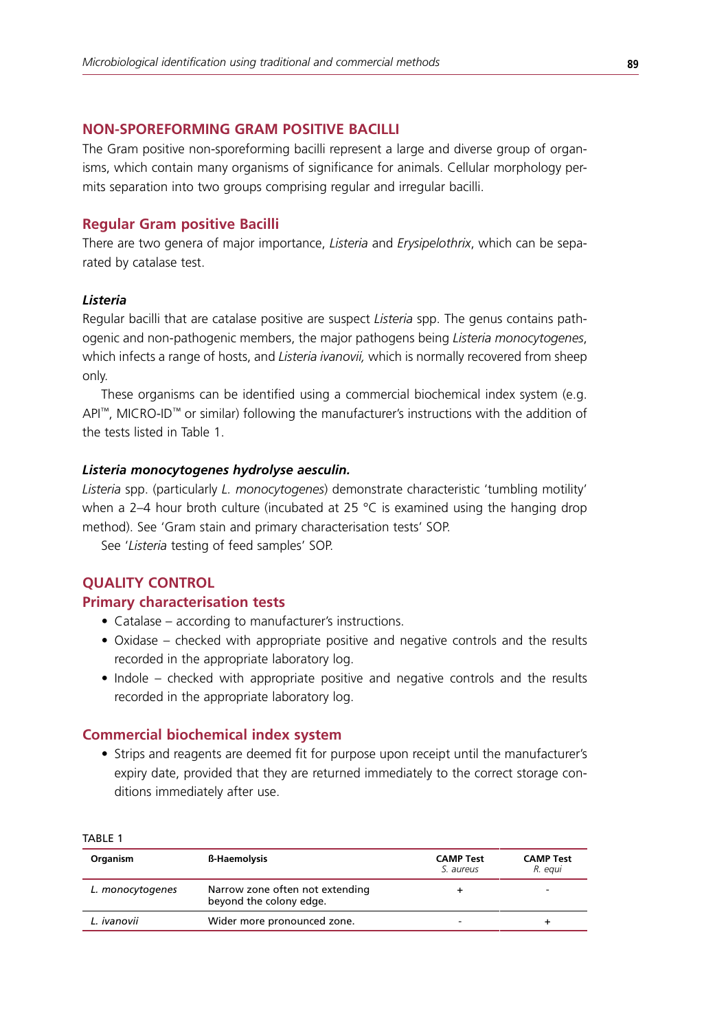## NON-SPOREFORMING GRAM POSITIVE BACILLI

The Gram positive non-sporeforming bacilli represent a large and diverse group of organisms, which contain many organisms of significance for animals. Cellular morphology permits separation into two groups comprising regular and irregular bacilli.

### Regular Gram positive Bacilli

There are two genera of major importance, *Listeria* and *Erysipelothrix*, which can be separated by catalase test.

#### *Listeria*

Regular bacilli that are catalase positive are suspect *Listeria* spp. The genus contains pathogenic and non-pathogenic members, the major pathogens being *Listeria monocytogenes*, which infects a range of hosts, and *Listeria ivanovii,* which is normally recovered from sheep only.

These organisms can be identified using a commercial biochemical index system (e.g. API™, MICRO-ID™ or similar) following the manufacturer's instructions with the addition of the tests listed in Table 1.

#### *Listeria monocytogenes hydrolyse aesculin.*

*Listeria* spp. (particularly *L. monocytogenes*) demonstrate characteristic 'tumbling motility' when a 2–4 hour broth culture (incubated at 25 °C is examined using the hanging drop method). See 'Gram stain and primary characterisation tests' SOP.

See '*Listeria* testing of feed samples' SOP.

## QUALITY CONTROL

### Primary characterisation tests

- Catalase – according to manufacturer's instructions.
- Oxidase – checked with appropriate positive and negative controls and the results recorded in the appropriate laboratory log.
- Indole – checked with appropriate positive and negative controls and the results recorded in the appropriate laboratory log.

### Commercial biochemical index system

- Strips and reagents are deemed fit for purpose upon receipt until the manufacturer's expiry date, provided that they are returned immediately to the correct storage conditions immediately after use.

TABLE 1

| Organism | ß-Haemolysis | CAMP Test *S. aureus* | CAMP Test *R. equi* |
|---|---|---|---|
| *L. monocytogenes* | Narrow zone often not extending beyond the colony edge. | + | - |
| *L. ivanovii* | Wider more pronounced zone. | - | + |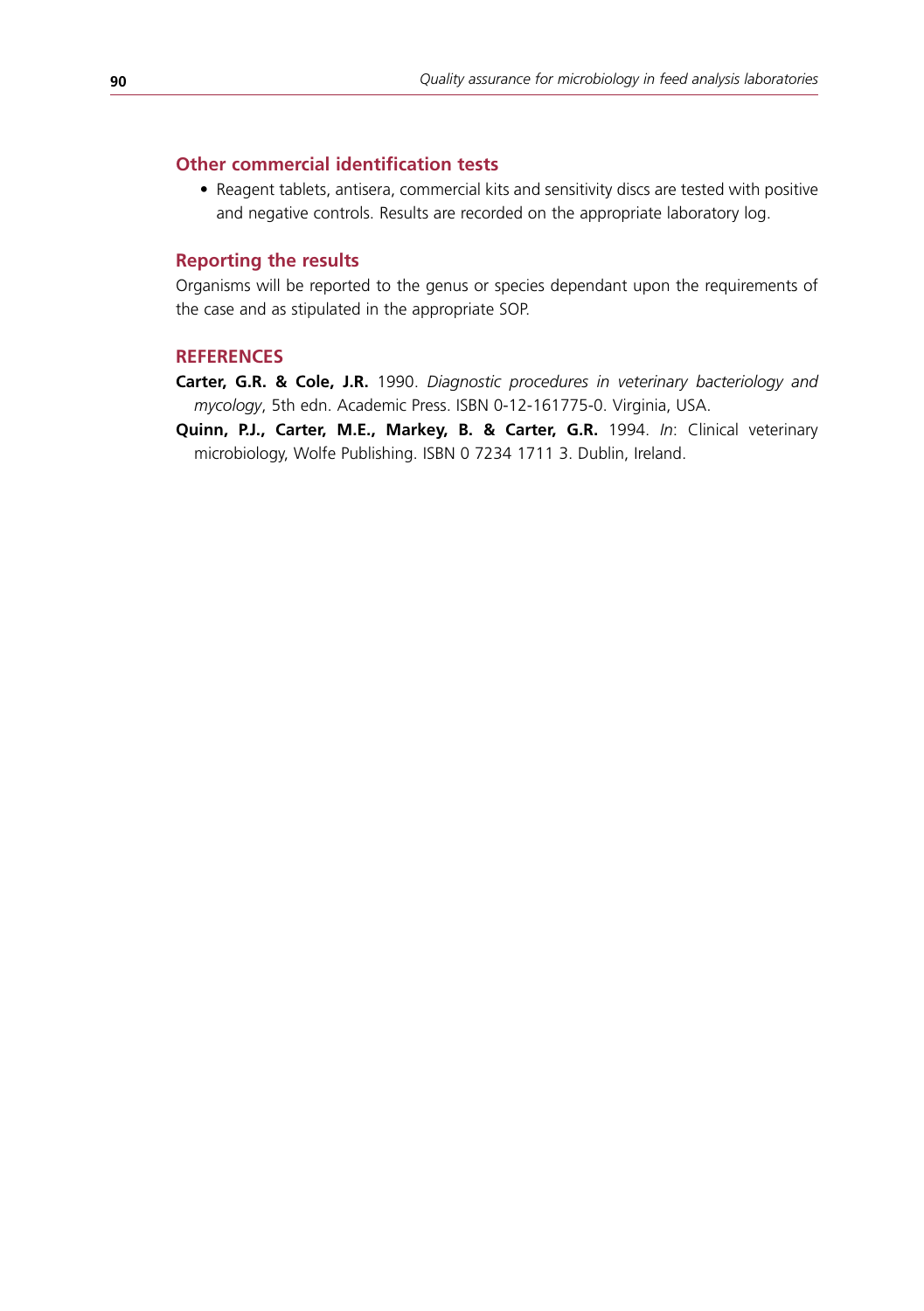### Other commercial identification tests

- Reagent tablets, antisera, commercial kits and sensitivity discs are tested with positive and negative controls. Results are recorded on the appropriate laboratory log.

### Reporting the results

Organisms will be reported to the genus or species dependant upon the requirements of the case and as stipulated in the appropriate SOP.

## REFERENCES

**Carter, G.R. & Cole, J.R.** 1990. *Diagnostic procedures in veterinary bacteriology and mycology*, 5th edn. Academic Press. ISBN 0-12-161775-0. Virginia, USA.

**Quinn, P.J., Carter, M.E., Markey, B. & Carter, G.R.** 1994. *In*: Clinical veterinary microbiology, Wolfe Publishing. ISBN 0 7234 1711 3. Dublin, Ireland.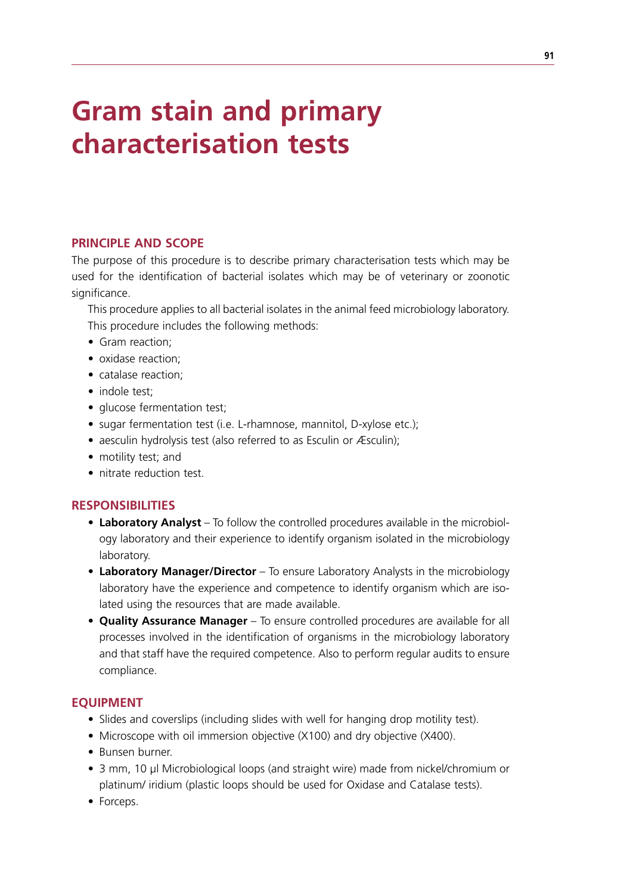# Gram stain and primary characterisation tests

## PRINCIPLE AND SCOPE

The purpose of this procedure is to describe primary characterisation tests which may be used for the identification of bacterial isolates which may be of veterinary or zoonotic significance.

This procedure applies to all bacterial isolates in the animal feed microbiology laboratory.

This procedure includes the following methods:

- Gram reaction;
- oxidase reaction;
- catalase reaction;
- indole test;
- glucose fermentation test;
- sugar fermentation test (i.e. L-rhamnose, mannitol, D-xylose etc.);
- aesculin hydrolysis test (also referred to as Esculin or Æsculin);
- motility test; and
- nitrate reduction test.

## RESPONSIBILITIES

- **Laboratory Analyst** – To follow the controlled procedures available in the microbiology laboratory and their experience to identify organism isolated in the microbiology laboratory.
- **Laboratory Manager/Director** – To ensure Laboratory Analysts in the microbiology laboratory have the experience and competence to identify organism which are isolated using the resources that are made available.
- **Quality Assurance Manager** – To ensure controlled procedures are available for all processes involved in the identification of organisms in the microbiology laboratory and that staff have the required competence. Also to perform regular audits to ensure compliance.

## EQUIPMENT

- Slides and coverslips (including slides with well for hanging drop motility test).
- Microscope with oil immersion objective (X100) and dry objective (X400).
- Bunsen burner.
- 3 mm, 10 µl Microbiological loops (and straight wire) made from nickel/chromium or platinum/ iridium (plastic loops should be used for Oxidase and Catalase tests).
- Forceps.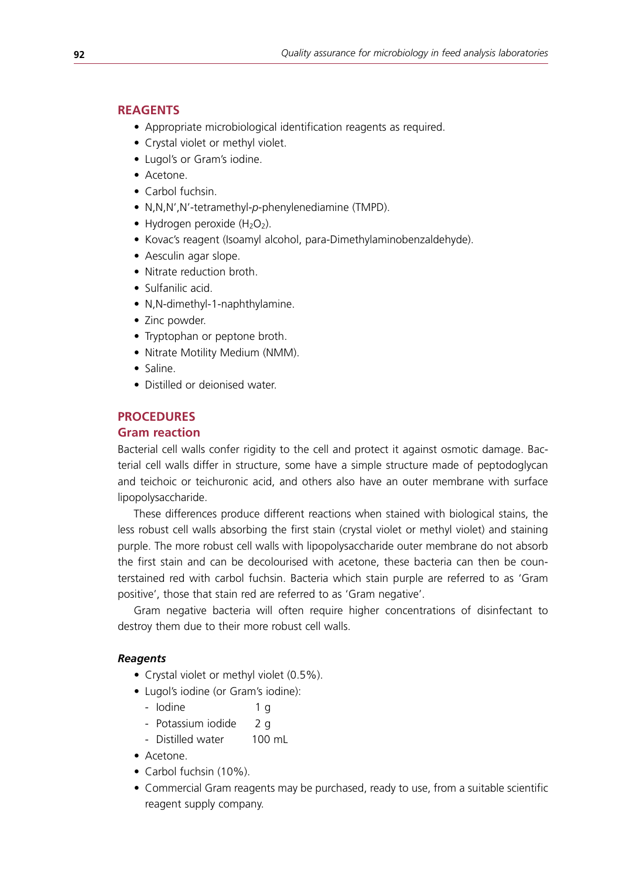## REAGENTS

- Appropriate microbiological identification reagents as required.
- Crystal violet or methyl violet.
- Lugol's or Gram's iodine.
- Acetone.
- Carbol fuchsin.
- N,N,N',N'-tetramethyl-*p*-phenylenediamine (TMPD).
- Hydrogen peroxide ($H_2O_2$).
- Kovac's reagent (Isoamyl alcohol, para-Dimethylaminobenzaldehyde).
- Aesculin agar slope.
- Nitrate reduction broth.
- Sulfanilic acid.
- N,N-dimethyl-1-naphthylamine.
- Zinc powder.
- Tryptophan or peptone broth.
- Nitrate Motility Medium (NMM).
- Saline.
- Distilled or deionised water.

## PROCEDURES

### Gram reaction

Bacterial cell walls confer rigidity to the cell and protect it against osmotic damage. Bacterial cell walls differ in structure, some have a simple structure made of peptodoglycan and teichoic or teichuronic acid, and others also have an outer membrane with surface lipopolysaccharide.

These differences produce different reactions when stained with biological stains, the less robust cell walls absorbing the first stain (crystal violet or methyl violet) and staining purple. The more robust cell walls with lipopolysaccharide outer membrane do not absorb the first stain and can be decolourised with acetone, these bacteria can then be counterstained red with carbol fuchsin. Bacteria which stain purple are referred to as 'Gram positive', those that stain red are referred to as 'Gram negative'.

Gram negative bacteria will often require higher concentrations of disinfectant to destroy them due to their more robust cell walls.

#### *Reagents*

- Crystal violet or methyl violet (0.5%).
- Lugol's iodine (or Gram's iodine):
  - Iodine 1 g
  - Potassium iodide 2 g
  - Distilled water 100 mL
- Acetone.
- Carbol fuchsin (10%).
- Commercial Gram reagents may be purchased, ready to use, from a suitable scientific reagent supply company.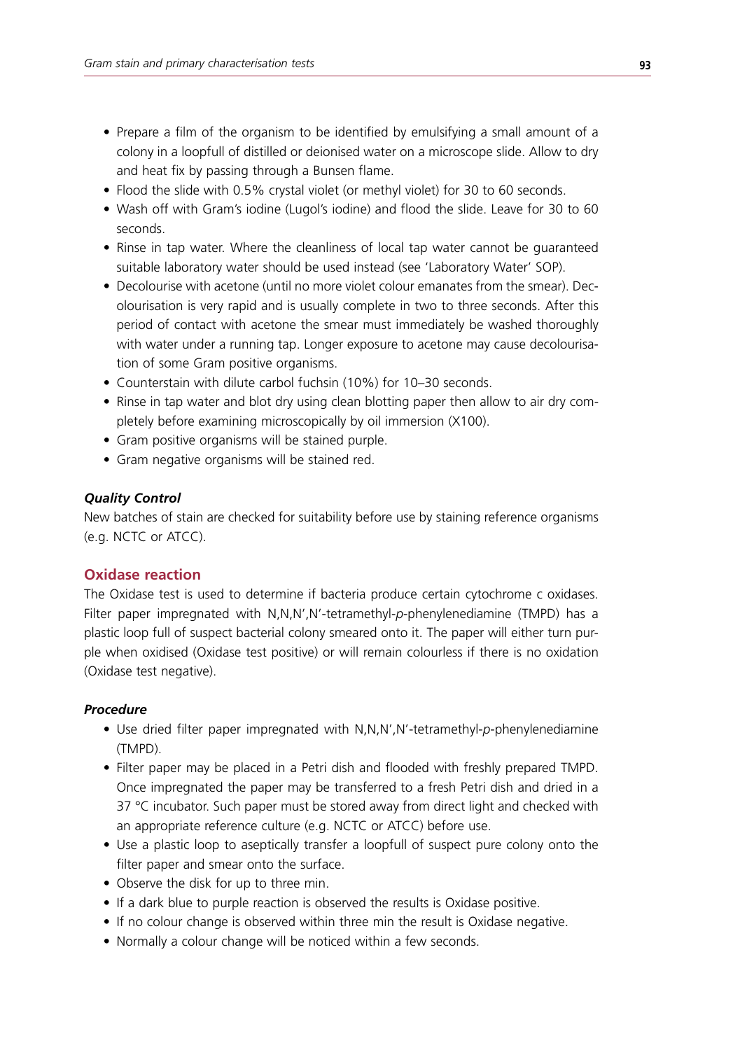- Prepare a film of the organism to be identified by emulsifying a small amount of a colony in a loopfull of distilled or deionised water on a microscope slide. Allow to dry and heat fix by passing through a Bunsen flame.
- Flood the slide with 0.5% crystal violet (or methyl violet) for 30 to 60 seconds.
- Wash off with Gram's iodine (Lugol's iodine) and flood the slide. Leave for 30 to 60 seconds.
- Rinse in tap water. Where the cleanliness of local tap water cannot be guaranteed suitable laboratory water should be used instead (see 'Laboratory Water' SOP).
- Decolourise with acetone (until no more violet colour emanates from the smear). Decolourisation is very rapid and is usually complete in two to three seconds. After this period of contact with acetone the smear must immediately be washed thoroughly with water under a running tap. Longer exposure to acetone may cause decolourisation of some Gram positive organisms.
- Counterstain with dilute carbol fuchsin (10%) for 10–30 seconds.
- Rinse in tap water and blot dry using clean blotting paper then allow to air dry completely before examining microscopically by oil immersion (X100).
- Gram positive organisms will be stained purple.
- Gram negative organisms will be stained red.

### *Quality Control*

New batches of stain are checked for suitability before use by staining reference organisms (e.g. NCTC or ATCC).

## Oxidase reaction

The Oxidase test is used to determine if bacteria produce certain cytochrome c oxidases. Filter paper impregnated with N,N,N',N'-tetramethyl-*p*-phenylenediamine (TMPD) has a plastic loop full of suspect bacterial colony smeared onto it. The paper will either turn purple when oxidised (Oxidase test positive) or will remain colourless if there is no oxidation (Oxidase test negative).

### *Procedure*

- Use dried filter paper impregnated with N,N,N',N'-tetramethyl-*p*-phenylenediamine (TMPD).
- Filter paper may be placed in a Petri dish and flooded with freshly prepared TMPD. Once impregnated the paper may be transferred to a fresh Petri dish and dried in a 37 °C incubator. Such paper must be stored away from direct light and checked with an appropriate reference culture (e.g. NCTC or ATCC) before use.
- Use a plastic loop to aseptically transfer a loopfull of suspect pure colony onto the filter paper and smear onto the surface.
- Observe the disk for up to three min.
- If a dark blue to purple reaction is observed the results is Oxidase positive.
- If no colour change is observed within three min the result is Oxidase negative.
- Normally a colour change will be noticed within a few seconds.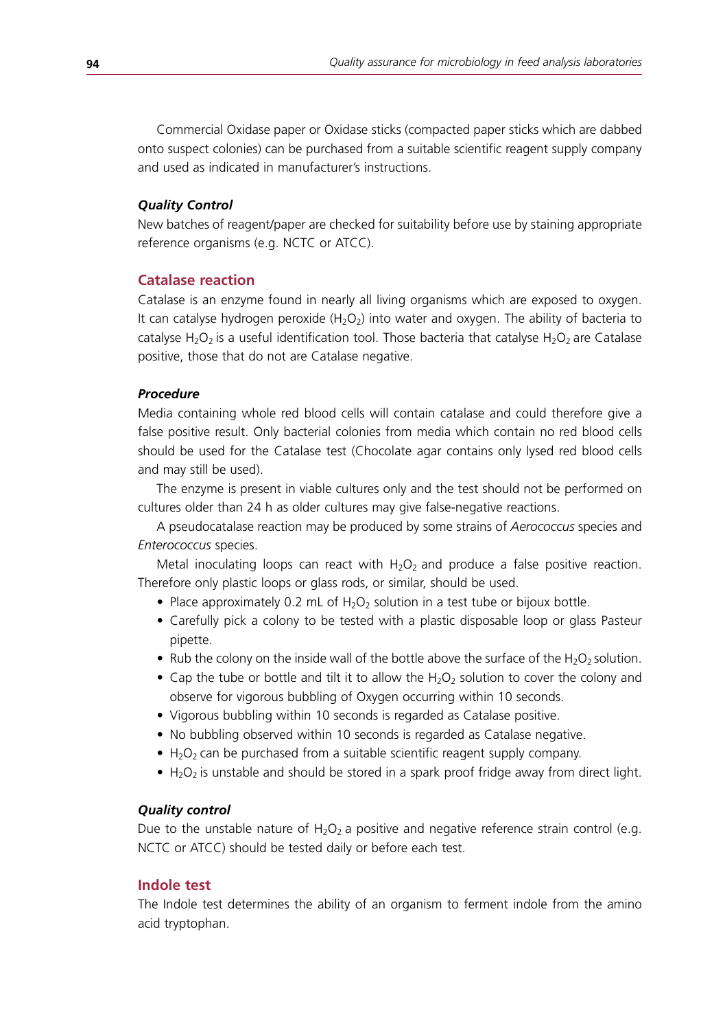Commercial Oxidase paper or Oxidase sticks (compacted paper sticks which are dabbed onto suspect colonies) can be purchased from a suitable scientific reagent supply company and used as indicated in manufacturer's instructions.

#### *Quality Control*

New batches of reagent/paper are checked for suitability before use by staining appropriate reference organisms (e.g. NCTC or ATCC).

### Catalase reaction

Catalase is an enzyme found in nearly all living organisms which are exposed to oxygen. It can catalyse hydrogen peroxide ($H_2O_2$) into water and oxygen. The ability of bacteria to catalyse $H_2O_2$ is a useful identification tool. Those bacteria that catalyse $H_2O_2$ are Catalase positive, those that do not are Catalase negative.

#### *Procedure*

Media containing whole red blood cells will contain catalase and could therefore give a false positive result. Only bacterial colonies from media which contain no red blood cells should be used for the Catalase test (Chocolate agar contains only lysed red blood cells and may still be used).

The enzyme is present in viable cultures only and the test should not be performed on cultures older than 24 h as older cultures may give false-negative reactions.

A pseudocatalase reaction may be produced by some strains of *Aerococcus* species and *Enterococcus* species.

Metal inoculating loops can react with $H_2O_2$ and produce a false positive reaction. Therefore only plastic loops or glass rods, or similar, should be used.

- Place approximately 0.2 mL of $H_2O_2$ solution in a test tube or bijoux bottle.
- Carefully pick a colony to be tested with a plastic disposable loop or glass Pasteur pipette.
- Rub the colony on the inside wall of the bottle above the surface of the $H_2O_2$ solution.
- Cap the tube or bottle and tilt it to allow the $H_2O_2$ solution to cover the colony and observe for vigorous bubbling of Oxygen occurring within 10 seconds.
- Vigorous bubbling within 10 seconds is regarded as Catalase positive.
- No bubbling observed within 10 seconds is regarded as Catalase negative.
- $H_2O_2$ can be purchased from a suitable scientific reagent supply company.
- $H_2O_2$ is unstable and should be stored in a spark proof fridge away from direct light.

#### *Quality control*

Due to the unstable nature of $H_2O_2$ a positive and negative reference strain control (e.g. NCTC or ATCC) should be tested daily or before each test.

### Indole test

The Indole test determines the ability of an organism to ferment indole from the amino acid tryptophan.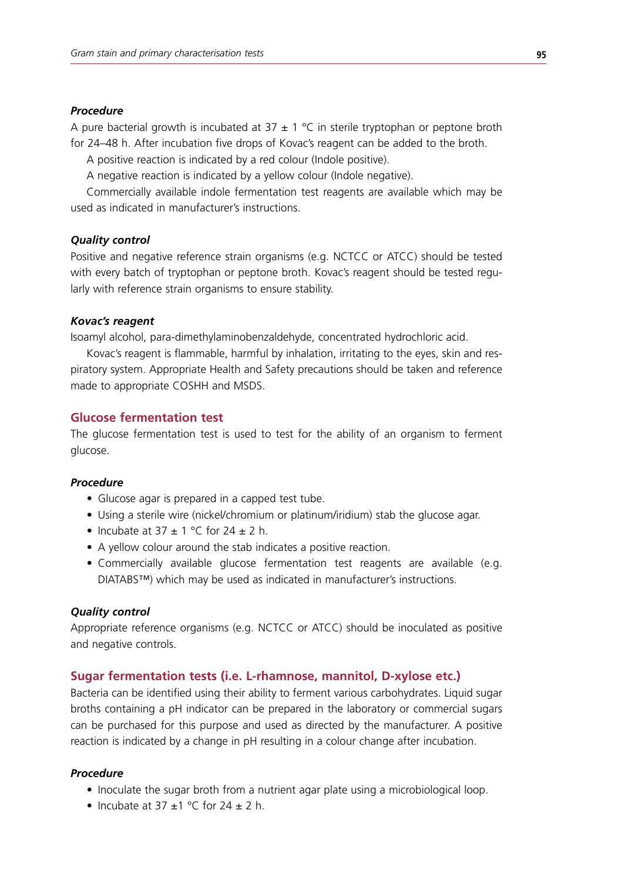***Procedure***

A pure bacterial growth is incubated at 37 ± 1 °C in sterile tryptophan or peptone broth for 24–48 h. After incubation five drops of Kovac's reagent can be added to the broth.

A positive reaction is indicated by a red colour (Indole positive).

A negative reaction is indicated by a yellow colour (Indole negative).

Commercially available indole fermentation test reagents are available which may be used as indicated in manufacturer's instructions.

***Quality control***

Positive and negative reference strain organisms (e.g. NCTCC or ATCC) should be tested with every batch of tryptophan or peptone broth. Kovac's reagent should be tested regularly with reference strain organisms to ensure stability.

***Kovac's reagent***

Isoamyl alcohol, para-dimethylaminobenzaldehyde, concentrated hydrochloric acid.

Kovac's reagent is flammable, harmful by inhalation, irritating to the eyes, skin and respiratory system. Appropriate Health and Safety precautions should be taken and reference made to appropriate COSHH and MSDS.

## Glucose fermentation test

The glucose fermentation test is used to test for the ability of an organism to ferment glucose.

***Procedure***

- Glucose agar is prepared in a capped test tube.
- Using a sterile wire (nickel/chromium or platinum/iridium) stab the glucose agar.
- Incubate at 37 ± 1 °C for 24 ± 2 h.
- A yellow colour around the stab indicates a positive reaction.
- Commercially available glucose fermentation test reagents are available (e.g. DIATABS™) which may be used as indicated in manufacturer's instructions.

***Quality control***

Appropriate reference organisms (e.g. NCTCC or ATCC) should be inoculated as positive and negative controls.

## Sugar fermentation tests (i.e. L-rhamnose, mannitol, D-xylose etc.)

Bacteria can be identified using their ability to ferment various carbohydrates. Liquid sugar broths containing a pH indicator can be prepared in the laboratory or commercial sugars can be purchased for this purpose and used as directed by the manufacturer. A positive reaction is indicated by a change in pH resulting in a colour change after incubation.

***Procedure***

- Inoculate the sugar broth from a nutrient agar plate using a microbiological loop.
- Incubate at 37 ±1 °C for 24 ± 2 h.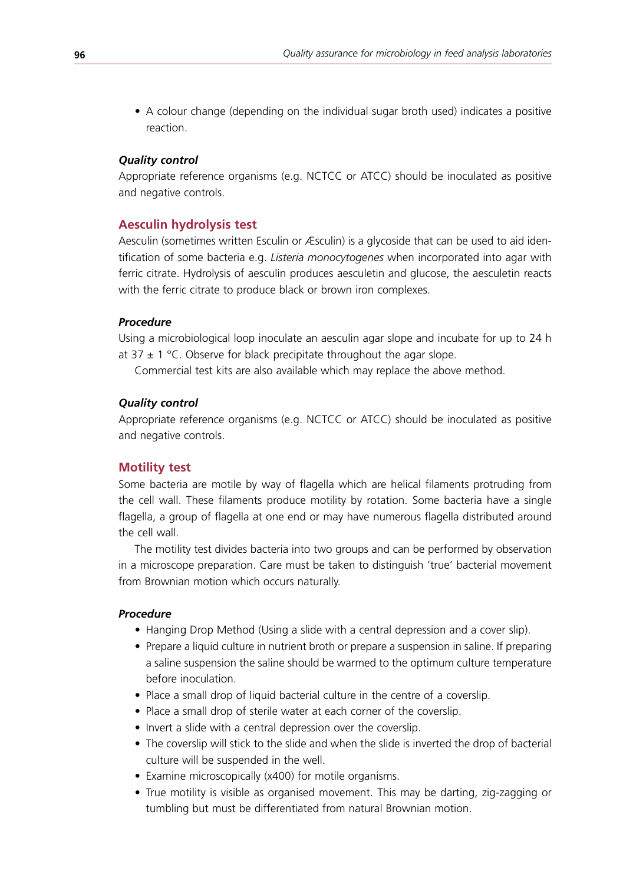- A colour change (depending on the individual sugar broth used) indicates a positive reaction.

***Quality control***

Appropriate reference organisms (e.g. NCTCC or ATCC) should be inoculated as positive and negative controls.

## Aesculin hydrolysis test

Aesculin (sometimes written Esculin or Æsculin) is a glycoside that can be used to aid identification of some bacteria e.g. *Listeria monocytogenes* when incorporated into agar with ferric citrate. Hydrolysis of aesculin produces aesculetin and glucose, the aesculetin reacts with the ferric citrate to produce black or brown iron complexes.

***Procedure***

Using a microbiological loop inoculate an aesculin agar slope and incubate for up to 24 h at 37 ± 1 °C. Observe for black precipitate throughout the agar slope.

Commercial test kits are also available which may replace the above method.

***Quality control***

Appropriate reference organisms (e.g. NCTCC or ATCC) should be inoculated as positive and negative controls.

## Motility test

Some bacteria are motile by way of flagella which are helical filaments protruding from the cell wall. These filaments produce motility by rotation. Some bacteria have a single flagella, a group of flagella at one end or may have numerous flagella distributed around the cell wall.

The motility test divides bacteria into two groups and can be performed by observation in a microscope preparation. Care must be taken to distinguish 'true' bacterial movement from Brownian motion which occurs naturally.

***Procedure***

- Hanging Drop Method (Using a slide with a central depression and a cover slip).
- Prepare a liquid culture in nutrient broth or prepare a suspension in saline. If preparing a saline suspension the saline should be warmed to the optimum culture temperature before inoculation.
- Place a small drop of liquid bacterial culture in the centre of a coverslip.
- Place a small drop of sterile water at each corner of the coverslip.
- Invert a slide with a central depression over the coverslip.
- The coverslip will stick to the slide and when the slide is inverted the drop of bacterial culture will be suspended in the well.
- Examine microscopically (x400) for motile organisms.
- True motility is visible as organised movement. This may be darting, zig-zagging or tumbling but must be differentiated from natural Brownian motion.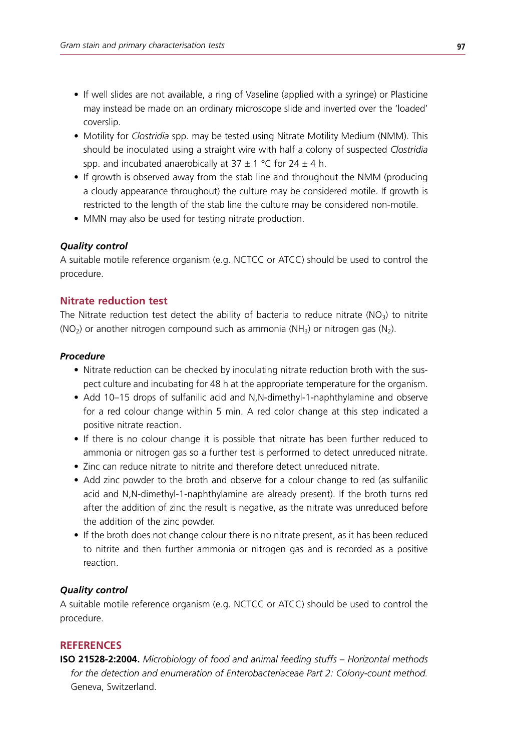- If well slides are not available, a ring of Vaseline (applied with a syringe) or Plasticine may instead be made on an ordinary microscope slide and inverted over the 'loaded' coverslip.
- Motility for *Clostridia* spp. may be tested using Nitrate Motility Medium (NMM). This should be inoculated using a straight wire with half a colony of suspected *Clostridia* spp. and incubated anaerobically at 37 ± 1 °C for 24 ± 4 h.
- If growth is observed away from the stab line and throughout the NMM (producing a cloudy appearance throughout) the culture may be considered motile. If growth is restricted to the length of the stab line the culture may be considered non-motile.
- MMN may also be used for testing nitrate production.

#### *Quality control*

A suitable motile reference organism (e.g. NCTCC or ATCC) should be used to control the procedure.

### Nitrate reduction test

The Nitrate reduction test detect the ability of bacteria to reduce nitrate ($NO_3$) to nitrite ($NO_2$) or another nitrogen compound such as ammonia ($NH_3$) or nitrogen gas ($N_2$).

#### *Procedure*

- Nitrate reduction can be checked by inoculating nitrate reduction broth with the suspect culture and incubating for 48 h at the appropriate temperature for the organism.
- Add 10–15 drops of sulfanilic acid and N,N-dimethyl-1-naphthylamine and observe for a red colour change within 5 min. A red color change at this step indicated a positive nitrate reaction.
- If there is no colour change it is possible that nitrate has been further reduced to ammonia or nitrogen gas so a further test is performed to detect unreduced nitrate.
- Zinc can reduce nitrate to nitrite and therefore detect unreduced nitrate.
- Add zinc powder to the broth and observe for a colour change to red (as sulfanilic acid and N,N-dimethyl-1-naphthylamine are already present). If the broth turns red after the addition of zinc the result is negative, as the nitrate was unreduced before the addition of the zinc powder.
- If the broth does not change colour there is no nitrate present, as it has been reduced to nitrite and then further ammonia or nitrogen gas and is recorded as a positive reaction.

#### *Quality control*

A suitable motile reference organism (e.g. NCTCC or ATCC) should be used to control the procedure.

## REFERENCES

**ISO 21528-2:2004.** *Microbiology of food and animal feeding stuffs – Horizontal methods for the detection and enumeration of Enterobacteriaceae Part 2: Colony-count method.* Geneva, Switzerland.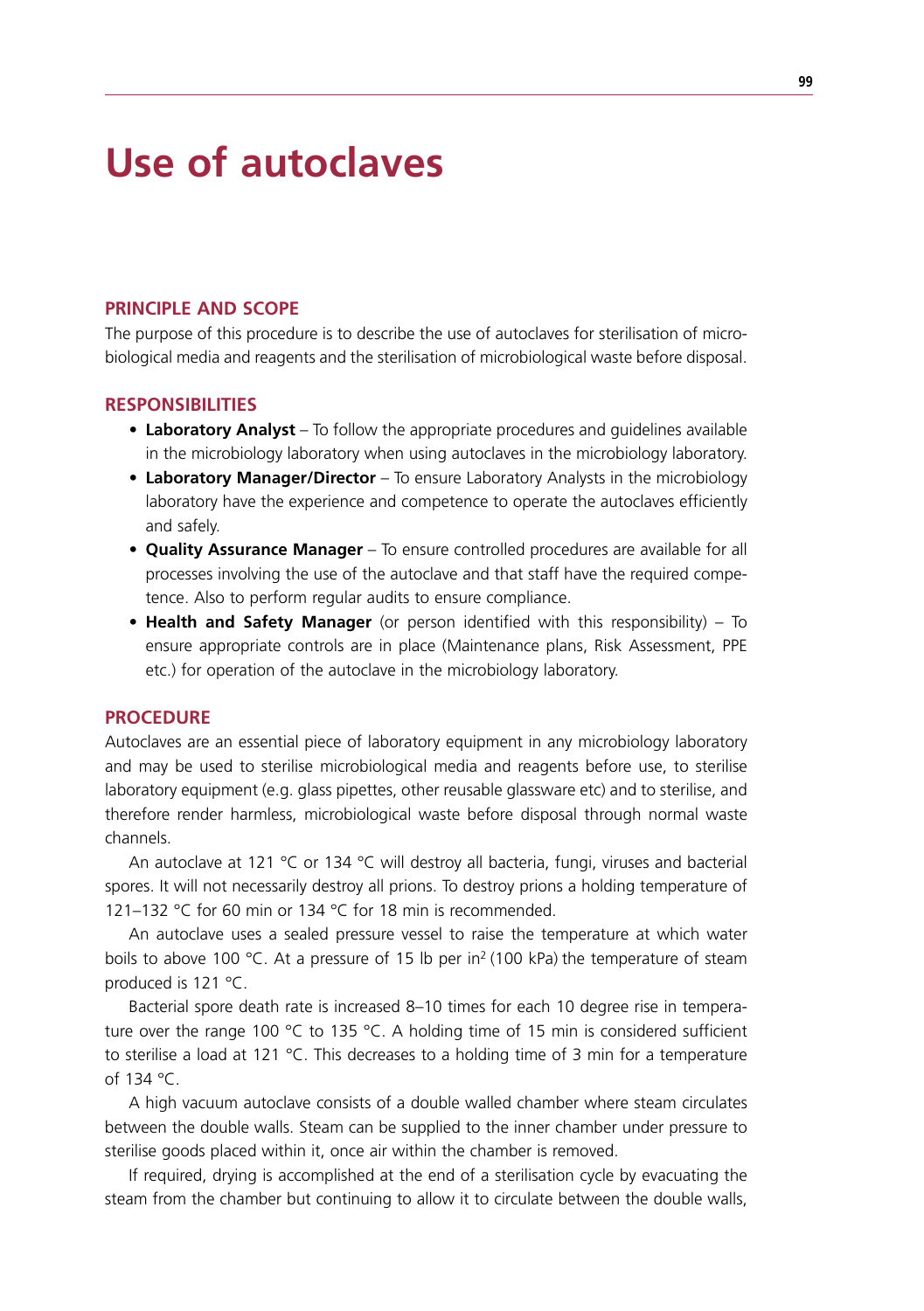# Use of autoclaves

## PRINCIPLE AND SCOPE

The purpose of this procedure is to describe the use of autoclaves for sterilisation of microbiological media and reagents and the sterilisation of microbiological waste before disposal.

## RESPONSIBILITIES

- **Laboratory Analyst** – To follow the appropriate procedures and guidelines available in the microbiology laboratory when using autoclaves in the microbiology laboratory.
- **Laboratory Manager/Director** – To ensure Laboratory Analysts in the microbiology laboratory have the experience and competence to operate the autoclaves efficiently and safely.
- **Quality Assurance Manager** – To ensure controlled procedures are available for all processes involving the use of the autoclave and that staff have the required competence. Also to perform regular audits to ensure compliance.
- **Health and Safety Manager** (or person identified with this responsibility) – To ensure appropriate controls are in place (Maintenance plans, Risk Assessment, PPE etc.) for operation of the autoclave in the microbiology laboratory.

## PROCEDURE

Autoclaves are an essential piece of laboratory equipment in any microbiology laboratory and may be used to sterilise microbiological media and reagents before use, to sterilise laboratory equipment (e.g. glass pipettes, other reusable glassware etc) and to sterilise, and therefore render harmless, microbiological waste before disposal through normal waste channels.

An autoclave at 121 °C or 134 °C will destroy all bacteria, fungi, viruses and bacterial spores. It will not necessarily destroy all prions. To destroy prions a holding temperature of 121–132 °C for 60 min or 134 °C for 18 min is recommended.

An autoclave uses a sealed pressure vessel to raise the temperature at which water boils to above 100 °C. At a pressure of 15 lb per $in^2$ (100 kPa) the temperature of steam produced is 121 °C.

Bacterial spore death rate is increased 8–10 times for each 10 degree rise in temperature over the range 100 °C to 135 °C. A holding time of 15 min is considered sufficient to sterilise a load at 121 °C. This decreases to a holding time of 3 min for a temperature of 134 °C.

A high vacuum autoclave consists of a double walled chamber where steam circulates between the double walls. Steam can be supplied to the inner chamber under pressure to sterilise goods placed within it, once air within the chamber is removed.

If required, drying is accomplished at the end of a sterilisation cycle by evacuating the steam from the chamber but continuing to allow it to circulate between the double walls,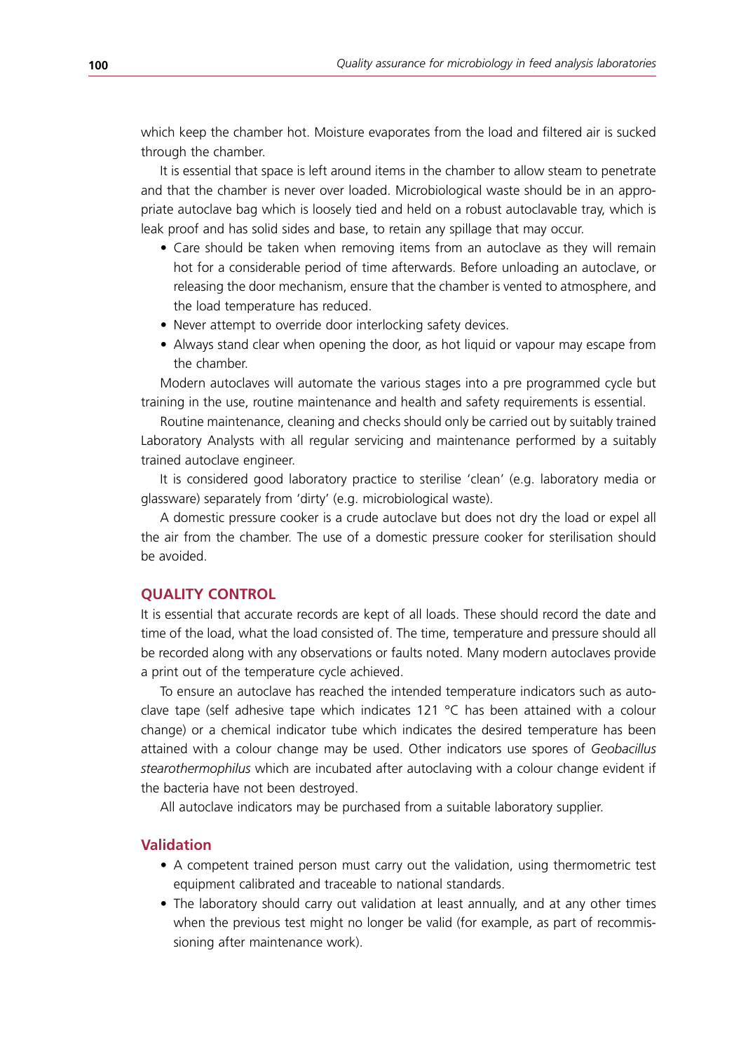which keep the chamber hot. Moisture evaporates from the load and filtered air is sucked through the chamber.

It is essential that space is left around items in the chamber to allow steam to penetrate and that the chamber is never over loaded. Microbiological waste should be in an appropriate autoclave bag which is loosely tied and held on a robust autoclavable tray, which is leak proof and has solid sides and base, to retain any spillage that may occur.

- Care should be taken when removing items from an autoclave as they will remain hot for a considerable period of time afterwards. Before unloading an autoclave, or releasing the door mechanism, ensure that the chamber is vented to atmosphere, and the load temperature has reduced.
- Never attempt to override door interlocking safety devices.
- Always stand clear when opening the door, as hot liquid or vapour may escape from the chamber.

Modern autoclaves will automate the various stages into a pre programmed cycle but training in the use, routine maintenance and health and safety requirements is essential.

Routine maintenance, cleaning and checks should only be carried out by suitably trained Laboratory Analysts with all regular servicing and maintenance performed by a suitably trained autoclave engineer.

It is considered good laboratory practice to sterilise 'clean' (e.g. laboratory media or glassware) separately from 'dirty' (e.g. microbiological waste).

A domestic pressure cooker is a crude autoclave but does not dry the load or expel all the air from the chamber. The use of a domestic pressure cooker for sterilisation should be avoided.

## QUALITY CONTROL

It is essential that accurate records are kept of all loads. These should record the date and time of the load, what the load consisted of. The time, temperature and pressure should all be recorded along with any observations or faults noted. Many modern autoclaves provide a print out of the temperature cycle achieved.

To ensure an autoclave has reached the intended temperature indicators such as autoclave tape (self adhesive tape which indicates 121 °C has been attained with a colour change) or a chemical indicator tube which indicates the desired temperature has been attained with a colour change may be used. Other indicators use spores of *Geobacillus stearothermophilus* which are incubated after autoclaving with a colour change evident if the bacteria have not been destroyed.

All autoclave indicators may be purchased from a suitable laboratory supplier.

### Validation

- A competent trained person must carry out the validation, using thermometric test equipment calibrated and traceable to national standards.
- The laboratory should carry out validation at least annually, and at any other times when the previous test might no longer be valid (for example, as part of recommissioning after maintenance work).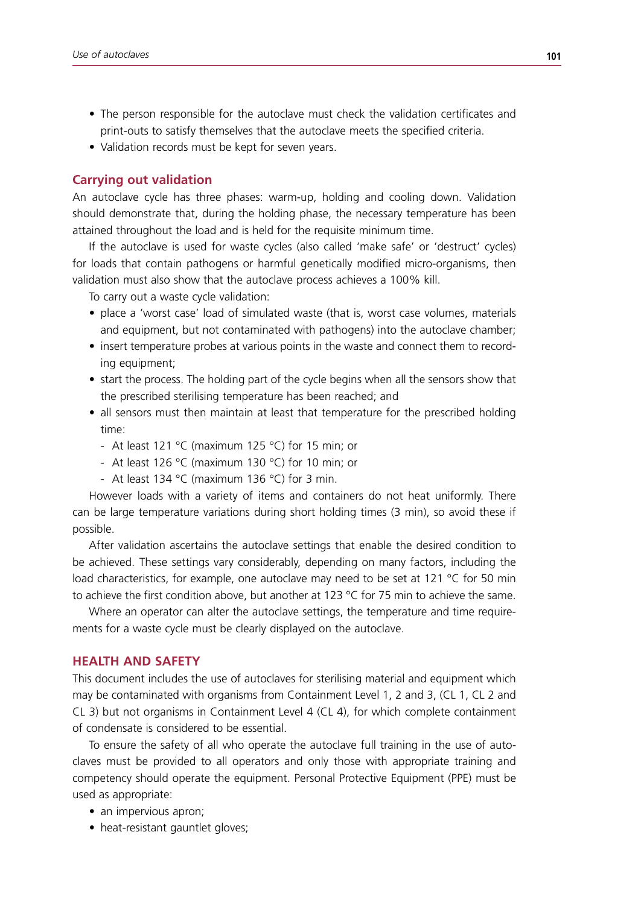- The person responsible for the autoclave must check the validation certificates and print-outs to satisfy themselves that the autoclave meets the specified criteria.
- Validation records must be kept for seven years.

## Carrying out validation

An autoclave cycle has three phases: warm-up, holding and cooling down. Validation should demonstrate that, during the holding phase, the necessary temperature has been attained throughout the load and is held for the requisite minimum time.

If the autoclave is used for waste cycles (also called 'make safe' or 'destruct' cycles) for loads that contain pathogens or harmful genetically modified micro-organisms, then validation must also show that the autoclave process achieves a 100% kill.

To carry out a waste cycle validation:

- place a 'worst case' load of simulated waste (that is, worst case volumes, materials and equipment, but not contaminated with pathogens) into the autoclave chamber;
- insert temperature probes at various points in the waste and connect them to recording equipment;
- start the process. The holding part of the cycle begins when all the sensors show that the prescribed sterilising temperature has been reached; and
- all sensors must then maintain at least that temperature for the prescribed holding time:
  - At least 121 °C (maximum 125 °C) for 15 min; or
  - At least 126 °C (maximum 130 °C) for 10 min; or
  - At least 134 °C (maximum 136 °C) for 3 min.

However loads with a variety of items and containers do not heat uniformly. There can be large temperature variations during short holding times (3 min), so avoid these if possible.

After validation ascertains the autoclave settings that enable the desired condition to be achieved. These settings vary considerably, depending on many factors, including the load characteristics, for example, one autoclave may need to be set at 121 °C for 50 min to achieve the first condition above, but another at 123 °C for 75 min to achieve the same.

Where an operator can alter the autoclave settings, the temperature and time requirements for a waste cycle must be clearly displayed on the autoclave.

## HEALTH AND SAFETY

This document includes the use of autoclaves for sterilising material and equipment which may be contaminated with organisms from Containment Level 1, 2 and 3, (CL 1, CL 2 and CL 3) but not organisms in Containment Level 4 (CL 4), for which complete containment of condensate is considered to be essential.

To ensure the safety of all who operate the autoclave full training in the use of autoclaves must be provided to all operators and only those with appropriate training and competency should operate the equipment. Personal Protective Equipment (PPE) must be used as appropriate:

- an impervious apron;
- heat-resistant gauntlet gloves;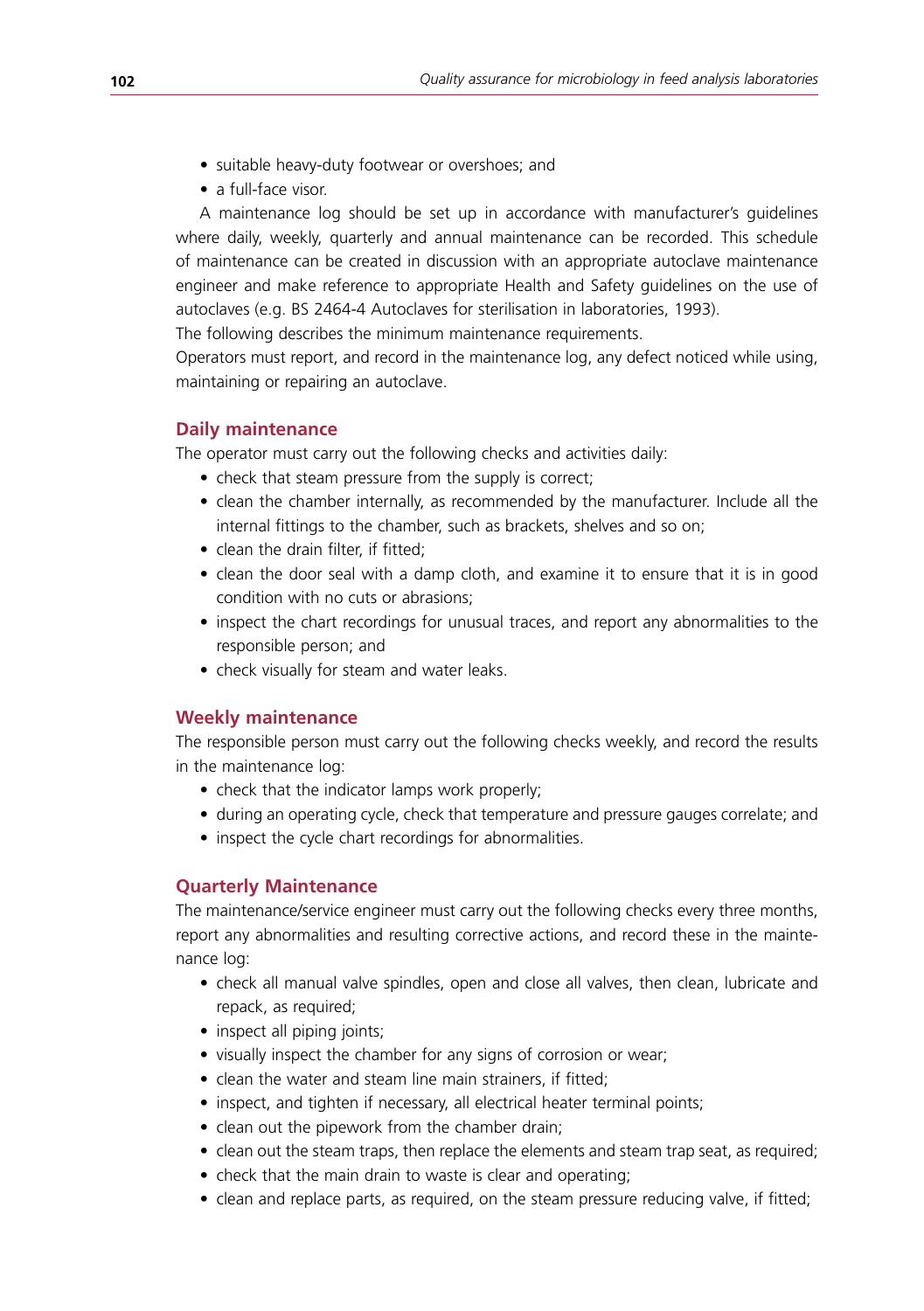- suitable heavy-duty footwear or overshoes; and
- a full-face visor.

A maintenance log should be set up in accordance with manufacturer's guidelines where daily, weekly, quarterly and annual maintenance can be recorded. This schedule of maintenance can be created in discussion with an appropriate autoclave maintenance engineer and make reference to appropriate Health and Safety guidelines on the use of autoclaves (e.g. BS 2464-4 Autoclaves for sterilisation in laboratories, 1993).

The following describes the minimum maintenance requirements.

Operators must report, and record in the maintenance log, any defect noticed while using, maintaining or repairing an autoclave.

### Daily maintenance

The operator must carry out the following checks and activities daily:

- check that steam pressure from the supply is correct;
- clean the chamber internally, as recommended by the manufacturer. Include all the internal fittings to the chamber, such as brackets, shelves and so on;
- clean the drain filter, if fitted;
- clean the door seal with a damp cloth, and examine it to ensure that it is in good condition with no cuts or abrasions;
- inspect the chart recordings for unusual traces, and report any abnormalities to the responsible person; and
- check visually for steam and water leaks.

### Weekly maintenance

The responsible person must carry out the following checks weekly, and record the results in the maintenance log:

- check that the indicator lamps work properly;
- during an operating cycle, check that temperature and pressure gauges correlate; and
- inspect the cycle chart recordings for abnormalities.

### Quarterly Maintenance

The maintenance/service engineer must carry out the following checks every three months, report any abnormalities and resulting corrective actions, and record these in the maintenance log:

- check all manual valve spindles, open and close all valves, then clean, lubricate and repack, as required;
- inspect all piping joints;
- visually inspect the chamber for any signs of corrosion or wear;
- clean the water and steam line main strainers, if fitted;
- inspect, and tighten if necessary, all electrical heater terminal points;
- clean out the pipework from the chamber drain;
- clean out the steam traps, then replace the elements and steam trap seat, as required;
- check that the main drain to waste is clear and operating;
- clean and replace parts, as required, on the steam pressure reducing valve, if fitted;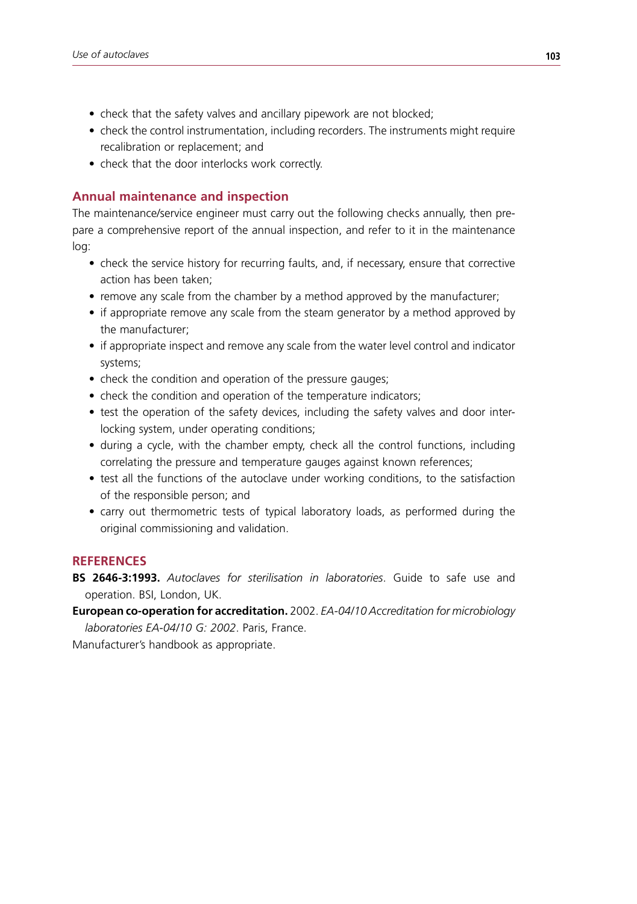- check that the safety valves and ancillary pipework are not blocked;
- check the control instrumentation, including recorders. The instruments might require recalibration or replacement; and
- check that the door interlocks work correctly.

## Annual maintenance and inspection

The maintenance/service engineer must carry out the following checks annually, then prepare a comprehensive report of the annual inspection, and refer to it in the maintenance log:

- check the service history for recurring faults, and, if necessary, ensure that corrective action has been taken;
- remove any scale from the chamber by a method approved by the manufacturer;
- if appropriate remove any scale from the steam generator by a method approved by the manufacturer;
- if appropriate inspect and remove any scale from the water level control and indicator systems;
- check the condition and operation of the pressure gauges;
- check the condition and operation of the temperature indicators;
- test the operation of the safety devices, including the safety valves and door interlocking system, under operating conditions;
- during a cycle, with the chamber empty, check all the control functions, including correlating the pressure and temperature gauges against known references;
- test all the functions of the autoclave under working conditions, to the satisfaction of the responsible person; and
- carry out thermometric tests of typical laboratory loads, as performed during the original commissioning and validation.

## REFERENCES

**BS 2646-3:1993.** *Autoclaves for sterilisation in laboratories*. Guide to safe use and operation. BSI, London, UK.

**European co-operation for accreditation.** 2002. *EA-04/10 Accreditation for microbiology laboratories EA-04/10 G: 2002*. Paris, France.

Manufacturer's handbook as appropriate.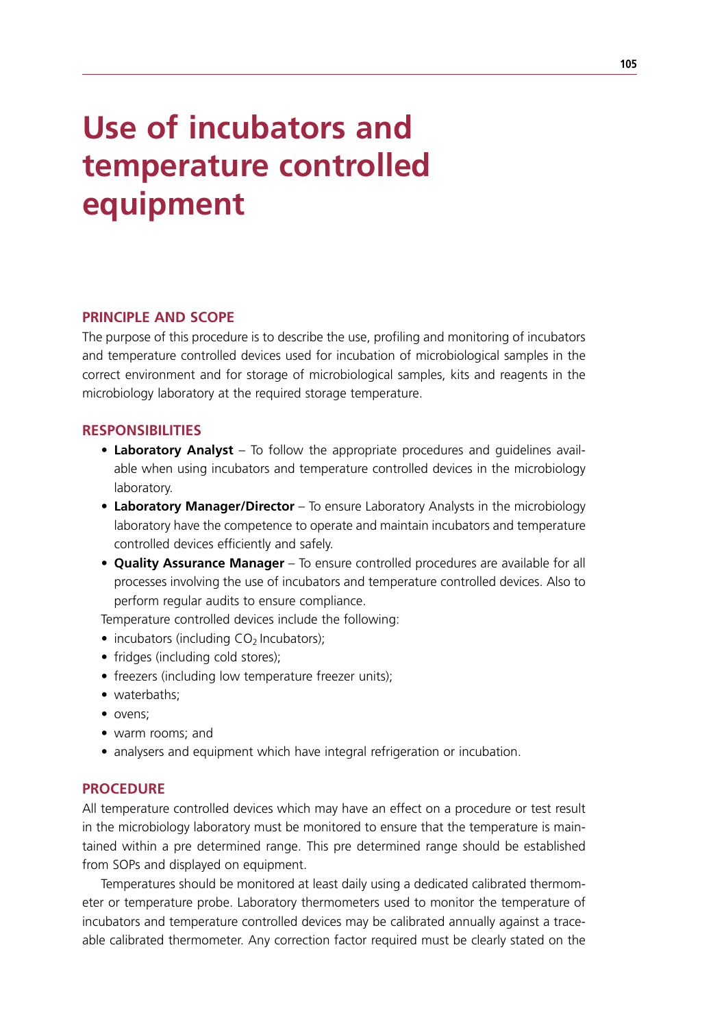# Use of incubators and temperature controlled equipment

## PRINCIPLE AND SCOPE

The purpose of this procedure is to describe the use, profiling and monitoring of incubators and temperature controlled devices used for incubation of microbiological samples in the correct environment and for storage of microbiological samples, kits and reagents in the microbiology laboratory at the required storage temperature.

## RESPONSIBILITIES

- **Laboratory Analyst** – To follow the appropriate procedures and guidelines available when using incubators and temperature controlled devices in the microbiology laboratory.
- **Laboratory Manager/Director** – To ensure Laboratory Analysts in the microbiology laboratory have the competence to operate and maintain incubators and temperature controlled devices efficiently and safely.
- **Quality Assurance Manager** – To ensure controlled procedures are available for all processes involving the use of incubators and temperature controlled devices. Also to perform regular audits to ensure compliance.

Temperature controlled devices include the following:

- incubators (including $CO_2$ Incubators);
- fridges (including cold stores);
- freezers (including low temperature freezer units);
- waterbaths;
- ovens;
- warm rooms; and
- analysers and equipment which have integral refrigeration or incubation.

## PROCEDURE

All temperature controlled devices which may have an effect on a procedure or test result in the microbiology laboratory must be monitored to ensure that the temperature is maintained within a pre determined range. This pre determined range should be established from SOPs and displayed on equipment.

Temperatures should be monitored at least daily using a dedicated calibrated thermometer or temperature probe. Laboratory thermometers used to monitor the temperature of incubators and temperature controlled devices may be calibrated annually against a traceable calibrated thermometer. Any correction factor required must be clearly stated on the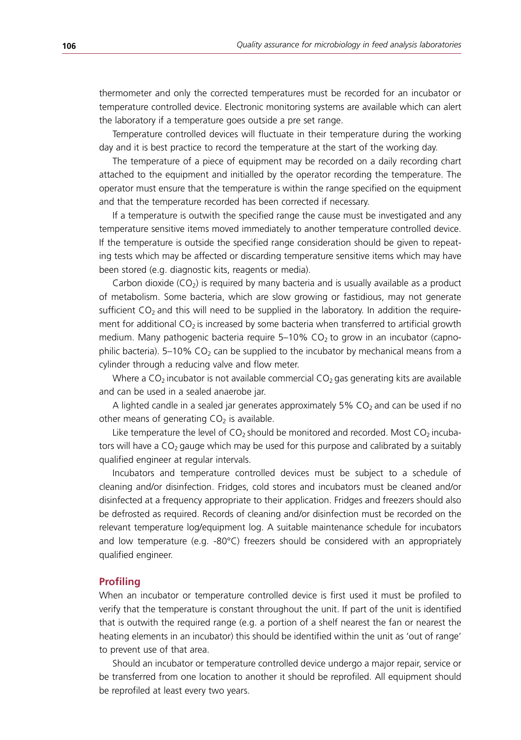thermometer and only the corrected temperatures must be recorded for an incubator or temperature controlled device. Electronic monitoring systems are available which can alert the laboratory if a temperature goes outside a pre set range.

Temperature controlled devices will fluctuate in their temperature during the working day and it is best practice to record the temperature at the start of the working day.

The temperature of a piece of equipment may be recorded on a daily recording chart attached to the equipment and initialled by the operator recording the temperature. The operator must ensure that the temperature is within the range specified on the equipment and that the temperature recorded has been corrected if necessary.

If a temperature is outwith the specified range the cause must be investigated and any temperature sensitive items moved immediately to another temperature controlled device. If the temperature is outside the specified range consideration should be given to repeating tests which may be affected or discarding temperature sensitive items which may have been stored (e.g. diagnostic kits, reagents or media).

Carbon dioxide ($CO_2$) is required by many bacteria and is usually available as a product of metabolism. Some bacteria, which are slow growing or fastidious, may not generate sufficient $CO_2$ and this will need to be supplied in the laboratory. In addition the requirement for additional $CO_2$ is increased by some bacteria when transferred to artificial growth medium. Many pathogenic bacteria require 5–10% $CO_2$ to grow in an incubator (capnophilic bacteria). 5–10% $CO_2$ can be supplied to the incubator by mechanical means from a cylinder through a reducing valve and flow meter.

Where a $CO_2$ incubator is not available commercial $CO_2$ gas generating kits are available and can be used in a sealed anaerobe jar.

A lighted candle in a sealed jar generates approximately 5% $CO_2$ and can be used if no other means of generating $CO_2$ is available.

Like temperature the level of $CO_2$ should be monitored and recorded. Most $CO_2$ incubators will have a $CO_2$ gauge which may be used for this purpose and calibrated by a suitably qualified engineer at regular intervals.

Incubators and temperature controlled devices must be subject to a schedule of cleaning and/or disinfection. Fridges, cold stores and incubators must be cleaned and/or disinfected at a frequency appropriate to their application. Fridges and freezers should also be defrosted as required. Records of cleaning and/or disinfection must be recorded on the relevant temperature log/equipment log. A suitable maintenance schedule for incubators and low temperature (e.g. -80°C) freezers should be considered with an appropriately qualified engineer.

## Profiling

When an incubator or temperature controlled device is first used it must be profiled to verify that the temperature is constant throughout the unit. If part of the unit is identified that is outwith the required range (e.g. a portion of a shelf nearest the fan or nearest the heating elements in an incubator) this should be identified within the unit as 'out of range' to prevent use of that area.

Should an incubator or temperature controlled device undergo a major repair, service or be transferred from one location to another it should be reprofiled. All equipment should be reprofiled at least every two years.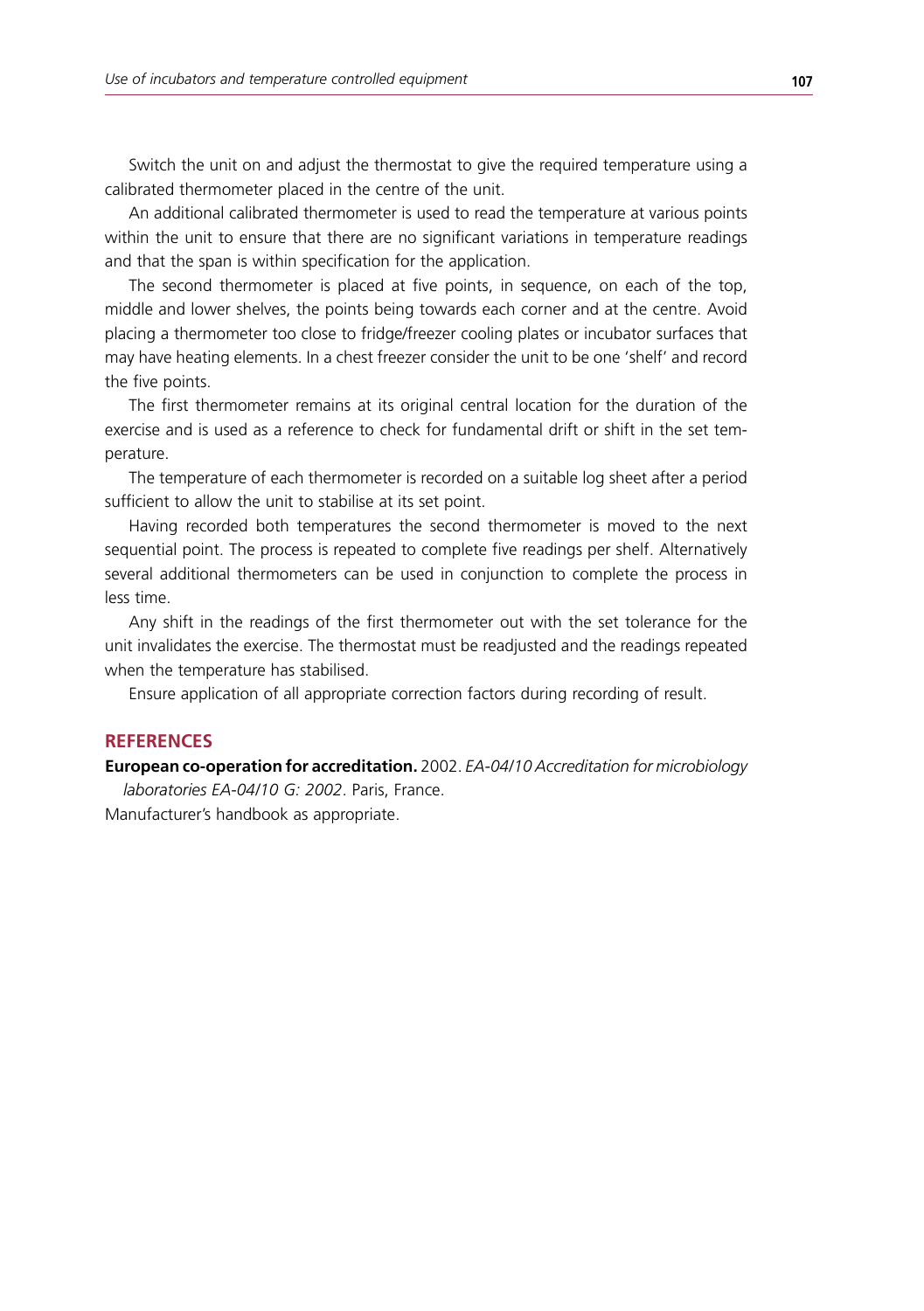Switch the unit on and adjust the thermostat to give the required temperature using a calibrated thermometer placed in the centre of the unit.

An additional calibrated thermometer is used to read the temperature at various points within the unit to ensure that there are no significant variations in temperature readings and that the span is within specification for the application.

The second thermometer is placed at five points, in sequence, on each of the top, middle and lower shelves, the points being towards each corner and at the centre. Avoid placing a thermometer too close to fridge/freezer cooling plates or incubator surfaces that may have heating elements. In a chest freezer consider the unit to be one 'shelf' and record the five points.

The first thermometer remains at its original central location for the duration of the exercise and is used as a reference to check for fundamental drift or shift in the set temperature.

The temperature of each thermometer is recorded on a suitable log sheet after a period sufficient to allow the unit to stabilise at its set point.

Having recorded both temperatures the second thermometer is moved to the next sequential point. The process is repeated to complete five readings per shelf. Alternatively several additional thermometers can be used in conjunction to complete the process in less time.

Any shift in the readings of the first thermometer out with the set tolerance for the unit invalidates the exercise. The thermostat must be readjusted and the readings repeated when the temperature has stabilised.

Ensure application of all appropriate correction factors during recording of result.

## REFERENCES

**European co-operation for accreditation.** 2002. *EA-04/10 Accreditation for microbiology laboratories EA-04/10 G: 2002*. Paris, France.

Manufacturer's handbook as appropriate.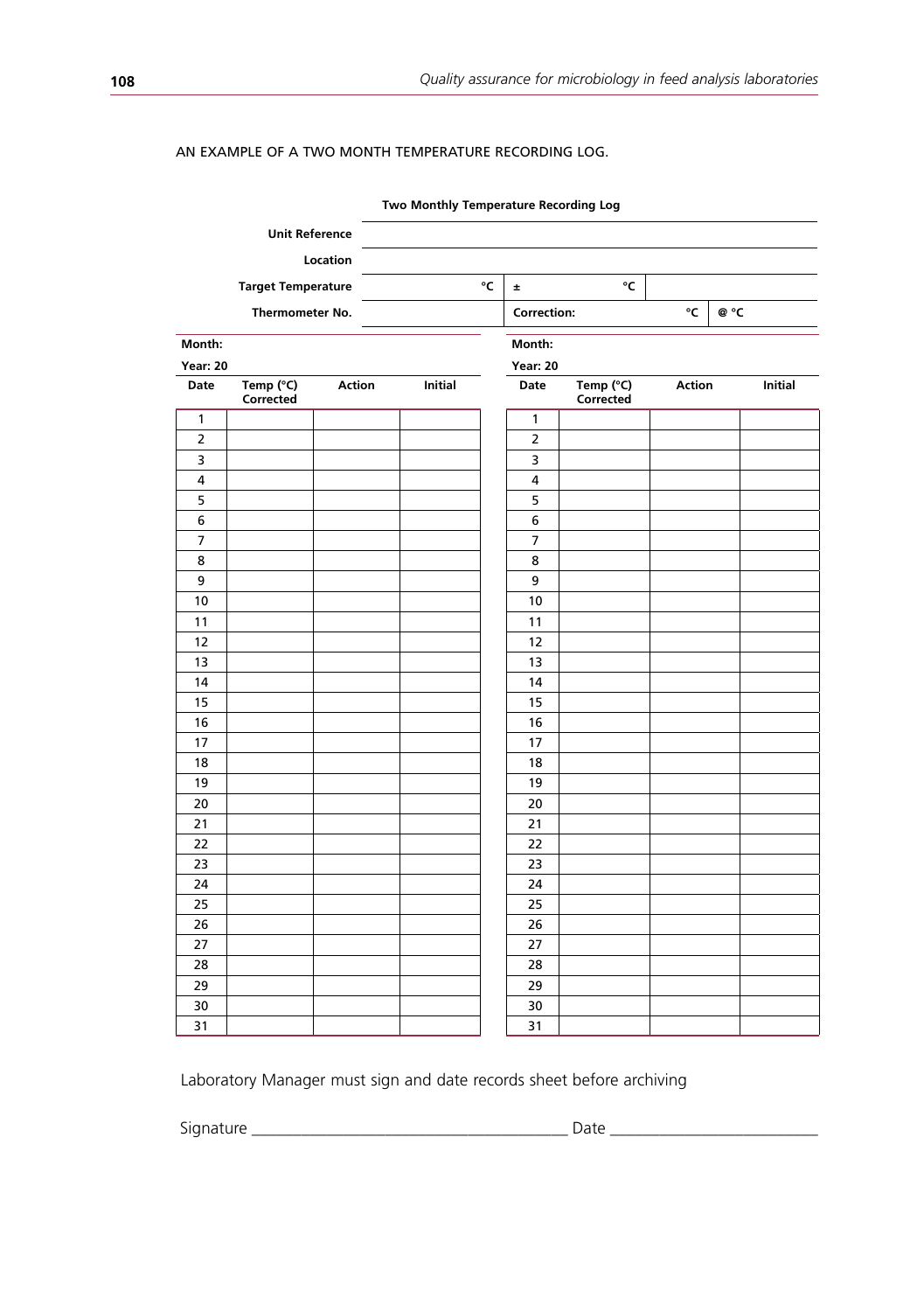AN EXAMPLE OF A TWO MONTH TEMPERATURE RECORDING LOG.

**Two Monthly Temperature Recording Log**

| | | | | | |
|---|---|---|---|---|---|
| **Unit Reference** | | | | | |
| **Location** | | | | | |
| **Target Temperature** | °C | ± | °C | | |
| **Thermometer No.** | | **Correction:** | | °C | @ °C |

| **Month:** | | | | **Month:** | | | |
|---|---|---|---|---|---|---|---|
| **Year: 20** | | | | **Year: 20** | | | |
| **Date** | **Temp (°C) Corrected** | **Action** | **Initial** | **Date** | **Temp (°C) Corrected** | **Action** | **Initial** |
| 1 | | | | 1 | | | |
| 2 | | | | 2 | | | |
| 3 | | | | 3 | | | |
| 4 | | | | 4 | | | |
| 5 | | | | 5 | | | |
| 6 | | | | 6 | | | |
| 7 | | | | 7 | | | |
| 8 | | | | 8 | | | |
| 9 | | | | 9 | | | |
| 10 | | | | 10 | | | |
| 11 | | | | 11 | | | |
| 12 | | | | 12 | | | |
| 13 | | | | 13 | | | |
| 14 | | | | 14 | | | |
| 15 | | | | 15 | | | |
| 16 | | | | 16 | | | |
| 17 | | | | 17 | | | |
| 18 | | | | 18 | | | |
| 19 | | | | 19 | | | |
| 20 | | | | 20 | | | |
| 21 | | | | 21 | | | |
| 22 | | | | 22 | | | |
| 23 | | | | 23 | | | |
| 24 | | | | 24 | | | |
| 25 | | | | 25 | | | |
| 26 | | | | 26 | | | |
| 27 | | | | 27 | | | |
| 28 | | | | 28 | | | |
| 29 | | | | 29 | | | |
| 30 | | | | 30 | | | |
| 31 | | | | 31 | | | |

Laboratory Manager must sign and date records sheet before archiving

Signature ________________________________________ Date __________________________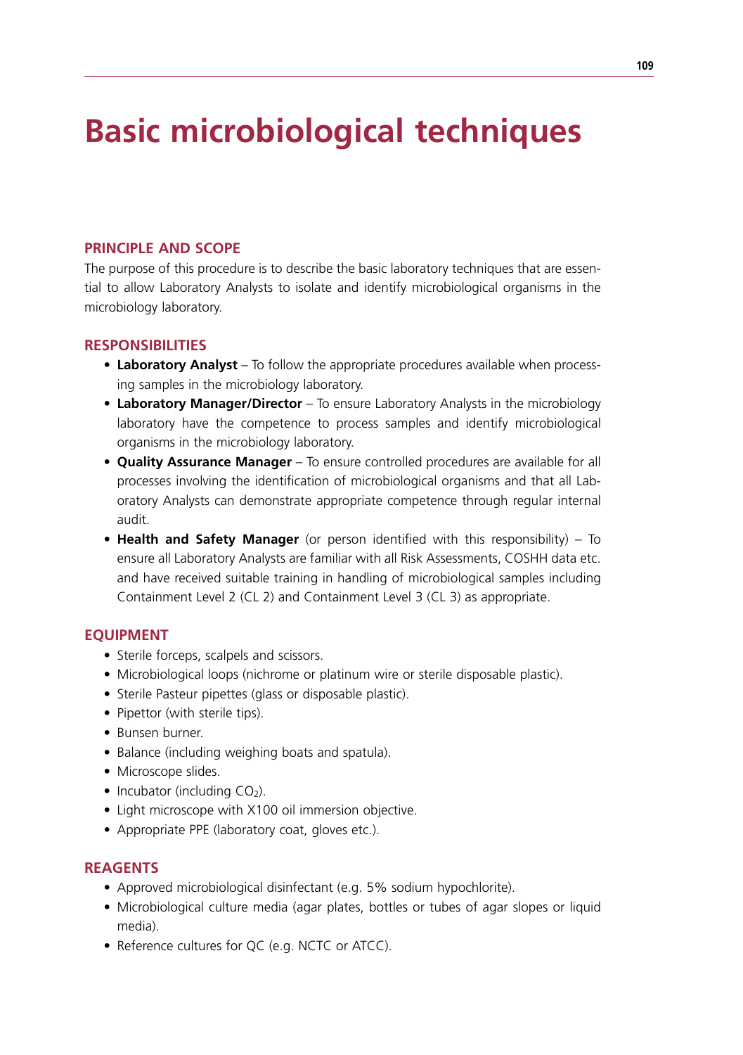# Basic microbiological techniques

## PRINCIPLE AND SCOPE

The purpose of this procedure is to describe the basic laboratory techniques that are essential to allow Laboratory Analysts to isolate and identify microbiological organisms in the microbiology laboratory.

## RESPONSIBILITIES

- **Laboratory Analyst** – To follow the appropriate procedures available when processing samples in the microbiology laboratory.
- **Laboratory Manager/Director** – To ensure Laboratory Analysts in the microbiology laboratory have the competence to process samples and identify microbiological organisms in the microbiology laboratory.
- **Quality Assurance Manager** – To ensure controlled procedures are available for all processes involving the identification of microbiological organisms and that all Laboratory Analysts can demonstrate appropriate competence through regular internal audit.
- **Health and Safety Manager** (or person identified with this responsibility) – To ensure all Laboratory Analysts are familiar with all Risk Assessments, COSHH data etc. and have received suitable training in handling of microbiological samples including Containment Level 2 (CL 2) and Containment Level 3 (CL 3) as appropriate.

## EQUIPMENT

- Sterile forceps, scalpels and scissors.
- Microbiological loops (nichrome or platinum wire or sterile disposable plastic).
- Sterile Pasteur pipettes (glass or disposable plastic).
- Pipettor (with sterile tips).
- Bunsen burner.
- Balance (including weighing boats and spatula).
- Microscope slides.
- Incubator (including $CO_2$).
- Light microscope with X100 oil immersion objective.
- Appropriate PPE (laboratory coat, gloves etc.).

## REAGENTS

- Approved microbiological disinfectant (e.g. 5% sodium hypochlorite).
- Microbiological culture media (agar plates, bottles or tubes of agar slopes or liquid media).
- Reference cultures for QC (e.g. NCTC or ATCC).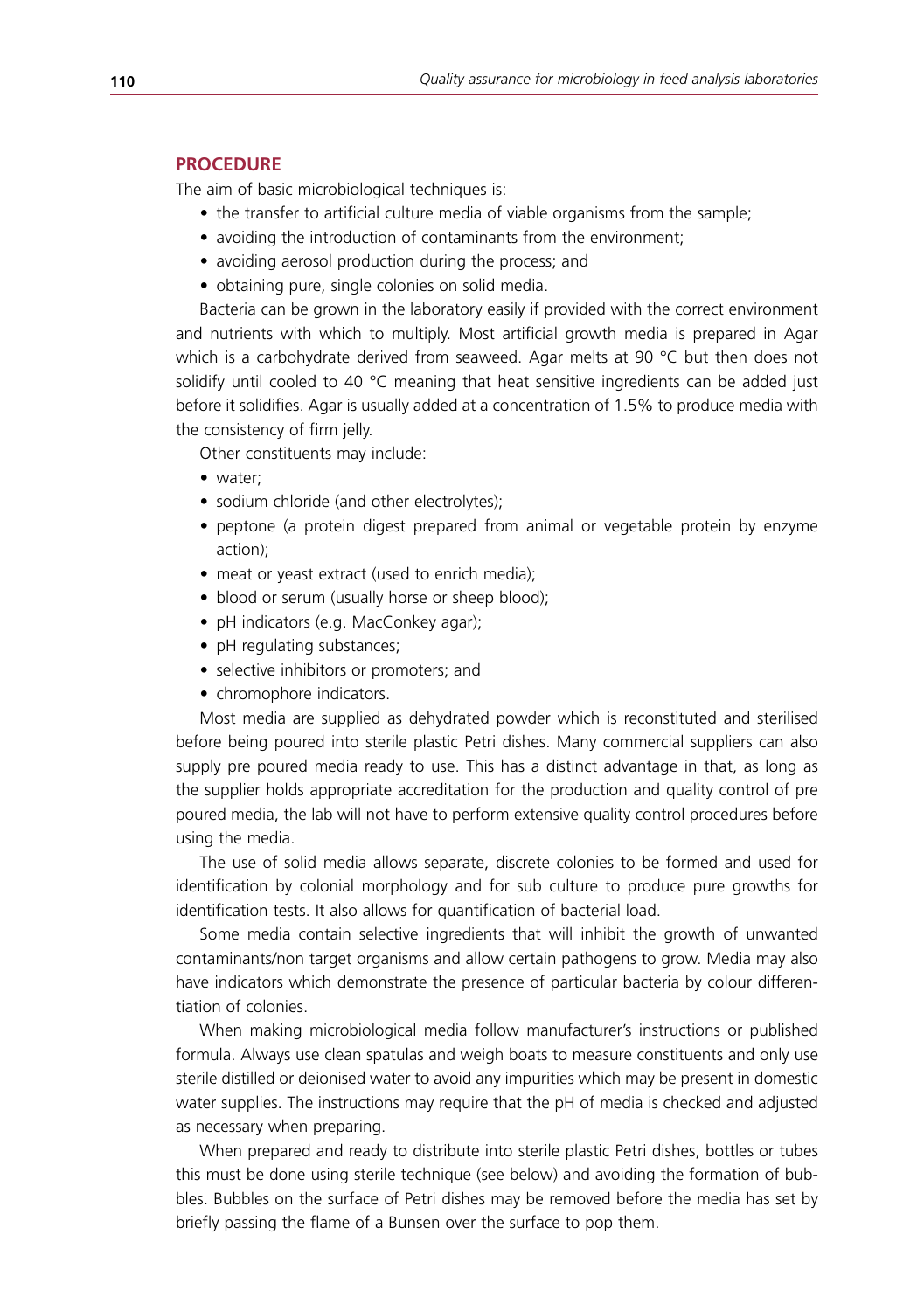## PROCEDURE

The aim of basic microbiological techniques is:

- the transfer to artificial culture media of viable organisms from the sample;
- avoiding the introduction of contaminants from the environment;
- avoiding aerosol production during the process; and
- obtaining pure, single colonies on solid media.

Bacteria can be grown in the laboratory easily if provided with the correct environment and nutrients with which to multiply. Most artificial growth media is prepared in Agar which is a carbohydrate derived from seaweed. Agar melts at 90 °C but then does not solidify until cooled to 40 °C meaning that heat sensitive ingredients can be added just before it solidifies. Agar is usually added at a concentration of 1.5% to produce media with the consistency of firm jelly.

Other constituents may include:

- water;
- sodium chloride (and other electrolytes);
- peptone (a protein digest prepared from animal or vegetable protein by enzyme action);
- meat or yeast extract (used to enrich media);
- blood or serum (usually horse or sheep blood);
- pH indicators (e.g. MacConkey agar);
- pH regulating substances;
- selective inhibitors or promoters; and
- chromophore indicators.

Most media are supplied as dehydrated powder which is reconstituted and sterilised before being poured into sterile plastic Petri dishes. Many commercial suppliers can also supply pre poured media ready to use. This has a distinct advantage in that, as long as the supplier holds appropriate accreditation for the production and quality control of pre poured media, the lab will not have to perform extensive quality control procedures before using the media.

The use of solid media allows separate, discrete colonies to be formed and used for identification by colonial morphology and for sub culture to produce pure growths for identification tests. It also allows for quantification of bacterial load.

Some media contain selective ingredients that will inhibit the growth of unwanted contaminants/non target organisms and allow certain pathogens to grow. Media may also have indicators which demonstrate the presence of particular bacteria by colour differentiation of colonies.

When making microbiological media follow manufacturer's instructions or published formula. Always use clean spatulas and weigh boats to measure constituents and only use sterile distilled or deionised water to avoid any impurities which may be present in domestic water supplies. The instructions may require that the pH of media is checked and adjusted as necessary when preparing.

When prepared and ready to distribute into sterile plastic Petri dishes, bottles or tubes this must be done using sterile technique (see below) and avoiding the formation of bubbles. Bubbles on the surface of Petri dishes may be removed before the media has set by briefly passing the flame of a Bunsen over the surface to pop them.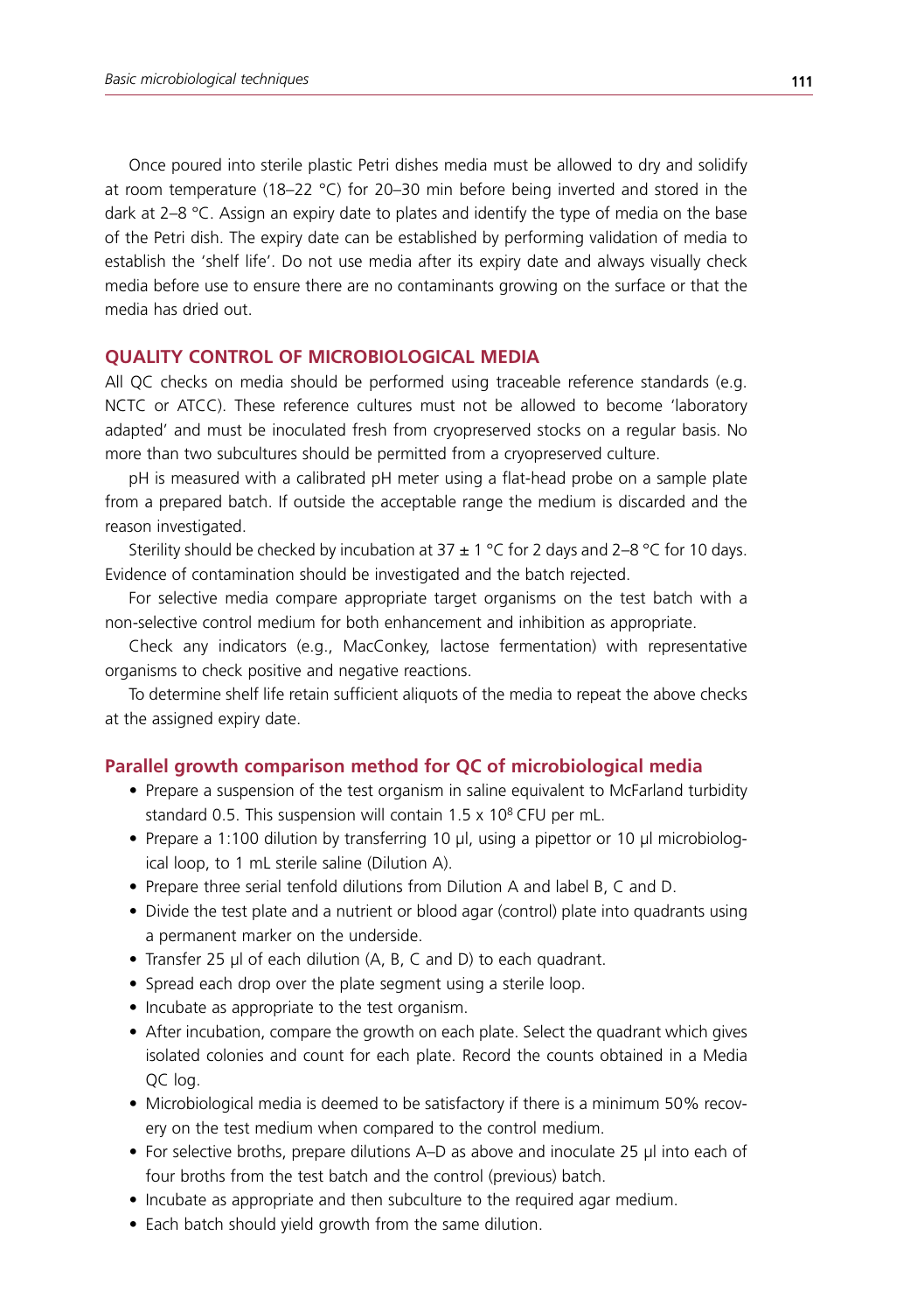Once poured into sterile plastic Petri dishes media must be allowed to dry and solidify at room temperature (18–22 °C) for 20–30 min before being inverted and stored in the dark at 2–8 °C. Assign an expiry date to plates and identify the type of media on the base of the Petri dish. The expiry date can be established by performing validation of media to establish the 'shelf life'. Do not use media after its expiry date and always visually check media before use to ensure there are no contaminants growing on the surface or that the media has dried out.

## QUALITY CONTROL OF MICROBIOLOGICAL MEDIA

All QC checks on media should be performed using traceable reference standards (e.g. NCTC or ATCC). These reference cultures must not be allowed to become 'laboratory adapted' and must be inoculated fresh from cryopreserved stocks on a regular basis. No more than two subcultures should be permitted from a cryopreserved culture.

pH is measured with a calibrated pH meter using a flat-head probe on a sample plate from a prepared batch. If outside the acceptable range the medium is discarded and the reason investigated.

Sterility should be checked by incubation at 37 ± 1 °C for 2 days and 2–8 °C for 10 days. Evidence of contamination should be investigated and the batch rejected.

For selective media compare appropriate target organisms on the test batch with a non-selective control medium for both enhancement and inhibition as appropriate.

Check any indicators (e.g., MacConkey, lactose fermentation) with representative organisms to check positive and negative reactions.

To determine shelf life retain sufficient aliquots of the media to repeat the above checks at the assigned expiry date.

### Parallel growth comparison method for QC of microbiological media

- Prepare a suspension of the test organism in saline equivalent to McFarland turbidity standard 0.5. This suspension will contain $1.5 \times 10^8$ CFU per mL.
- Prepare a 1:100 dilution by transferring 10 µl, using a pipettor or 10 µl microbiological loop, to 1 mL sterile saline (Dilution A).
- Prepare three serial tenfold dilutions from Dilution A and label B, C and D.
- Divide the test plate and a nutrient or blood agar (control) plate into quadrants using a permanent marker on the underside.
- Transfer 25 µl of each dilution (A, B, C and D) to each quadrant.
- Spread each drop over the plate segment using a sterile loop.
- Incubate as appropriate to the test organism.
- After incubation, compare the growth on each plate. Select the quadrant which gives isolated colonies and count for each plate. Record the counts obtained in a Media QC log.
- Microbiological media is deemed to be satisfactory if there is a minimum 50% recovery on the test medium when compared to the control medium.
- For selective broths, prepare dilutions A–D as above and inoculate 25 µl into each of four broths from the test batch and the control (previous) batch.
- Incubate as appropriate and then subculture to the required agar medium.
- Each batch should yield growth from the same dilution.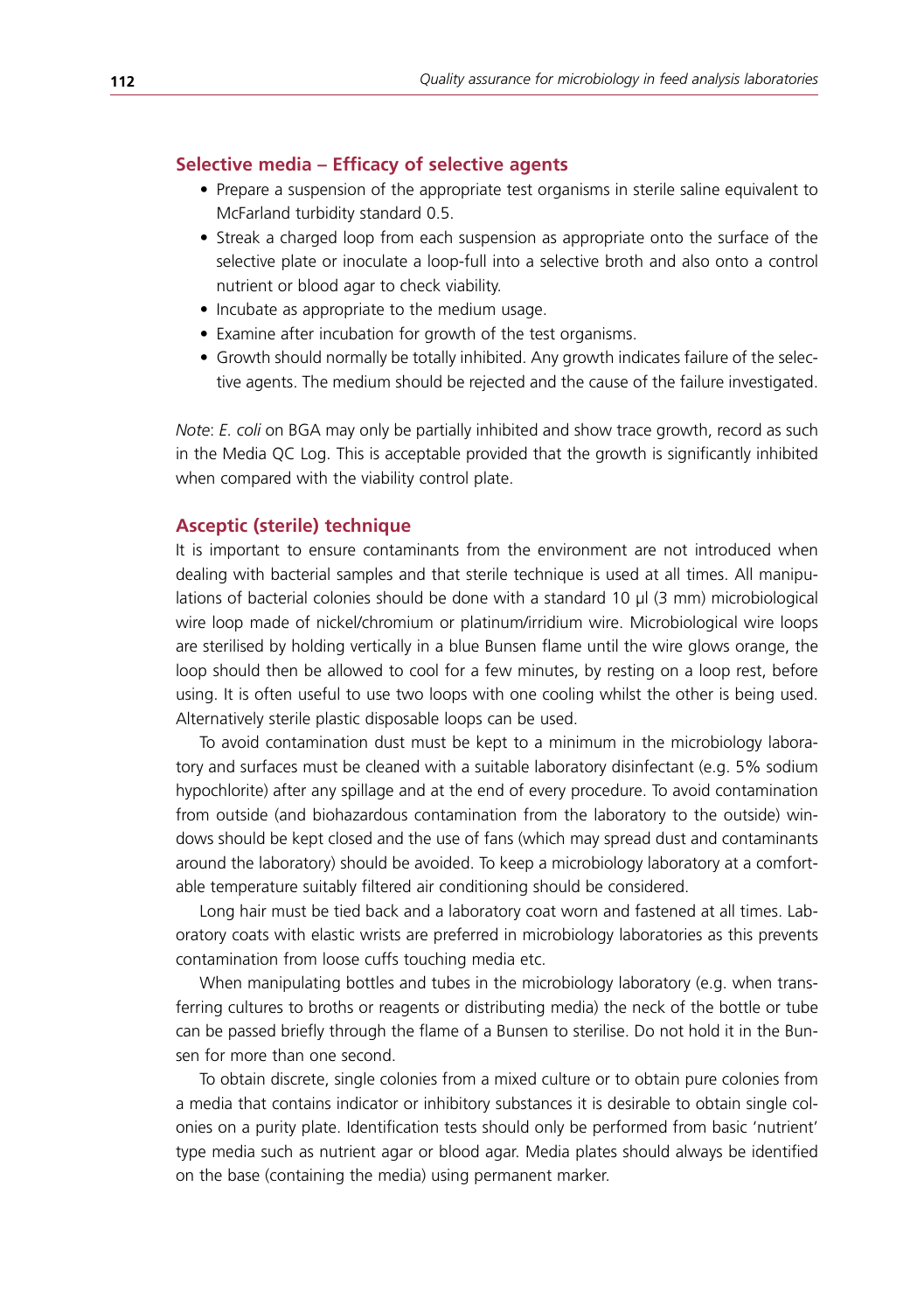### Selective media – Efficacy of selective agents

- Prepare a suspension of the appropriate test organisms in sterile saline equivalent to McFarland turbidity standard 0.5.
- Streak a charged loop from each suspension as appropriate onto the surface of the selective plate or inoculate a loop-full into a selective broth and also onto a control nutrient or blood agar to check viability.
- Incubate as appropriate to the medium usage.
- Examine after incubation for growth of the test organisms.
- Growth should normally be totally inhibited. Any growth indicates failure of the selective agents. The medium should be rejected and the cause of the failure investigated.

*Note*: *E. coli* on BGA may only be partially inhibited and show trace growth, record as such in the Media QC Log. This is acceptable provided that the growth is significantly inhibited when compared with the viability control plate.

### Asceptic (sterile) technique

It is important to ensure contaminants from the environment are not introduced when dealing with bacterial samples and that sterile technique is used at all times. All manipulations of bacterial colonies should be done with a standard 10 µl (3 mm) microbiological wire loop made of nickel/chromium or platinum/irridium wire. Microbiological wire loops are sterilised by holding vertically in a blue Bunsen flame until the wire glows orange, the loop should then be allowed to cool for a few minutes, by resting on a loop rest, before using. It is often useful to use two loops with one cooling whilst the other is being used. Alternatively sterile plastic disposable loops can be used.

To avoid contamination dust must be kept to a minimum in the microbiology laboratory and surfaces must be cleaned with a suitable laboratory disinfectant (e.g. 5% sodium hypochlorite) after any spillage and at the end of every procedure. To avoid contamination from outside (and biohazardous contamination from the laboratory to the outside) windows should be kept closed and the use of fans (which may spread dust and contaminants around the laboratory) should be avoided. To keep a microbiology laboratory at a comfortable temperature suitably filtered air conditioning should be considered.

Long hair must be tied back and a laboratory coat worn and fastened at all times. Laboratory coats with elastic wrists are preferred in microbiology laboratories as this prevents contamination from loose cuffs touching media etc.

When manipulating bottles and tubes in the microbiology laboratory (e.g. when transferring cultures to broths or reagents or distributing media) the neck of the bottle or tube can be passed briefly through the flame of a Bunsen to sterilise. Do not hold it in the Bunsen for more than one second.

To obtain discrete, single colonies from a mixed culture or to obtain pure colonies from a media that contains indicator or inhibitory substances it is desirable to obtain single colonies on a purity plate. Identification tests should only be performed from basic 'nutrient' type media such as nutrient agar or blood agar. Media plates should always be identified on the base (containing the media) using permanent marker.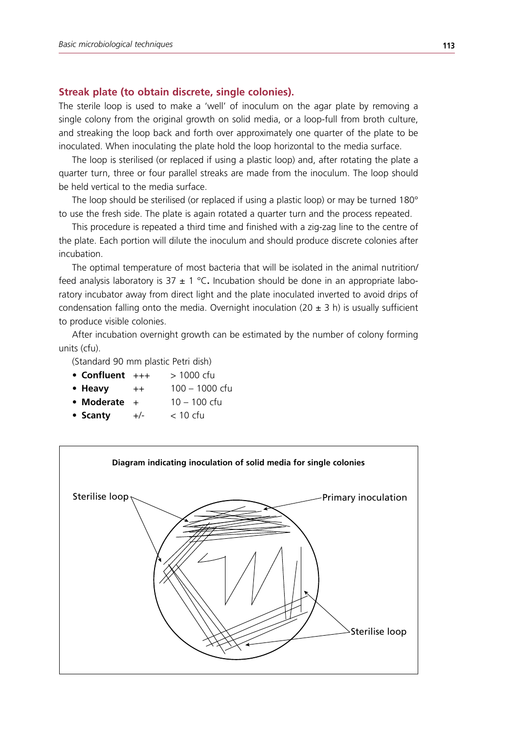## Streak plate (to obtain discrete, single colonies).

The sterile loop is used to make a 'well' of inoculum on the agar plate by removing a single colony from the original growth on solid media, or a loop-full from broth culture, and streaking the loop back and forth over approximately one quarter of the plate to be inoculated. When inoculating the plate hold the loop horizontal to the media surface.

The loop is sterilised (or replaced if using a plastic loop) and, after rotating the plate a quarter turn, three or four parallel streaks are made from the inoculum. The loop should be held vertical to the media surface.

The loop should be sterilised (or replaced if using a plastic loop) or may be turned 180° to use the fresh side. The plate is again rotated a quarter turn and the process repeated.

This procedure is repeated a third time and finished with a zig-zag line to the centre of the plate. Each portion will dilute the inoculum and should produce discrete colonies after incubation.

The optimal temperature of most bacteria that will be isolated in the animal nutrition/feed analysis laboratory is 37 ± 1 °C**.** Incubation should be done in an appropriate laboratory incubator away from direct light and the plate inoculated inverted to avoid drips of condensation falling onto the media. Overnight inoculation (20 ± 3 h) is usually sufficient to produce visible colonies.

After incubation overnight growth can be estimated by the number of colony forming units (cfu).

(Standard 90 mm plastic Petri dish)

- **Confluent** +++ > 1000 cfu
- **Heavy** ++ 100 – 1000 cfu
- **Moderate** + 10 – 100 cfu
- **Scanty** +/- < 10 cfu

**Diagram indicating inoculation of solid media for single colonies**

Sterilise loop

Primary inoculation

Sterilise loop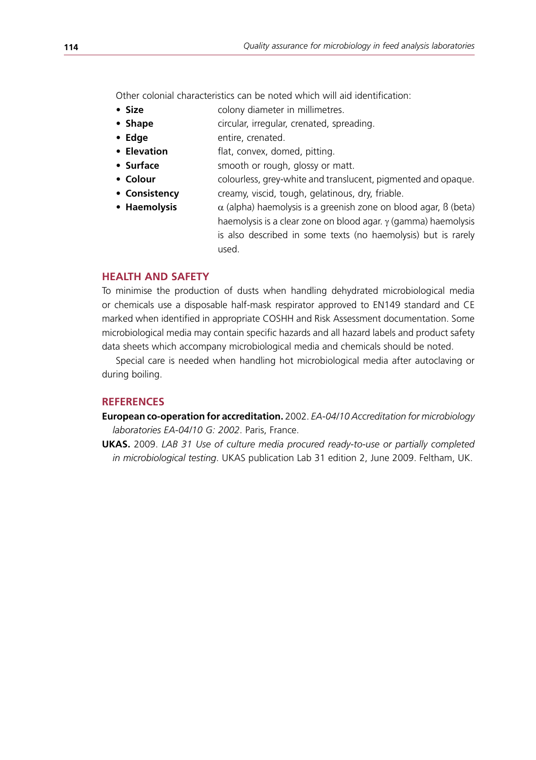Other colonial characteristics can be noted which will aid identification:

- **Size** colony diameter in millimetres.
- **Shape** circular, irregular, crenated, spreading.
- **Edge** entire, crenated.
- **Elevation** flat, convex, domed, pitting.
- **Surface** smooth or rough, glossy or matt.
- **Colour** colourless, grey-white and translucent, pigmented and opaque.
- **Consistency** creamy, viscid, tough, gelatinous, dry, friable.
- **Haemolysis** $\alpha$ (alpha) haemolysis is a greenish zone on blood agar, ß (beta) haemolysis is a clear zone on blood agar. $\gamma$ (gamma) haemolysis is also described in some texts (no haemolysis) but is rarely used.

## HEALTH AND SAFETY

To minimise the production of dusts when handling dehydrated microbiological media or chemicals use a disposable half-mask respirator approved to EN149 standard and CE marked when identified in appropriate COSHH and Risk Assessment documentation. Some microbiological media may contain specific hazards and all hazard labels and product safety data sheets which accompany microbiological media and chemicals should be noted.

Special care is needed when handling hot microbiological media after autoclaving or during boiling.

## REFERENCES

**European co-operation for accreditation.** 2002. *EA-04/10 Accreditation for microbiology laboratories EA-04/10 G: 2002*. Paris, France.

**UKAS.** 2009. *LAB 31 Use of culture media procured ready-to-use or partially completed in microbiological testing*. UKAS publication Lab 31 edition 2, June 2009. Feltham, UK.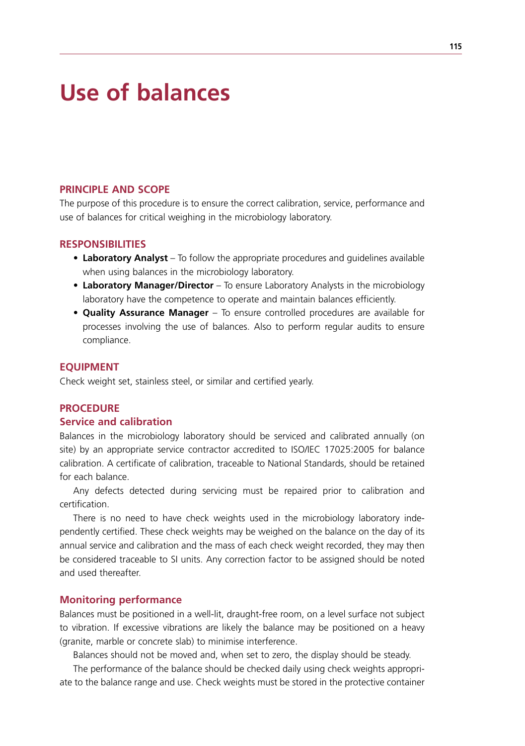# Use of balances

## PRINCIPLE AND SCOPE

The purpose of this procedure is to ensure the correct calibration, service, performance and use of balances for critical weighing in the microbiology laboratory.

## RESPONSIBILITIES

- **Laboratory Analyst** – To follow the appropriate procedures and guidelines available when using balances in the microbiology laboratory.
- **Laboratory Manager/Director** – To ensure Laboratory Analysts in the microbiology laboratory have the competence to operate and maintain balances efficiently.
- **Quality Assurance Manager** – To ensure controlled procedures are available for processes involving the use of balances. Also to perform regular audits to ensure compliance.

## EQUIPMENT

Check weight set, stainless steel, or similar and certified yearly.

## PROCEDURE

### Service and calibration

Balances in the microbiology laboratory should be serviced and calibrated annually (on site) by an appropriate service contractor accredited to ISO/IEC 17025:2005 for balance calibration. A certificate of calibration, traceable to National Standards, should be retained for each balance.

Any defects detected during servicing must be repaired prior to calibration and certification.

There is no need to have check weights used in the microbiology laboratory independently certified. These check weights may be weighed on the balance on the day of its annual service and calibration and the mass of each check weight recorded, they may then be considered traceable to SI units. Any correction factor to be assigned should be noted and used thereafter.

### Monitoring performance

Balances must be positioned in a well-lit, draught-free room, on a level surface not subject to vibration. If excessive vibrations are likely the balance may be positioned on a heavy (granite, marble or concrete slab) to minimise interference.

Balances should not be moved and, when set to zero, the display should be steady.

The performance of the balance should be checked daily using check weights appropriate to the balance range and use. Check weights must be stored in the protective container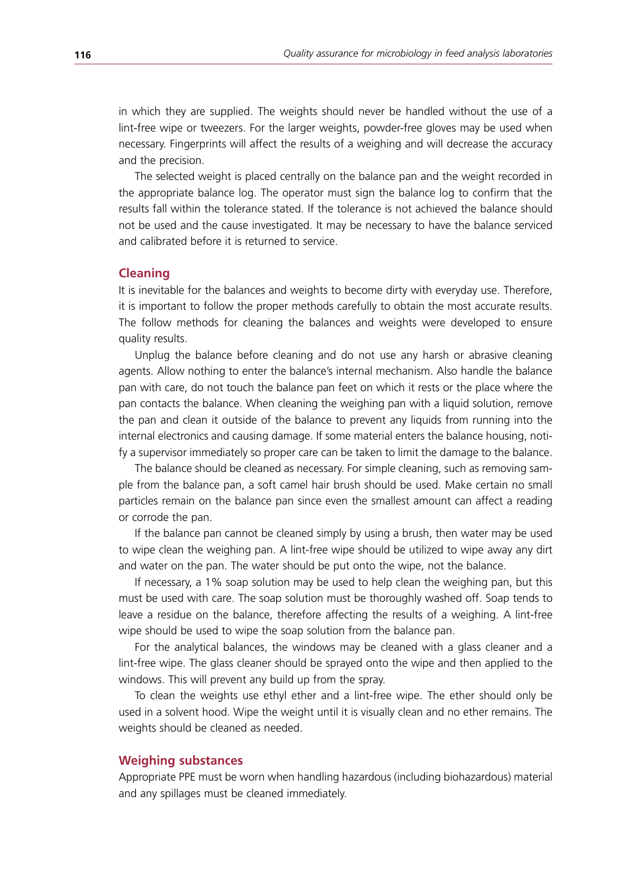in which they are supplied. The weights should never be handled without the use of a lint-free wipe or tweezers. For the larger weights, powder-free gloves may be used when necessary. Fingerprints will affect the results of a weighing and will decrease the accuracy and the precision.

The selected weight is placed centrally on the balance pan and the weight recorded in the appropriate balance log. The operator must sign the balance log to confirm that the results fall within the tolerance stated. If the tolerance is not achieved the balance should not be used and the cause investigated. It may be necessary to have the balance serviced and calibrated before it is returned to service.

### Cleaning

It is inevitable for the balances and weights to become dirty with everyday use. Therefore, it is important to follow the proper methods carefully to obtain the most accurate results. The follow methods for cleaning the balances and weights were developed to ensure quality results.

Unplug the balance before cleaning and do not use any harsh or abrasive cleaning agents. Allow nothing to enter the balance's internal mechanism. Also handle the balance pan with care, do not touch the balance pan feet on which it rests or the place where the pan contacts the balance. When cleaning the weighing pan with a liquid solution, remove the pan and clean it outside of the balance to prevent any liquids from running into the internal electronics and causing damage. If some material enters the balance housing, notify a supervisor immediately so proper care can be taken to limit the damage to the balance.

The balance should be cleaned as necessary. For simple cleaning, such as removing sample from the balance pan, a soft camel hair brush should be used. Make certain no small particles remain on the balance pan since even the smallest amount can affect a reading or corrode the pan.

If the balance pan cannot be cleaned simply by using a brush, then water may be used to wipe clean the weighing pan. A lint-free wipe should be utilized to wipe away any dirt and water on the pan. The water should be put onto the wipe, not the balance.

If necessary, a 1% soap solution may be used to help clean the weighing pan, but this must be used with care. The soap solution must be thoroughly washed off. Soap tends to leave a residue on the balance, therefore affecting the results of a weighing. A lint-free wipe should be used to wipe the soap solution from the balance pan.

For the analytical balances, the windows may be cleaned with a glass cleaner and a lint-free wipe. The glass cleaner should be sprayed onto the wipe and then applied to the windows. This will prevent any build up from the spray.

To clean the weights use ethyl ether and a lint-free wipe. The ether should only be used in a solvent hood. Wipe the weight until it is visually clean and no ether remains. The weights should be cleaned as needed.

### Weighing substances

Appropriate PPE must be worn when handling hazardous (including biohazardous) material and any spillages must be cleaned immediately.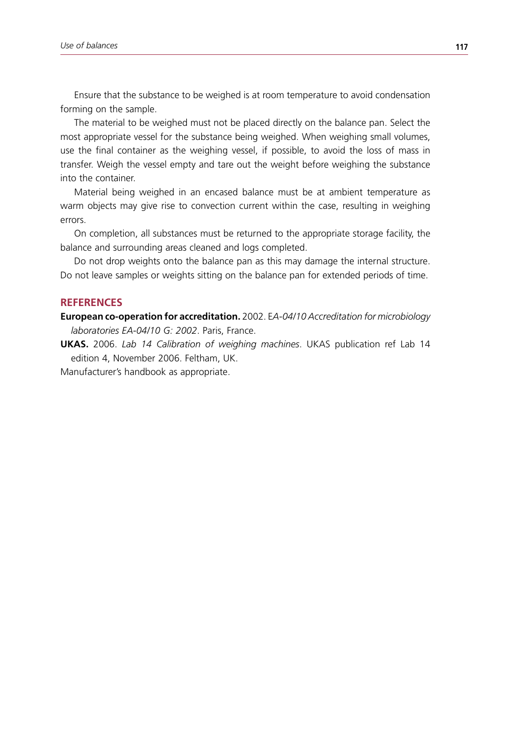Ensure that the substance to be weighed is at room temperature to avoid condensation forming on the sample.

The material to be weighed must not be placed directly on the balance pan. Select the most appropriate vessel for the substance being weighed. When weighing small volumes, use the final container as the weighing vessel, if possible, to avoid the loss of mass in transfer. Weigh the vessel empty and tare out the weight before weighing the substance into the container.

Material being weighed in an encased balance must be at ambient temperature as warm objects may give rise to convection current within the case, resulting in weighing errors.

On completion, all substances must be returned to the appropriate storage facility, the balance and surrounding areas cleaned and logs completed.

Do not drop weights onto the balance pan as this may damage the internal structure. Do not leave samples or weights sitting on the balance pan for extended periods of time.

## REFERENCES

**European co-operation for accreditation.** 2002. E*A-04/10 Accreditation for microbiology laboratories EA-04/10 G: 2002*. Paris, France.

**UKAS.** 2006. *Lab 14 Calibration of weighing machines*. UKAS publication ref Lab 14 edition 4, November 2006. Feltham, UK.

Manufacturer's handbook as appropriate.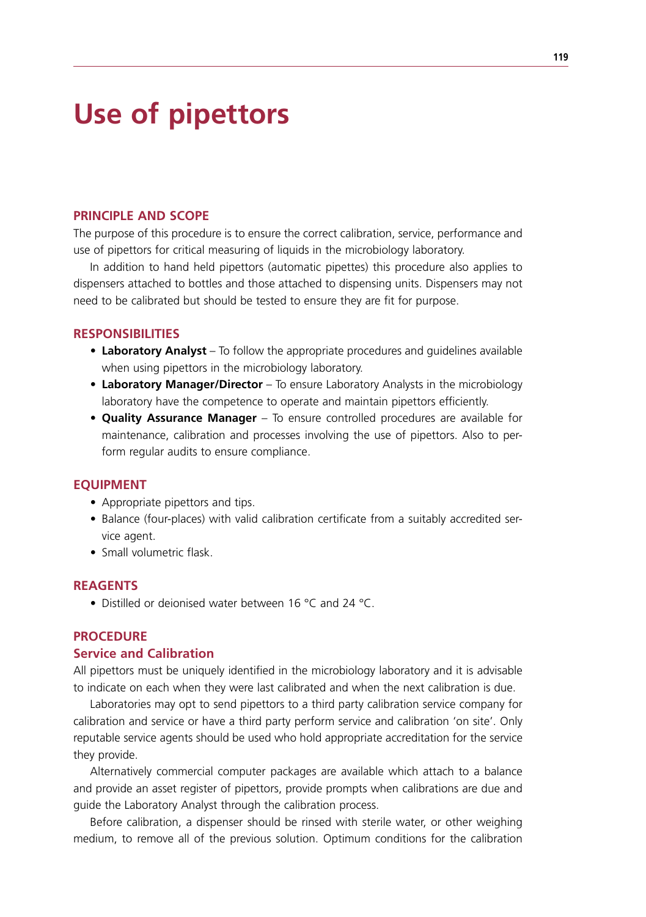# Use of pipettors

## PRINCIPLE AND SCOPE

The purpose of this procedure is to ensure the correct calibration, service, performance and use of pipettors for critical measuring of liquids in the microbiology laboratory.

In addition to hand held pipettors (automatic pipettes) this procedure also applies to dispensers attached to bottles and those attached to dispensing units. Dispensers may not need to be calibrated but should be tested to ensure they are fit for purpose.

## RESPONSIBILITIES

- **Laboratory Analyst** – To follow the appropriate procedures and guidelines available when using pipettors in the microbiology laboratory.
- **Laboratory Manager/Director** – To ensure Laboratory Analysts in the microbiology laboratory have the competence to operate and maintain pipettors efficiently.
- **Quality Assurance Manager** – To ensure controlled procedures are available for maintenance, calibration and processes involving the use of pipettors. Also to perform regular audits to ensure compliance.

## EQUIPMENT

- Appropriate pipettors and tips.
- Balance (four-places) with valid calibration certificate from a suitably accredited service agent.
- Small volumetric flask.

## REAGENTS

- Distilled or deionised water between 16 °C and 24 °C.

## PROCEDURE

### Service and Calibration

All pipettors must be uniquely identified in the microbiology laboratory and it is advisable to indicate on each when they were last calibrated and when the next calibration is due.

Laboratories may opt to send pipettors to a third party calibration service company for calibration and service or have a third party perform service and calibration 'on site'. Only reputable service agents should be used who hold appropriate accreditation for the service they provide.

Alternatively commercial computer packages are available which attach to a balance and provide an asset register of pipettors, provide prompts when calibrations are due and guide the Laboratory Analyst through the calibration process.

Before calibration, a dispenser should be rinsed with sterile water, or other weighing medium, to remove all of the previous solution. Optimum conditions for the calibration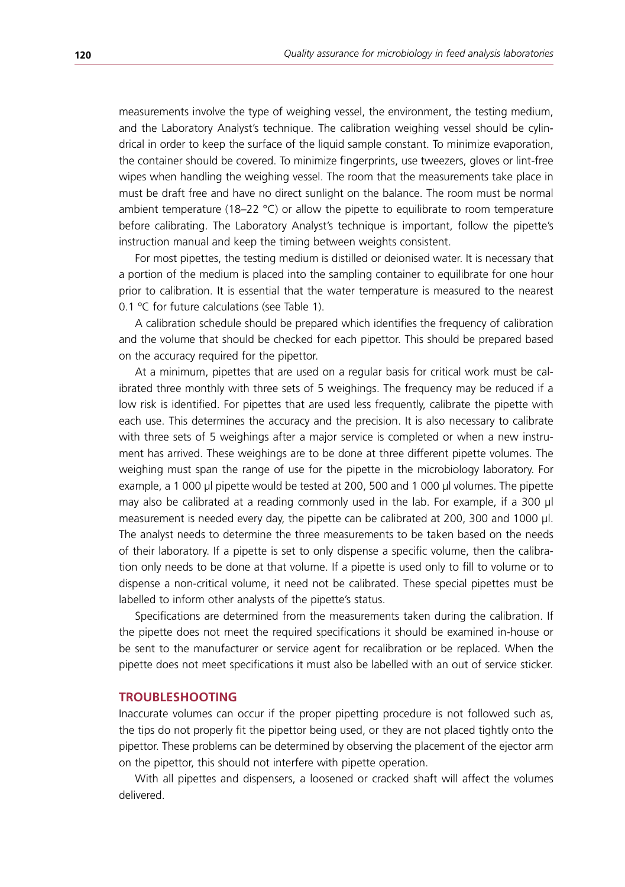measurements involve the type of weighing vessel, the environment, the testing medium, and the Laboratory Analyst's technique. The calibration weighing vessel should be cylindrical in order to keep the surface of the liquid sample constant. To minimize evaporation, the container should be covered. To minimize fingerprints, use tweezers, gloves or lint-free wipes when handling the weighing vessel. The room that the measurements take place in must be draft free and have no direct sunlight on the balance. The room must be normal ambient temperature (18–22 °C) or allow the pipette to equilibrate to room temperature before calibrating. The Laboratory Analyst's technique is important, follow the pipette's instruction manual and keep the timing between weights consistent.

For most pipettes, the testing medium is distilled or deionised water. It is necessary that a portion of the medium is placed into the sampling container to equilibrate for one hour prior to calibration. It is essential that the water temperature is measured to the nearest 0.1 ºC for future calculations (see Table 1).

A calibration schedule should be prepared which identifies the frequency of calibration and the volume that should be checked for each pipettor. This should be prepared based on the accuracy required for the pipettor.

At a minimum, pipettes that are used on a regular basis for critical work must be calibrated three monthly with three sets of 5 weighings. The frequency may be reduced if a low risk is identified. For pipettes that are used less frequently, calibrate the pipette with each use. This determines the accuracy and the precision. It is also necessary to calibrate with three sets of 5 weighings after a major service is completed or when a new instrument has arrived. These weighings are to be done at three different pipette volumes. The weighing must span the range of use for the pipette in the microbiology laboratory. For example, a 1 000 µl pipette would be tested at 200, 500 and 1 000 µl volumes. The pipette may also be calibrated at a reading commonly used in the lab. For example, if a 300 µl measurement is needed every day, the pipette can be calibrated at 200, 300 and 1000 µl. The analyst needs to determine the three measurements to be taken based on the needs of their laboratory. If a pipette is set to only dispense a specific volume, then the calibration only needs to be done at that volume. If a pipette is used only to fill to volume or to dispense a non-critical volume, it need not be calibrated. These special pipettes must be labelled to inform other analysts of the pipette's status.

Specifications are determined from the measurements taken during the calibration. If the pipette does not meet the required specifications it should be examined in-house or be sent to the manufacturer or service agent for recalibration or be replaced. When the pipette does not meet specifications it must also be labelled with an out of service sticker.

## TROUBLESHOOTING

Inaccurate volumes can occur if the proper pipetting procedure is not followed such as, the tips do not properly fit the pipettor being used, or they are not placed tightly onto the pipettor. These problems can be determined by observing the placement of the ejector arm on the pipettor, this should not interfere with pipette operation.

With all pipettes and dispensers, a loosened or cracked shaft will affect the volumes delivered.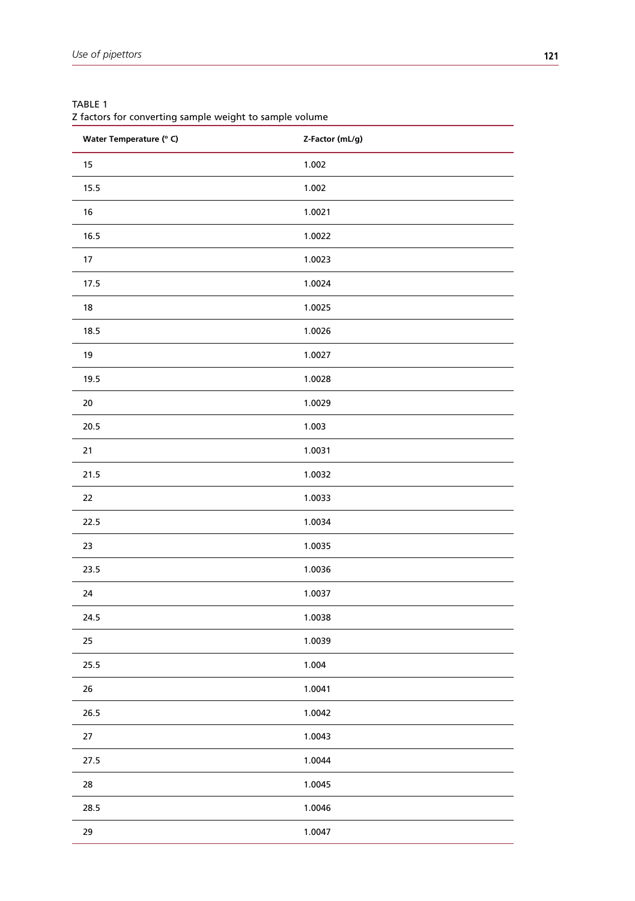TABLE 1
Z factors for converting sample weight to sample volume

| Water Temperature (° C) | Z-Factor (mL/g) |
|---|---|
| 15 | 1.002 |
| 15.5 | 1.002 |
| 16 | 1.0021 |
| 16.5 | 1.0022 |
| 17 | 1.0023 |
| 17.5 | 1.0024 |
| 18 | 1.0025 |
| 18.5 | 1.0026 |
| 19 | 1.0027 |
| 19.5 | 1.0028 |
| 20 | 1.0029 |
| 20.5 | 1.003 |
| 21 | 1.0031 |
| 21.5 | 1.0032 |
| 22 | 1.0033 |
| 22.5 | 1.0034 |
| 23 | 1.0035 |
| 23.5 | 1.0036 |
| 24 | 1.0037 |
| 24.5 | 1.0038 |
| 25 | 1.0039 |
| 25.5 | 1.004 |
| 26 | 1.0041 |
| 26.5 | 1.0042 |
| 27 | 1.0043 |
| 27.5 | 1.0044 |
| 28 | 1.0045 |
| 28.5 | 1.0046 |
| 29 | 1.0047 |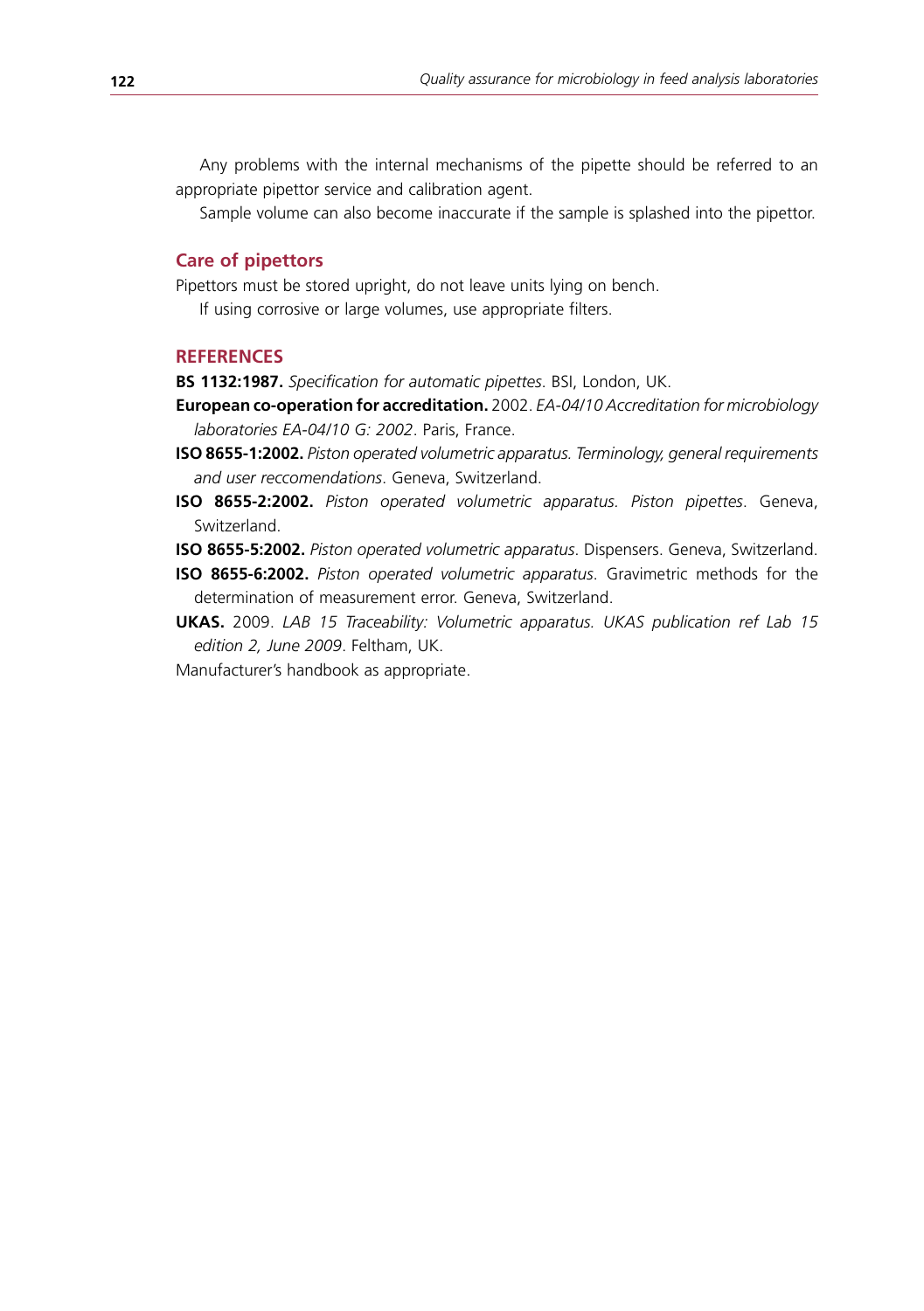Any problems with the internal mechanisms of the pipette should be referred to an appropriate pipettor service and calibration agent.

Sample volume can also become inaccurate if the sample is splashed into the pipettor.

### Care of pipettors

Pipettors must be stored upright, do not leave units lying on bench.

If using corrosive or large volumes, use appropriate filters.

### REFERENCES

**BS 1132:1987.** *Specification for automatic pipettes*. BSI, London, UK.

**European co-operation for accreditation.** 2002. *EA-04/10 Accreditation for microbiology laboratories EA-04/10 G: 2002*. Paris, France.

**ISO 8655-1:2002.** *Piston operated volumetric apparatus. Terminology, general requirements and user reccomendations*. Geneva, Switzerland.

**ISO 8655-2:2002.** *Piston operated volumetric apparatus. Piston pipettes*. Geneva, Switzerland.

**ISO 8655-5:2002.** *Piston operated volumetric apparatus*. Dispensers. Geneva, Switzerland.

**ISO 8655-6:2002.** *Piston operated volumetric apparatus*. Gravimetric methods for the determination of measurement error. Geneva, Switzerland.

**UKAS.** 2009. *LAB 15 Traceability: Volumetric apparatus. UKAS publication ref Lab 15 edition 2, June 2009*. Feltham, UK.

Manufacturer's handbook as appropriate.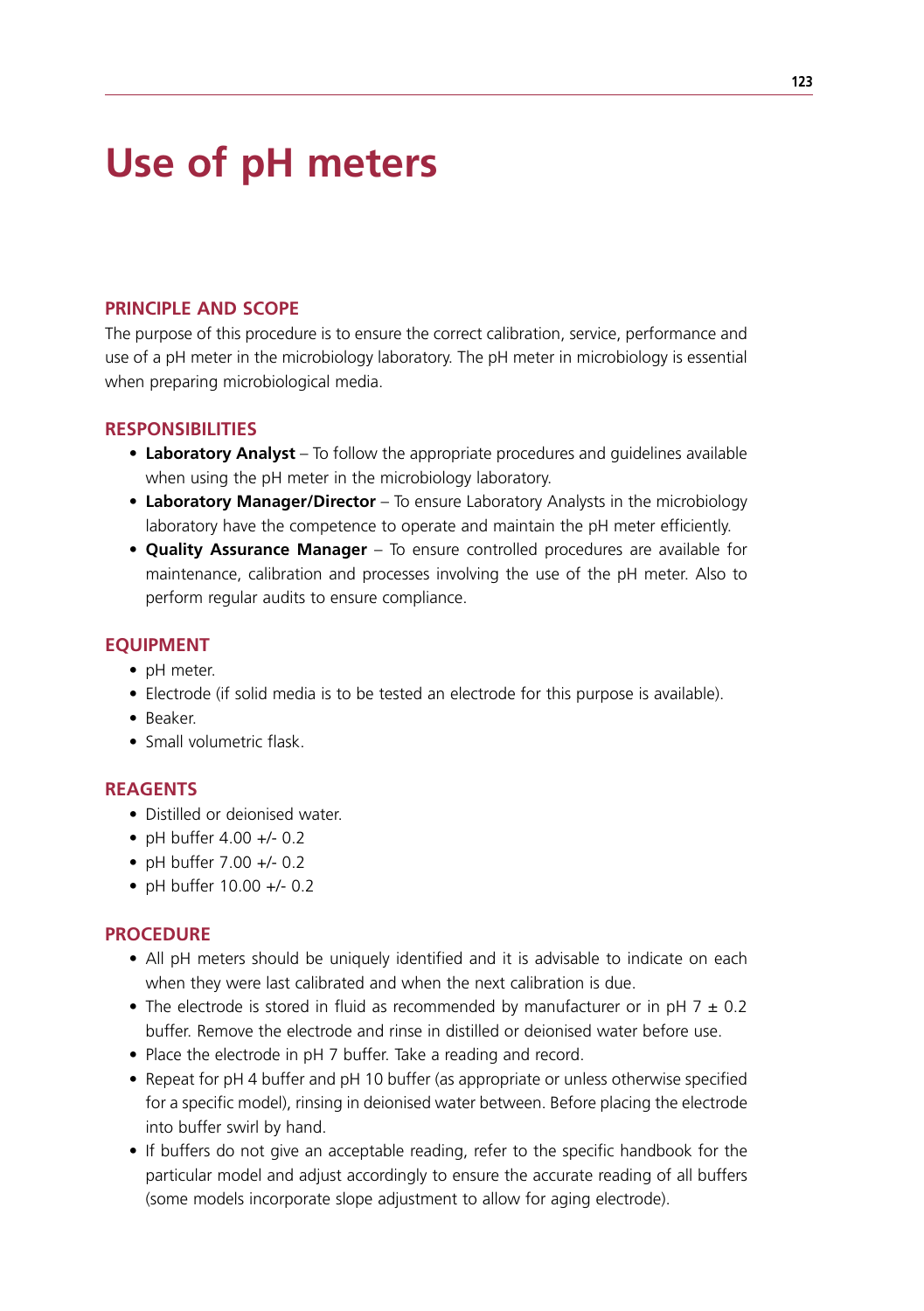# Use of pH meters

## PRINCIPLE AND SCOPE

The purpose of this procedure is to ensure the correct calibration, service, performance and use of a pH meter in the microbiology laboratory. The pH meter in microbiology is essential when preparing microbiological media.

## RESPONSIBILITIES

- **Laboratory Analyst** – To follow the appropriate procedures and guidelines available when using the pH meter in the microbiology laboratory.
- **Laboratory Manager/Director** – To ensure Laboratory Analysts in the microbiology laboratory have the competence to operate and maintain the pH meter efficiently.
- **Quality Assurance Manager** – To ensure controlled procedures are available for maintenance, calibration and processes involving the use of the pH meter. Also to perform regular audits to ensure compliance.

## EQUIPMENT

- pH meter.
- Electrode (if solid media is to be tested an electrode for this purpose is available).
- Beaker.
- Small volumetric flask.

## REAGENTS

- Distilled or deionised water.
- pH buffer 4.00 +/- 0.2
- pH buffer 7.00 +/- 0.2
- pH buffer 10.00 +/- 0.2

## PROCEDURE

- All pH meters should be uniquely identified and it is advisable to indicate on each when they were last calibrated and when the next calibration is due.
- The electrode is stored in fluid as recommended by manufacturer or in pH 7 ± 0.2 buffer. Remove the electrode and rinse in distilled or deionised water before use.
- Place the electrode in pH 7 buffer. Take a reading and record.
- Repeat for pH 4 buffer and pH 10 buffer (as appropriate or unless otherwise specified for a specific model), rinsing in deionised water between. Before placing the electrode into buffer swirl by hand.
- If buffers do not give an acceptable reading, refer to the specific handbook for the particular model and adjust accordingly to ensure the accurate reading of all buffers (some models incorporate slope adjustment to allow for aging electrode).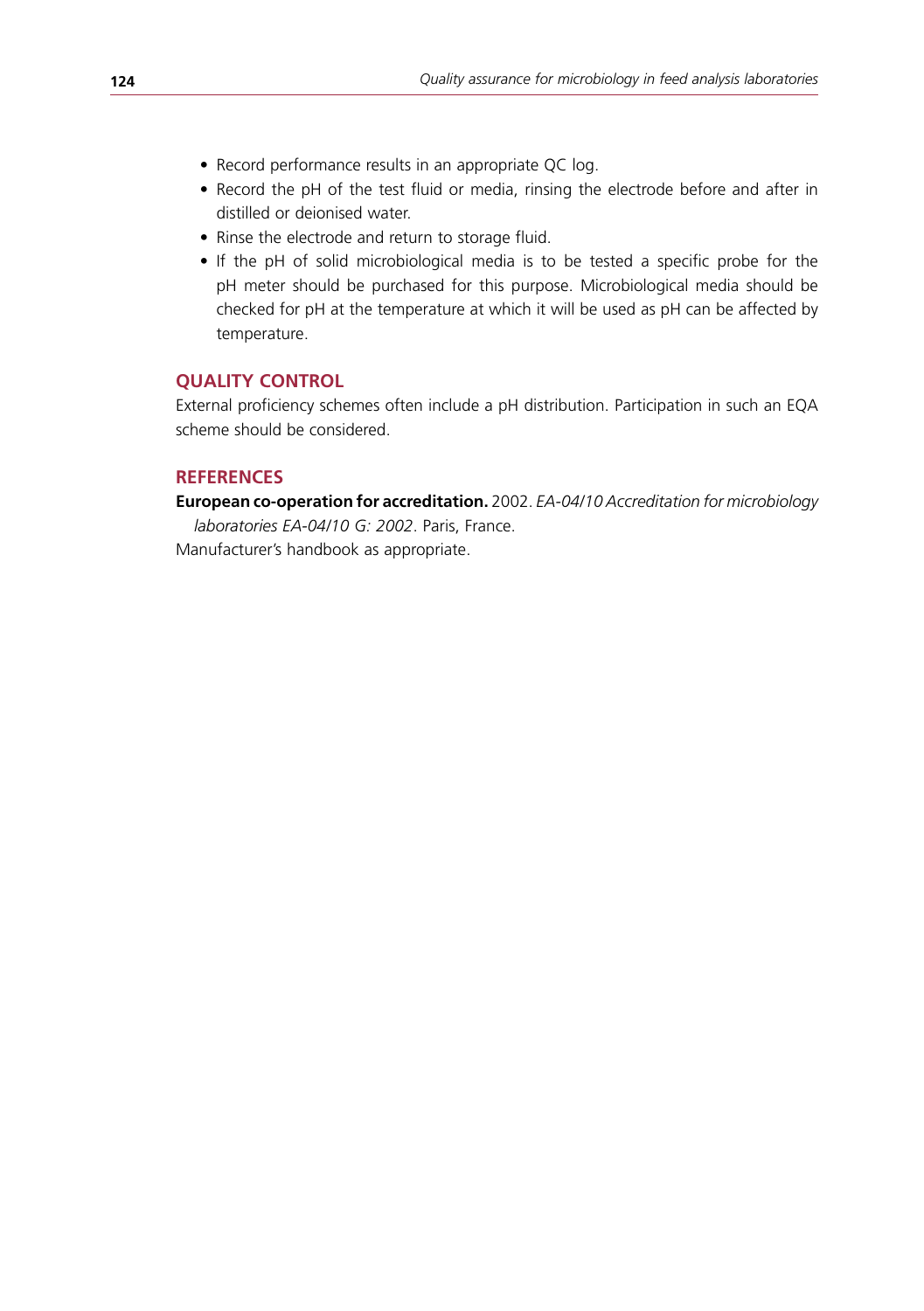- Record performance results in an appropriate QC log.
- Record the pH of the test fluid or media, rinsing the electrode before and after in distilled or deionised water.
- Rinse the electrode and return to storage fluid.
- If the pH of solid microbiological media is to be tested a specific probe for the pH meter should be purchased for this purpose. Microbiological media should be checked for pH at the temperature at which it will be used as pH can be affected by temperature.

## QUALITY CONTROL

External proficiency schemes often include a pH distribution. Participation in such an EQA scheme should be considered.

## REFERENCES

**European co-operation for accreditation.** 2002. *EA-04/10 Accreditation for microbiology laboratories EA-04/10 G: 2002*. Paris, France.

Manufacturer's handbook as appropriate.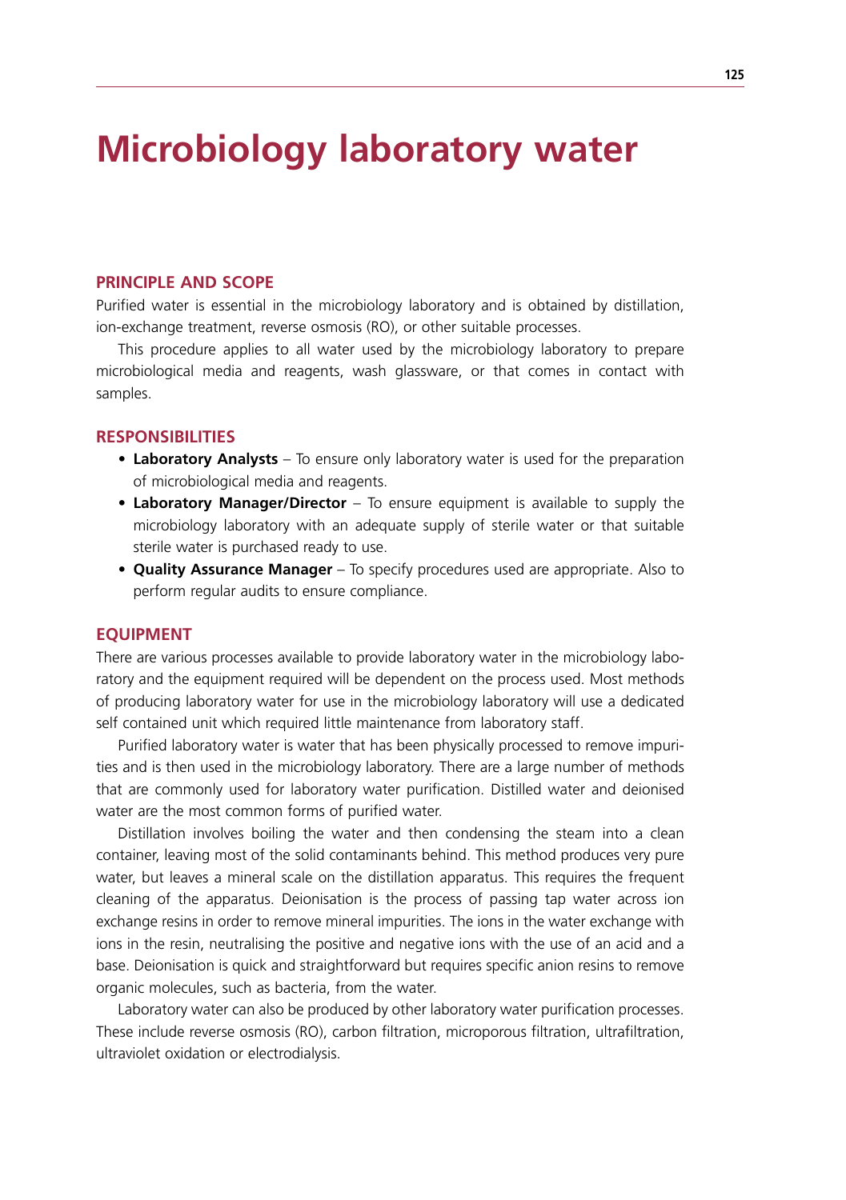# Microbiology laboratory water

## PRINCIPLE AND SCOPE

Purified water is essential in the microbiology laboratory and is obtained by distillation, ion-exchange treatment, reverse osmosis (RO), or other suitable processes.

This procedure applies to all water used by the microbiology laboratory to prepare microbiological media and reagents, wash glassware, or that comes in contact with samples.

## RESPONSIBILITIES

- **Laboratory Analysts** – To ensure only laboratory water is used for the preparation of microbiological media and reagents.
- **Laboratory Manager/Director** – To ensure equipment is available to supply the microbiology laboratory with an adequate supply of sterile water or that suitable sterile water is purchased ready to use.
- **Quality Assurance Manager** – To specify procedures used are appropriate. Also to perform regular audits to ensure compliance.

## EQUIPMENT

There are various processes available to provide laboratory water in the microbiology laboratory and the equipment required will be dependent on the process used. Most methods of producing laboratory water for use in the microbiology laboratory will use a dedicated self contained unit which required little maintenance from laboratory staff.

Purified laboratory water is water that has been physically processed to remove impurities and is then used in the microbiology laboratory. There are a large number of methods that are commonly used for laboratory water purification. Distilled water and deionised water are the most common forms of purified water.

Distillation involves boiling the water and then condensing the steam into a clean container, leaving most of the solid contaminants behind. This method produces very pure water, but leaves a mineral scale on the distillation apparatus. This requires the frequent cleaning of the apparatus. Deionisation is the process of passing tap water across ion exchange resins in order to remove mineral impurities. The ions in the water exchange with ions in the resin, neutralising the positive and negative ions with the use of an acid and a base. Deionisation is quick and straightforward but requires specific anion resins to remove organic molecules, such as bacteria, from the water.

Laboratory water can also be produced by other laboratory water purification processes. These include reverse osmosis (RO), carbon filtration, microporous filtration, ultrafiltration, ultraviolet oxidation or electrodialysis.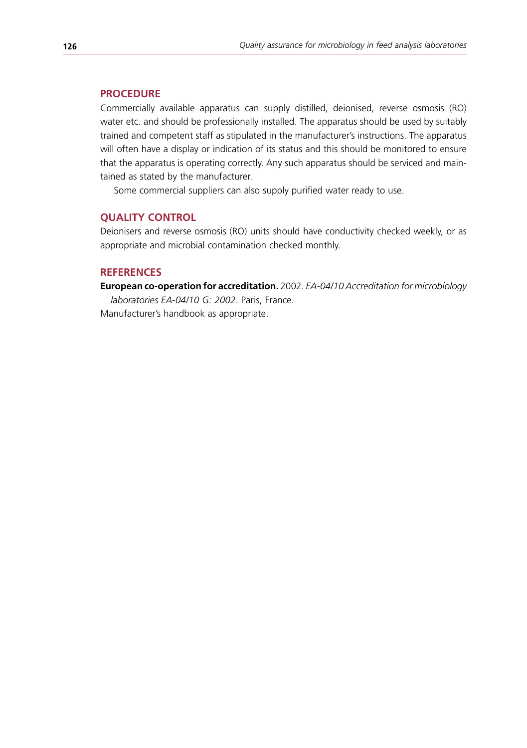## PROCEDURE

Commercially available apparatus can supply distilled, deionised, reverse osmosis (RO) water etc. and should be professionally installed. The apparatus should be used by suitably trained and competent staff as stipulated in the manufacturer's instructions. The apparatus will often have a display or indication of its status and this should be monitored to ensure that the apparatus is operating correctly. Any such apparatus should be serviced and maintained as stated by the manufacturer.

Some commercial suppliers can also supply purified water ready to use.

## QUALITY CONTROL

Deionisers and reverse osmosis (RO) units should have conductivity checked weekly, or as appropriate and microbial contamination checked monthly.

## REFERENCES

**European co-operation for accreditation.** 2002. *EA-04/10 Accreditation for microbiology laboratories EA-04/10 G: 2002*. Paris, France.

Manufacturer's handbook as appropriate.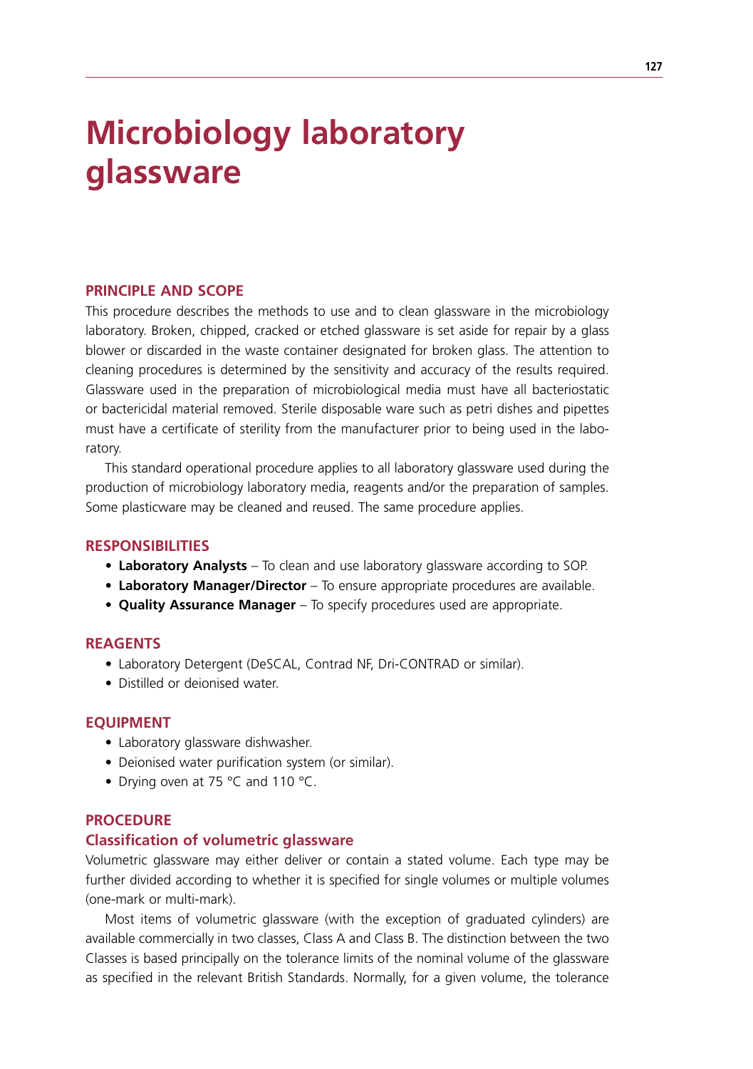# Microbiology laboratory glassware

## PRINCIPLE AND SCOPE

This procedure describes the methods to use and to clean glassware in the microbiology laboratory. Broken, chipped, cracked or etched glassware is set aside for repair by a glass blower or discarded in the waste container designated for broken glass. The attention to cleaning procedures is determined by the sensitivity and accuracy of the results required. Glassware used in the preparation of microbiological media must have all bacteriostatic or bactericidal material removed. Sterile disposable ware such as petri dishes and pipettes must have a certificate of sterility from the manufacturer prior to being used in the laboratory.

This standard operational procedure applies to all laboratory glassware used during the production of microbiology laboratory media, reagents and/or the preparation of samples. Some plasticware may be cleaned and reused. The same procedure applies.

## RESPONSIBILITIES

- **Laboratory Analysts** – To clean and use laboratory glassware according to SOP.
- **Laboratory Manager/Director** – To ensure appropriate procedures are available.
- **Quality Assurance Manager** – To specify procedures used are appropriate.

## REAGENTS

- Laboratory Detergent (DeSCAL, Contrad NF, Dri-CONTRAD or similar).
- Distilled or deionised water.

## EQUIPMENT

- Laboratory glassware dishwasher.
- Deionised water purification system (or similar).
- Drying oven at 75 °C and 110 °C.

## PROCEDURE

### Classification of volumetric glassware

Volumetric glassware may either deliver or contain a stated volume. Each type may be further divided according to whether it is specified for single volumes or multiple volumes (one-mark or multi-mark).

Most items of volumetric glassware (with the exception of graduated cylinders) are available commercially in two classes, Class A and Class B. The distinction between the two Classes is based principally on the tolerance limits of the nominal volume of the glassware as specified in the relevant British Standards. Normally, for a given volume, the tolerance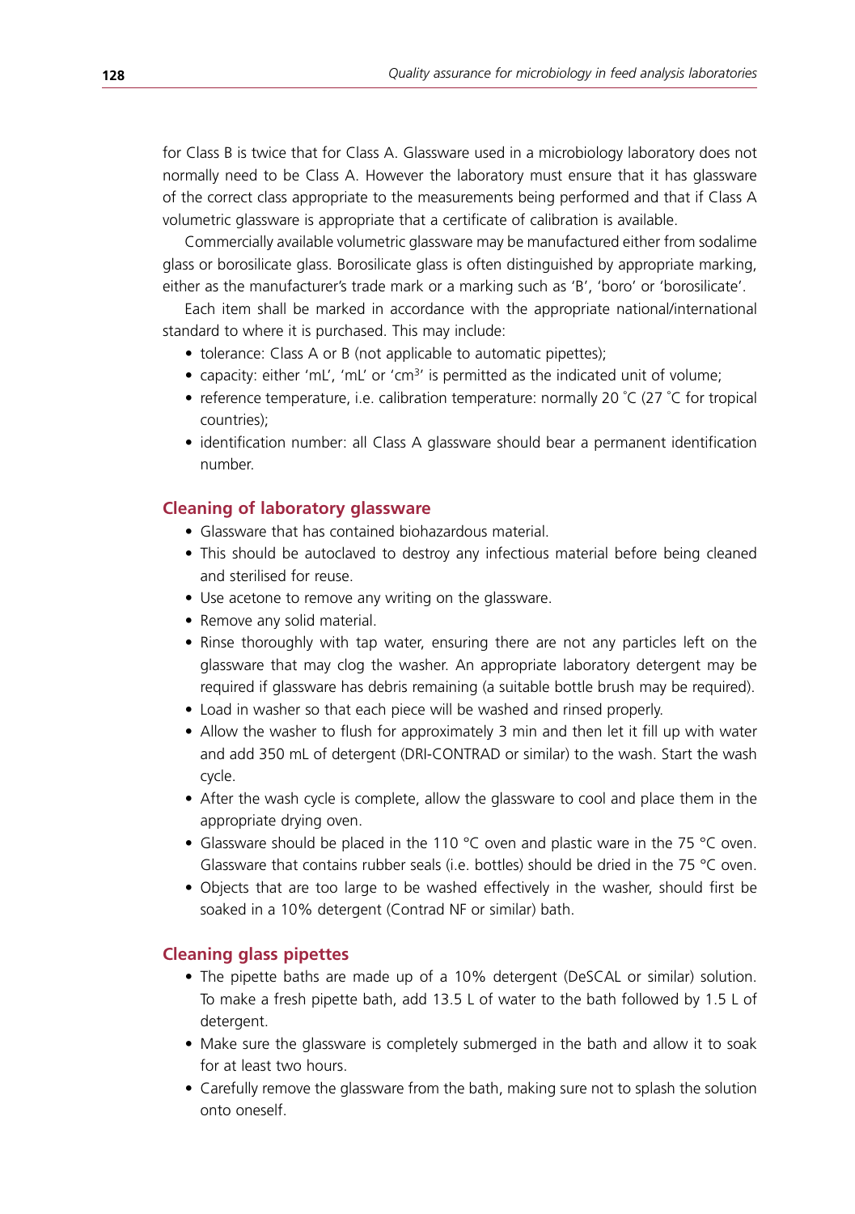for Class B is twice that for Class A. Glassware used in a microbiology laboratory does not normally need to be Class A. However the laboratory must ensure that it has glassware of the correct class appropriate to the measurements being performed and that if Class A volumetric glassware is appropriate that a certificate of calibration is available.

Commercially available volumetric glassware may be manufactured either from sodalime glass or borosilicate glass. Borosilicate glass is often distinguished by appropriate marking, either as the manufacturer's trade mark or a marking such as 'B', 'boro' or 'borosilicate'.

Each item shall be marked in accordance with the appropriate national/international standard to where it is purchased. This may include:

- tolerance: Class A or B (not applicable to automatic pipettes);
- capacity: either 'mL', 'mL' or 'cm$^3$' is permitted as the indicated unit of volume;
- reference temperature, i.e. calibration temperature: normally 20 ˚C (27 ˚C for tropical countries);
- identification number: all Class A glassware should bear a permanent identification number.

## Cleaning of laboratory glassware

- Glassware that has contained biohazardous material.
- This should be autoclaved to destroy any infectious material before being cleaned and sterilised for reuse.
- Use acetone to remove any writing on the glassware.
- Remove any solid material.
- Rinse thoroughly with tap water, ensuring there are not any particles left on the glassware that may clog the washer. An appropriate laboratory detergent may be required if glassware has debris remaining (a suitable bottle brush may be required).
- Load in washer so that each piece will be washed and rinsed properly.
- Allow the washer to flush for approximately 3 min and then let it fill up with water and add 350 mL of detergent (DRI-CONTRAD or similar) to the wash. Start the wash cycle.
- After the wash cycle is complete, allow the glassware to cool and place them in the appropriate drying oven.
- Glassware should be placed in the 110 °C oven and plastic ware in the 75 °C oven. Glassware that contains rubber seals (i.e. bottles) should be dried in the 75 °C oven.
- Objects that are too large to be washed effectively in the washer, should first be soaked in a 10% detergent (Contrad NF or similar) bath.

## Cleaning glass pipettes

- The pipette baths are made up of a 10% detergent (DeSCAL or similar) solution. To make a fresh pipette bath, add 13.5 L of water to the bath followed by 1.5 L of detergent.
- Make sure the glassware is completely submerged in the bath and allow it to soak for at least two hours.
- Carefully remove the glassware from the bath, making sure not to splash the solution onto oneself.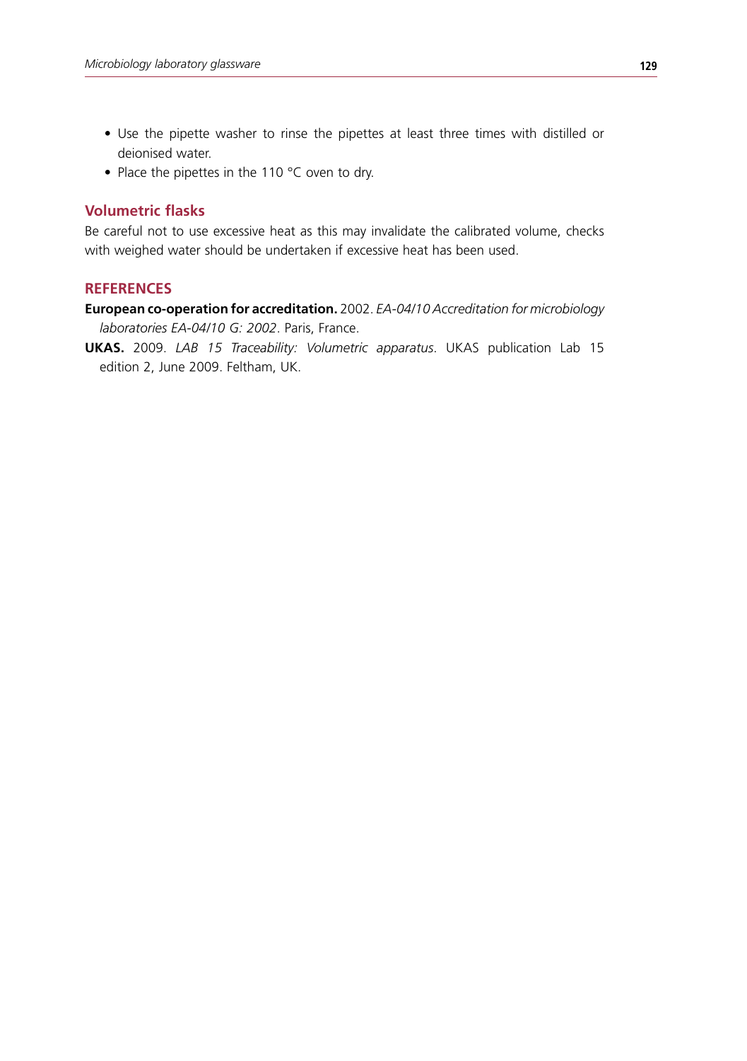- Use the pipette washer to rinse the pipettes at least three times with distilled or deionised water.
- Place the pipettes in the 110 °C oven to dry.

### Volumetric flasks

Be careful not to use excessive heat as this may invalidate the calibrated volume, checks with weighed water should be undertaken if excessive heat has been used.

## REFERENCES

**European co-operation for accreditation.** 2002. *EA-04/10 Accreditation for microbiology laboratories EA-04/10 G: 2002*. Paris, France.

**UKAS.** 2009. *LAB 15 Traceability: Volumetric apparatus*. UKAS publication Lab 15 edition 2, June 2009. Feltham, UK.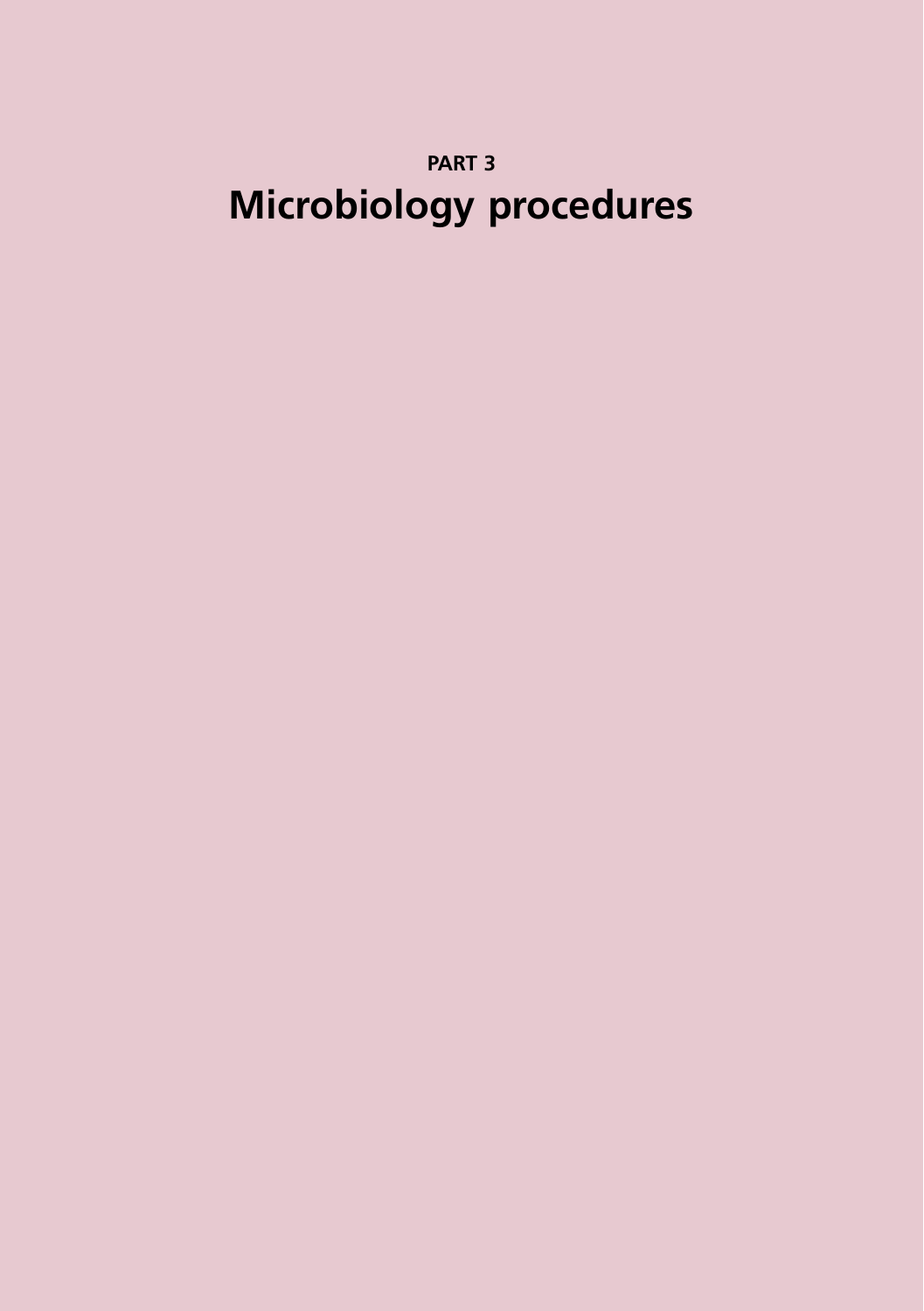PART 3

# Microbiology procedures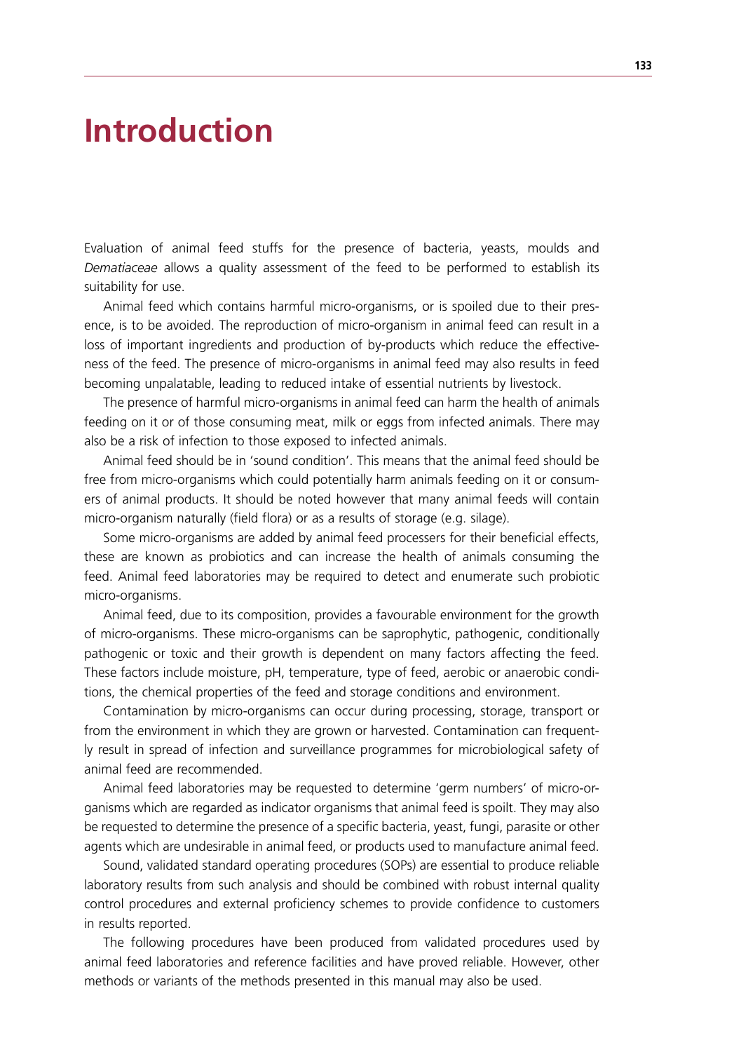# Introduction

Evaluation of animal feed stuffs for the presence of bacteria, yeasts, moulds and *Dematiaceae* allows a quality assessment of the feed to be performed to establish its suitability for use.

Animal feed which contains harmful micro-organisms, or is spoiled due to their presence, is to be avoided. The reproduction of micro-organism in animal feed can result in a loss of important ingredients and production of by-products which reduce the effectiveness of the feed. The presence of micro-organisms in animal feed may also results in feed becoming unpalatable, leading to reduced intake of essential nutrients by livestock.

The presence of harmful micro-organisms in animal feed can harm the health of animals feeding on it or of those consuming meat, milk or eggs from infected animals. There may also be a risk of infection to those exposed to infected animals.

Animal feed should be in 'sound condition'. This means that the animal feed should be free from micro-organisms which could potentially harm animals feeding on it or consumers of animal products. It should be noted however that many animal feeds will contain micro-organism naturally (field flora) or as a results of storage (e.g. silage).

Some micro-organisms are added by animal feed processers for their beneficial effects, these are known as probiotics and can increase the health of animals consuming the feed. Animal feed laboratories may be required to detect and enumerate such probiotic micro-organisms.

Animal feed, due to its composition, provides a favourable environment for the growth of micro-organisms. These micro-organisms can be saprophytic, pathogenic, conditionally pathogenic or toxic and their growth is dependent on many factors affecting the feed. These factors include moisture, pH, temperature, type of feed, aerobic or anaerobic conditions, the chemical properties of the feed and storage conditions and environment.

Contamination by micro-organisms can occur during processing, storage, transport or from the environment in which they are grown or harvested. Contamination can frequently result in spread of infection and surveillance programmes for microbiological safety of animal feed are recommended.

Animal feed laboratories may be requested to determine 'germ numbers' of micro-organisms which are regarded as indicator organisms that animal feed is spoilt. They may also be requested to determine the presence of a specific bacteria, yeast, fungi, parasite or other agents which are undesirable in animal feed, or products used to manufacture animal feed.

Sound, validated standard operating procedures (SOPs) are essential to produce reliable laboratory results from such analysis and should be combined with robust internal quality control procedures and external proficiency schemes to provide confidence to customers in results reported.

The following procedures have been produced from validated procedures used by animal feed laboratories and reference facilities and have proved reliable. However, other methods or variants of the methods presented in this manual may also be used.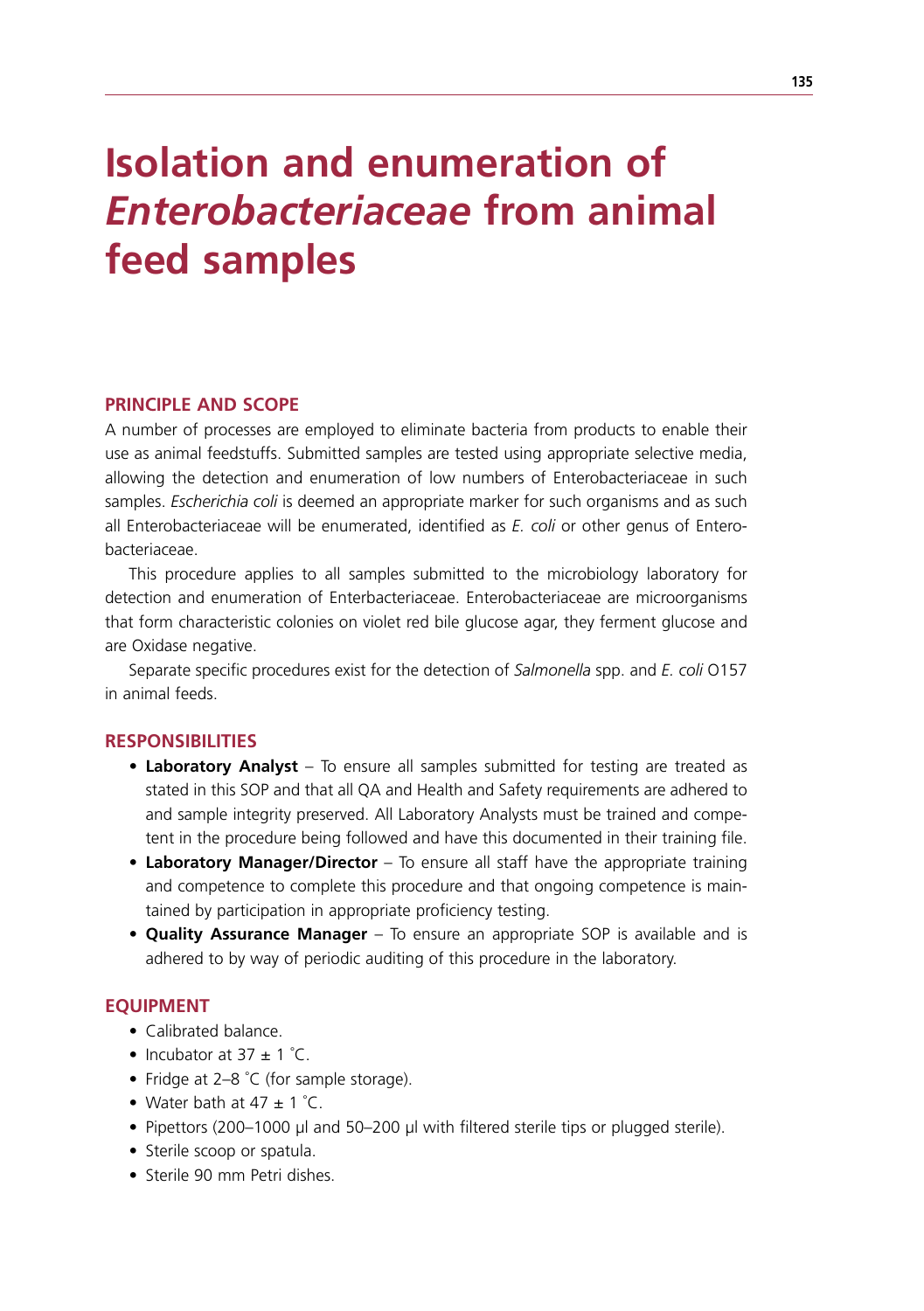# Isolation and enumeration of *Enterobacteriaceae* from animal feed samples

## PRINCIPLE AND SCOPE

A number of processes are employed to eliminate bacteria from products to enable their use as animal feedstuffs. Submitted samples are tested using appropriate selective media, allowing the detection and enumeration of low numbers of Enterobacteriaceae in such samples. *Escherichia coli* is deemed an appropriate marker for such organisms and as such all Enterobacteriaceae will be enumerated, identified as *E. coli* or other genus of Enterobacteriaceae.

This procedure applies to all samples submitted to the microbiology laboratory for detection and enumeration of Enterbacteriaceae. Enterobacteriaceae are microorganisms that form characteristic colonies on violet red bile glucose agar, they ferment glucose and are Oxidase negative.

Separate specific procedures exist for the detection of *Salmonella* spp. and *E. coli* O157 in animal feeds.

## RESPONSIBILITIES

- **Laboratory Analyst** – To ensure all samples submitted for testing are treated as stated in this SOP and that all QA and Health and Safety requirements are adhered to and sample integrity preserved. All Laboratory Analysts must be trained and competent in the procedure being followed and have this documented in their training file.
- **Laboratory Manager/Director** – To ensure all staff have the appropriate training and competence to complete this procedure and that ongoing competence is maintained by participation in appropriate proficiency testing.
- **Quality Assurance Manager** – To ensure an appropriate SOP is available and is adhered to by way of periodic auditing of this procedure in the laboratory.

## EQUIPMENT

- Calibrated balance.
- Incubator at 37 ± 1 °C.
- Fridge at 2–8 °C (for sample storage).
- Water bath at 47 ± 1 °C.
- Pipettors (200–1000 µl and 50–200 µl with filtered sterile tips or plugged sterile).
- Sterile scoop or spatula.
- Sterile 90 mm Petri dishes.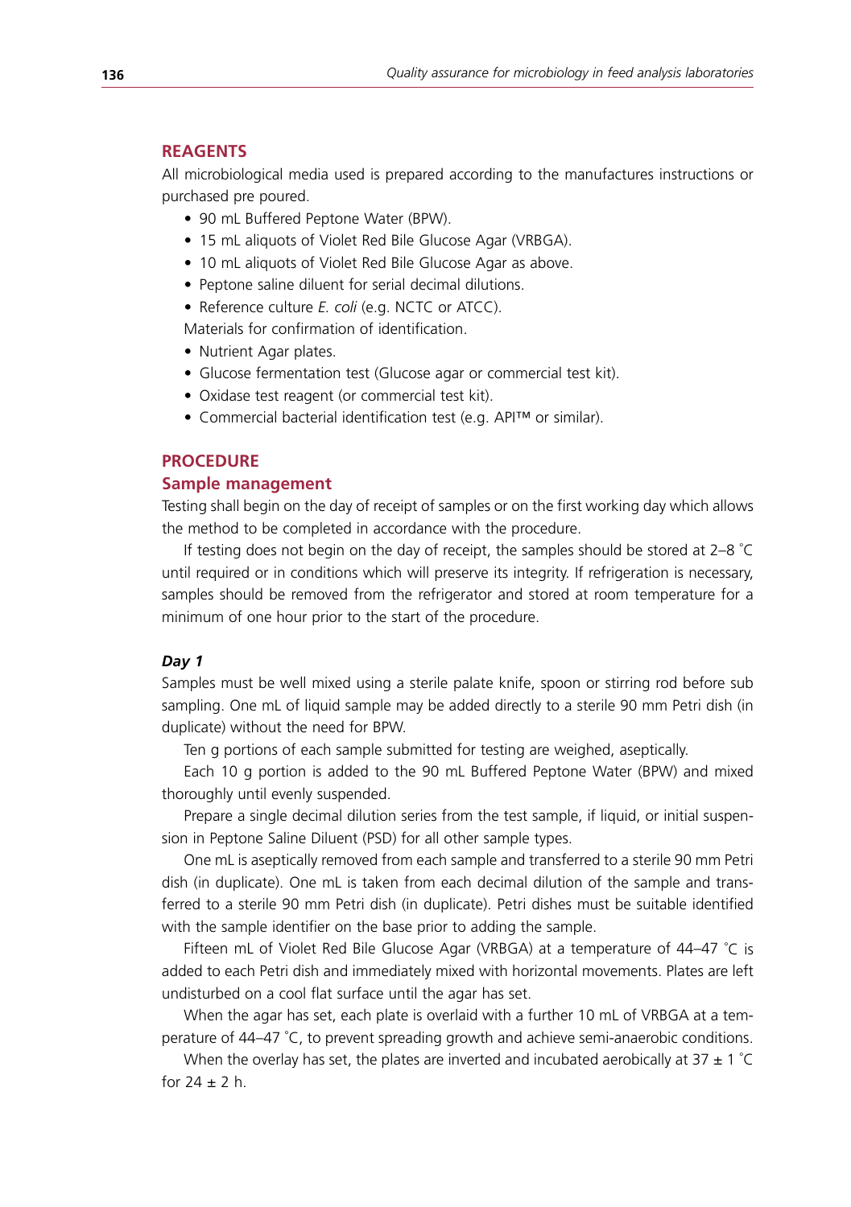## REAGENTS

All microbiological media used is prepared according to the manufactures instructions or purchased pre poured.

- 90 mL Buffered Peptone Water (BPW).
- 15 mL aliquots of Violet Red Bile Glucose Agar (VRBGA).
- 10 mL aliquots of Violet Red Bile Glucose Agar as above.
- Peptone saline diluent for serial decimal dilutions.
- Reference culture *E. coli* (e.g. NCTC or ATCC).

Materials for confirmation of identification.

- Nutrient Agar plates.
- Glucose fermentation test (Glucose agar or commercial test kit).
- Oxidase test reagent (or commercial test kit).
- Commercial bacterial identification test (e.g. API™ or similar).

## PROCEDURE

### Sample management

Testing shall begin on the day of receipt of samples or on the first working day which allows the method to be completed in accordance with the procedure.

If testing does not begin on the day of receipt, the samples should be stored at 2–8 °C until required or in conditions which will preserve its integrity. If refrigeration is necessary, samples should be removed from the refrigerator and stored at room temperature for a minimum of one hour prior to the start of the procedure.

#### *Day 1*

Samples must be well mixed using a sterile palate knife, spoon or stirring rod before sub sampling. One mL of liquid sample may be added directly to a sterile 90 mm Petri dish (in duplicate) without the need for BPW.

Ten g portions of each sample submitted for testing are weighed, aseptically.

Each 10 g portion is added to the 90 mL Buffered Peptone Water (BPW) and mixed thoroughly until evenly suspended.

Prepare a single decimal dilution series from the test sample, if liquid, or initial suspension in Peptone Saline Diluent (PSD) for all other sample types.

One mL is aseptically removed from each sample and transferred to a sterile 90 mm Petri dish (in duplicate). One mL is taken from each decimal dilution of the sample and transferred to a sterile 90 mm Petri dish (in duplicate). Petri dishes must be suitable identified with the sample identifier on the base prior to adding the sample.

Fifteen mL of Violet Red Bile Glucose Agar (VRBGA) at a temperature of 44–47 °C is added to each Petri dish and immediately mixed with horizontal movements. Plates are left undisturbed on a cool flat surface until the agar has set.

When the agar has set, each plate is overlaid with a further 10 mL of VRBGA at a temperature of 44–47 °C, to prevent spreading growth and achieve semi-anaerobic conditions.

When the overlay has set, the plates are inverted and incubated aerobically at 37 ± 1 °C for 24 ± 2 h.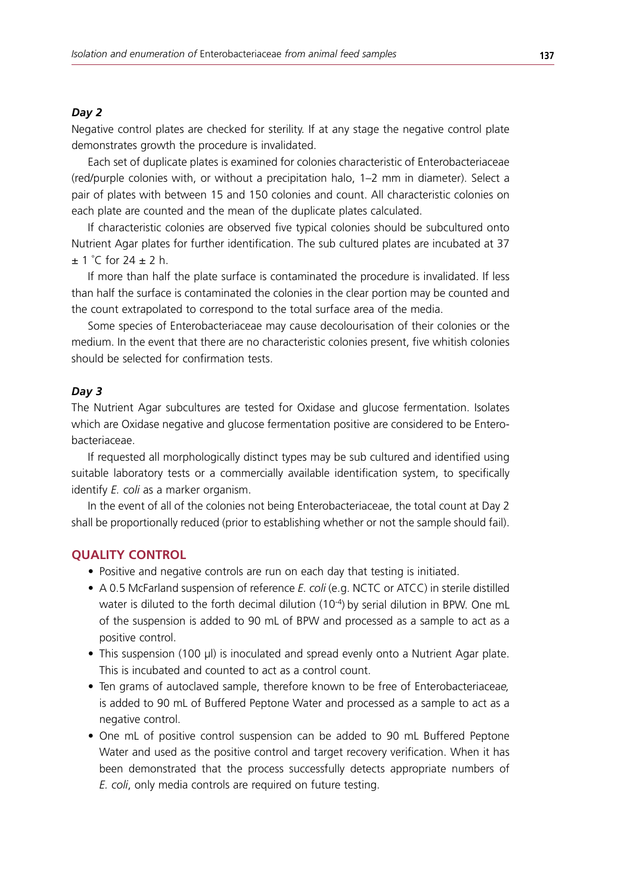### *Day 2*

Negative control plates are checked for sterility. If at any stage the negative control plate demonstrates growth the procedure is invalidated.

Each set of duplicate plates is examined for colonies characteristic of Enterobacteriaceae (red/purple colonies with, or without a precipitation halo, 1–2 mm in diameter). Select a pair of plates with between 15 and 150 colonies and count. All characteristic colonies on each plate are counted and the mean of the duplicate plates calculated.

If characteristic colonies are observed five typical colonies should be subcultured onto Nutrient Agar plates for further identification. The sub cultured plates are incubated at 37 ± 1 °C for 24 ± 2 h.

If more than half the plate surface is contaminated the procedure is invalidated. If less than half the surface is contaminated the colonies in the clear portion may be counted and the count extrapolated to correspond to the total surface area of the media.

Some species of Enterobacteriaceae may cause decolourisation of their colonies or the medium. In the event that there are no characteristic colonies present, five whitish colonies should be selected for confirmation tests.

### *Day 3*

The Nutrient Agar subcultures are tested for Oxidase and glucose fermentation. Isolates which are Oxidase negative and glucose fermentation positive are considered to be Enterobacteriaceae.

If requested all morphologically distinct types may be sub cultured and identified using suitable laboratory tests or a commercially available identification system, to specifically identify *E. coli* as a marker organism.

In the event of all of the colonies not being Enterobacteriaceae, the total count at Day 2 shall be proportionally reduced (prior to establishing whether or not the sample should fail).

## QUALITY CONTROL

- Positive and negative controls are run on each day that testing is initiated.
- A 0.5 McFarland suspension of reference *E. coli* (e.g. NCTC or ATCC) in sterile distilled water is diluted to the forth decimal dilution ($10^{-4}$) by serial dilution in BPW. One mL of the suspension is added to 90 mL of BPW and processed as a sample to act as a positive control.
- This suspension (100 µl) is inoculated and spread evenly onto a Nutrient Agar plate. This is incubated and counted to act as a control count.
- Ten grams of autoclaved sample, therefore known to be free of Enterobacteriaceae*,* is added to 90 mL of Buffered Peptone Water and processed as a sample to act as a negative control.
- One mL of positive control suspension can be added to 90 mL Buffered Peptone Water and used as the positive control and target recovery verification. When it has been demonstrated that the process successfully detects appropriate numbers of *E. coli*, only media controls are required on future testing.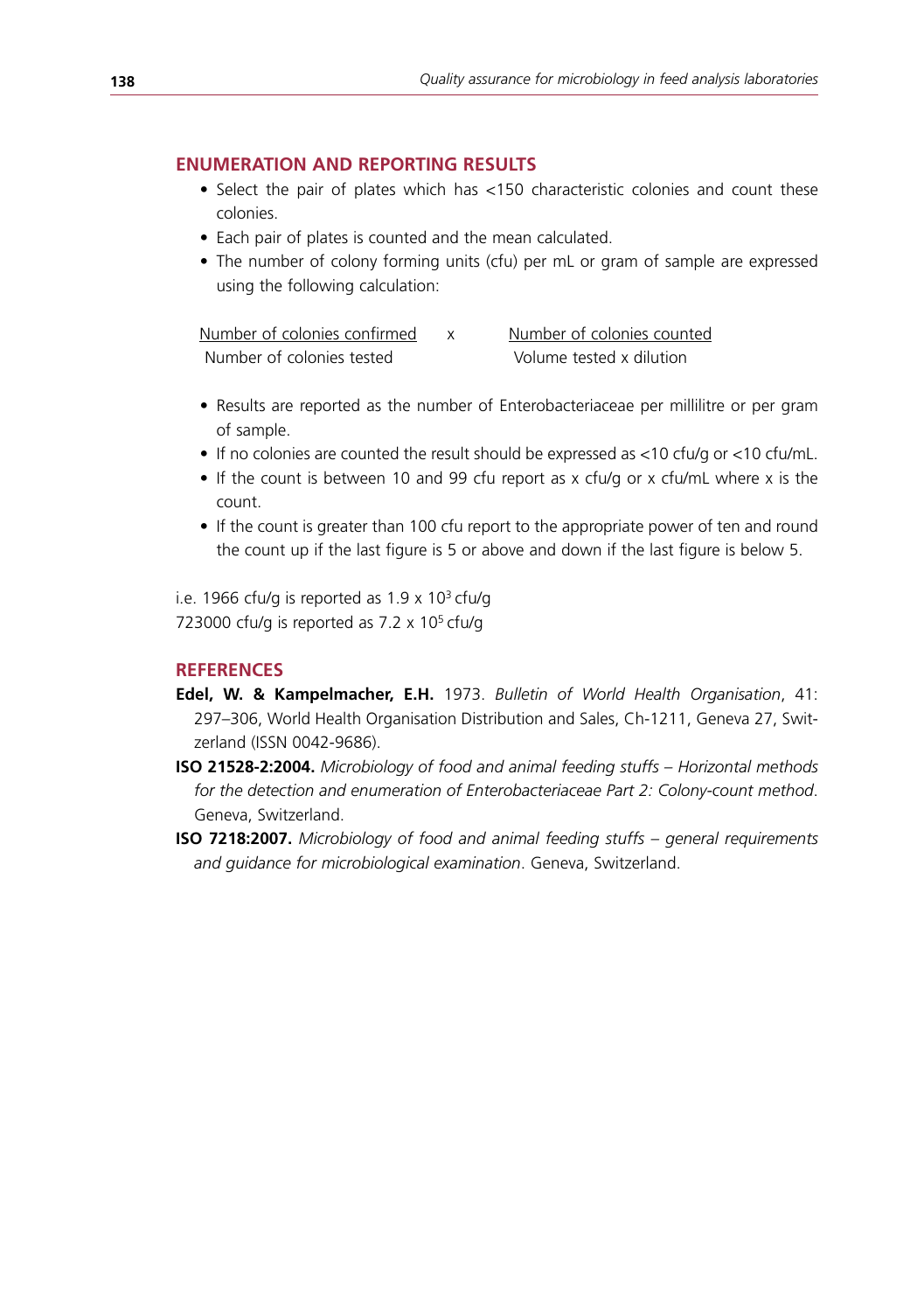## ENUMERATION AND REPORTING RESULTS

- Select the pair of plates which has <150 characteristic colonies and count these colonies.
- Each pair of plates is counted and the mean calculated.
- The number of colony forming units (cfu) per mL or gram of sample are expressed using the following calculation:

$$\frac{\text{Number of colonies confirmed}}{\text{Number of colonies tested}} \quad \text{x} \quad \frac{\text{Number of colonies counted}}{\text{Volume tested x dilution}}$$

- Results are reported as the number of Enterobacteriaceae per millilitre or per gram of sample.
- If no colonies are counted the result should be expressed as <10 cfu/g or <10 cfu/mL.
- If the count is between 10 and 99 cfu report as x cfu/g or x cfu/mL where x is the count.
- If the count is greater than 100 cfu report to the appropriate power of ten and round the count up if the last figure is 5 or above and down if the last figure is below 5.

i.e. 1966 cfu/g is reported as $1.9 \times 10^3$ cfu/g
723000 cfu/g is reported as $7.2 \times 10^5$ cfu/g

## REFERENCES

**Edel, W. & Kampelmacher, E.H.** 1973. *Bulletin of World Health Organisation*, 41: 297–306, World Health Organisation Distribution and Sales, Ch-1211, Geneva 27, Switzerland (ISSN 0042-9686).

**ISO 21528-2:2004.** *Microbiology of food and animal feeding stuffs – Horizontal methods for the detection and enumeration of Enterobacteriaceae Part 2: Colony-count method*. Geneva, Switzerland.

**ISO 7218:2007.** *Microbiology of food and animal feeding stuffs – general requirements and guidance for microbiological examination*. Geneva, Switzerland.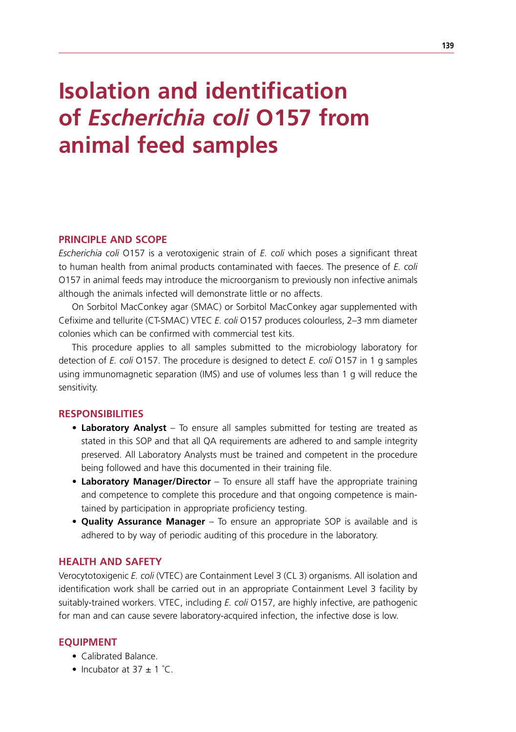# Isolation and identification of *Escherichia coli* O157 from animal feed samples

## PRINCIPLE AND SCOPE

*Escherichia coli* O157 is a verotoxigenic strain of *E. coli* which poses a significant threat to human health from animal products contaminated with faeces. The presence of *E. coli* O157 in animal feeds may introduce the microorganism to previously non infective animals although the animals infected will demonstrate little or no affects.

On Sorbitol MacConkey agar (SMAC) or Sorbitol MacConkey agar supplemented with Cefixime and tellurite (CT-SMAC) VTEC *E. coli* O157 produces colourless, 2–3 mm diameter colonies which can be confirmed with commercial test kits.

This procedure applies to all samples submitted to the microbiology laboratory for detection of *E. coli* O157. The procedure is designed to detect *E. coli* O157 in 1 g samples using immunomagnetic separation (IMS) and use of volumes less than 1 g will reduce the sensitivity.

## RESPONSIBILITIES

- **Laboratory Analyst** – To ensure all samples submitted for testing are treated as stated in this SOP and that all QA requirements are adhered to and sample integrity preserved. All Laboratory Analysts must be trained and competent in the procedure being followed and have this documented in their training file.
- **Laboratory Manager/Director** – To ensure all staff have the appropriate training and competence to complete this procedure and that ongoing competence is maintained by participation in appropriate proficiency testing.
- **Quality Assurance Manager** – To ensure an appropriate SOP is available and is adhered to by way of periodic auditing of this procedure in the laboratory.

## HEALTH AND SAFETY

Verocytotoxigenic *E. coli* (VTEC) are Containment Level 3 (CL 3) organisms. All isolation and identification work shall be carried out in an appropriate Containment Level 3 facility by suitably-trained workers. VTEC, including *E. coli* O157, are highly infective, are pathogenic for man and can cause severe laboratory-acquired infection, the infective dose is low.

## EQUIPMENT

- Calibrated Balance.
- Incubator at 37 ± 1 ˚C.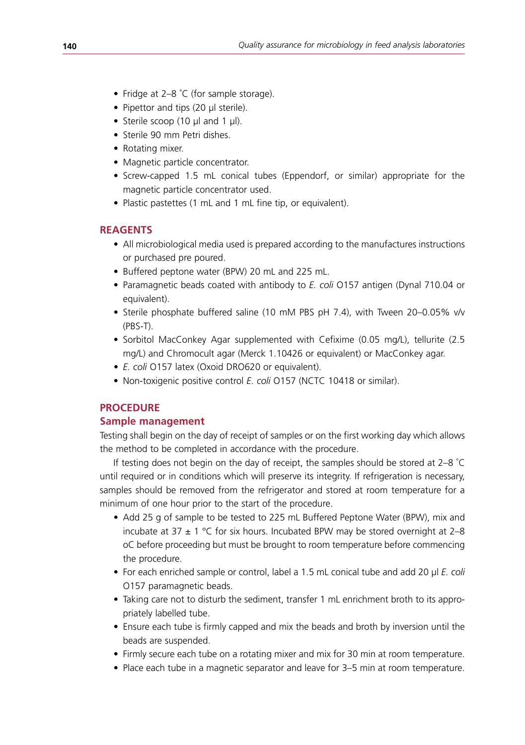- Fridge at 2–8 ˚C (for sample storage).
- Pipettor and tips (20 µl sterile).
- Sterile scoop (10 µl and 1 µl).
- Sterile 90 mm Petri dishes.
- Rotating mixer.
- Magnetic particle concentrator.
- Screw-capped 1.5 mL conical tubes (Eppendorf, or similar) appropriate for the magnetic particle concentrator used.
- Plastic pastettes (1 mL and 1 mL fine tip, or equivalent).

## REAGENTS

- All microbiological media used is prepared according to the manufactures instructions or purchased pre poured.
- Buffered peptone water (BPW) 20 mL and 225 mL.
- Paramagnetic beads coated with antibody to *E. coli* O157 antigen (Dynal 710.04 or equivalent).
- Sterile phosphate buffered saline (10 mM PBS pH 7.4), with Tween 20–0.05% v/v (PBS-T).
- Sorbitol MacConkey Agar supplemented with Cefixime (0.05 mg/L), tellurite (2.5 mg/L) and Chromocult agar (Merck 1.10426 or equivalent) or MacConkey agar.
- *E. coli* O157 latex (Oxoid DRO620 or equivalent).
- Non-toxigenic positive control *E. coli* O157 (NCTC 10418 or similar).

## PROCEDURE

### Sample management

Testing shall begin on the day of receipt of samples or on the first working day which allows the method to be completed in accordance with the procedure.

If testing does not begin on the day of receipt, the samples should be stored at 2–8 ˚C until required or in conditions which will preserve its integrity. If refrigeration is necessary, samples should be removed from the refrigerator and stored at room temperature for a minimum of one hour prior to the start of the procedure.

- Add 25 g of sample to be tested to 225 mL Buffered Peptone Water (BPW), mix and incubate at 37 ± 1 °C for six hours. Incubated BPW may be stored overnight at 2–8 oC before proceeding but must be brought to room temperature before commencing the procedure.
- For each enriched sample or control, label a 1.5 mL conical tube and add 20 µl *E. coli* O157 paramagnetic beads.
- Taking care not to disturb the sediment, transfer 1 mL enrichment broth to its appropriately labelled tube.
- Ensure each tube is firmly capped and mix the beads and broth by inversion until the beads are suspended.
- Firmly secure each tube on a rotating mixer and mix for 30 min at room temperature.
- Place each tube in a magnetic separator and leave for 3–5 min at room temperature.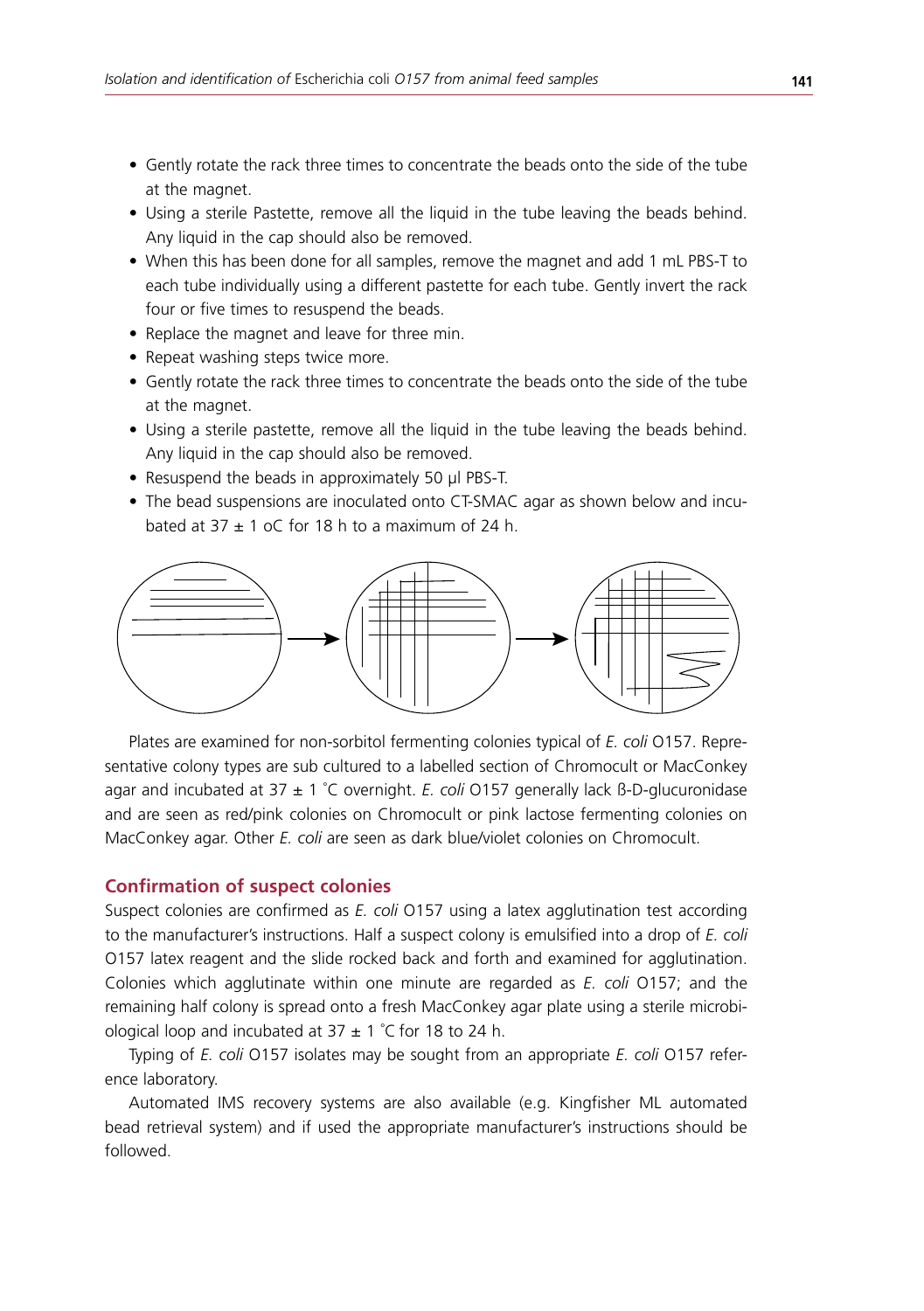- Gently rotate the rack three times to concentrate the beads onto the side of the tube at the magnet.
- Using a sterile Pastette, remove all the liquid in the tube leaving the beads behind. Any liquid in the cap should also be removed.
- When this has been done for all samples, remove the magnet and add 1 mL PBS-T to each tube individually using a different pastette for each tube. Gently invert the rack four or five times to resuspend the beads.
- Replace the magnet and leave for three min.
- Repeat washing steps twice more.
- Gently rotate the rack three times to concentrate the beads onto the side of the tube at the magnet.
- Using a sterile pastette, remove all the liquid in the tube leaving the beads behind. Any liquid in the cap should also be removed.
- Resuspend the beads in approximately 50 µl PBS-T.
- The bead suspensions are inoculated onto CT-SMAC agar as shown below and incubated at 37 ± 1 oC for 18 h to a maximum of 24 h.

Plates are examined for non-sorbitol fermenting colonies typical of *E. coli* O157. Representative colony types are sub cultured to a labelled section of Chromocult or MacConkey agar and incubated at 37 ± 1 °C overnight. *E. coli* O157 generally lack ß-D-glucuronidase and are seen as red/pink colonies on Chromocult or pink lactose fermenting colonies on MacConkey agar. Other *E. coli* are seen as dark blue/violet colonies on Chromocult.

## Confirmation of suspect colonies

Suspect colonies are confirmed as *E. coli* O157 using a latex agglutination test according to the manufacturer's instructions. Half a suspect colony is emulsified into a drop of *E. coli* O157 latex reagent and the slide rocked back and forth and examined for agglutination. Colonies which agglutinate within one minute are regarded as *E. coli* O157; and the remaining half colony is spread onto a fresh MacConkey agar plate using a sterile microbiological loop and incubated at 37 ± 1 °C for 18 to 24 h.

Typing of *E. coli* O157 isolates may be sought from an appropriate *E. coli* O157 reference laboratory.

Automated IMS recovery systems are also available (e.g. Kingfisher ML automated bead retrieval system) and if used the appropriate manufacturer's instructions should be followed.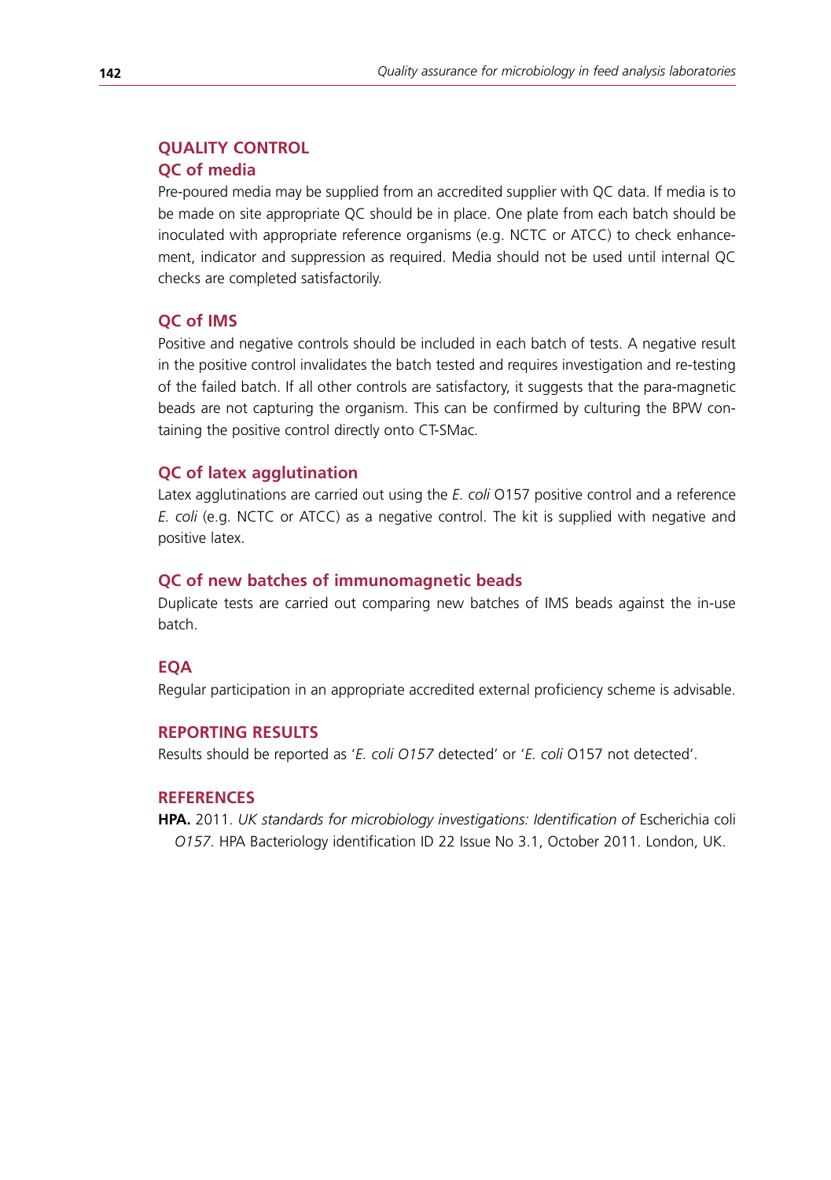## QUALITY CONTROL

### QC of media

Pre-poured media may be supplied from an accredited supplier with QC data. If media is to be made on site appropriate QC should be in place. One plate from each batch should be inoculated with appropriate reference organisms (e.g. NCTC or ATCC) to check enhancement, indicator and suppression as required. Media should not be used until internal QC checks are completed satisfactorily.

### QC of IMS

Positive and negative controls should be included in each batch of tests. A negative result in the positive control invalidates the batch tested and requires investigation and re-testing of the failed batch. If all other controls are satisfactory, it suggests that the para-magnetic beads are not capturing the organism. This can be confirmed by culturing the BPW containing the positive control directly onto CT-SMac.

### QC of latex agglutination

Latex agglutinations are carried out using the *E. coli* O157 positive control and a reference *E. coli* (e.g. NCTC or ATCC) as a negative control. The kit is supplied with negative and positive latex.

### QC of new batches of immunomagnetic beads

Duplicate tests are carried out comparing new batches of IMS beads against the in-use batch.

### EQA

Regular participation in an appropriate accredited external proficiency scheme is advisable.

## REPORTING RESULTS

Results should be reported as '*E. coli O157* detected' or '*E. coli* O157 not detected'.

## REFERENCES

**HPA.** 2011. *UK standards for microbiology investigations: Identification of* Escherichia coli *O157*. HPA Bacteriology identification ID 22 Issue No 3.1, October 2011. London, UK.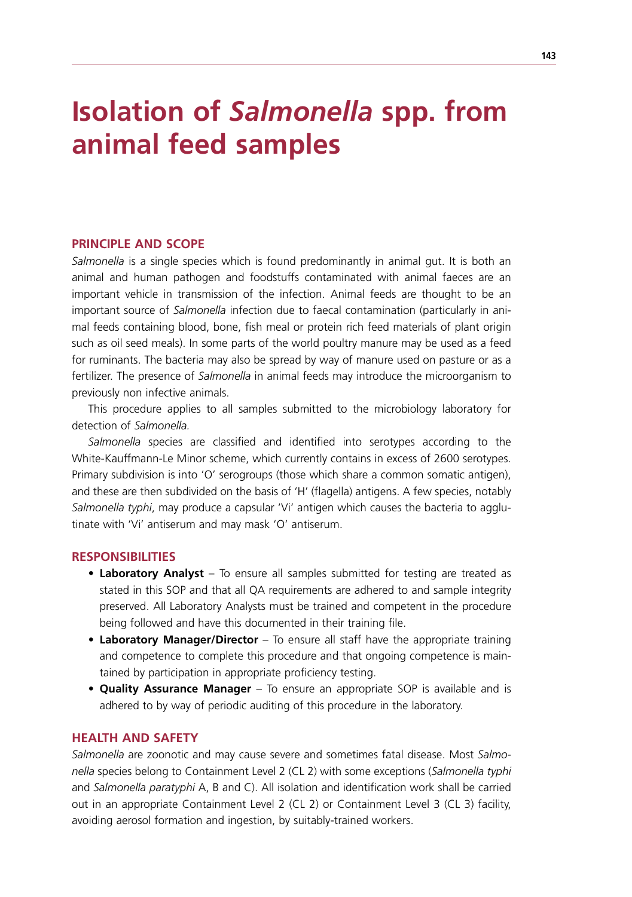# Isolation of *Salmonella* spp. from animal feed samples

## PRINCIPLE AND SCOPE

*Salmonella* is a single species which is found predominantly in animal gut. It is both an animal and human pathogen and foodstuffs contaminated with animal faeces are an important vehicle in transmission of the infection. Animal feeds are thought to be an important source of *Salmonella* infection due to faecal contamination (particularly in animal feeds containing blood, bone, fish meal or protein rich feed materials of plant origin such as oil seed meals). In some parts of the world poultry manure may be used as a feed for ruminants. The bacteria may also be spread by way of manure used on pasture or as a fertilizer. The presence of *Salmonella* in animal feeds may introduce the microorganism to previously non infective animals.

This procedure applies to all samples submitted to the microbiology laboratory for detection of *Salmonella.*

*Salmonella* species are classified and identified into serotypes according to the White-Kauffmann-Le Minor scheme, which currently contains in excess of 2600 serotypes. Primary subdivision is into 'O' serogroups (those which share a common somatic antigen), and these are then subdivided on the basis of 'H' (flagella) antigens. A few species, notably *Salmonella typhi*, may produce a capsular 'Vi' antigen which causes the bacteria to agglutinate with 'Vi' antiserum and may mask 'O' antiserum.

## RESPONSIBILITIES

- **Laboratory Analyst** – To ensure all samples submitted for testing are treated as stated in this SOP and that all QA requirements are adhered to and sample integrity preserved. All Laboratory Analysts must be trained and competent in the procedure being followed and have this documented in their training file.
- **Laboratory Manager/Director** – To ensure all staff have the appropriate training and competence to complete this procedure and that ongoing competence is maintained by participation in appropriate proficiency testing.
- **Quality Assurance Manager** – To ensure an appropriate SOP is available and is adhered to by way of periodic auditing of this procedure in the laboratory.

## HEALTH AND SAFETY

*Salmonella* are zoonotic and may cause severe and sometimes fatal disease. Most *Salmonella* species belong to Containment Level 2 (CL 2) with some exceptions (*Salmonella typhi* and *Salmonella paratyphi* A, B and C). All isolation and identification work shall be carried out in an appropriate Containment Level 2 (CL 2) or Containment Level 3 (CL 3) facility, avoiding aerosol formation and ingestion, by suitably-trained workers.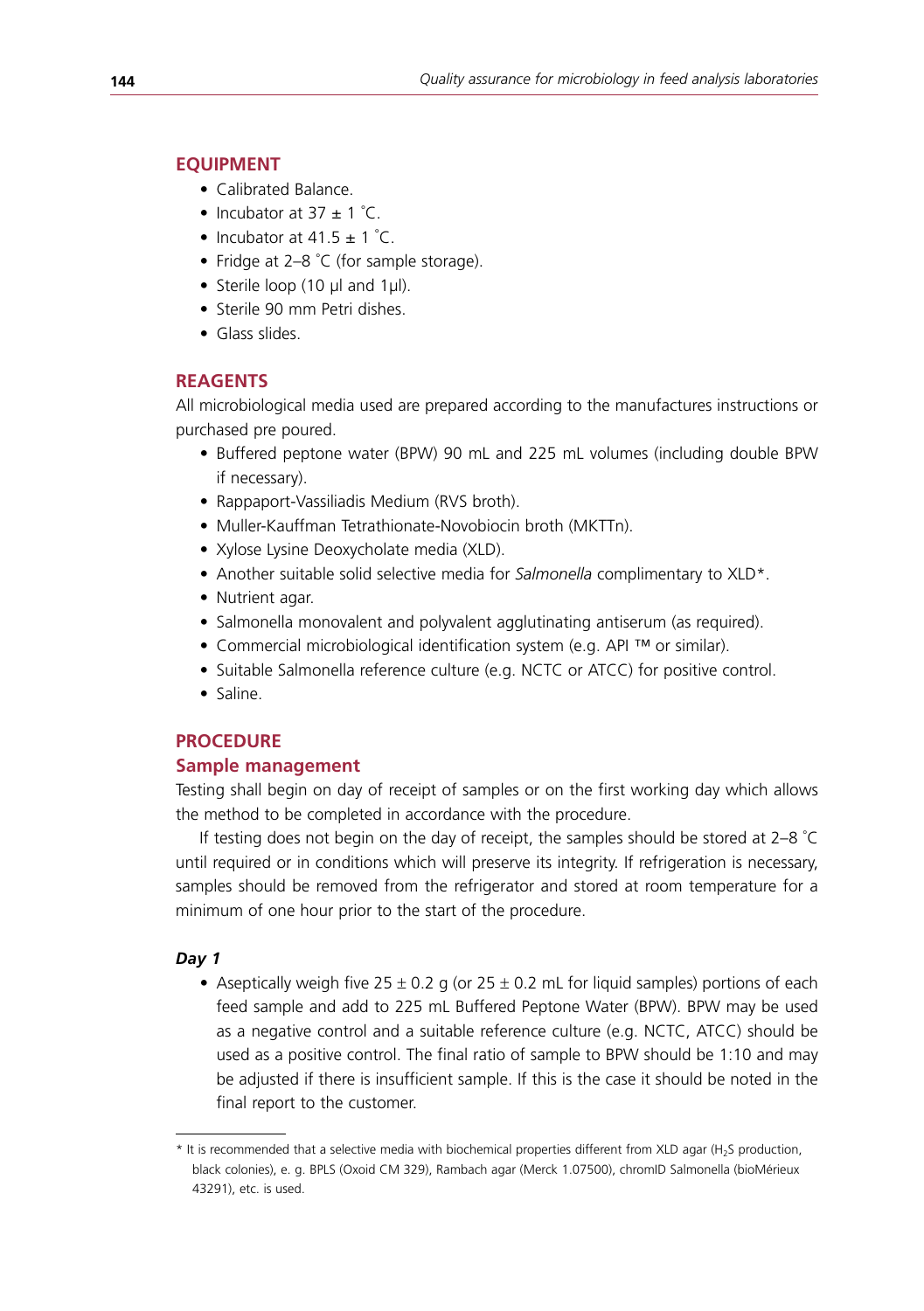## EQUIPMENT

- Calibrated Balance.
- Incubator at 37 ± 1 ˚C.
- Incubator at 41.5 ± 1 ˚C.
- Fridge at 2–8 ˚C (for sample storage).
- Sterile loop (10 µl and 1µl).
- Sterile 90 mm Petri dishes.
- Glass slides.

## REAGENTS

All microbiological media used are prepared according to the manufactures instructions or purchased pre poured.

- Buffered peptone water (BPW) 90 mL and 225 mL volumes (including double BPW if necessary).
- Rappaport-Vassiliadis Medium (RVS broth).
- Muller-Kauffman Tetrathionate-Novobiocin broth (MKTTn).
- Xylose Lysine Deoxycholate media (XLD).
- Another suitable solid selective media for *Salmonella* complimentary to XLD*.
- Nutrient agar.
- Salmonella monovalent and polyvalent agglutinating antiserum (as required).
- Commercial microbiological identification system (e.g. API ™ or similar).
- Suitable Salmonella reference culture (e.g. NCTC or ATCC) for positive control.
- Saline.

## PROCEDURE

### Sample management

Testing shall begin on day of receipt of samples or on the first working day which allows the method to be completed in accordance with the procedure.

If testing does not begin on the day of receipt, the samples should be stored at 2–8 ˚C until required or in conditions which will preserve its integrity. If refrigeration is necessary, samples should be removed from the refrigerator and stored at room temperature for a minimum of one hour prior to the start of the procedure.

#### *Day 1*

- Aseptically weigh five 25 ± 0.2 g (or 25 ± 0.2 mL for liquid samples) portions of each feed sample and add to 225 mL Buffered Peptone Water (BPW). BPW may be used as a negative control and a suitable reference culture (e.g. NCTC, ATCC) should be used as a positive control. The final ratio of sample to BPW should be 1:10 and may be adjusted if there is insufficient sample. If this is the case it should be noted in the final report to the customer.

---

\* It is recommended that a selective media with biochemical properties different from XLD agar ($H_2S$ production, black colonies), e. g. BPLS (Oxoid CM 329), Rambach agar (Merck 1.07500), chromID Salmonella (bioMérieux 43291), etc. is used.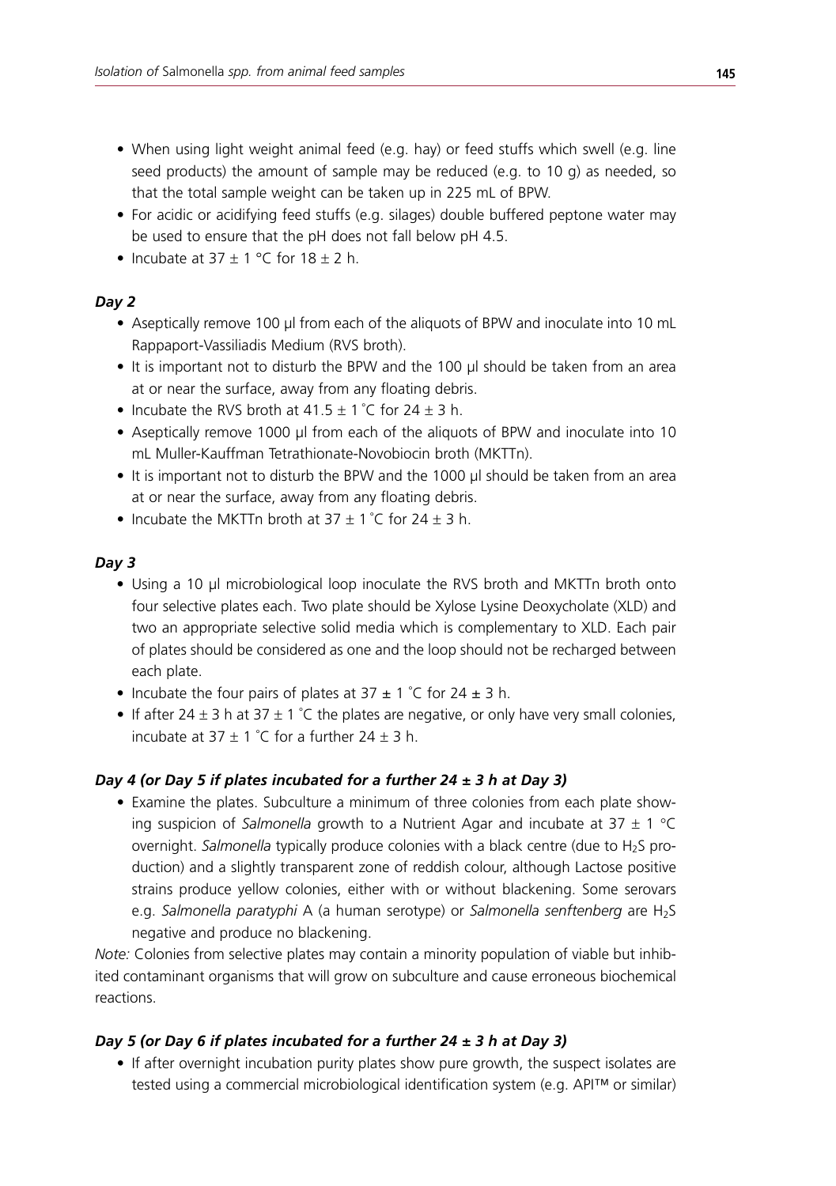- When using light weight animal feed (e.g. hay) or feed stuffs which swell (e.g. line seed products) the amount of sample may be reduced (e.g. to 10 g) as needed, so that the total sample weight can be taken up in 225 mL of BPW.
- For acidic or acidifying feed stuffs (e.g. silages) double buffered peptone water may be used to ensure that the pH does not fall below pH 4.5.
- Incubate at 37 ± 1 °C for 18 ± 2 h.

### *Day 2*

- Aseptically remove 100 µl from each of the aliquots of BPW and inoculate into 10 mL Rappaport-Vassiliadis Medium (RVS broth).
- It is important not to disturb the BPW and the 100 µl should be taken from an area at or near the surface, away from any floating debris.
- Incubate the RVS broth at 41.5 ± 1 ˚C for 24 ± 3 h.
- Aseptically remove 1000 µl from each of the aliquots of BPW and inoculate into 10 mL Muller-Kauffman Tetrathionate-Novobiocin broth (MKTTn).
- It is important not to disturb the BPW and the 1000 µl should be taken from an area at or near the surface, away from any floating debris.
- Incubate the MKTTn broth at 37 ± 1 ˚C for 24 ± 3 h.

### *Day 3*

- Using a 10 µl microbiological loop inoculate the RVS broth and MKTTn broth onto four selective plates each. Two plate should be Xylose Lysine Deoxycholate (XLD) and two an appropriate selective solid media which is complementary to XLD. Each pair of plates should be considered as one and the loop should not be recharged between each plate.
- Incubate the four pairs of plates at 37 ± 1 ˚C for 24 ± 3 h.
- If after 24 ± 3 h at 37 ± 1 ˚C the plates are negative, or only have very small colonies, incubate at 37 ± 1 ˚C for a further 24 ± 3 h.

### *Day 4 (or Day 5 if plates incubated for a further 24 ± 3 h at Day 3)*

- Examine the plates. Subculture a minimum of three colonies from each plate showing suspicion of *Salmonella* growth to a Nutrient Agar and incubate at 37 ± 1 °C overnight. *Salmonella* typically produce colonies with a black centre (due to $H_2S$ production) and a slightly transparent zone of reddish colour, although Lactose positive strains produce yellow colonies, either with or without blackening. Some serovars e.g. *Salmonella paratyphi* A (a human serotype) or *Salmonella senftenberg* are $H_2S$ negative and produce no blackening.

*Note:* Colonies from selective plates may contain a minority population of viable but inhibited contaminant organisms that will grow on subculture and cause erroneous biochemical reactions.

### *Day 5 (or Day 6 if plates incubated for a further 24 ± 3 h at Day 3)*

- If after overnight incubation purity plates show pure growth, the suspect isolates are tested using a commercial microbiological identification system (e.g. API™ or similar)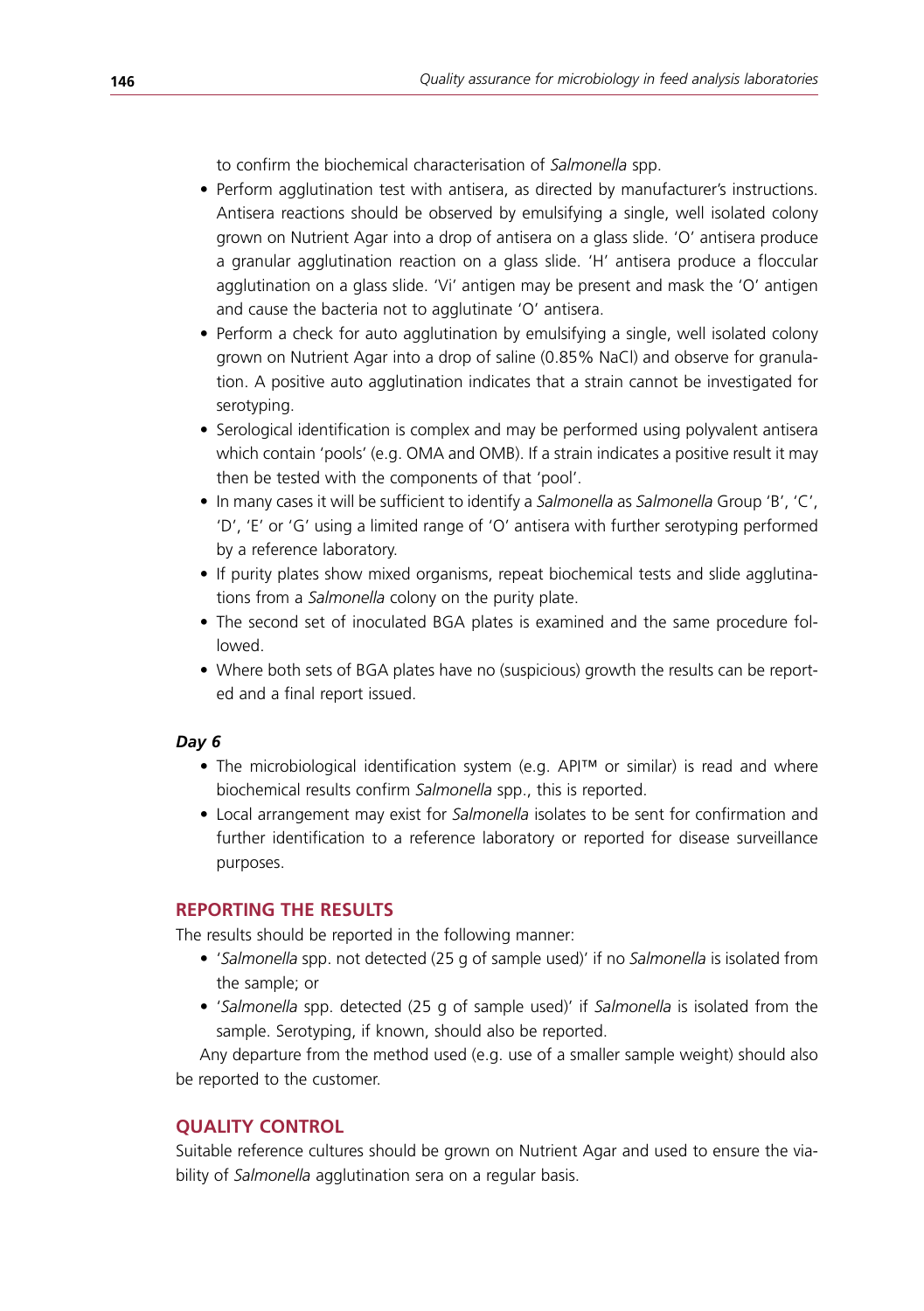to confirm the biochemical characterisation of *Salmonella* spp.

- Perform agglutination test with antisera, as directed by manufacturer's instructions. Antisera reactions should be observed by emulsifying a single, well isolated colony grown on Nutrient Agar into a drop of antisera on a glass slide. 'O' antisera produce a granular agglutination reaction on a glass slide. 'H' antisera produce a floccular agglutination on a glass slide. 'Vi' antigen may be present and mask the 'O' antigen and cause the bacteria not to agglutinate 'O' antisera.
- Perform a check for auto agglutination by emulsifying a single, well isolated colony grown on Nutrient Agar into a drop of saline (0.85% NaCl) and observe for granulation. A positive auto agglutination indicates that a strain cannot be investigated for serotyping.
- Serological identification is complex and may be performed using polyvalent antisera which contain 'pools' (e.g. OMA and OMB). If a strain indicates a positive result it may then be tested with the components of that 'pool'.
- In many cases it will be sufficient to identify a *Salmonella* as *Salmonella* Group 'B', 'C', 'D', 'E' or 'G' using a limited range of 'O' antisera with further serotyping performed by a reference laboratory.
- If purity plates show mixed organisms, repeat biochemical tests and slide agglutinations from a *Salmonella* colony on the purity plate.
- The second set of inoculated BGA plates is examined and the same procedure followed.
- Where both sets of BGA plates have no (suspicious) growth the results can be reported and a final report issued.

***Day 6***

- The microbiological identification system (e.g. API™ or similar) is read and where biochemical results confirm *Salmonella* spp., this is reported.
- Local arrangement may exist for *Salmonella* isolates to be sent for confirmation and further identification to a reference laboratory or reported for disease surveillance purposes.

## REPORTING THE RESULTS

The results should be reported in the following manner:

- '*Salmonella* spp. not detected (25 g of sample used)' if no *Salmonella* is isolated from the sample; or
- '*Salmonella* spp. detected (25 g of sample used)' if *Salmonella* is isolated from the sample. Serotyping, if known, should also be reported.

Any departure from the method used (e.g. use of a smaller sample weight) should also be reported to the customer.

## QUALITY CONTROL

Suitable reference cultures should be grown on Nutrient Agar and used to ensure the viability of *Salmonella* agglutination sera on a regular basis.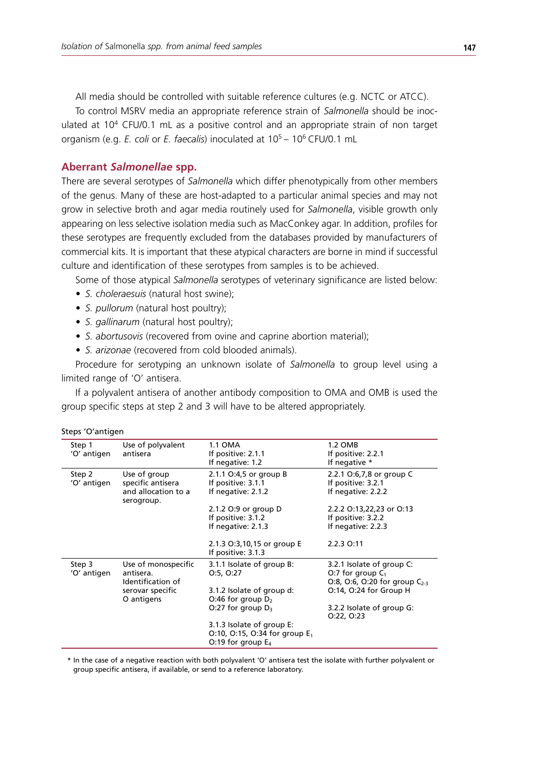All media should be controlled with suitable reference cultures (e.g. NCTC or ATCC).

To control MSRV media an appropriate reference strain of *Salmonella* should be inoculated at $10^4$ CFU/0.1 mL as a positive control and an appropriate strain of non target organism (e.g. *E. coli* or *E. faecalis*) inoculated at $10^5 – 10^6$ CFU/0.1 mL

## Aberrant *Salmonellae* spp.

There are several serotypes of *Salmonella* which differ phenotypically from other members of the genus. Many of these are host-adapted to a particular animal species and may not grow in selective broth and agar media routinely used for *Salmonella*, visible growth only appearing on less selective isolation media such as MacConkey agar. In addition, profiles for these serotypes are frequently excluded from the databases provided by manufacturers of commercial kits. It is important that these atypical characters are borne in mind if successful culture and identification of these serotypes from samples is to be achieved.

Some of those atypical *Salmonella* serotypes of veterinary significance are listed below:

- *S. choleraesuis* (natural host swine);
- *S. pullorum* (natural host poultry);
- *S. gallinarum* (natural host poultry);
- *S. abortusovis* (recovered from ovine and caprine abortion material);
- *S. arizonae* (recovered from cold blooded animals).

Procedure for serotyping an unknown isolate of *Salmonella* to group level using a limited range of 'O' antisera.

If a polyvalent antisera of another antibody composition to OMA and OMB is used the group specific steps at step 2 and 3 will have to be altered appropriately.

Steps 'O'antigen

| | | | |
|---|---|---|---|
| Step 1 'O' antigen | Use of polyvalent antisera | 1.1 OMA<br>If positive: 2.1.1<br>If negative: 1.2 | 1.2 OMB<br>If positive: 2.2.1<br>If negative * |
| Step 2 'O' antigen | Use of group specific antisera and allocation to a serogroup. | 2.1.1 O:4,5 or group B<br>If positive: 3.1.1<br>If negative: 2.1.2<br><br>2.1.2 O:9 or group D<br>If positive: 3.1.2<br>If negative: 2.1.3<br><br>2.1.3 O:3,10,15 or group E<br>If positive: 3.1.3 | 2.2.1 O:6,7,8 or group C<br>If positive: 3.2.1<br>If negative: 2.2.2<br><br>2.2.2 O:13,22,23 or O:13<br>If positive: 3.2.2<br>If negative: 2.2.3<br><br>2.2.3 O:11 |
| Step 3 'O' antigen | Use of monospecific antisera. Identification of serovar specific O antigens | 3.1.1 Isolate of group B:<br>O:5, O:27<br><br>3.1.2 Isolate of group d:<br>O:46 for group $D_2$<br>O:27 for group $D_3$<br><br>3.1.3 Isolate of group E:<br>O:10, O:15, O:34 for group $E_1$<br>O:19 for group $E_4$ | 3.2.1 Isolate of group C:<br>O:7 for group $C_1$<br>O:8, O:6, O:20 for group $C_{2-3}$<br>O:14, O:24 for Group H<br><br>3.2.2 Isolate of group G:<br>O:22, O:23 |

\* In the case of a negative reaction with both polyvalent 'O' antisera test the isolate with further polyvalent or group specific antisera, if available, or send to a reference laboratory.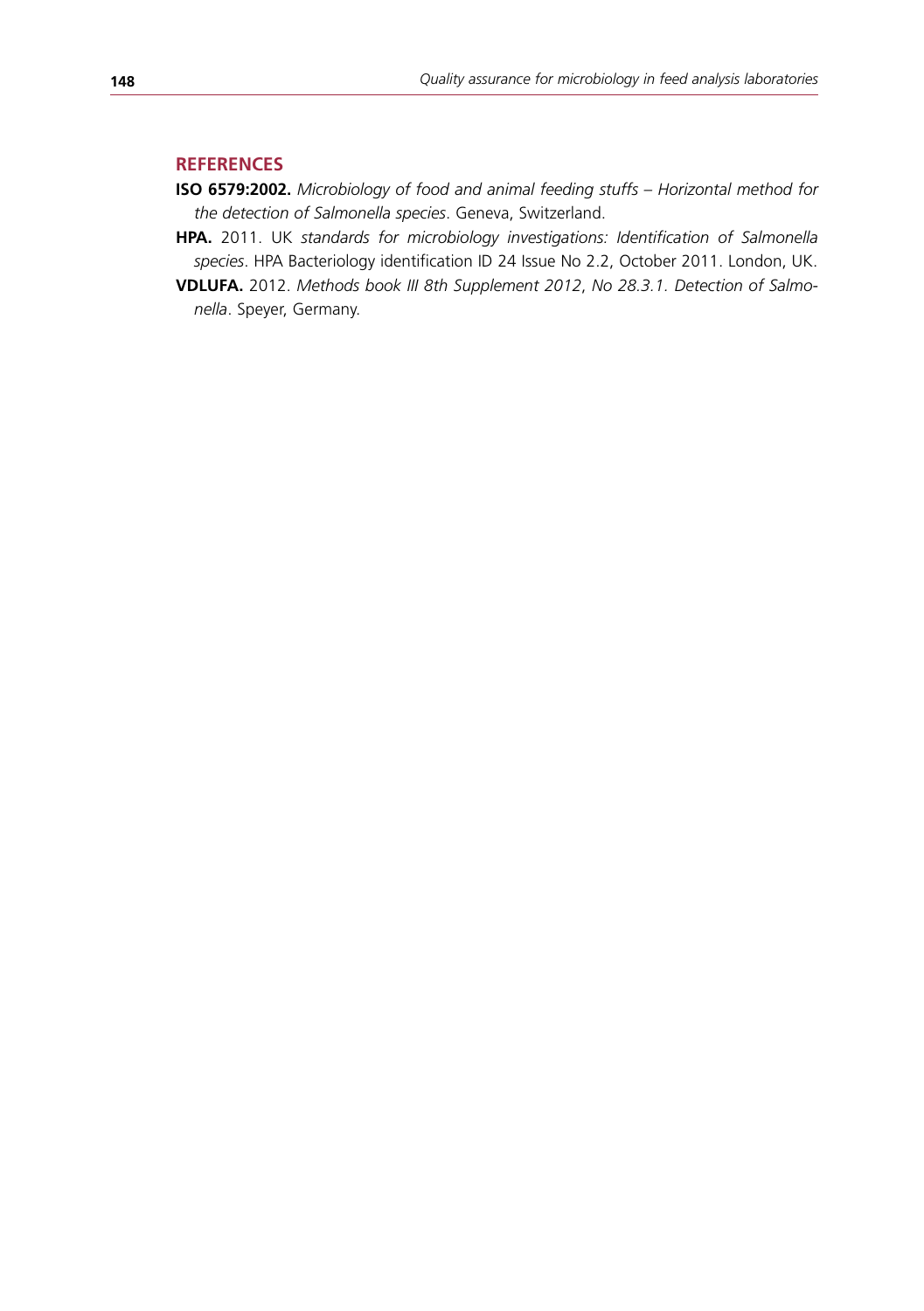## REFERENCES

**ISO 6579:2002.** *Microbiology of food and animal feeding stuffs – Horizontal method for the detection of Salmonella species*. Geneva, Switzerland.

**HPA.** 2011. UK *standards for microbiology investigations: Identification of Salmonella species*. HPA Bacteriology identification ID 24 Issue No 2.2, October 2011. London, UK.

**VDLUFA.** 2012. *Methods book III 8th Supplement 2012*, *No 28.3.1. Detection of Salmonella*. Speyer, Germany.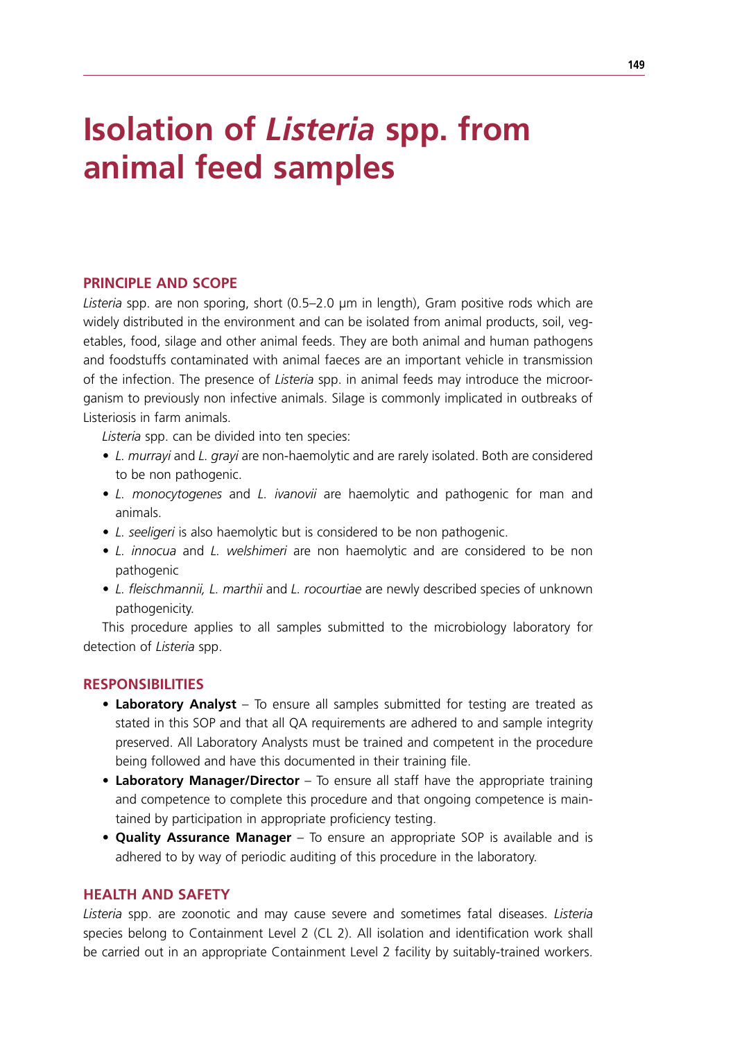# Isolation of *Listeria* spp. from animal feed samples

## PRINCIPLE AND SCOPE

*Listeria* spp. are non sporing, short (0.5–2.0 μm in length), Gram positive rods which are widely distributed in the environment and can be isolated from animal products, soil, vegetables, food, silage and other animal feeds. They are both animal and human pathogens and foodstuffs contaminated with animal faeces are an important vehicle in transmission of the infection. The presence of *Listeria* spp. in animal feeds may introduce the microorganism to previously non infective animals. Silage is commonly implicated in outbreaks of Listeriosis in farm animals.

*Listeria* spp. can be divided into ten species:

- *L. murrayi* and *L. grayi* are non-haemolytic and are rarely isolated. Both are considered to be non pathogenic.
- *L. monocytogenes* and *L. ivanovii* are haemolytic and pathogenic for man and animals.
- *L. seeligeri* is also haemolytic but is considered to be non pathogenic.
- *L. innocua* and *L. welshimeri* are non haemolytic and are considered to be non pathogenic
- *L. fleischmannii, L. marthii* and *L. rocourtiae* are newly described species of unknown pathogenicity.

This procedure applies to all samples submitted to the microbiology laboratory for detection of *Listeria* spp.

## RESPONSIBILITIES

- **Laboratory Analyst** – To ensure all samples submitted for testing are treated as stated in this SOP and that all QA requirements are adhered to and sample integrity preserved. All Laboratory Analysts must be trained and competent in the procedure being followed and have this documented in their training file.
- **Laboratory Manager/Director** – To ensure all staff have the appropriate training and competence to complete this procedure and that ongoing competence is maintained by participation in appropriate proficiency testing.
- **Quality Assurance Manager** – To ensure an appropriate SOP is available and is adhered to by way of periodic auditing of this procedure in the laboratory.

## HEALTH AND SAFETY

*Listeria* spp. are zoonotic and may cause severe and sometimes fatal diseases. *Listeria* species belong to Containment Level 2 (CL 2). All isolation and identification work shall be carried out in an appropriate Containment Level 2 facility by suitably-trained workers.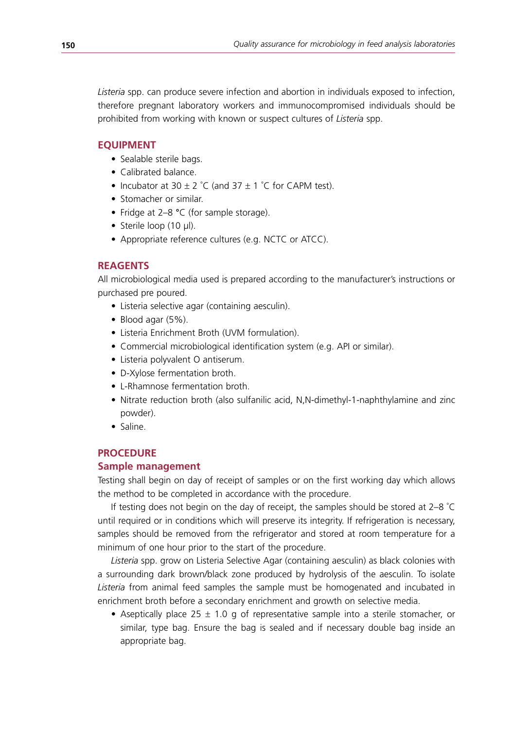*Listeria* spp. can produce severe infection and abortion in individuals exposed to infection, therefore pregnant laboratory workers and immunocompromised individuals should be prohibited from working with known or suspect cultures of *Listeria* spp.

## EQUIPMENT

- Sealable sterile bags.
- Calibrated balance.
- Incubator at 30 ± 2 ˚C (and 37 ± 1 ˚C for CAPM test).
- Stomacher or similar.
- Fridge at 2–8 °C (for sample storage).
- Sterile loop (10 µl).
- Appropriate reference cultures (e.g. NCTC or ATCC).

## REAGENTS

All microbiological media used is prepared according to the manufacturer's instructions or purchased pre poured.

- Listeria selective agar (containing aesculin).
- Blood agar (5%).
- Listeria Enrichment Broth (UVM formulation).
- Commercial microbiological identification system (e.g. API or similar).
- Listeria polyvalent O antiserum.
- D-Xylose fermentation broth.
- L-Rhamnose fermentation broth.
- Nitrate reduction broth (also sulfanilic acid, N,N-dimethyl-1-naphthylamine and zinc powder).
- Saline.

## PROCEDURE

### Sample management

Testing shall begin on day of receipt of samples or on the first working day which allows the method to be completed in accordance with the procedure.

If testing does not begin on the day of receipt, the samples should be stored at 2–8 ˚C until required or in conditions which will preserve its integrity. If refrigeration is necessary, samples should be removed from the refrigerator and stored at room temperature for a minimum of one hour prior to the start of the procedure.

*Listeria* spp. grow on Listeria Selective Agar (containing aesculin) as black colonies with a surrounding dark brown/black zone produced by hydrolysis of the aesculin. To isolate *Listeria* from animal feed samples the sample must be homogenated and incubated in enrichment broth before a secondary enrichment and growth on selective media.

- Aseptically place 25 ± 1.0 g of representative sample into a sterile stomacher, or similar, type bag. Ensure the bag is sealed and if necessary double bag inside an appropriate bag.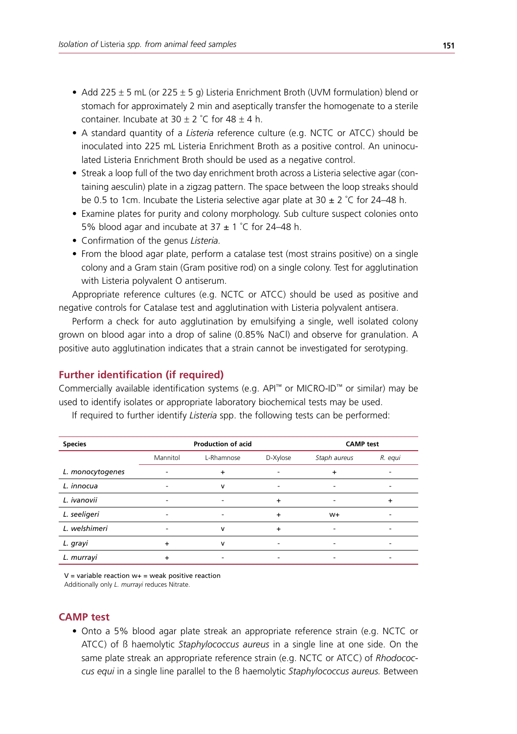- Add 225 ± 5 mL (or 225 ± 5 g) Listeria Enrichment Broth (UVM formulation) blend or stomach for approximately 2 min and aseptically transfer the homogenate to a sterile container. Incubate at 30 ± 2 ˚C for 48 ± 4 h.
- A standard quantity of a *Listeria* reference culture (e.g. NCTC or ATCC) should be inoculated into 225 mL Listeria Enrichment Broth as a positive control. An uninoculated Listeria Enrichment Broth should be used as a negative control.
- Streak a loop full of the two day enrichment broth across a Listeria selective agar (containing aesculin) plate in a zigzag pattern. The space between the loop streaks should be 0.5 to 1cm. Incubate the Listeria selective agar plate at 30 ± 2 ˚C for 24–48 h.
- Examine plates for purity and colony morphology. Sub culture suspect colonies onto 5% blood agar and incubate at 37 ± 1 ˚C for 24–48 h.
- Confirmation of the genus *Listeria*.
- From the blood agar plate, perform a catalase test (most strains positive) on a single colony and a Gram stain (Gram positive rod) on a single colony. Test for agglutination with Listeria polyvalent O antiserum.

Appropriate reference cultures (e.g. NCTC or ATCC) should be used as positive and negative controls for Catalase test and agglutination with Listeria polyvalent antisera.

Perform a check for auto agglutination by emulsifying a single, well isolated colony grown on blood agar into a drop of saline (0.85% NaCl) and observe for granulation. A positive auto agglutination indicates that a strain cannot be investigated for serotyping.

## Further identification (if required)

Commercially available identification systems (e.g. API™ or MICRO-ID™ or similar) may be used to identify isolates or appropriate laboratory biochemical tests may be used.

If required to further identify *Listeria* spp. the following tests can be performed:

| Species | Production of acid | | | CAMP test | |
|---|---|---|---|---|---|
| | Mannitol | L-Rhamnose | D-Xylose | *Staph aureus* | *R. equi* |
| *L. monocytogenes* | - | + | - | + | - |
| *L. innocua* | - | v | - | - | - |
| *L. ivanovii* | - | - | + | - | + |
| *L. seeligeri* | - | - | + | w+ | - |
| *L. welshimeri* | - | v | + | - | - |
| *L. grayi* | + | v | - | - | - |
| *L. murrayi* | + | - | - | - | - |

V = variable reaction w+ = weak positive reaction
Additionally only *L. murrayi* reduces Nitrate.

## CAMP test

- Onto a 5% blood agar plate streak an appropriate reference strain (e.g. NCTC or ATCC) of ß haemolytic *Staphylococcus aureus* in a single line at one side. On the same plate streak an appropriate reference strain (e.g. NCTC or ATCC) of *Rhodococcus equi* in a single line parallel to the ß haemolytic *Staphylococcus aureus.* Between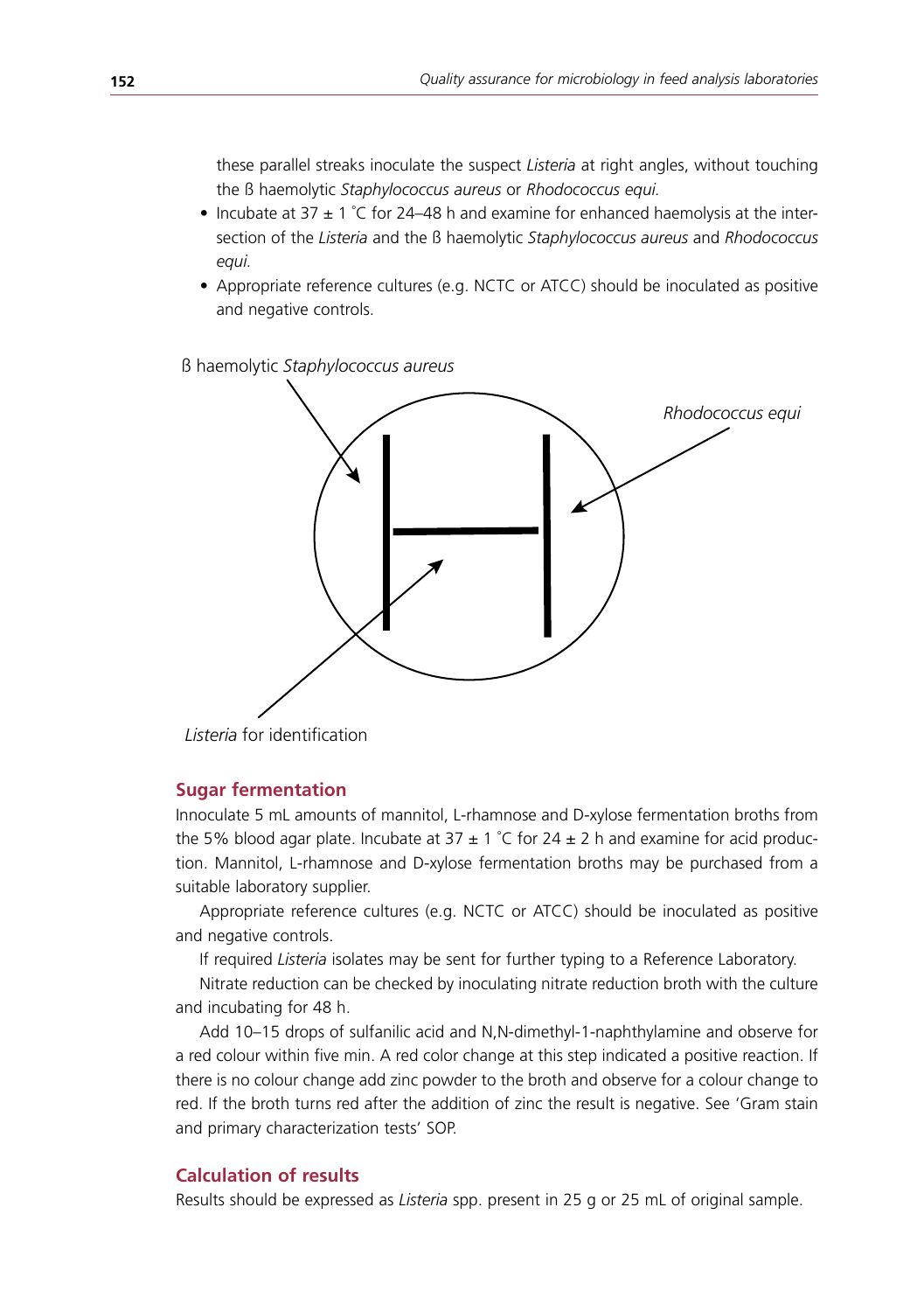these parallel streaks inoculate the suspect *Listeria* at right angles, without touching the ß haemolytic *Staphylococcus aureus* or *Rhodococcus equi*.

- Incubate at 37 ± 1 °C for 24–48 h and examine for enhanced haemolysis at the intersection of the *Listeria* and the ß haemolytic *Staphylococcus aureus* and *Rhodococcus equi*.
- Appropriate reference cultures (e.g. NCTC or ATCC) should be inoculated as positive and negative controls.

ß haemolytic *Staphylococcus aureus*

*Rhodococcus equi*

*Listeria* for identification

## Sugar fermentation

Innoculate 5 mL amounts of mannitol, L-rhamnose and D-xylose fermentation broths from the 5% blood agar plate. Incubate at 37 ± 1 °C for 24 ± 2 h and examine for acid production. Mannitol, L-rhamnose and D-xylose fermentation broths may be purchased from a suitable laboratory supplier.

Appropriate reference cultures (e.g. NCTC or ATCC) should be inoculated as positive and negative controls.

If required *Listeria* isolates may be sent for further typing to a Reference Laboratory.

Nitrate reduction can be checked by inoculating nitrate reduction broth with the culture and incubating for 48 h.

Add 10–15 drops of sulfanilic acid and N,N-dimethyl-1-naphthylamine and observe for a red colour within five min. A red color change at this step indicated a positive reaction. If there is no colour change add zinc powder to the broth and observe for a colour change to red. If the broth turns red after the addition of zinc the result is negative. See 'Gram stain and primary characterization tests' SOP.

## Calculation of results

Results should be expressed as *Listeria* spp. present in 25 g or 25 mL of original sample.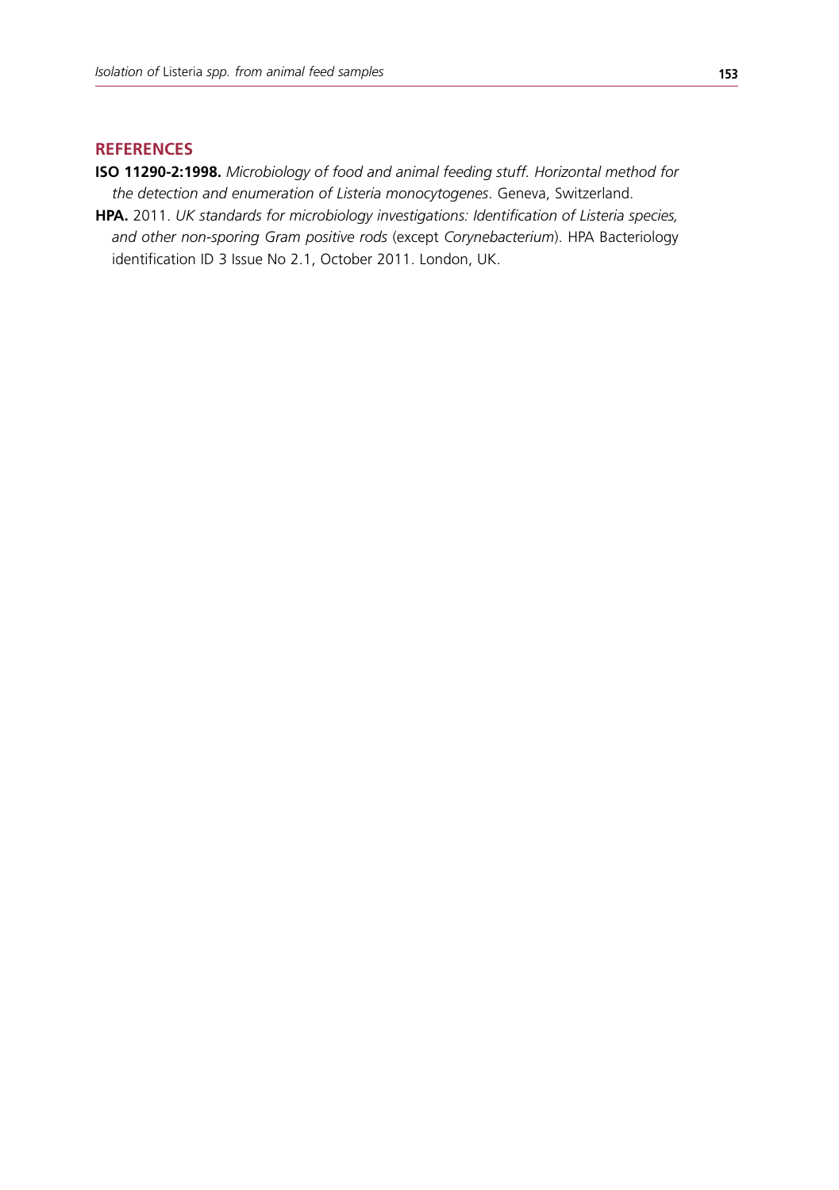## REFERENCES

**ISO 11290-2:1998.** *Microbiology of food and animal feeding stuff. Horizontal method for the detection and enumeration of Listeria monocytogenes*. Geneva, Switzerland.

**HPA.** 2011. *UK standards for microbiology investigations: Identification of Listeria species, and other non-sporing Gram positive rods* (except *Corynebacterium*). HPA Bacteriology identification ID 3 Issue No 2.1, October 2011. London, UK.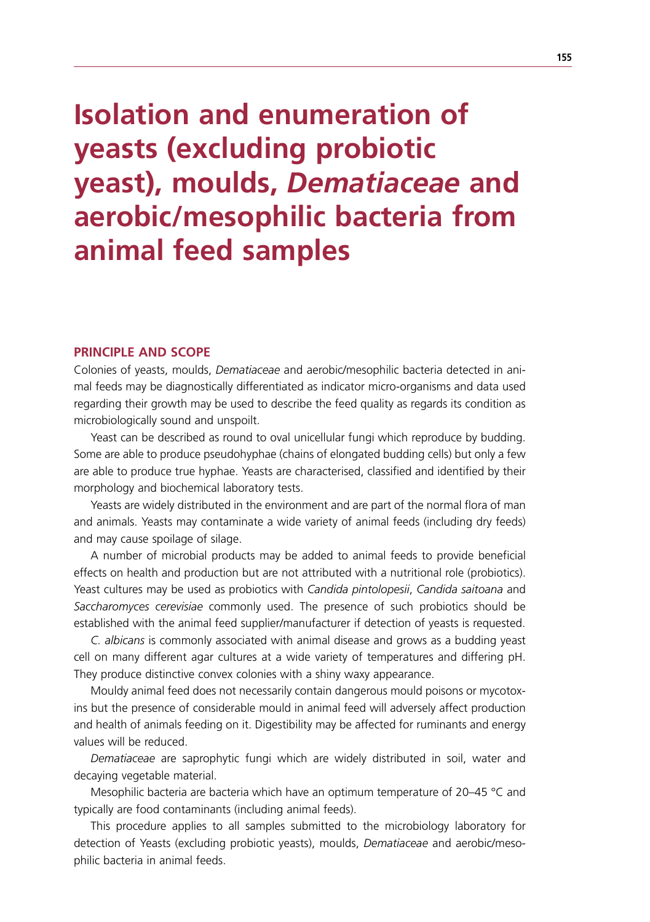# Isolation and enumeration of yeasts (excluding probiotic yeast), moulds, *Dematiaceae* and aerobic/mesophilic bacteria from animal feed samples

## PRINCIPLE AND SCOPE

Colonies of yeasts, moulds, *Dematiaceae* and aerobic/mesophilic bacteria detected in animal feeds may be diagnostically differentiated as indicator micro-organisms and data used regarding their growth may be used to describe the feed quality as regards its condition as microbiologically sound and unspoilt.

Yeast can be described as round to oval unicellular fungi which reproduce by budding. Some are able to produce pseudohyphae (chains of elongated budding cells) but only a few are able to produce true hyphae. Yeasts are characterised, classified and identified by their morphology and biochemical laboratory tests.

Yeasts are widely distributed in the environment and are part of the normal flora of man and animals. Yeasts may contaminate a wide variety of animal feeds (including dry feeds) and may cause spoilage of silage.

A number of microbial products may be added to animal feeds to provide beneficial effects on health and production but are not attributed with a nutritional role (probiotics). Yeast cultures may be used as probiotics with *Candida pintolopesii*, *Candida saitoana* and *Saccharomyces cerevisiae* commonly used. The presence of such probiotics should be established with the animal feed supplier/manufacturer if detection of yeasts is requested.

*C. albicans* is commonly associated with animal disease and grows as a budding yeast cell on many different agar cultures at a wide variety of temperatures and differing pH. They produce distinctive convex colonies with a shiny waxy appearance.

Mouldy animal feed does not necessarily contain dangerous mould poisons or mycotoxins but the presence of considerable mould in animal feed will adversely affect production and health of animals feeding on it. Digestibility may be affected for ruminants and energy values will be reduced.

*Dematiaceae* are saprophytic fungi which are widely distributed in soil, water and decaying vegetable material.

Mesophilic bacteria are bacteria which have an optimum temperature of 20–45 °C and typically are food contaminants (including animal feeds).

This procedure applies to all samples submitted to the microbiology laboratory for detection of Yeasts (excluding probiotic yeasts), moulds, *Dematiaceae* and aerobic/mesophilic bacteria in animal feeds.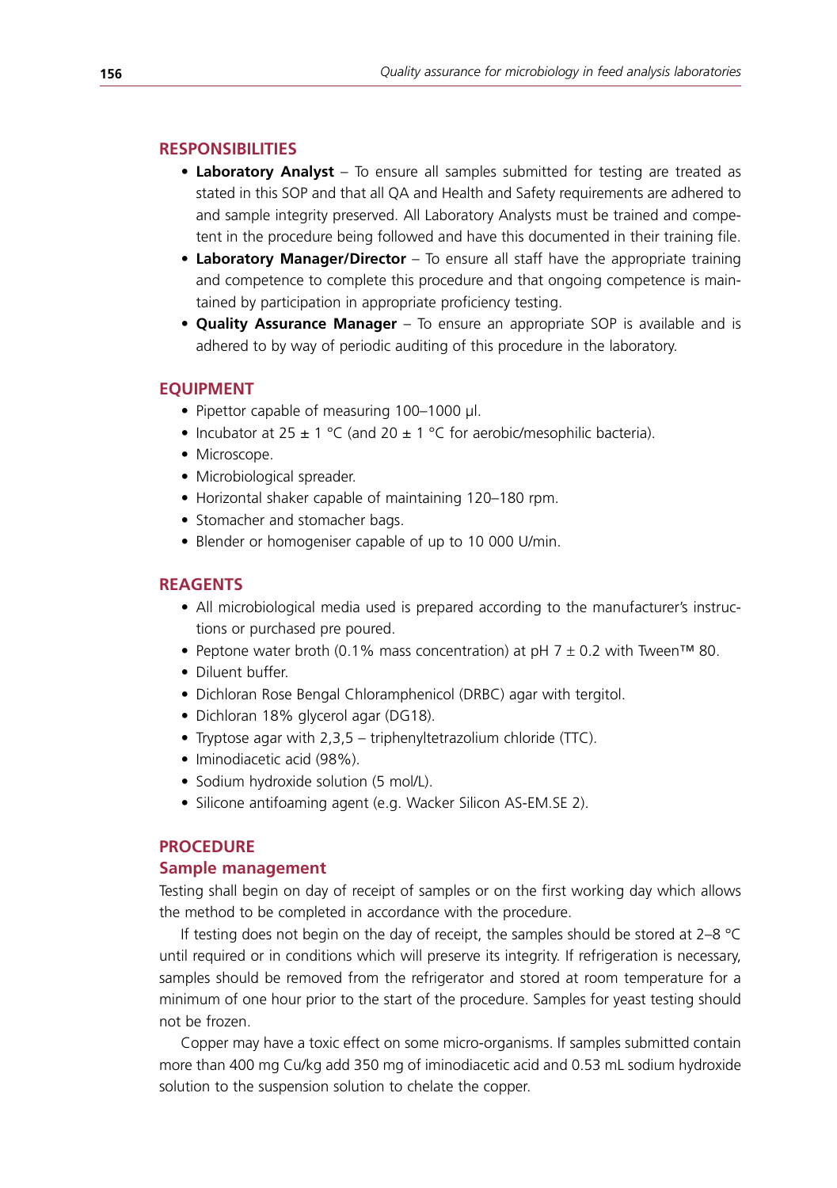## RESPONSIBILITIES

- **Laboratory Analyst** – To ensure all samples submitted for testing are treated as stated in this SOP and that all QA and Health and Safety requirements are adhered to and sample integrity preserved. All Laboratory Analysts must be trained and competent in the procedure being followed and have this documented in their training file.
- **Laboratory Manager/Director** – To ensure all staff have the appropriate training and competence to complete this procedure and that ongoing competence is maintained by participation in appropriate proficiency testing.
- **Quality Assurance Manager** – To ensure an appropriate SOP is available and is adhered to by way of periodic auditing of this procedure in the laboratory.

## EQUIPMENT

- Pipettor capable of measuring 100–1000 µl.
- Incubator at 25 ± 1 °C (and 20 ± 1 °C for aerobic/mesophilic bacteria).
- Microscope.
- Microbiological spreader.
- Horizontal shaker capable of maintaining 120–180 rpm.
- Stomacher and stomacher bags.
- Blender or homogeniser capable of up to 10 000 U/min.

## REAGENTS

- All microbiological media used is prepared according to the manufacturer's instructions or purchased pre poured.
- Peptone water broth (0.1% mass concentration) at pH 7 ± 0.2 with Tween™ 80.
- Diluent buffer.
- Dichloran Rose Bengal Chloramphenicol (DRBC) agar with tergitol.
- Dichloran 18% glycerol agar (DG18).
- Tryptose agar with 2,3,5 – triphenyltetrazolium chloride (TTC).
- Iminodiacetic acid (98%).
- Sodium hydroxide solution (5 mol/L).
- Silicone antifoaming agent (e.g. Wacker Silicon AS-EM.SE 2).

## PROCEDURE

### Sample management

Testing shall begin on day of receipt of samples or on the first working day which allows the method to be completed in accordance with the procedure.

If testing does not begin on the day of receipt, the samples should be stored at 2–8 °C until required or in conditions which will preserve its integrity. If refrigeration is necessary, samples should be removed from the refrigerator and stored at room temperature for a minimum of one hour prior to the start of the procedure. Samples for yeast testing should not be frozen.

Copper may have a toxic effect on some micro-organisms. If samples submitted contain more than 400 mg Cu/kg add 350 mg of iminodiacetic acid and 0.53 mL sodium hydroxide solution to the suspension solution to chelate the copper.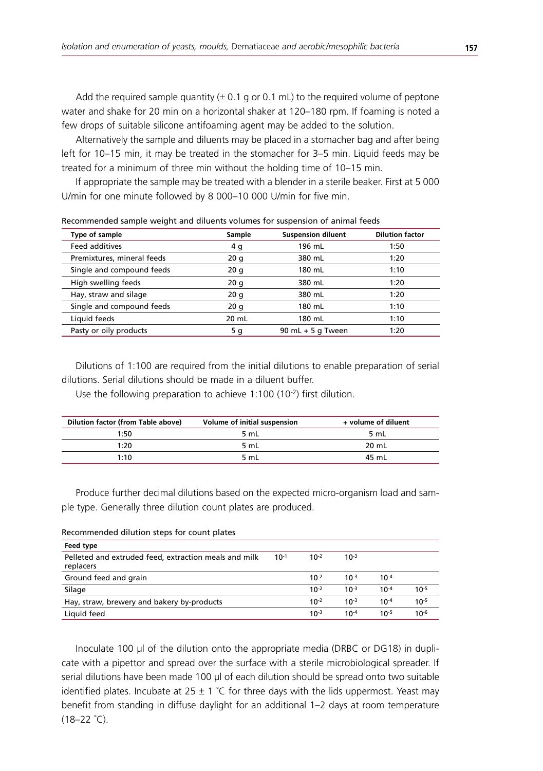Add the required sample quantity (± 0.1 g or 0.1 mL) to the required volume of peptone water and shake for 20 min on a horizontal shaker at 120–180 rpm. If foaming is noted a few drops of suitable silicone antifoaming agent may be added to the solution.

Alternatively the sample and diluents may be placed in a stomacher bag and after being left for 10–15 min, it may be treated in the stomacher for 3–5 min. Liquid feeds may be treated for a minimum of three min without the holding time of 10–15 min.

If appropriate the sample may be treated with a blender in a sterile beaker. First at 5 000 U/min for one minute followed by 8 000–10 000 U/min for five min.

Recommended sample weight and diluents volumes for suspension of animal feeds

| Type of sample | Sample | Suspension diluent | Dilution factor |
|---|---|---|---|
| Feed additives | 4 g | 196 mL | 1:50 |
| Premixtures, mineral feeds | 20 g | 380 mL | 1:20 |
| Single and compound feeds | 20 g | 180 mL | 1:10 |
| High swelling feeds | 20 g | 380 mL | 1:20 |
| Hay, straw and silage | 20 g | 380 mL | 1:20 |
| Single and compound feeds | 20 g | 180 mL | 1:10 |
| Liquid feeds | 20 mL | 180 mL | 1:10 |
| Pasty or oily products | 5 g | 90 mL + 5 g Tween | 1:20 |

Dilutions of 1:100 are required from the initial dilutions to enable preparation of serial dilutions. Serial dilutions should be made in a diluent buffer.

Use the following preparation to achieve 1:100 ($10^{-2}$) first dilution.

| Dilution factor (from Table above) | Volume of initial suspension | + volume of diluent |
|---|---|---|
| 1:50 | 5 mL | 5 mL |
| 1:20 | 5 mL | 20 mL |
| 1:10 | 5 mL | 45 mL |

Produce further decimal dilutions based on the expected micro-organism load and sample type. Generally three dilution count plates are produced.

Recommended dilution steps for count plates

| Feed type | | | | | |
|---|---|---|---|---|---|
| Pelleted and extruded feed, extraction meals and milk replacers | $10^{-1}$ | $10^{-2}$ | $10^{-3}$ | | |
| Ground feed and grain | | $10^{-2}$ | $10^{-3}$ | $10^{-4}$ | |
| Silage | | $10^{-2}$ | $10^{-3}$ | $10^{-4}$ | $10^{-5}$ |
| Hay, straw, brewery and bakery by-products | | $10^{-2}$ | $10^{-3}$ | $10^{-4}$ | $10^{-5}$ |
| Liquid feed | | $10^{-3}$ | $10^{-4}$ | $10^{-5}$ | $10^{-6}$ |

Inoculate 100 µl of the dilution onto the appropriate media (DRBC or DG18) in duplicate with a pipettor and spread over the surface with a sterile microbiological spreader. If serial dilutions have been made 100 µl of each dilution should be spread onto two suitable identified plates. Incubate at 25 ± 1 °C for three days with the lids uppermost. Yeast may benefit from standing in diffuse daylight for an additional 1–2 days at room temperature (18–22 °C).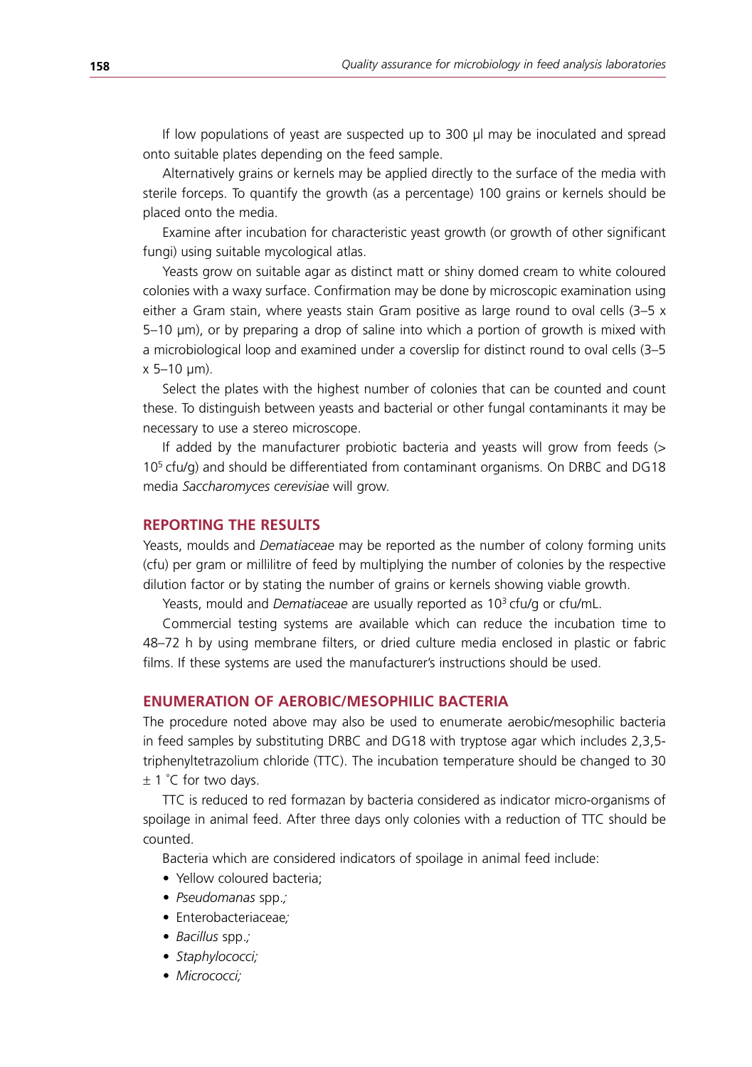If low populations of yeast are suspected up to 300 µl may be inoculated and spread onto suitable plates depending on the feed sample.

Alternatively grains or kernels may be applied directly to the surface of the media with sterile forceps. To quantify the growth (as a percentage) 100 grains or kernels should be placed onto the media.

Examine after incubation for characteristic yeast growth (or growth of other significant fungi) using suitable mycological atlas.

Yeasts grow on suitable agar as distinct matt or shiny domed cream to white coloured colonies with a waxy surface. Confirmation may be done by microscopic examination using either a Gram stain, where yeasts stain Gram positive as large round to oval cells (3–5 x 5–10 µm), or by preparing a drop of saline into which a portion of growth is mixed with a microbiological loop and examined under a coverslip for distinct round to oval cells (3–5 x 5–10 µm).

Select the plates with the highest number of colonies that can be counted and count these. To distinguish between yeasts and bacterial or other fungal contaminants it may be necessary to use a stereo microscope.

If added by the manufacturer probiotic bacteria and yeasts will grow from feeds (> $10^5$ cfu/g) and should be differentiated from contaminant organisms. On DRBC and DG18 media *Saccharomyces cerevisiae* will grow.

## REPORTING THE RESULTS

Yeasts, moulds and *Dematiaceae* may be reported as the number of colony forming units (cfu) per gram or millilitre of feed by multiplying the number of colonies by the respective dilution factor or by stating the number of grains or kernels showing viable growth.

Yeasts, mould and *Dematiaceae* are usually reported as $10^3$ cfu/g or cfu/mL.

Commercial testing systems are available which can reduce the incubation time to 48–72 h by using membrane filters, or dried culture media enclosed in plastic or fabric films. If these systems are used the manufacturer's instructions should be used.

## ENUMERATION OF AEROBIC/MESOPHILIC BACTERIA

The procedure noted above may also be used to enumerate aerobic/mesophilic bacteria in feed samples by substituting DRBC and DG18 with tryptose agar which includes 2,3,5-triphenyltetrazolium chloride (TTC). The incubation temperature should be changed to 30 ± 1 ˚C for two days.

TTC is reduced to red formazan by bacteria considered as indicator micro-organisms of spoilage in animal feed. After three days only colonies with a reduction of TTC should be counted.

Bacteria which are considered indicators of spoilage in animal feed include:

- Yellow coloured bacteria;
- *Pseudomanas* spp.;
- Enterobacteriaceae;
- *Bacillus* spp.;
- *Staphylococci;*
- *Micrococci;*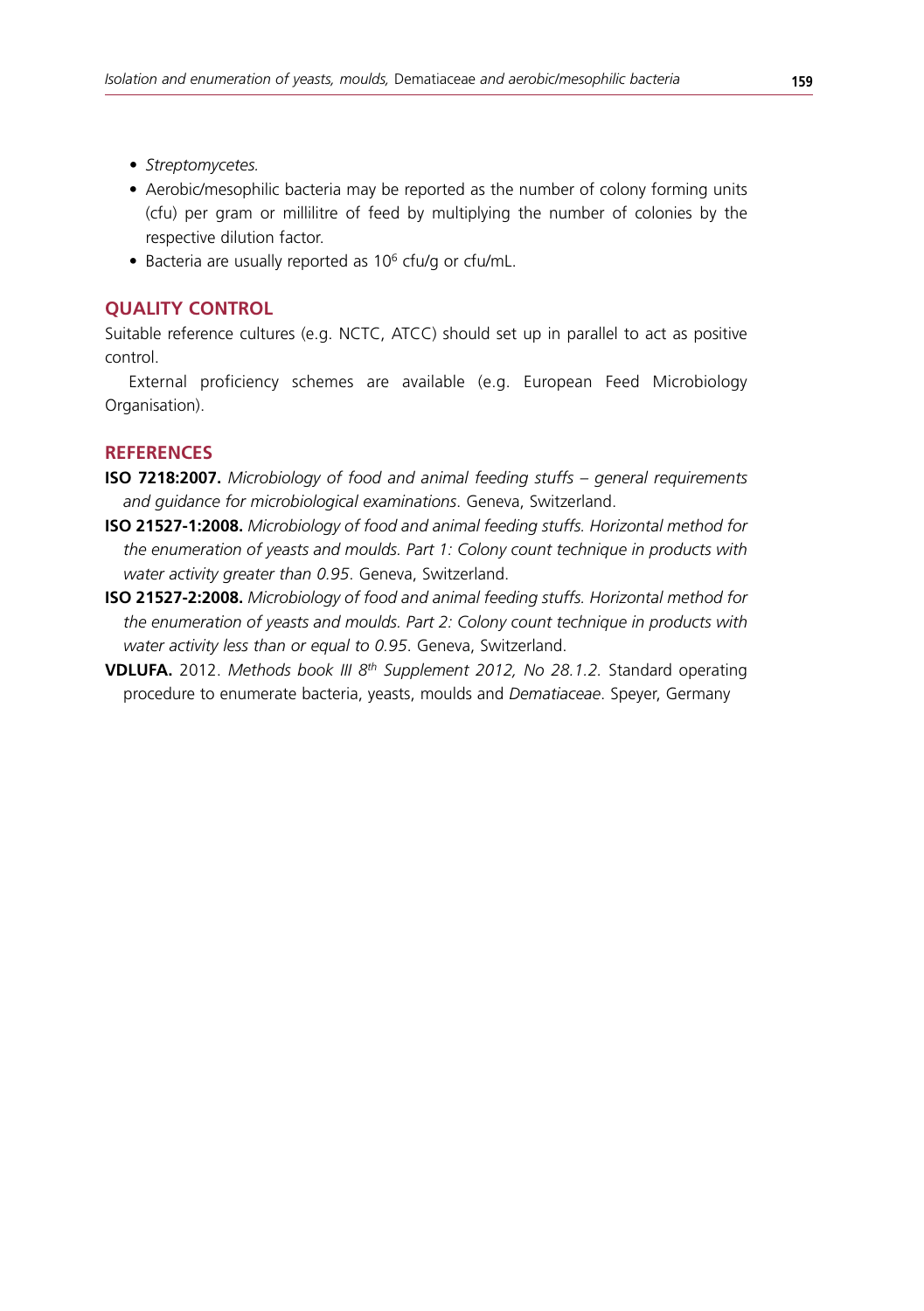- *Streptomycetes.*
- Aerobic/mesophilic bacteria may be reported as the number of colony forming units (cfu) per gram or millilitre of feed by multiplying the number of colonies by the respective dilution factor.
- Bacteria are usually reported as $10^6$ cfu/g or cfu/mL.

## QUALITY CONTROL

Suitable reference cultures (e.g. NCTC, ATCC) should set up in parallel to act as positive control.

External proficiency schemes are available (e.g. European Feed Microbiology Organisation).

## REFERENCES

**ISO 7218:2007.** *Microbiology of food and animal feeding stuffs – general requirements and guidance for microbiological examinations*. Geneva, Switzerland.

**ISO 21527-1:2008.** *Microbiology of food and animal feeding stuffs. Horizontal method for the enumeration of yeasts and moulds. Part 1: Colony count technique in products with water activity greater than 0.95*. Geneva, Switzerland.

**ISO 21527-2:2008.** *Microbiology of food and animal feeding stuffs. Horizontal method for the enumeration of yeasts and moulds. Part 2: Colony count technique in products with water activity less than or equal to 0.95*. Geneva, Switzerland.

**VDLUFA.** 2012. *Methods book III 8th Supplement 2012, No 28.1.2.* Standard operating procedure to enumerate bacteria, yeasts, moulds and *Dematiaceae*. Speyer, Germany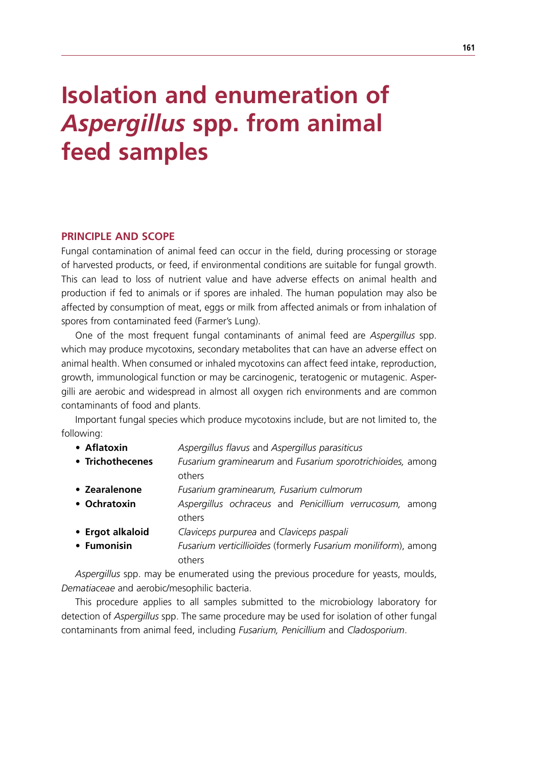# Isolation and enumeration of *Aspergillus* spp. from animal feed samples

## PRINCIPLE AND SCOPE

Fungal contamination of animal feed can occur in the field, during processing or storage of harvested products, or feed, if environmental conditions are suitable for fungal growth. This can lead to loss of nutrient value and have adverse effects on animal health and production if fed to animals or if spores are inhaled. The human population may also be affected by consumption of meat, eggs or milk from affected animals or from inhalation of spores from contaminated feed (Farmer's Lung).

One of the most frequent fungal contaminants of animal feed are *Aspergillus* spp. which may produce mycotoxins, secondary metabolites that can have an adverse effect on animal health. When consumed or inhaled mycotoxins can affect feed intake, reproduction, growth, immunological function or may be carcinogenic, teratogenic or mutagenic. Aspergilli are aerobic and widespread in almost all oxygen rich environments and are common contaminants of food and plants.

Important fungal species which produce mycotoxins include, but are not limited to, the following:

- **Aflatoxin** — *Aspergillus flavus* and *Aspergillus parasiticus*
- **Trichothecenes** — *Fusarium graminearum* and *Fusarium sporotrichioides,* among others
- **Zearalenone** — *Fusarium graminearum, Fusarium culmorum*
- **Ochratoxin** — *Aspergillus ochraceus* and *Penicillium verrucosum,* among others
- **Ergot alkaloid** — *Claviceps purpurea* and *Claviceps paspali*
- **Fumonisin** — *Fusarium verticillioïdes* (formerly *Fusarium moniliform*), among others

*Aspergillus* spp. may be enumerated using the previous procedure for yeasts, moulds, *Dematiaceae* and aerobic/mesophilic bacteria.

This procedure applies to all samples submitted to the microbiology laboratory for detection of *Aspergillus* spp. The same procedure may be used for isolation of other fungal contaminants from animal feed, including *Fusarium, Penicillium* and *Cladosporium*.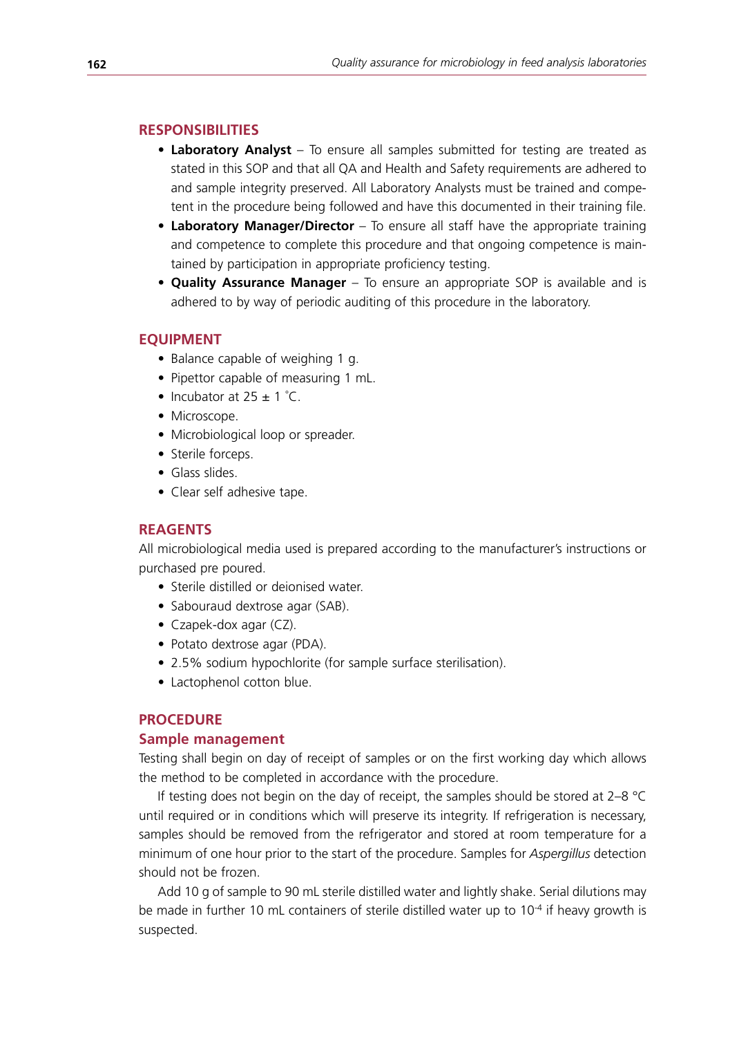## RESPONSIBILITIES

- **Laboratory Analyst** – To ensure all samples submitted for testing are treated as stated in this SOP and that all QA and Health and Safety requirements are adhered to and sample integrity preserved. All Laboratory Analysts must be trained and competent in the procedure being followed and have this documented in their training file.
- **Laboratory Manager/Director** – To ensure all staff have the appropriate training and competence to complete this procedure and that ongoing competence is maintained by participation in appropriate proficiency testing.
- **Quality Assurance Manager** – To ensure an appropriate SOP is available and is adhered to by way of periodic auditing of this procedure in the laboratory.

## EQUIPMENT

- Balance capable of weighing 1 g.
- Pipettor capable of measuring 1 mL.
- Incubator at 25 ± 1 °C.
- Microscope.
- Microbiological loop or spreader.
- Sterile forceps.
- Glass slides.
- Clear self adhesive tape.

## REAGENTS

All microbiological media used is prepared according to the manufacturer's instructions or purchased pre poured.

- Sterile distilled or deionised water.
- Sabouraud dextrose agar (SAB).
- Czapek-dox agar (CZ).
- Potato dextrose agar (PDA).
- 2.5% sodium hypochlorite (for sample surface sterilisation).
- Lactophenol cotton blue.

## PROCEDURE

### Sample management

Testing shall begin on day of receipt of samples or on the first working day which allows the method to be completed in accordance with the procedure.

If testing does not begin on the day of receipt, the samples should be stored at 2–8 °C until required or in conditions which will preserve its integrity. If refrigeration is necessary, samples should be removed from the refrigerator and stored at room temperature for a minimum of one hour prior to the start of the procedure. Samples for *Aspergillus* detection should not be frozen.

Add 10 g of sample to 90 mL sterile distilled water and lightly shake. Serial dilutions may be made in further 10 mL containers of sterile distilled water up to $10^{-4}$ if heavy growth is suspected.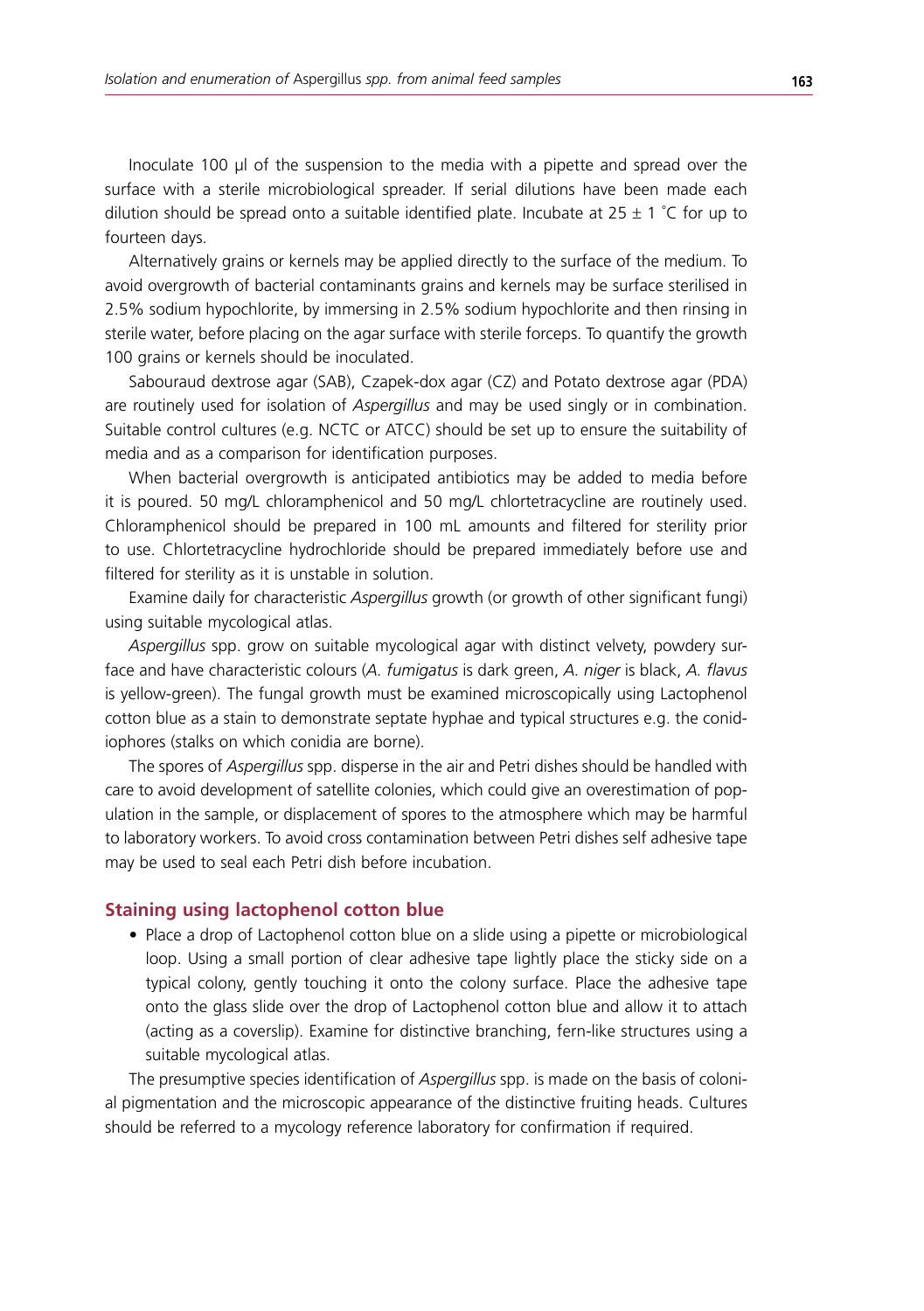Inoculate 100 µl of the suspension to the media with a pipette and spread over the surface with a sterile microbiological spreader. If serial dilutions have been made each dilution should be spread onto a suitable identified plate. Incubate at 25 ± 1 ˚C for up to fourteen days.

Alternatively grains or kernels may be applied directly to the surface of the medium. To avoid overgrowth of bacterial contaminants grains and kernels may be surface sterilised in 2.5% sodium hypochlorite, by immersing in 2.5% sodium hypochlorite and then rinsing in sterile water, before placing on the agar surface with sterile forceps. To quantify the growth 100 grains or kernels should be inoculated.

Sabouraud dextrose agar (SAB), Czapek-dox agar (CZ) and Potato dextrose agar (PDA) are routinely used for isolation of *Aspergillus* and may be used singly or in combination. Suitable control cultures (e.g. NCTC or ATCC) should be set up to ensure the suitability of media and as a comparison for identification purposes.

When bacterial overgrowth is anticipated antibiotics may be added to media before it is poured. 50 mg/L chloramphenicol and 50 mg/L chlortetracycline are routinely used. Chloramphenicol should be prepared in 100 mL amounts and filtered for sterility prior to use. Chlortetracycline hydrochloride should be prepared immediately before use and filtered for sterility as it is unstable in solution.

Examine daily for characteristic *Aspergillus* growth (or growth of other significant fungi) using suitable mycological atlas.

*Aspergillus* spp. grow on suitable mycological agar with distinct velvety, powdery surface and have characteristic colours (*A. fumigatus* is dark green, *A. niger* is black, *A. flavus* is yellow-green). The fungal growth must be examined microscopically using Lactophenol cotton blue as a stain to demonstrate septate hyphae and typical structures e.g. the conidiophores (stalks on which conidia are borne).

The spores of *Aspergillus* spp. disperse in the air and Petri dishes should be handled with care to avoid development of satellite colonies, which could give an overestimation of population in the sample, or displacement of spores to the atmosphere which may be harmful to laboratory workers. To avoid cross contamination between Petri dishes self adhesive tape may be used to seal each Petri dish before incubation.

## Staining using lactophenol cotton blue

- Place a drop of Lactophenol cotton blue on a slide using a pipette or microbiological loop. Using a small portion of clear adhesive tape lightly place the sticky side on a typical colony, gently touching it onto the colony surface. Place the adhesive tape onto the glass slide over the drop of Lactophenol cotton blue and allow it to attach (acting as a coverslip). Examine for distinctive branching, fern-like structures using a suitable mycological atlas.

The presumptive species identification of *Aspergillus* spp. is made on the basis of colonial pigmentation and the microscopic appearance of the distinctive fruiting heads. Cultures should be referred to a mycology reference laboratory for confirmation if required.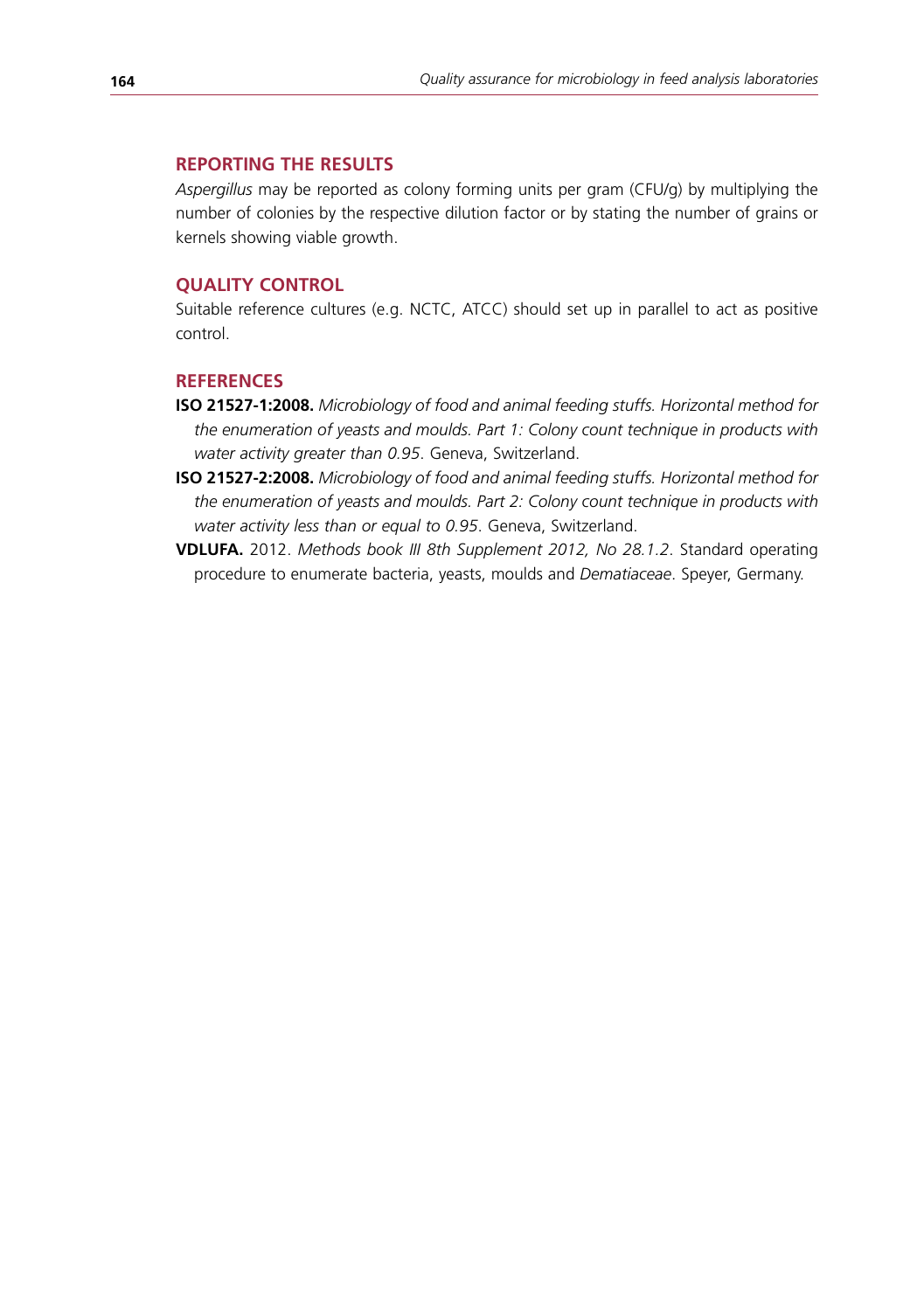## REPORTING THE RESULTS

*Aspergillus* may be reported as colony forming units per gram (CFU/g) by multiplying the number of colonies by the respective dilution factor or by stating the number of grains or kernels showing viable growth.

## QUALITY CONTROL

Suitable reference cultures (e.g. NCTC, ATCC) should set up in parallel to act as positive control.

## REFERENCES

**ISO 21527-1:2008.** *Microbiology of food and animal feeding stuffs. Horizontal method for the enumeration of yeasts and moulds. Part 1: Colony count technique in products with water activity greater than 0.95*. Geneva, Switzerland.

**ISO 21527-2:2008.** *Microbiology of food and animal feeding stuffs. Horizontal method for the enumeration of yeasts and moulds. Part 2: Colony count technique in products with water activity less than or equal to 0.95*. Geneva, Switzerland.

**VDLUFA.** 2012. *Methods book III 8th Supplement 2012, No 28.1.2*. Standard operating procedure to enumerate bacteria, yeasts, moulds and *Dematiaceae*. Speyer, Germany.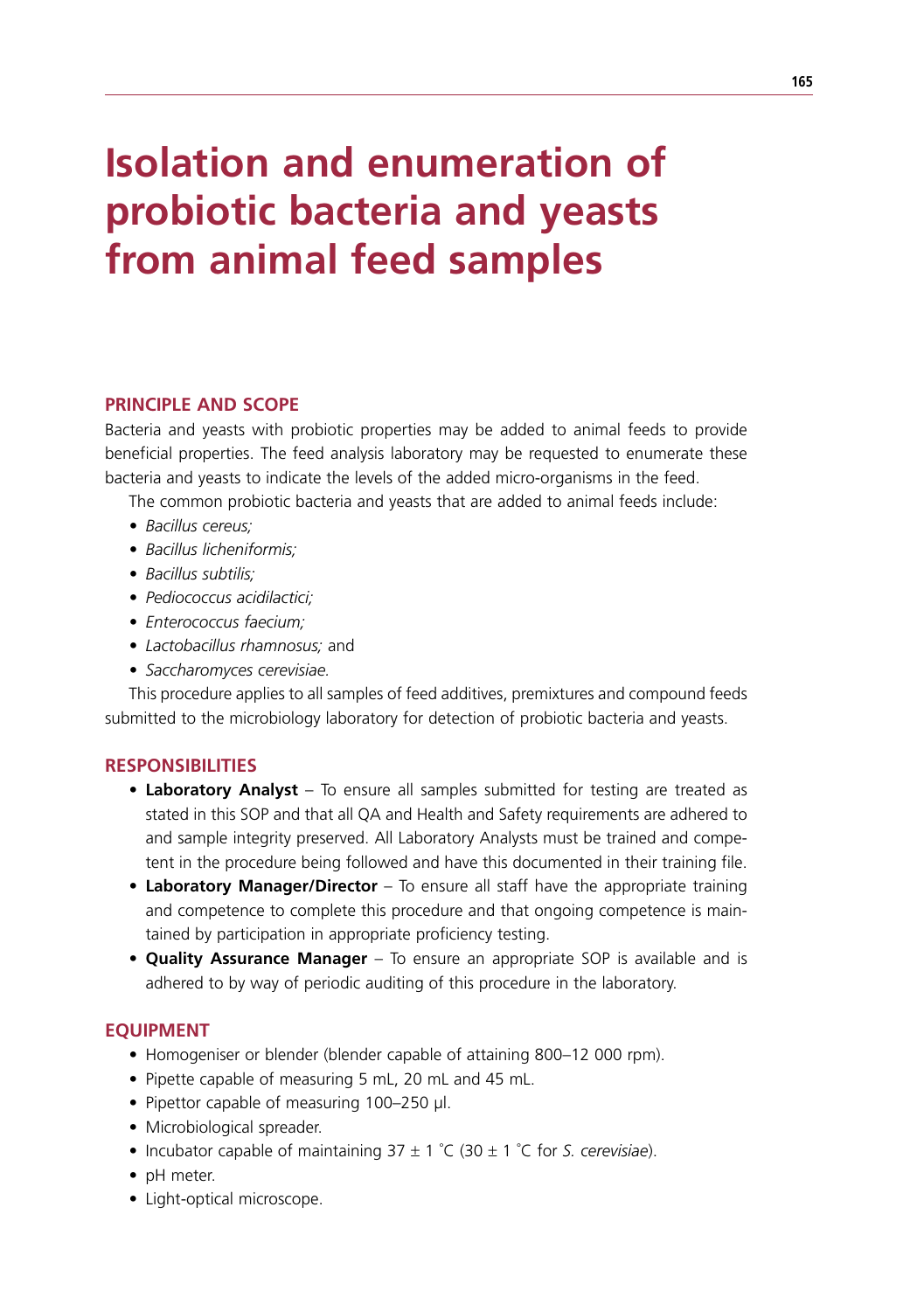# Isolation and enumeration of probiotic bacteria and yeasts from animal feed samples

## PRINCIPLE AND SCOPE

Bacteria and yeasts with probiotic properties may be added to animal feeds to provide beneficial properties. The feed analysis laboratory may be requested to enumerate these bacteria and yeasts to indicate the levels of the added micro-organisms in the feed.

The common probiotic bacteria and yeasts that are added to animal feeds include:

- *Bacillus cereus;*
- *Bacillus licheniformis;*
- *Bacillus subtilis;*
- *Pediococcus acidilactici;*
- *Enterococcus faecium;*
- *Lactobacillus rhamnosus;* and
- *Saccharomyces cerevisiae.*

This procedure applies to all samples of feed additives, premixtures and compound feeds submitted to the microbiology laboratory for detection of probiotic bacteria and yeasts.

## RESPONSIBILITIES

- **Laboratory Analyst** – To ensure all samples submitted for testing are treated as stated in this SOP and that all QA and Health and Safety requirements are adhered to and sample integrity preserved. All Laboratory Analysts must be trained and competent in the procedure being followed and have this documented in their training file.
- **Laboratory Manager/Director** – To ensure all staff have the appropriate training and competence to complete this procedure and that ongoing competence is maintained by participation in appropriate proficiency testing.
- **Quality Assurance Manager** – To ensure an appropriate SOP is available and is adhered to by way of periodic auditing of this procedure in the laboratory.

## EQUIPMENT

- Homogeniser or blender (blender capable of attaining 800–12 000 rpm).
- Pipette capable of measuring 5 mL, 20 mL and 45 mL.
- Pipettor capable of measuring 100–250 µl.
- Microbiological spreader.
- Incubator capable of maintaining 37 ± 1 ˚C (30 ± 1 ˚C for *S. cerevisiae*).
- pH meter.
- Light-optical microscope.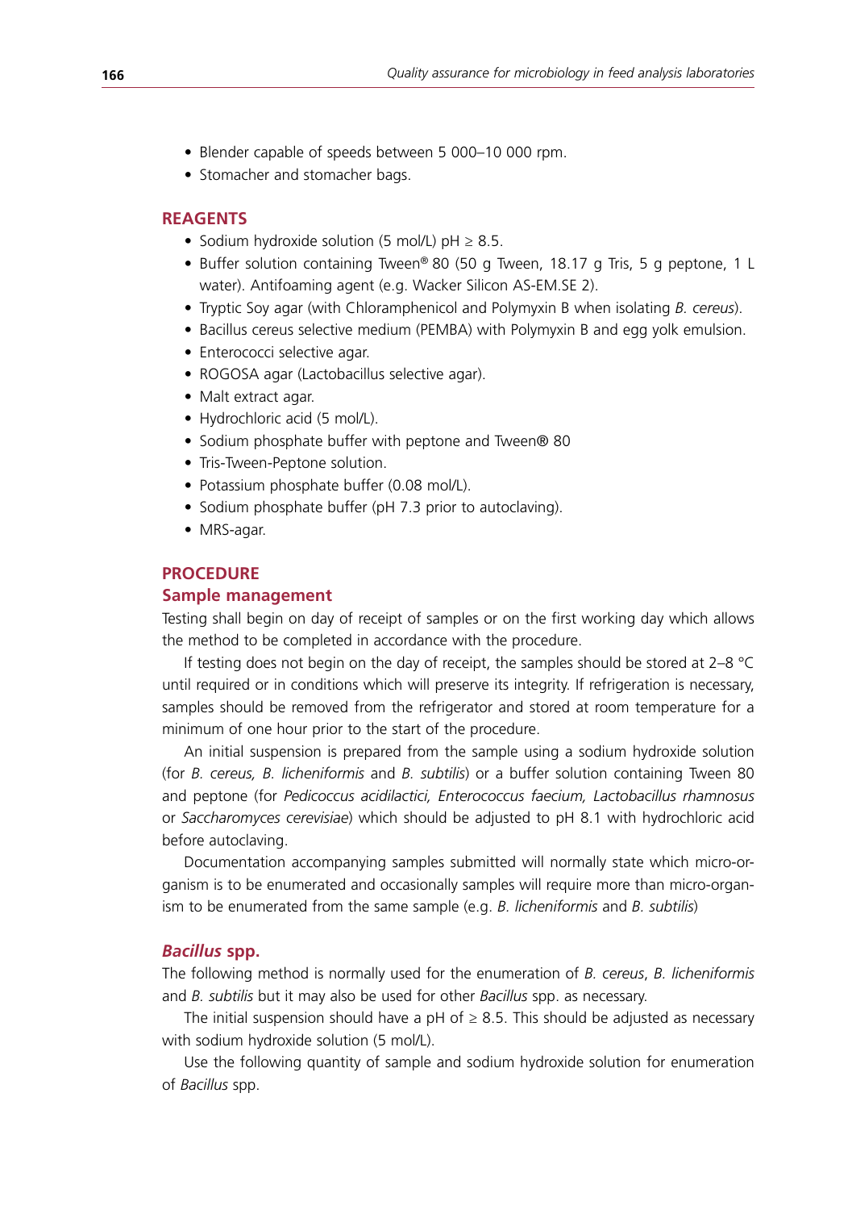- Blender capable of speeds between 5 000–10 000 rpm.
- Stomacher and stomacher bags.

### REAGENTS

- Sodium hydroxide solution (5 mol/L) pH ≥ 8.5.
- Buffer solution containing Tween® 80 (50 g Tween, 18.17 g Tris, 5 g peptone, 1 L water). Antifoaming agent (e.g. Wacker Silicon AS-EM.SE 2).
- Tryptic Soy agar (with Chloramphenicol and Polymyxin B when isolating *B. cereus*).
- Bacillus cereus selective medium (PEMBA) with Polymyxin B and egg yolk emulsion.
- Enterococci selective agar.
- ROGOSA agar (Lactobacillus selective agar).
- Malt extract agar.
- Hydrochloric acid (5 mol/L).
- Sodium phosphate buffer with peptone and Tween® 80
- Tris-Tween-Peptone solution.
- Potassium phosphate buffer (0.08 mol/L).
- Sodium phosphate buffer (pH 7.3 prior to autoclaving).
- MRS-agar.

### PROCEDURE

#### Sample management

Testing shall begin on day of receipt of samples or on the first working day which allows the method to be completed in accordance with the procedure.

If testing does not begin on the day of receipt, the samples should be stored at 2–8 °C until required or in conditions which will preserve its integrity. If refrigeration is necessary, samples should be removed from the refrigerator and stored at room temperature for a minimum of one hour prior to the start of the procedure.

An initial suspension is prepared from the sample using a sodium hydroxide solution (for *B. cereus, B. licheniformis* and *B. subtilis*) or a buffer solution containing Tween 80 and peptone (for *Pedicoccus acidilactici, Enterococcus faecium, Lactobacillus rhamnosus* or *Saccharomyces cerevisiae*) which should be adjusted to pH 8.1 with hydrochloric acid before autoclaving.

Documentation accompanying samples submitted will normally state which micro-organism is to be enumerated and occasionally samples will require more than micro-organism to be enumerated from the same sample (e.g. *B. licheniformis* and *B. subtilis*)

#### *Bacillus* spp.

The following method is normally used for the enumeration of *B. cereus*, *B. licheniformis* and *B. subtilis* but it may also be used for other *Bacillus* spp. as necessary.

The initial suspension should have a pH of ≥ 8.5. This should be adjusted as necessary with sodium hydroxide solution (5 mol/L).

Use the following quantity of sample and sodium hydroxide solution for enumeration of *Bacillus* spp.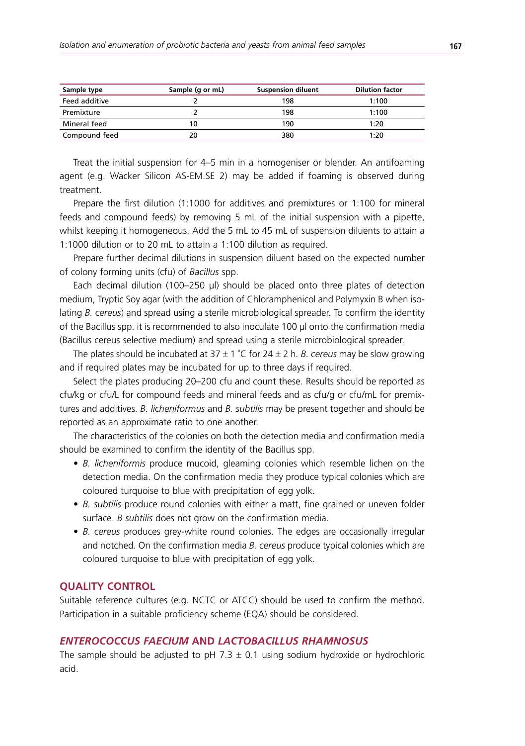| Sample type | Sample (g or mL) | Suspension diluent | Dilution factor |
|---|---|---|---|
| Feed additive | 2 | 198 | 1:100 |
| Premixture | 2 | 198 | 1:100 |
| Mineral feed | 10 | 190 | 1:20 |
| Compound feed | 20 | 380 | 1:20 |

Treat the initial suspension for 4–5 min in a homogeniser or blender. An antifoaming agent (e.g. Wacker Silicon AS-EM.SE 2) may be added if foaming is observed during treatment.

Prepare the first dilution (1:1000 for additives and premixtures or 1:100 for mineral feeds and compound feeds) by removing 5 mL of the initial suspension with a pipette, whilst keeping it homogeneous. Add the 5 mL to 45 mL of suspension diluents to attain a 1:1000 dilution or to 20 mL to attain a 1:100 dilution as required.

Prepare further decimal dilutions in suspension diluent based on the expected number of colony forming units (cfu) of *Bacillus* spp.

Each decimal dilution (100–250 µl) should be placed onto three plates of detection medium, Tryptic Soy agar (with the addition of Chloramphenicol and Polymyxin B when isolating *B. cereus*) and spread using a sterile microbiological spreader. To confirm the identity of the Bacillus spp. it is recommended to also inoculate 100 µl onto the confirmation media (Bacillus cereus selective medium) and spread using a sterile microbiological spreader.

The plates should be incubated at 37 ± 1 °C for 24 ± 2 h. *B. cereus* may be slow growing and if required plates may be incubated for up to three days if required.

Select the plates producing 20–200 cfu and count these. Results should be reported as cfu/kg or cfu/L for compound feeds and mineral feeds and as cfu/g or cfu/mL for premixtures and additives. *B. licheniformus* and *B. subtilis* may be present together and should be reported as an approximate ratio to one another.

The characteristics of the colonies on both the detection media and confirmation media should be examined to confirm the identity of the Bacillus spp.

- *B. licheniformis* produce mucoid, gleaming colonies which resemble lichen on the detection media. On the confirmation media they produce typical colonies which are coloured turquoise to blue with precipitation of egg yolk.
- *B. subtilis* produce round colonies with either a matt, fine grained or uneven folder surface. *B subtilis* does not grow on the confirmation media.
- *B. cereus* produces grey-white round colonies. The edges are occasionally irregular and notched. On the confirmation media *B. cereus* produce typical colonies which are coloured turquoise to blue with precipitation of egg yolk.

## QUALITY CONTROL

Suitable reference cultures (e.g. NCTC or ATCC) should be used to confirm the method. Participation in a suitable proficiency scheme (EQA) should be considered.

## *ENTEROCOCCUS FAECIUM* AND *LACTOBACILLUS RHAMNOSUS*

The sample should be adjusted to pH 7.3 ± 0.1 using sodium hydroxide or hydrochloric acid.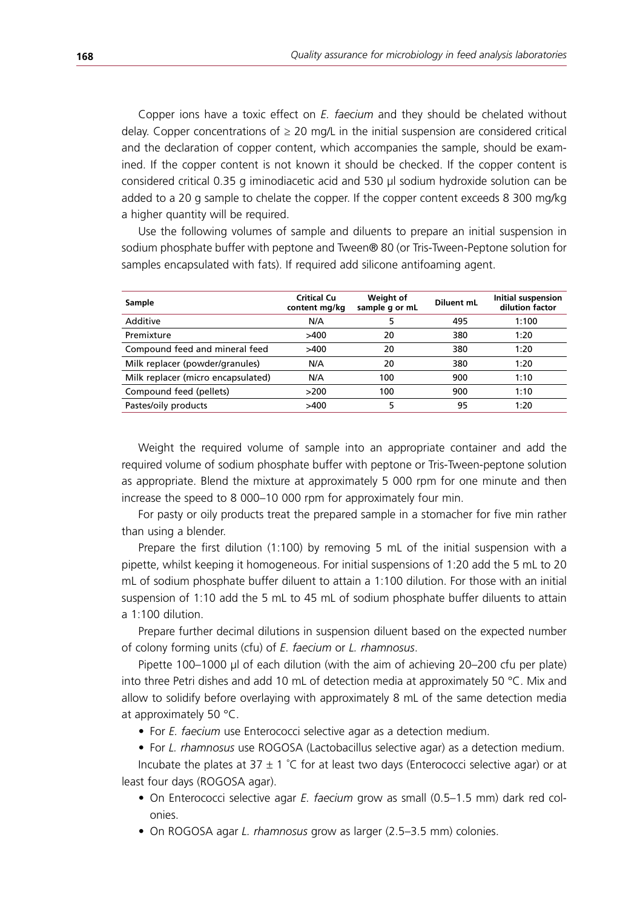Copper ions have a toxic effect on *E. faecium* and they should be chelated without delay. Copper concentrations of ≥ 20 mg/L in the initial suspension are considered critical and the declaration of copper content, which accompanies the sample, should be examined. If the copper content is not known it should be checked. If the copper content is considered critical 0.35 g iminodiacetic acid and 530 µl sodium hydroxide solution can be added to a 20 g sample to chelate the copper. If the copper content exceeds 8 300 mg/kg a higher quantity will be required.

Use the following volumes of sample and diluents to prepare an initial suspension in sodium phosphate buffer with peptone and Tween® 80 (or Tris-Tween-Peptone solution for samples encapsulated with fats). If required add silicone antifoaming agent.

| Sample | Critical Cu content mg/kg | Weight of sample g or mL | Diluent mL | Initial suspension dilution factor |
|---|---|---|---|---|
| Additive | N/A | 5 | 495 | 1:100 |
| Premixture | >400 | 20 | 380 | 1:20 |
| Compound feed and mineral feed | >400 | 20 | 380 | 1:20 |
| Milk replacer (powder/granules) | N/A | 20 | 380 | 1:20 |
| Milk replacer (micro encapsulated) | N/A | 100 | 900 | 1:10 |
| Compound feed (pellets) | >200 | 100 | 900 | 1:10 |
| Pastes/oily products | >400 | 5 | 95 | 1:20 |

Weight the required volume of sample into an appropriate container and add the required volume of sodium phosphate buffer with peptone or Tris-Tween-peptone solution as appropriate. Blend the mixture at approximately 5 000 rpm for one minute and then increase the speed to 8 000–10 000 rpm for approximately four min.

For pasty or oily products treat the prepared sample in a stomacher for five min rather than using a blender.

Prepare the first dilution (1:100) by removing 5 mL of the initial suspension with a pipette, whilst keeping it homogeneous. For initial suspensions of 1:20 add the 5 mL to 20 mL of sodium phosphate buffer diluent to attain a 1:100 dilution. For those with an initial suspension of 1:10 add the 5 mL to 45 mL of sodium phosphate buffer diluents to attain a 1:100 dilution.

Prepare further decimal dilutions in suspension diluent based on the expected number of colony forming units (cfu) of *E. faecium* or *L. rhamnosus*.

Pipette 100–1000 µl of each dilution (with the aim of achieving 20–200 cfu per plate) into three Petri dishes and add 10 mL of detection media at approximately 50 °C. Mix and allow to solidify before overlaying with approximately 8 mL of the same detection media at approximately 50 °C.

- For *E. faecium* use Enterococci selective agar as a detection medium.
- For *L. rhamnosus* use ROGOSA (Lactobacillus selective agar) as a detection medium.

Incubate the plates at 37 ± 1 ˚C for at least two days (Enterococci selective agar) or at least four days (ROGOSA agar).

- On Enterococci selective agar *E. faecium* grow as small (0.5–1.5 mm) dark red colonies.
- On ROGOSA agar *L. rhamnosus* grow as larger (2.5–3.5 mm) colonies.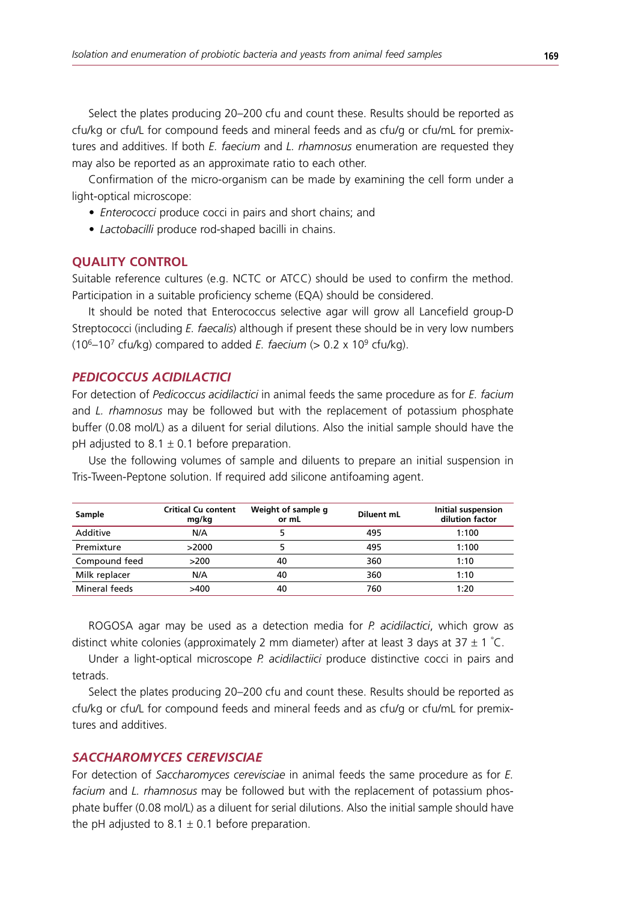Select the plates producing 20–200 cfu and count these. Results should be reported as cfu/kg or cfu/L for compound feeds and mineral feeds and as cfu/g or cfu/mL for premixtures and additives. If both *E. faecium* and *L. rhamnosus* enumeration are requested they may also be reported as an approximate ratio to each other.

Confirmation of the micro-organism can be made by examining the cell form under a light-optical microscope:

- *Enterococci* produce cocci in pairs and short chains; and
- *Lactobacilli* produce rod-shaped bacilli in chains.

## QUALITY CONTROL

Suitable reference cultures (e.g. NCTC or ATCC) should be used to confirm the method. Participation in a suitable proficiency scheme (EQA) should be considered.

It should be noted that Enterococcus selective agar will grow all Lancefield group-D Streptococci (including *E. faecalis*) although if present these should be in very low numbers ($10^6$–$10^7$ cfu/kg) compared to added *E. faecium* (> 0.2 x $10^9$ cfu/kg).

## *PEDICOCCUS ACIDILACTICI*

For detection of *Pedicoccus acidilactici* in animal feeds the same procedure as for *E. facium* and *L. rhamnosus* may be followed but with the replacement of potassium phosphate buffer (0.08 mol/L) as a diluent for serial dilutions. Also the initial sample should have the pH adjusted to 8.1 ± 0.1 before preparation.

Use the following volumes of sample and diluents to prepare an initial suspension in Tris-Tween-Peptone solution. If required add silicone antifoaming agent.

| Sample | Critical Cu content mg/kg | Weight of sample g or mL | Diluent mL | Initial suspension dilution factor |
|---|---|---|---|---|
| Additive | N/A | 5 | 495 | 1:100 |
| Premixture | >2000 | 5 | 495 | 1:100 |
| Compound feed | >200 | 40 | 360 | 1:10 |
| Milk replacer | N/A | 40 | 360 | 1:10 |
| Mineral feeds | >400 | 40 | 760 | 1:20 |

ROGOSA agar may be used as a detection media for *P. acidilactici*, which grow as distinct white colonies (approximately 2 mm diameter) after at least 3 days at 37 ± 1 °C.

Under a light-optical microscope *P. acidilactiici* produce distinctive cocci in pairs and tetrads.

Select the plates producing 20–200 cfu and count these. Results should be reported as cfu/kg or cfu/L for compound feeds and mineral feeds and as cfu/g or cfu/mL for premixtures and additives.

## *SACCHAROMYCES CEREVISCIAE*

For detection of *Saccharomyces cerevisciae* in animal feeds the same procedure as for *E. facium* and *L. rhamnosus* may be followed but with the replacement of potassium phosphate buffer (0.08 mol/L) as a diluent for serial dilutions. Also the initial sample should have the pH adjusted to 8.1 ± 0.1 before preparation.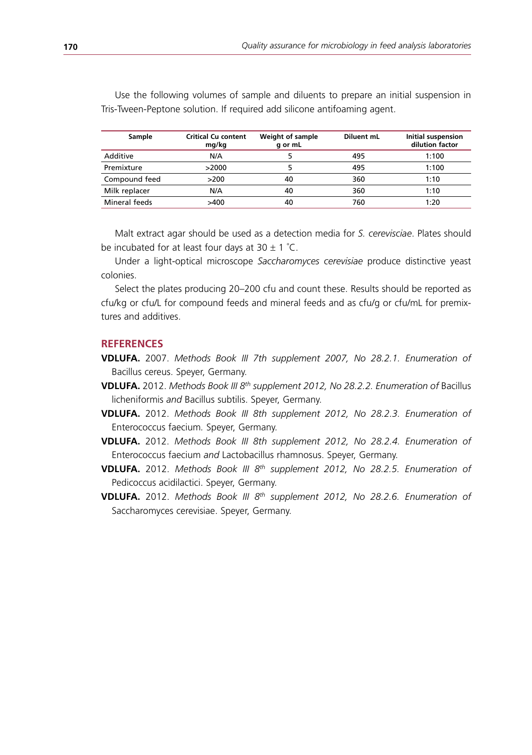Use the following volumes of sample and diluents to prepare an initial suspension in Tris-Tween-Peptone solution. If required add silicone antifoaming agent.

| Sample | Critical Cu content mg/kg | Weight of sample g or mL | Diluent mL | Initial suspension dilution factor |
|---|---|---|---|---|
| Additive | N/A | 5 | 495 | 1:100 |
| Premixture | >2000 | 5 | 495 | 1:100 |
| Compound feed | >200 | 40 | 360 | 1:10 |
| Milk replacer | N/A | 40 | 360 | 1:10 |
| Mineral feeds | >400 | 40 | 760 | 1:20 |

Malt extract agar should be used as a detection media for *S. cerevisciae*. Plates should be incubated for at least four days at 30 ± 1 °C.

Under a light-optical microscope *Saccharomyces cerevisiae* produce distinctive yeast colonies.

Select the plates producing 20–200 cfu and count these. Results should be reported as cfu/kg or cfu/L for compound feeds and mineral feeds and as cfu/g or cfu/mL for premixtures and additives.

## REFERENCES

**VDLUFA.** 2007. *Methods Book III 7th supplement 2007, No 28.2.1. Enumeration of* Bacillus cereus. Speyer, Germany.

**VDLUFA.** 2012. *Methods Book III 8th supplement 2012, No 28.2.2. Enumeration of* Bacillus licheniformis *and* Bacillus subtilis. Speyer, Germany.

**VDLUFA.** 2012. *Methods Book III 8th supplement 2012, No 28.2.3. Enumeration of* Enterococcus faecium. Speyer, Germany.

**VDLUFA.** 2012. *Methods Book III 8th supplement 2012, No 28.2.4. Enumeration of* Enterococcus faecium *and* Lactobacillus rhamnosus. Speyer, Germany.

**VDLUFA.** 2012. *Methods Book III 8th supplement 2012, No 28.2.5. Enumeration of* Pedicoccus acidilactici. Speyer, Germany.

**VDLUFA.** 2012. *Methods Book III 8th supplement 2012, No 28.2.6. Enumeration of* Saccharomyces cerevisiae. Speyer, Germany.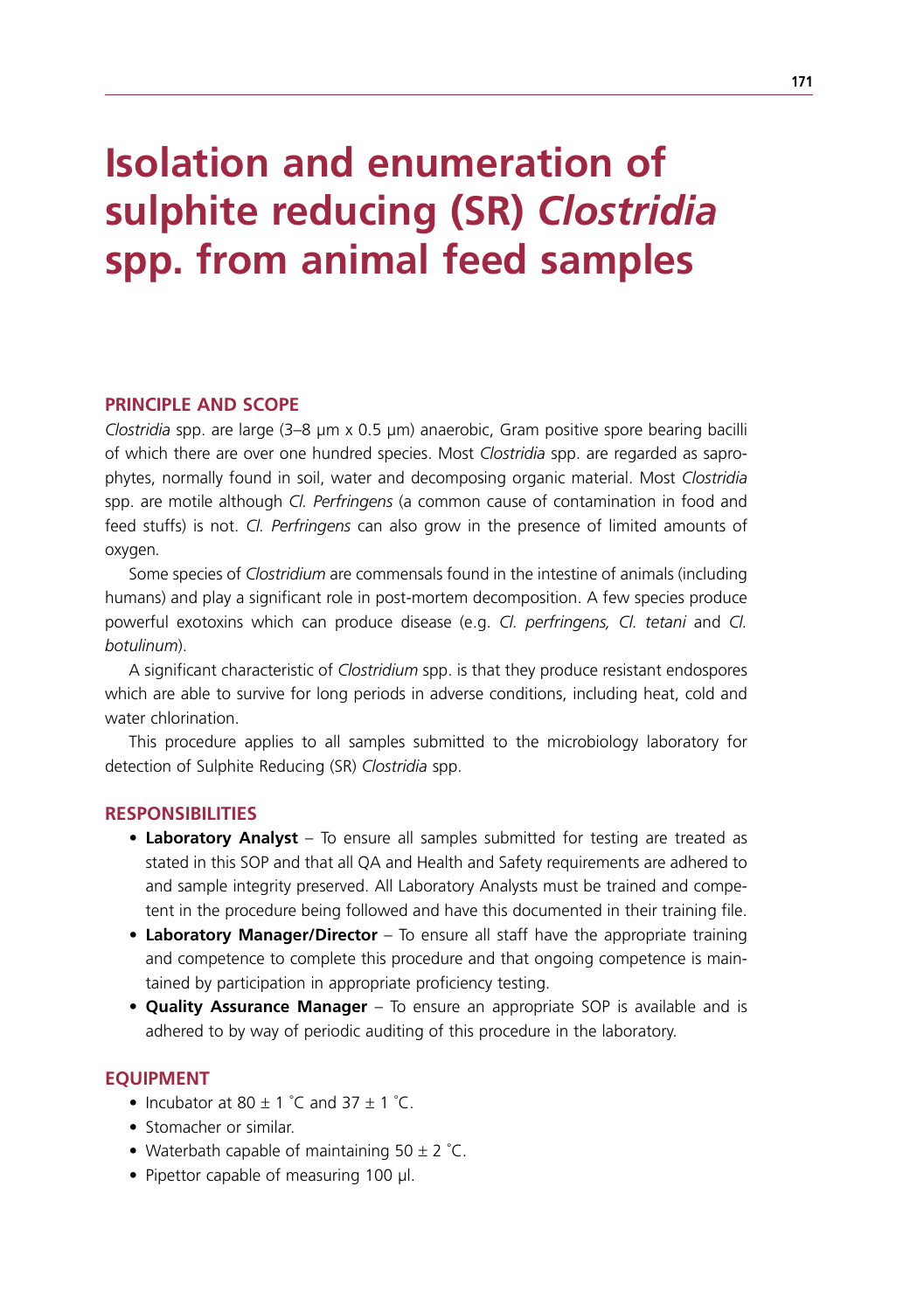# Isolation and enumeration of sulphite reducing (SR) *Clostridia* spp. from animal feed samples

## PRINCIPLE AND SCOPE

*Clostridia* spp. are large (3–8 µm x 0.5 µm) anaerobic, Gram positive spore bearing bacilli of which there are over one hundred species. Most *Clostridia* spp. are regarded as saprophytes, normally found in soil, water and decomposing organic material. Most *Clostridia* spp. are motile although *Cl. Perfringens* (a common cause of contamination in food and feed stuffs) is not. *Cl. Perfringens* can also grow in the presence of limited amounts of oxygen.

Some species of *Clostridium* are commensals found in the intestine of animals (including humans) and play a significant role in post-mortem decomposition. A few species produce powerful exotoxins which can produce disease (e.g. *Cl. perfringens, Cl. tetani* and *Cl. botulinum*).

A significant characteristic of *Clostridium* spp. is that they produce resistant endospores which are able to survive for long periods in adverse conditions, including heat, cold and water chlorination.

This procedure applies to all samples submitted to the microbiology laboratory for detection of Sulphite Reducing (SR) *Clostridia* spp.

## RESPONSIBILITIES

- **Laboratory Analyst** – To ensure all samples submitted for testing are treated as stated in this SOP and that all QA and Health and Safety requirements are adhered to and sample integrity preserved. All Laboratory Analysts must be trained and competent in the procedure being followed and have this documented in their training file.
- **Laboratory Manager/Director** – To ensure all staff have the appropriate training and competence to complete this procedure and that ongoing competence is maintained by participation in appropriate proficiency testing.
- **Quality Assurance Manager** – To ensure an appropriate SOP is available and is adhered to by way of periodic auditing of this procedure in the laboratory.

## EQUIPMENT

- Incubator at 80 ± 1 ˚C and 37 ± 1 ˚C.
- Stomacher or similar.
- Waterbath capable of maintaining 50 ± 2 ˚C.
- Pipettor capable of measuring 100 µl.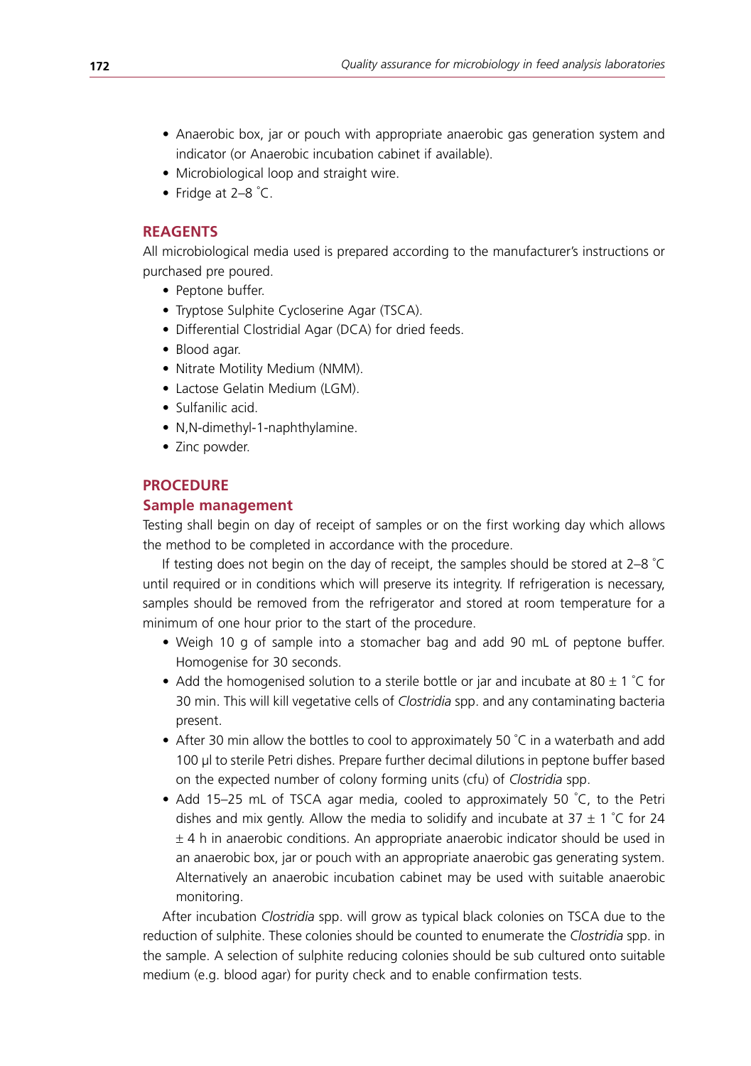- Anaerobic box, jar or pouch with appropriate anaerobic gas generation system and indicator (or Anaerobic incubation cabinet if available).
- Microbiological loop and straight wire.
- Fridge at 2–8 °C.

## REAGENTS

All microbiological media used is prepared according to the manufacturer's instructions or purchased pre poured.

- Peptone buffer.
- Tryptose Sulphite Cycloserine Agar (TSCA).
- Differential Clostridial Agar (DCA) for dried feeds.
- Blood agar.
- Nitrate Motility Medium (NMM).
- Lactose Gelatin Medium (LGM).
- Sulfanilic acid.
- N,N-dimethyl-1-naphthylamine.
- Zinc powder.

## PROCEDURE

### Sample management

Testing shall begin on day of receipt of samples or on the first working day which allows the method to be completed in accordance with the procedure.

If testing does not begin on the day of receipt, the samples should be stored at 2–8 °C until required or in conditions which will preserve its integrity. If refrigeration is necessary, samples should be removed from the refrigerator and stored at room temperature for a minimum of one hour prior to the start of the procedure.

- Weigh 10 g of sample into a stomacher bag and add 90 mL of peptone buffer. Homogenise for 30 seconds.
- Add the homogenised solution to a sterile bottle or jar and incubate at 80 ± 1 °C for 30 min. This will kill vegetative cells of *Clostridia* spp. and any contaminating bacteria present.
- After 30 min allow the bottles to cool to approximately 50 °C in a waterbath and add 100 µl to sterile Petri dishes. Prepare further decimal dilutions in peptone buffer based on the expected number of colony forming units (cfu) of *Clostridia* spp.
- Add 15–25 mL of TSCA agar media, cooled to approximately 50 °C, to the Petri dishes and mix gently. Allow the media to solidify and incubate at 37 ± 1 °C for 24 ± 4 h in anaerobic conditions. An appropriate anaerobic indicator should be used in an anaerobic box, jar or pouch with an appropriate anaerobic gas generating system. Alternatively an anaerobic incubation cabinet may be used with suitable anaerobic monitoring.

After incubation *Clostridia* spp. will grow as typical black colonies on TSCA due to the reduction of sulphite. These colonies should be counted to enumerate the *Clostridia* spp. in the sample. A selection of sulphite reducing colonies should be sub cultured onto suitable medium (e.g. blood agar) for purity check and to enable confirmation tests.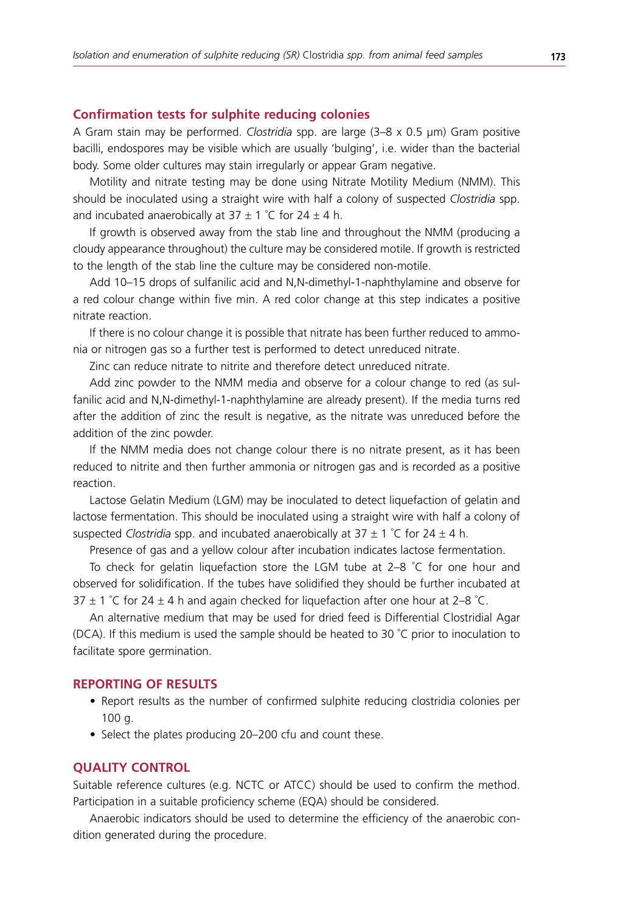### Confirmation tests for sulphite reducing colonies

A Gram stain may be performed. *Clostridia* spp. are large (3–8 x 0.5 µm) Gram positive bacilli, endospores may be visible which are usually 'bulging', i.e. wider than the bacterial body. Some older cultures may stain irregularly or appear Gram negative.

Motility and nitrate testing may be done using Nitrate Motility Medium (NMM). This should be inoculated using a straight wire with half a colony of suspected *Clostridia* spp. and incubated anaerobically at 37 ± 1 °C for 24 ± 4 h.

If growth is observed away from the stab line and throughout the NMM (producing a cloudy appearance throughout) the culture may be considered motile. If growth is restricted to the length of the stab line the culture may be considered non-motile.

Add 10–15 drops of sulfanilic acid and N,N-dimethyl-1-naphthylamine and observe for a red colour change within five min. A red color change at this step indicates a positive nitrate reaction.

If there is no colour change it is possible that nitrate has been further reduced to ammonia or nitrogen gas so a further test is performed to detect unreduced nitrate.

Zinc can reduce nitrate to nitrite and therefore detect unreduced nitrate.

Add zinc powder to the NMM media and observe for a colour change to red (as sulfanilic acid and N,N-dimethyl-1-naphthylamine are already present). If the media turns red after the addition of zinc the result is negative, as the nitrate was unreduced before the addition of the zinc powder.

If the NMM media does not change colour there is no nitrate present, as it has been reduced to nitrite and then further ammonia or nitrogen gas and is recorded as a positive reaction.

Lactose Gelatin Medium (LGM) may be inoculated to detect liquefaction of gelatin and lactose fermentation. This should be inoculated using a straight wire with half a colony of suspected *Clostridia* spp. and incubated anaerobically at 37 ± 1 °C for 24 ± 4 h.

Presence of gas and a yellow colour after incubation indicates lactose fermentation.

To check for gelatin liquefaction store the LGM tube at 2–8 °C for one hour and observed for solidification. If the tubes have solidified they should be further incubated at 37 ± 1 °C for 24 ± 4 h and again checked for liquefaction after one hour at 2–8 °C.

An alternative medium that may be used for dried feed is Differential Clostridial Agar (DCA). If this medium is used the sample should be heated to 30 °C prior to inoculation to facilitate spore germination.

## REPORTING OF RESULTS

- Report results as the number of confirmed sulphite reducing clostridia colonies per 100 g.
- Select the plates producing 20–200 cfu and count these.

## QUALITY CONTROL

Suitable reference cultures (e.g. NCTC or ATCC) should be used to confirm the method. Participation in a suitable proficiency scheme (EQA) should be considered.

Anaerobic indicators should be used to determine the efficiency of the anaerobic condition generated during the procedure.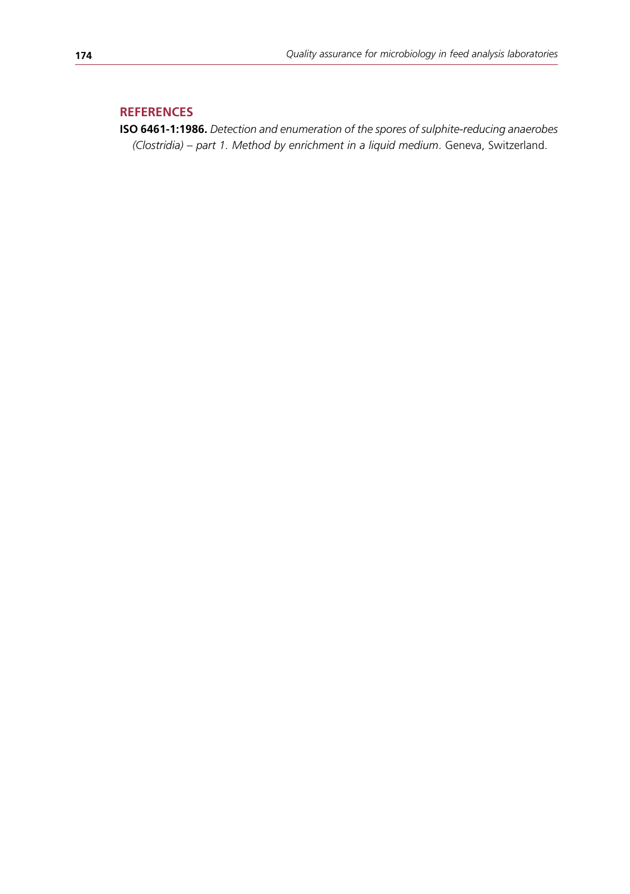## REFERENCES

**ISO 6461-1:1986.** *Detection and enumeration of the spores of sulphite-reducing anaerobes (Clostridia) – part 1. Method by enrichment in a liquid medium*. Geneva, Switzerland.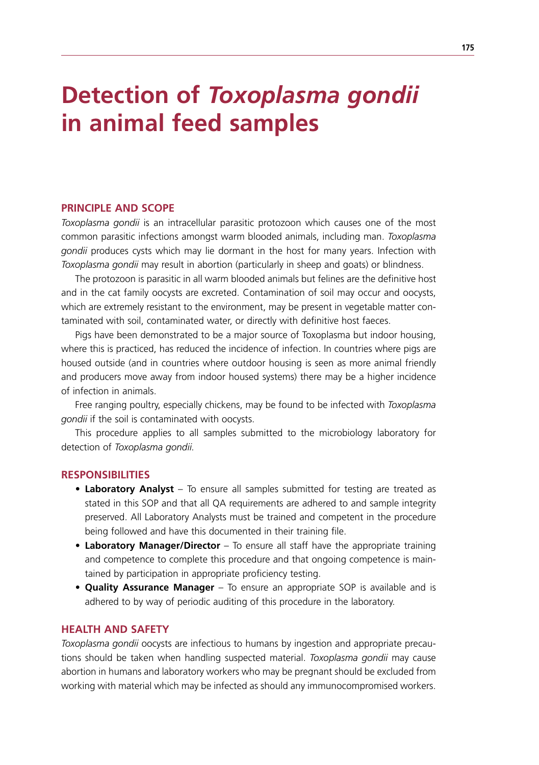# Detection of *Toxoplasma gondii* in animal feed samples

## PRINCIPLE AND SCOPE

*Toxoplasma gondii* is an intracellular parasitic protozoon which causes one of the most common parasitic infections amongst warm blooded animals, including man. *Toxoplasma gondii* produces cysts which may lie dormant in the host for many years. Infection with *Toxoplasma gondii* may result in abortion (particularly in sheep and goats) or blindness.

The protozoon is parasitic in all warm blooded animals but felines are the definitive host and in the cat family oocysts are excreted. Contamination of soil may occur and oocysts, which are extremely resistant to the environment, may be present in vegetable matter contaminated with soil, contaminated water, or directly with definitive host faeces.

Pigs have been demonstrated to be a major source of Toxoplasma but indoor housing, where this is practiced, has reduced the incidence of infection. In countries where pigs are housed outside (and in countries where outdoor housing is seen as more animal friendly and producers move away from indoor housed systems) there may be a higher incidence of infection in animals.

Free ranging poultry, especially chickens, may be found to be infected with *Toxoplasma gondii* if the soil is contaminated with oocysts.

This procedure applies to all samples submitted to the microbiology laboratory for detection of *Toxoplasma gondii.*

## RESPONSIBILITIES

- **Laboratory Analyst** – To ensure all samples submitted for testing are treated as stated in this SOP and that all QA requirements are adhered to and sample integrity preserved. All Laboratory Analysts must be trained and competent in the procedure being followed and have this documented in their training file.
- **Laboratory Manager/Director** – To ensure all staff have the appropriate training and competence to complete this procedure and that ongoing competence is maintained by participation in appropriate proficiency testing.
- **Quality Assurance Manager** – To ensure an appropriate SOP is available and is adhered to by way of periodic auditing of this procedure in the laboratory.

## HEALTH AND SAFETY

*Toxoplasma gondii* oocysts are infectious to humans by ingestion and appropriate precautions should be taken when handling suspected material. *Toxoplasma gondii* may cause abortion in humans and laboratory workers who may be pregnant should be excluded from working with material which may be infected as should any immunocompromised workers.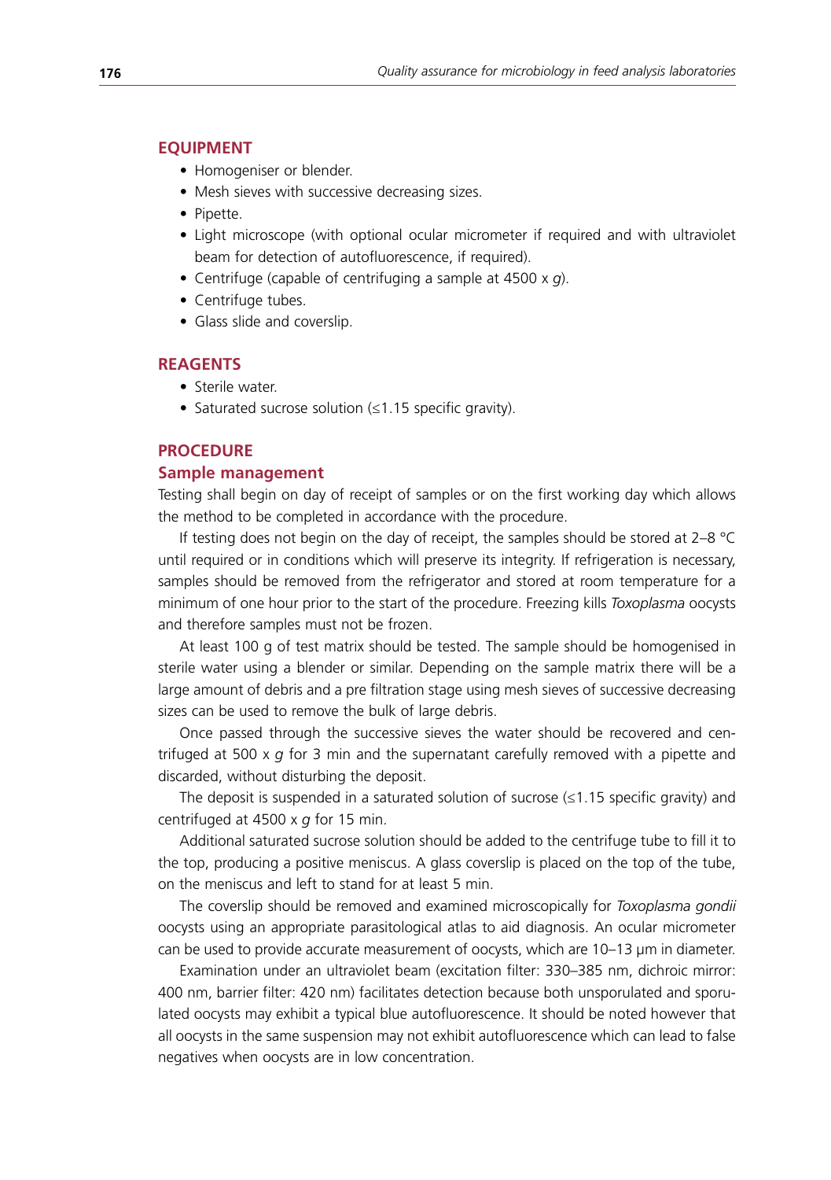## EQUIPMENT

- Homogeniser or blender.
- Mesh sieves with successive decreasing sizes.
- Pipette.
- Light microscope (with optional ocular micrometer if required and with ultraviolet beam for detection of autofluorescence, if required).
- Centrifuge (capable of centrifuging a sample at 4500 x *g*).
- Centrifuge tubes.
- Glass slide and coverslip.

## REAGENTS

- Sterile water.
- Saturated sucrose solution (≤1.15 specific gravity).

## PROCEDURE

### Sample management

Testing shall begin on day of receipt of samples or on the first working day which allows the method to be completed in accordance with the procedure.

If testing does not begin on the day of receipt, the samples should be stored at 2–8 °C until required or in conditions which will preserve its integrity. If refrigeration is necessary, samples should be removed from the refrigerator and stored at room temperature for a minimum of one hour prior to the start of the procedure. Freezing kills *Toxoplasma* oocysts and therefore samples must not be frozen.

At least 100 g of test matrix should be tested. The sample should be homogenised in sterile water using a blender or similar. Depending on the sample matrix there will be a large amount of debris and a pre filtration stage using mesh sieves of successive decreasing sizes can be used to remove the bulk of large debris.

Once passed through the successive sieves the water should be recovered and centrifuged at 500 x *g* for 3 min and the supernatant carefully removed with a pipette and discarded, without disturbing the deposit.

The deposit is suspended in a saturated solution of sucrose (≤1.15 specific gravity) and centrifuged at 4500 x *g* for 15 min.

Additional saturated sucrose solution should be added to the centrifuge tube to fill it to the top, producing a positive meniscus. A glass coverslip is placed on the top of the tube, on the meniscus and left to stand for at least 5 min.

The coverslip should be removed and examined microscopically for *Toxoplasma gondii* oocysts using an appropriate parasitological atlas to aid diagnosis. An ocular micrometer can be used to provide accurate measurement of oocysts, which are 10–13 µm in diameter.

Examination under an ultraviolet beam (excitation filter: 330–385 nm, dichroic mirror: 400 nm, barrier filter: 420 nm) facilitates detection because both unsporulated and sporulated oocysts may exhibit a typical blue autofluorescence. It should be noted however that all oocysts in the same suspension may not exhibit autofluorescence which can lead to false negatives when oocysts are in low concentration.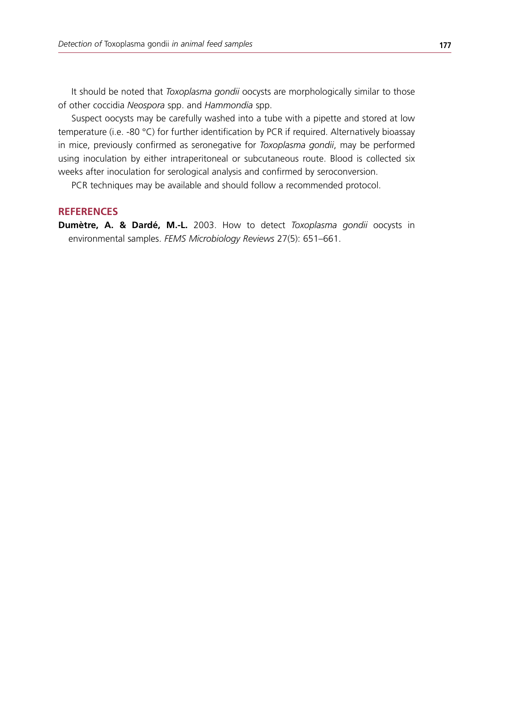It should be noted that *Toxoplasma gondii* oocysts are morphologically similar to those of other coccidia *Neospora* spp. and *Hammondia* spp.

Suspect oocysts may be carefully washed into a tube with a pipette and stored at low temperature (i.e. -80 °C) for further identification by PCR if required. Alternatively bioassay in mice, previously confirmed as seronegative for *Toxoplasma gondii*, may be performed using inoculation by either intraperitoneal or subcutaneous route. Blood is collected six weeks after inoculation for serological analysis and confirmed by seroconversion.

PCR techniques may be available and should follow a recommended protocol.

## REFERENCES

**Dumètre, A. & Dardé, M.-L.** 2003. How to detect *Toxoplasma gondii* oocysts in environmental samples. *FEMS Microbiology Reviews* 27(5): 651–661.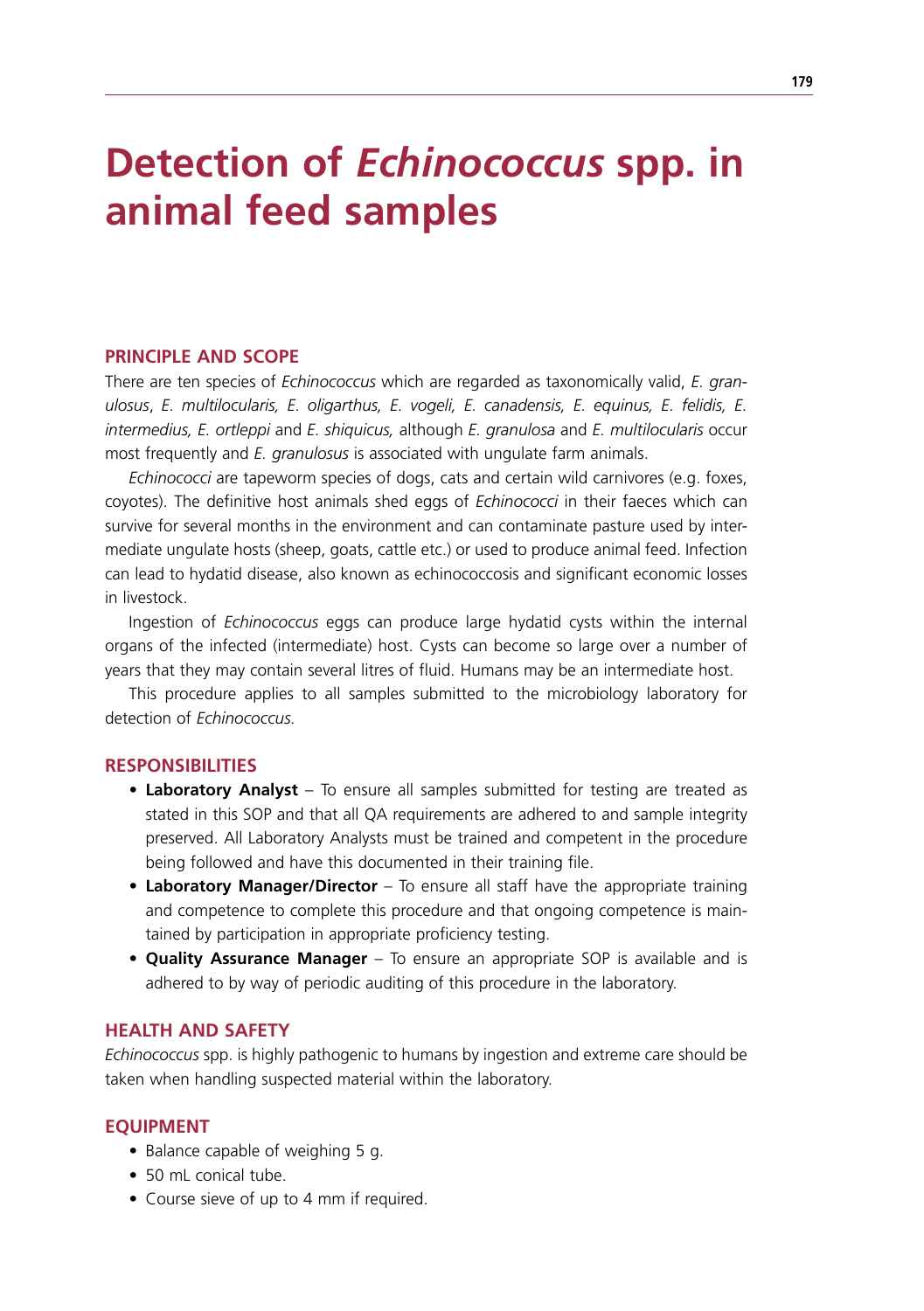# Detection of *Echinococcus* spp. in animal feed samples

## PRINCIPLE AND SCOPE

There are ten species of *Echinococcus* which are regarded as taxonomically valid, *E. granulosus*, *E. multilocularis, E. oligarthus, E. vogeli, E. canadensis, E. equinus, E. felidis, E. intermedius, E. ortleppi* and *E. shiquicus,* although *E. granulosa* and *E. multilocularis* occur most frequently and *E. granulosus* is associated with ungulate farm animals.

*Echinococci* are tapeworm species of dogs, cats and certain wild carnivores (e.g. foxes, coyotes). The definitive host animals shed eggs of *Echinococci* in their faeces which can survive for several months in the environment and can contaminate pasture used by intermediate ungulate hosts (sheep, goats, cattle etc.) or used to produce animal feed. Infection can lead to hydatid disease, also known as echinococcosis and significant economic losses in livestock.

Ingestion of *Echinococcus* eggs can produce large hydatid cysts within the internal organs of the infected (intermediate) host. Cysts can become so large over a number of years that they may contain several litres of fluid. Humans may be an intermediate host.

This procedure applies to all samples submitted to the microbiology laboratory for detection of *Echinococcus.*

## RESPONSIBILITIES

- **Laboratory Analyst** – To ensure all samples submitted for testing are treated as stated in this SOP and that all QA requirements are adhered to and sample integrity preserved. All Laboratory Analysts must be trained and competent in the procedure being followed and have this documented in their training file.
- **Laboratory Manager/Director** – To ensure all staff have the appropriate training and competence to complete this procedure and that ongoing competence is maintained by participation in appropriate proficiency testing.
- **Quality Assurance Manager** – To ensure an appropriate SOP is available and is adhered to by way of periodic auditing of this procedure in the laboratory.

## HEALTH AND SAFETY

*Echinococcus* spp. is highly pathogenic to humans by ingestion and extreme care should be taken when handling suspected material within the laboratory.

## EQUIPMENT

- Balance capable of weighing 5 g.
- 50 mL conical tube.
- Course sieve of up to 4 mm if required.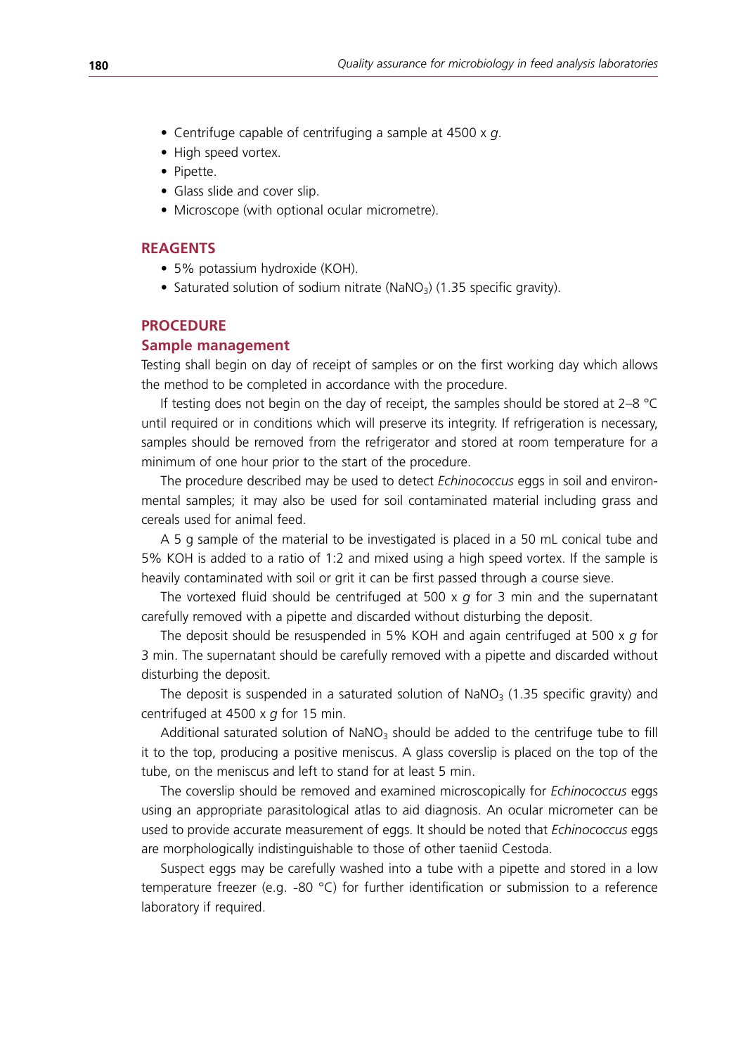- Centrifuge capable of centrifuging a sample at 4500 x *g*.
- High speed vortex.
- Pipette.
- Glass slide and cover slip.
- Microscope (with optional ocular micrometre).

## REAGENTS

- 5% potassium hydroxide (KOH).
- Saturated solution of sodium nitrate ($NaNO_3$) (1.35 specific gravity).

## PROCEDURE

### Sample management

Testing shall begin on day of receipt of samples or on the first working day which allows the method to be completed in accordance with the procedure.

If testing does not begin on the day of receipt, the samples should be stored at 2–8 °C until required or in conditions which will preserve its integrity. If refrigeration is necessary, samples should be removed from the refrigerator and stored at room temperature for a minimum of one hour prior to the start of the procedure.

The procedure described may be used to detect *Echinococcus* eggs in soil and environmental samples; it may also be used for soil contaminated material including grass and cereals used for animal feed.

A 5 g sample of the material to be investigated is placed in a 50 mL conical tube and 5% KOH is added to a ratio of 1:2 and mixed using a high speed vortex. If the sample is heavily contaminated with soil or grit it can be first passed through a course sieve.

The vortexed fluid should be centrifuged at 500 x *g* for 3 min and the supernatant carefully removed with a pipette and discarded without disturbing the deposit.

The deposit should be resuspended in 5% KOH and again centrifuged at 500 x *g* for 3 min. The supernatant should be carefully removed with a pipette and discarded without disturbing the deposit.

The deposit is suspended in a saturated solution of $NaNO_3$ (1.35 specific gravity) and centrifuged at 4500 x *g* for 15 min.

Additional saturated solution of $NaNO_3$ should be added to the centrifuge tube to fill it to the top, producing a positive meniscus. A glass coverslip is placed on the top of the tube, on the meniscus and left to stand for at least 5 min.

The coverslip should be removed and examined microscopically for *Echinococcus* eggs using an appropriate parasitological atlas to aid diagnosis. An ocular micrometer can be used to provide accurate measurement of eggs. It should be noted that *Echinococcus* eggs are morphologically indistinguishable to those of other taeniid Cestoda.

Suspect eggs may be carefully washed into a tube with a pipette and stored in a low temperature freezer (e.g. -80 °C) for further identification or submission to a reference laboratory if required.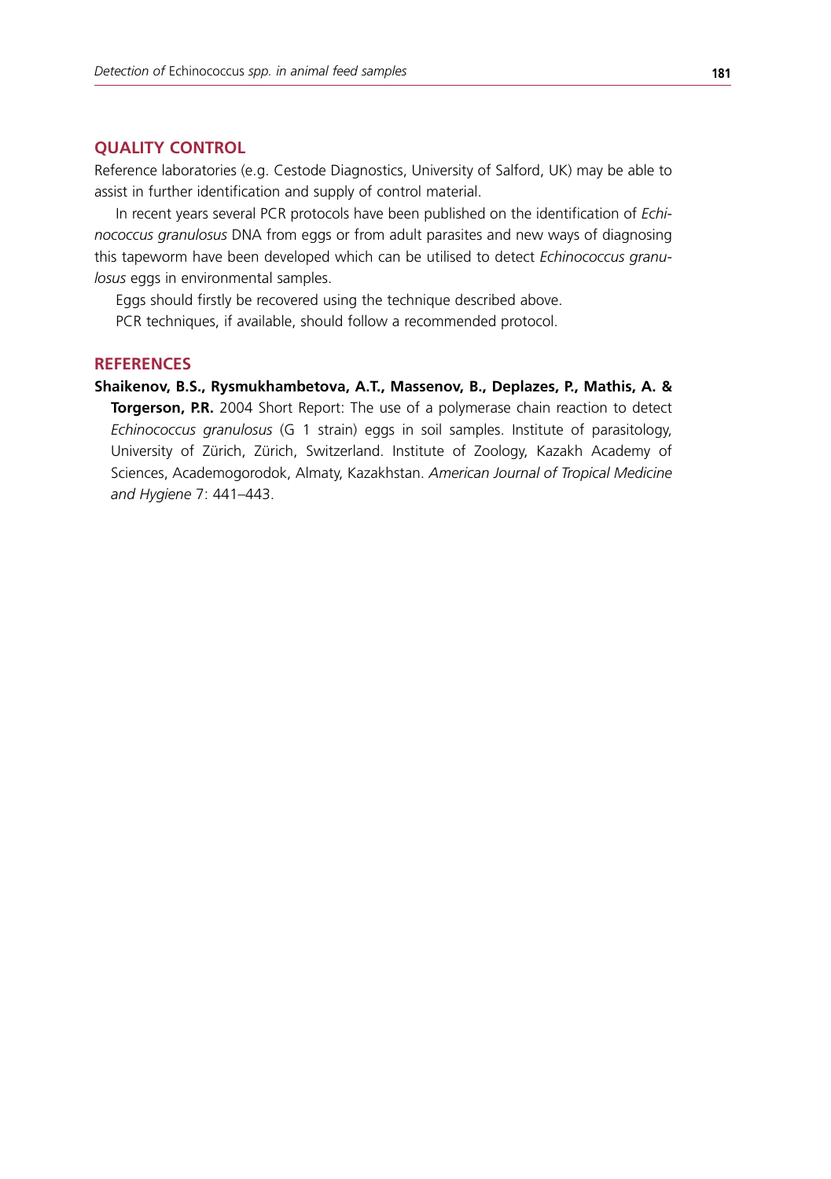## QUALITY CONTROL

Reference laboratories (e.g. Cestode Diagnostics, University of Salford, UK) may be able to assist in further identification and supply of control material.

In recent years several PCR protocols have been published on the identification of *Echinococcus granulosus* DNA from eggs or from adult parasites and new ways of diagnosing this tapeworm have been developed which can be utilised to detect *Echinococcus granulosus* eggs in environmental samples.

Eggs should firstly be recovered using the technique described above.

PCR techniques, if available, should follow a recommended protocol.

## REFERENCES

**Shaikenov, B.S., Rysmukhambetova, A.T., Massenov, B., Deplazes, P., Mathis, A. & Torgerson, P.R.** 2004 Short Report: The use of a polymerase chain reaction to detect *Echinococcus granulosus* (G 1 strain) eggs in soil samples. Institute of parasitology, University of Zürich, Zürich, Switzerland. Institute of Zoology, Kazakh Academy of Sciences, Academogorodok, Almaty, Kazakhstan. *American Journal of Tropical Medicine and Hygiene* 7: 441–443.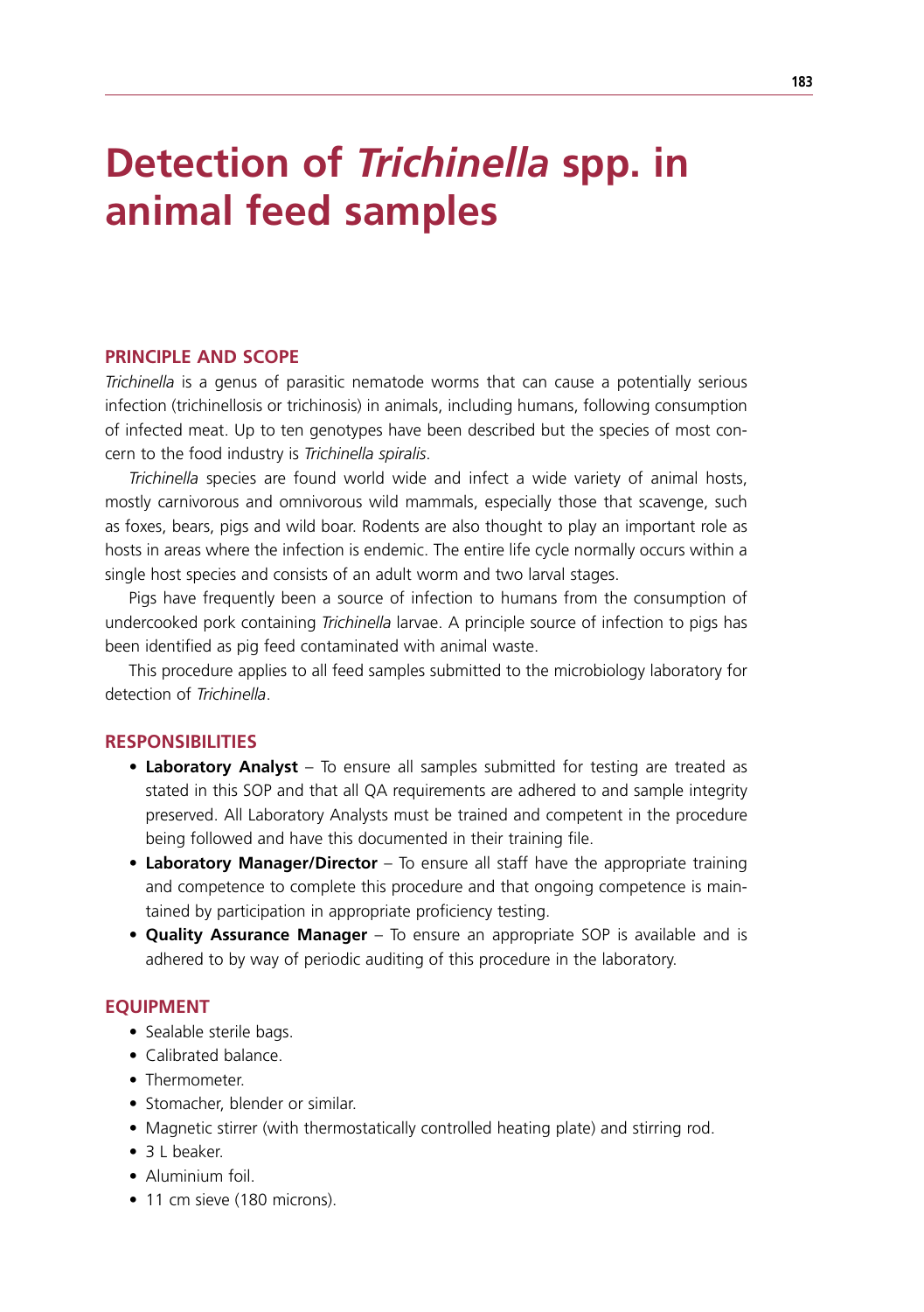# Detection of *Trichinella* spp. in animal feed samples

## PRINCIPLE AND SCOPE

*Trichinella* is a genus of parasitic nematode worms that can cause a potentially serious infection (trichinellosis or trichinosis) in animals, including humans, following consumption of infected meat. Up to ten genotypes have been described but the species of most concern to the food industry is *Trichinella spiralis*.

*Trichinella* species are found world wide and infect a wide variety of animal hosts, mostly carnivorous and omnivorous wild mammals, especially those that scavenge, such as foxes, bears, pigs and wild boar. Rodents are also thought to play an important role as hosts in areas where the infection is endemic. The entire life cycle normally occurs within a single host species and consists of an adult worm and two larval stages.

Pigs have frequently been a source of infection to humans from the consumption of undercooked pork containing *Trichinella* larvae. A principle source of infection to pigs has been identified as pig feed contaminated with animal waste.

This procedure applies to all feed samples submitted to the microbiology laboratory for detection of *Trichinella*.

## RESPONSIBILITIES

- **Laboratory Analyst** – To ensure all samples submitted for testing are treated as stated in this SOP and that all QA requirements are adhered to and sample integrity preserved. All Laboratory Analysts must be trained and competent in the procedure being followed and have this documented in their training file.
- **Laboratory Manager/Director** – To ensure all staff have the appropriate training and competence to complete this procedure and that ongoing competence is maintained by participation in appropriate proficiency testing.
- **Quality Assurance Manager** – To ensure an appropriate SOP is available and is adhered to by way of periodic auditing of this procedure in the laboratory.

## EQUIPMENT

- Sealable sterile bags.
- Calibrated balance.
- Thermometer.
- Stomacher, blender or similar.
- Magnetic stirrer (with thermostatically controlled heating plate) and stirring rod.
- 3 L beaker.
- Aluminium foil.
- 11 cm sieve (180 microns).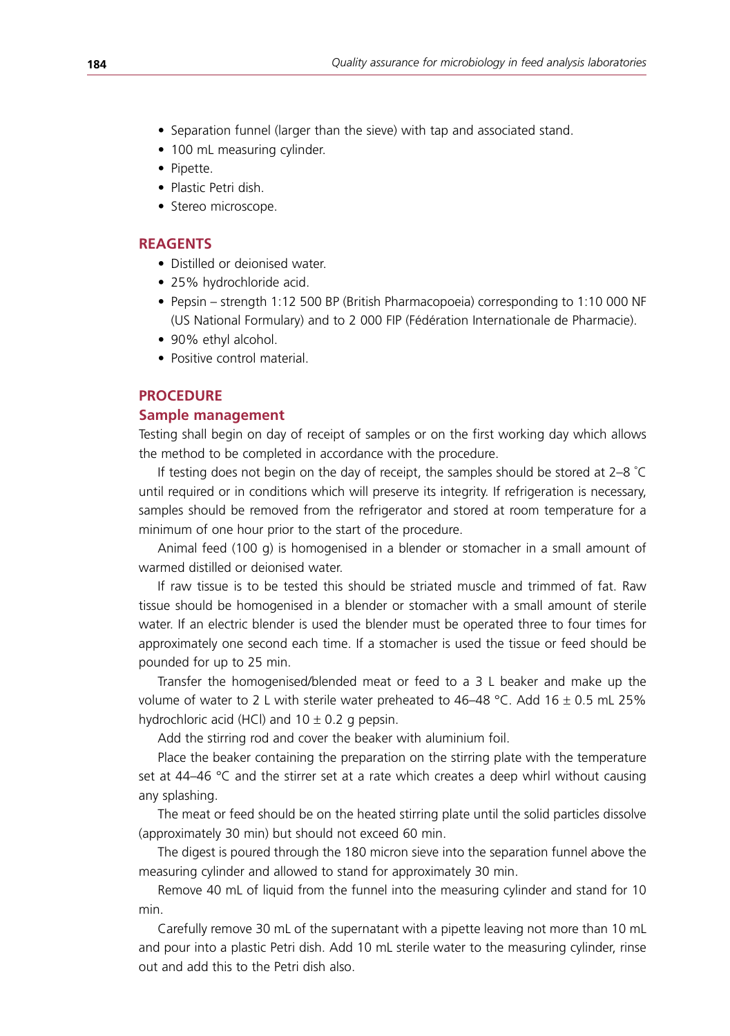- Separation funnel (larger than the sieve) with tap and associated stand.
- 100 mL measuring cylinder.
- Pipette.
- Plastic Petri dish.
- Stereo microscope.

## REAGENTS

- Distilled or deionised water.
- 25% hydrochloride acid.
- Pepsin – strength 1:12 500 BP (British Pharmacopoeia) corresponding to 1:10 000 NF (US National Formulary) and to 2 000 FIP (Fédération Internationale de Pharmacie).
- 90% ethyl alcohol.
- Positive control material.

## PROCEDURE

### Sample management

Testing shall begin on day of receipt of samples or on the first working day which allows the method to be completed in accordance with the procedure.

If testing does not begin on the day of receipt, the samples should be stored at 2–8 ˚C until required or in conditions which will preserve its integrity. If refrigeration is necessary, samples should be removed from the refrigerator and stored at room temperature for a minimum of one hour prior to the start of the procedure.

Animal feed (100 g) is homogenised in a blender or stomacher in a small amount of warmed distilled or deionised water.

If raw tissue is to be tested this should be striated muscle and trimmed of fat. Raw tissue should be homogenised in a blender or stomacher with a small amount of sterile water. If an electric blender is used the blender must be operated three to four times for approximately one second each time. If a stomacher is used the tissue or feed should be pounded for up to 25 min.

Transfer the homogenised/blended meat or feed to a 3 L beaker and make up the volume of water to 2 L with sterile water preheated to 46–48 °C. Add 16 ± 0.5 mL 25% hydrochloric acid (HCl) and 10 ± 0.2 g pepsin.

Add the stirring rod and cover the beaker with aluminium foil.

Place the beaker containing the preparation on the stirring plate with the temperature set at 44–46 °C and the stirrer set at a rate which creates a deep whirl without causing any splashing.

The meat or feed should be on the heated stirring plate until the solid particles dissolve (approximately 30 min) but should not exceed 60 min.

The digest is poured through the 180 micron sieve into the separation funnel above the measuring cylinder and allowed to stand for approximately 30 min.

Remove 40 mL of liquid from the funnel into the measuring cylinder and stand for 10 min.

Carefully remove 30 mL of the supernatant with a pipette leaving not more than 10 mL and pour into a plastic Petri dish. Add 10 mL sterile water to the measuring cylinder, rinse out and add this to the Petri dish also.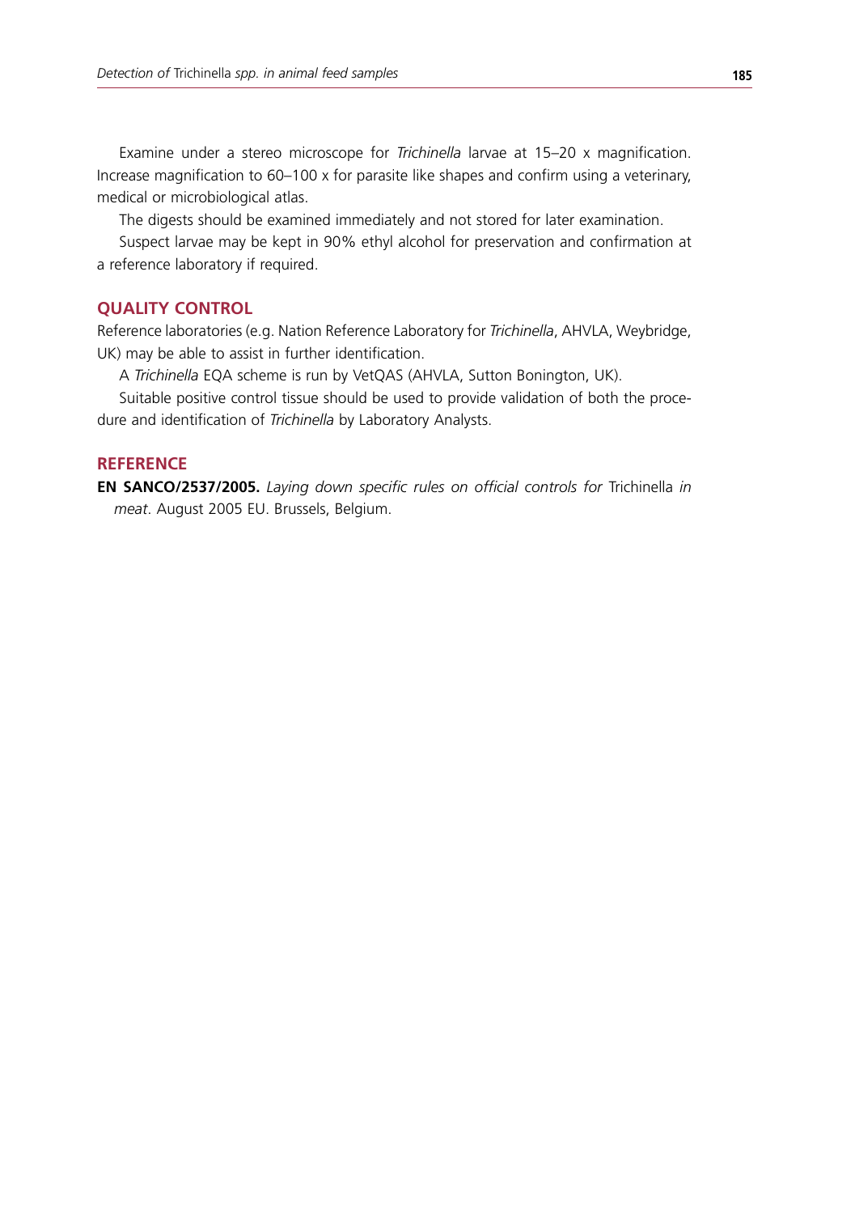Examine under a stereo microscope for *Trichinella* larvae at 15–20 x magnification. Increase magnification to 60–100 x for parasite like shapes and confirm using a veterinary, medical or microbiological atlas.

The digests should be examined immediately and not stored for later examination.

Suspect larvae may be kept in 90% ethyl alcohol for preservation and confirmation at a reference laboratory if required.

## QUALITY CONTROL

Reference laboratories (e.g. Nation Reference Laboratory for *Trichinella*, AHVLA, Weybridge, UK) may be able to assist in further identification.

A *Trichinella* EQA scheme is run by VetQAS (AHVLA, Sutton Bonington, UK).

Suitable positive control tissue should be used to provide validation of both the procedure and identification of *Trichinella* by Laboratory Analysts.

## REFERENCE

**EN SANCO/2537/2005.** *Laying down specific rules on official controls for* Trichinella *in meat*. August 2005 EU. Brussels, Belgium.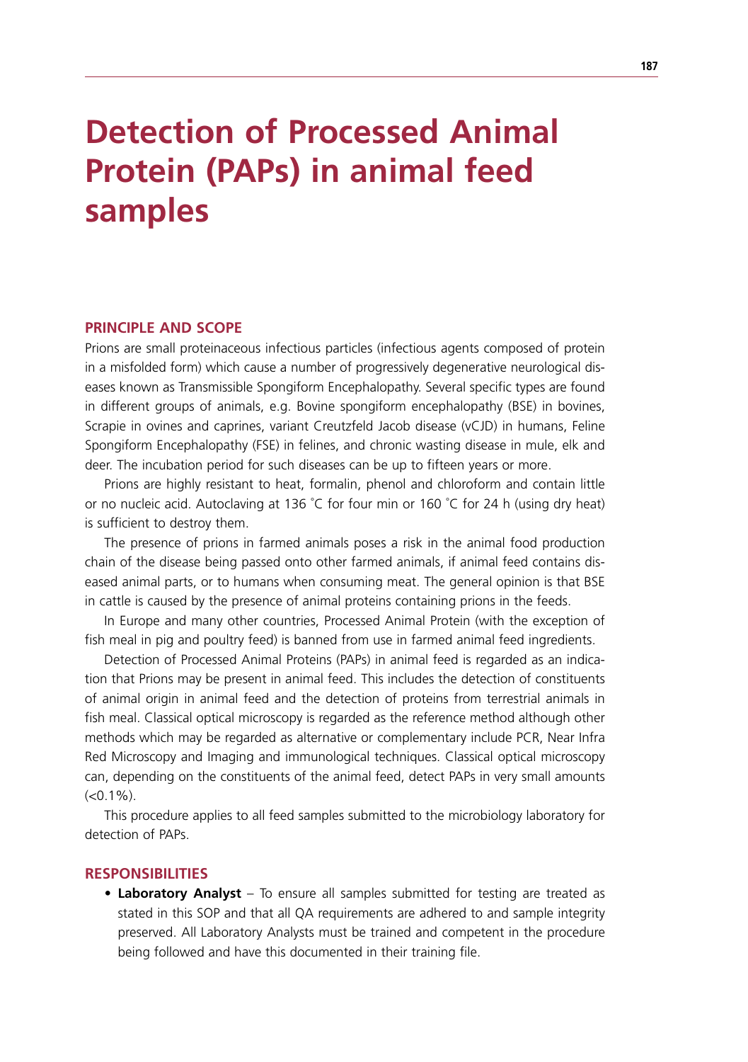# Detection of Processed Animal Protein (PAPs) in animal feed samples

## PRINCIPLE AND SCOPE

Prions are small proteinaceous infectious particles (infectious agents composed of protein in a misfolded form) which cause a number of progressively degenerative neurological diseases known as Transmissible Spongiform Encephalopathy. Several specific types are found in different groups of animals, e.g. Bovine spongiform encephalopathy (BSE) in bovines, Scrapie in ovines and caprines, variant Creutzfeld Jacob disease (vCJD) in humans, Feline Spongiform Encephalopathy (FSE) in felines, and chronic wasting disease in mule, elk and deer. The incubation period for such diseases can be up to fifteen years or more.

Prions are highly resistant to heat, formalin, phenol and chloroform and contain little or no nucleic acid. Autoclaving at 136 °C for four min or 160 °C for 24 h (using dry heat) is sufficient to destroy them.

The presence of prions in farmed animals poses a risk in the animal food production chain of the disease being passed onto other farmed animals, if animal feed contains diseased animal parts, or to humans when consuming meat. The general opinion is that BSE in cattle is caused by the presence of animal proteins containing prions in the feeds.

In Europe and many other countries, Processed Animal Protein (with the exception of fish meal in pig and poultry feed) is banned from use in farmed animal feed ingredients.

Detection of Processed Animal Proteins (PAPs) in animal feed is regarded as an indication that Prions may be present in animal feed. This includes the detection of constituents of animal origin in animal feed and the detection of proteins from terrestrial animals in fish meal. Classical optical microscopy is regarded as the reference method although other methods which may be regarded as alternative or complementary include PCR, Near Infra Red Microscopy and Imaging and immunological techniques. Classical optical microscopy can, depending on the constituents of the animal feed, detect PAPs in very small amounts (<0.1%).

This procedure applies to all feed samples submitted to the microbiology laboratory for detection of PAPs.

## RESPONSIBILITIES

- **Laboratory Analyst** – To ensure all samples submitted for testing are treated as stated in this SOP and that all QA requirements are adhered to and sample integrity preserved. All Laboratory Analysts must be trained and competent in the procedure being followed and have this documented in their training file.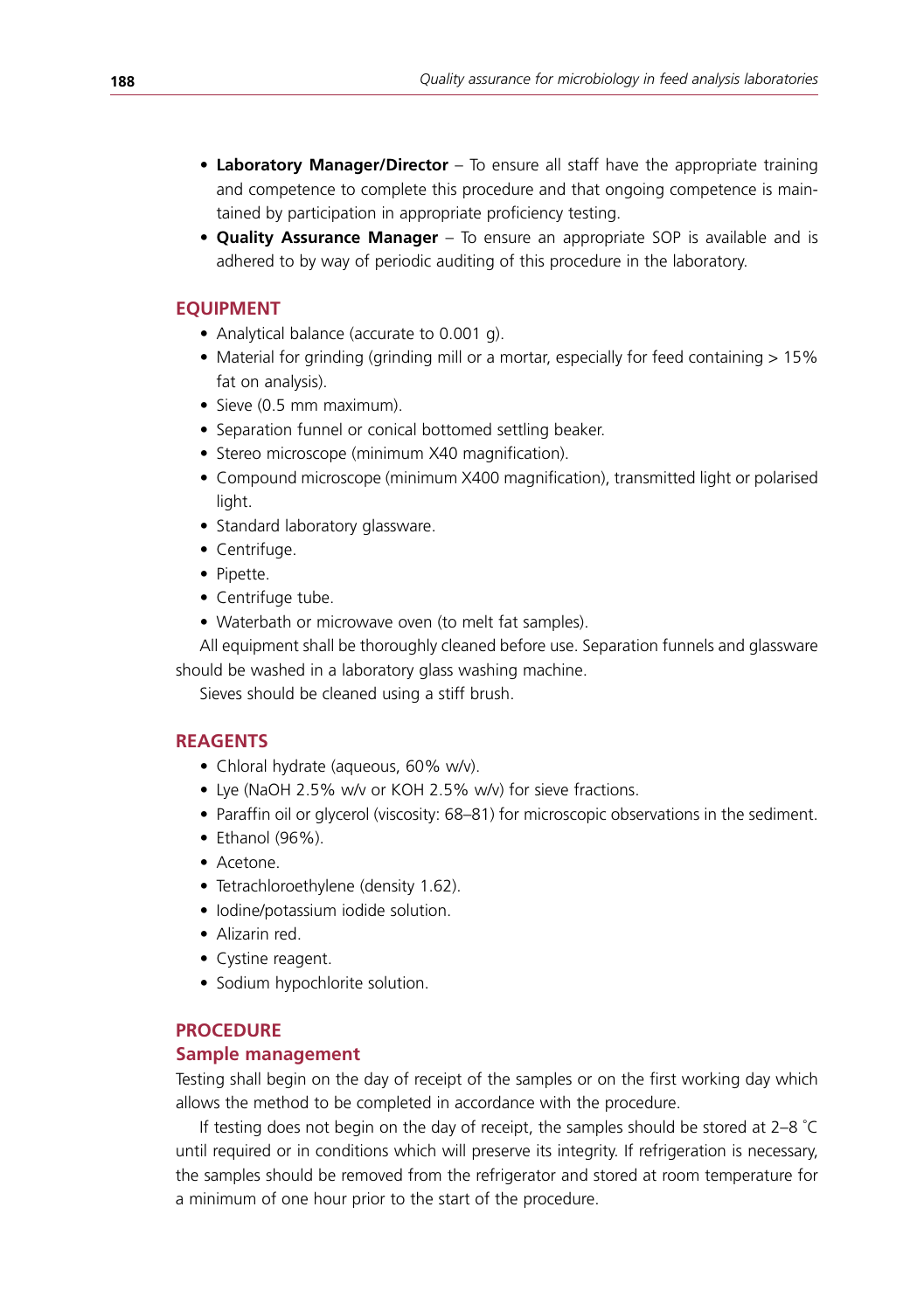- **Laboratory Manager/Director** – To ensure all staff have the appropriate training and competence to complete this procedure and that ongoing competence is maintained by participation in appropriate proficiency testing.
- **Quality Assurance Manager** – To ensure an appropriate SOP is available and is adhered to by way of periodic auditing of this procedure in the laboratory.

## EQUIPMENT

- Analytical balance (accurate to 0.001 g).
- Material for grinding (grinding mill or a mortar, especially for feed containing > 15% fat on analysis).
- Sieve (0.5 mm maximum).
- Separation funnel or conical bottomed settling beaker.
- Stereo microscope (minimum X40 magnification).
- Compound microscope (minimum X400 magnification), transmitted light or polarised light.
- Standard laboratory glassware.
- Centrifuge.
- Pipette.
- Centrifuge tube.
- Waterbath or microwave oven (to melt fat samples).

All equipment shall be thoroughly cleaned before use. Separation funnels and glassware should be washed in a laboratory glass washing machine.

Sieves should be cleaned using a stiff brush.

## REAGENTS

- Chloral hydrate (aqueous, 60% w/v).
- Lye (NaOH 2.5% w/v or KOH 2.5% w/v) for sieve fractions.
- Paraffin oil or glycerol (viscosity: 68–81) for microscopic observations in the sediment.
- Ethanol (96%).
- Acetone.
- Tetrachloroethylene (density 1.62).
- Iodine/potassium iodide solution.
- Alizarin red.
- Cystine reagent.
- Sodium hypochlorite solution.

## PROCEDURE

### Sample management

Testing shall begin on the day of receipt of the samples or on the first working day which allows the method to be completed in accordance with the procedure.

If testing does not begin on the day of receipt, the samples should be stored at 2–8 °C until required or in conditions which will preserve its integrity. If refrigeration is necessary, the samples should be removed from the refrigerator and stored at room temperature for a minimum of one hour prior to the start of the procedure.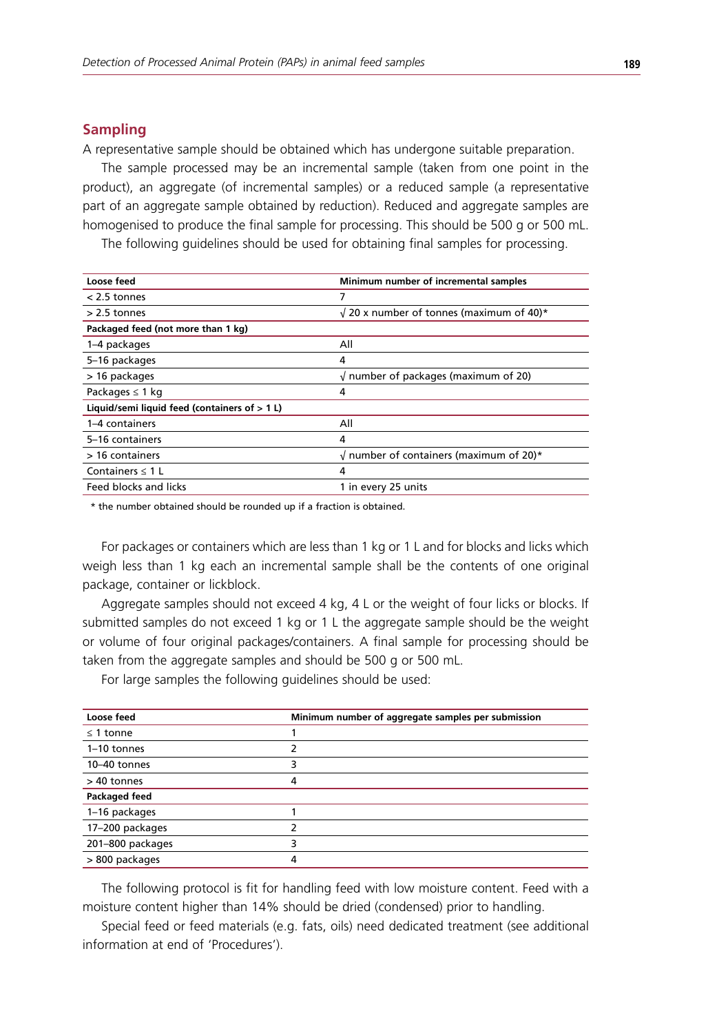## Sampling

A representative sample should be obtained which has undergone suitable preparation.

The sample processed may be an incremental sample (taken from one point in the product), an aggregate (of incremental samples) or a reduced sample (a representative part of an aggregate sample obtained by reduction). Reduced and aggregate samples are homogenised to produce the final sample for processing. This should be 500 g or 500 mL.

The following guidelines should be used for obtaining final samples for processing.

| Loose feed | Minimum number of incremental samples |
|---|---|
| < 2.5 tonnes | 7 |
| > 2.5 tonnes | √ 20 x number of tonnes (maximum of 40)* |
| **Packaged feed (not more than 1 kg)** | |
| 1–4 packages | All |
| 5–16 packages | 4 |
| > 16 packages | √ number of packages (maximum of 20) |
| Packages ≤ 1 kg | 4 |
| **Liquid/semi liquid feed (containers of > 1 L)** | |
| 1–4 containers | All |
| 5–16 containers | 4 |
| > 16 containers | √ number of containers (maximum of 20)* |
| Containers ≤ 1 L | 4 |
| Feed blocks and licks | 1 in every 25 units |

\* the number obtained should be rounded up if a fraction is obtained.

For packages or containers which are less than 1 kg or 1 L and for blocks and licks which weigh less than 1 kg each an incremental sample shall be the contents of one original package, container or lickblock.

Aggregate samples should not exceed 4 kg, 4 L or the weight of four licks or blocks. If submitted samples do not exceed 1 kg or 1 L the aggregate sample should be the weight or volume of four original packages/containers. A final sample for processing should be taken from the aggregate samples and should be 500 g or 500 mL.

For large samples the following guidelines should be used:

| Loose feed | Minimum number of aggregate samples per submission |
|---|---|
| ≤ 1 tonne | 1 |
| 1–10 tonnes | 2 |
| 10–40 tonnes | 3 |
| > 40 tonnes | 4 |
| **Packaged feed** | |
| 1–16 packages | 1 |
| 17–200 packages | 2 |
| 201–800 packages | 3 |
| > 800 packages | 4 |

The following protocol is fit for handling feed with low moisture content. Feed with a moisture content higher than 14% should be dried (condensed) prior to handling.

Special feed or feed materials (e.g. fats, oils) need dedicated treatment (see additional information at end of 'Procedures').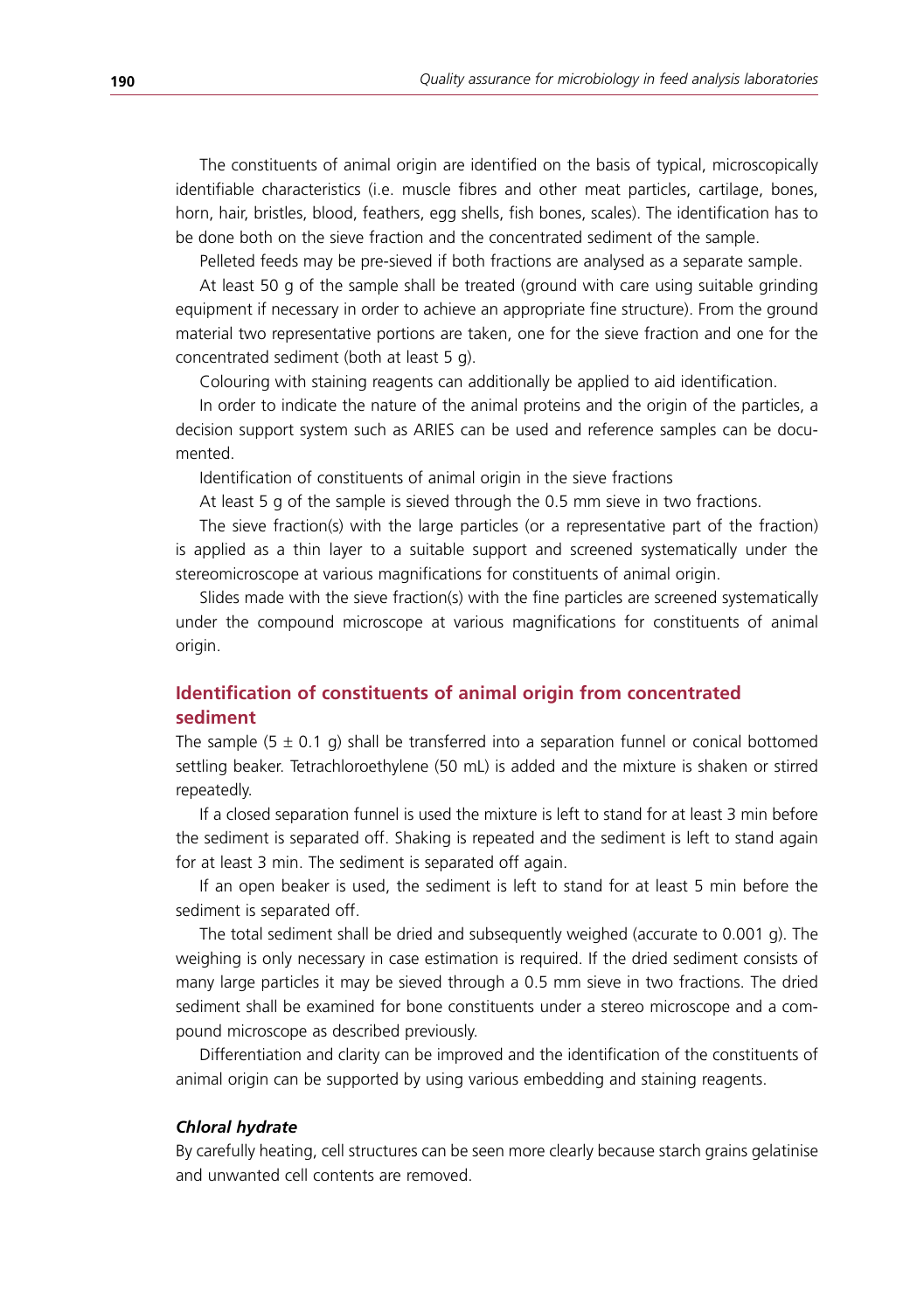The constituents of animal origin are identified on the basis of typical, microscopically identifiable characteristics (i.e. muscle fibres and other meat particles, cartilage, bones, horn, hair, bristles, blood, feathers, egg shells, fish bones, scales). The identification has to be done both on the sieve fraction and the concentrated sediment of the sample.

Pelleted feeds may be pre-sieved if both fractions are analysed as a separate sample.

At least 50 g of the sample shall be treated (ground with care using suitable grinding equipment if necessary in order to achieve an appropriate fine structure). From the ground material two representative portions are taken, one for the sieve fraction and one for the concentrated sediment (both at least 5 g).

Colouring with staining reagents can additionally be applied to aid identification.

In order to indicate the nature of the animal proteins and the origin of the particles, a decision support system such as ARIES can be used and reference samples can be documented.

Identification of constituents of animal origin in the sieve fractions

At least 5 g of the sample is sieved through the 0.5 mm sieve in two fractions.

The sieve fraction(s) with the large particles (or a representative part of the fraction) is applied as a thin layer to a suitable support and screened systematically under the stereomicroscope at various magnifications for constituents of animal origin.

Slides made with the sieve fraction(s) with the fine particles are screened systematically under the compound microscope at various magnifications for constituents of animal origin.

## Identification of constituents of animal origin from concentrated sediment

The sample ($5 \pm 0.1$ g) shall be transferred into a separation funnel or conical bottomed settling beaker. Tetrachloroethylene (50 mL) is added and the mixture is shaken or stirred repeatedly.

If a closed separation funnel is used the mixture is left to stand for at least 3 min before the sediment is separated off. Shaking is repeated and the sediment is left to stand again for at least 3 min. The sediment is separated off again.

If an open beaker is used, the sediment is left to stand for at least 5 min before the sediment is separated off.

The total sediment shall be dried and subsequently weighed (accurate to 0.001 g). The weighing is only necessary in case estimation is required. If the dried sediment consists of many large particles it may be sieved through a 0.5 mm sieve in two fractions. The dried sediment shall be examined for bone constituents under a stereo microscope and a compound microscope as described previously.

Differentiation and clarity can be improved and the identification of the constituents of animal origin can be supported by using various embedding and staining reagents.

### *Chloral hydrate*

By carefully heating, cell structures can be seen more clearly because starch grains gelatinise and unwanted cell contents are removed.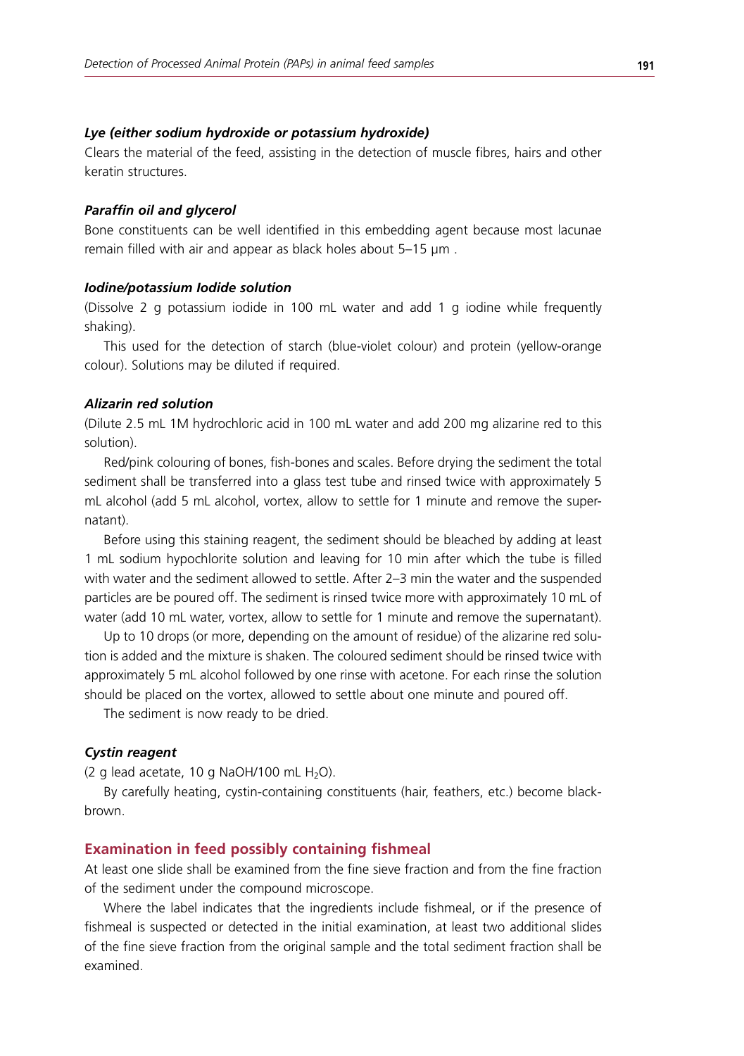### *Lye (either sodium hydroxide or potassium hydroxide)*

Clears the material of the feed, assisting in the detection of muscle fibres, hairs and other keratin structures.

### *Paraffin oil and glycerol*

Bone constituents can be well identified in this embedding agent because most lacunae remain filled with air and appear as black holes about 5–15 µm .

### *Iodine/potassium Iodide solution*

(Dissolve 2 g potassium iodide in 100 mL water and add 1 g iodine while frequently shaking).

This used for the detection of starch (blue-violet colour) and protein (yellow-orange colour). Solutions may be diluted if required.

### *Alizarin red solution*

(Dilute 2.5 mL 1M hydrochloric acid in 100 mL water and add 200 mg alizarine red to this solution).

Red/pink colouring of bones, fish-bones and scales. Before drying the sediment the total sediment shall be transferred into a glass test tube and rinsed twice with approximately 5 mL alcohol (add 5 mL alcohol, vortex, allow to settle for 1 minute and remove the supernatant).

Before using this staining reagent, the sediment should be bleached by adding at least 1 mL sodium hypochlorite solution and leaving for 10 min after which the tube is filled with water and the sediment allowed to settle. After 2–3 min the water and the suspended particles are be poured off. The sediment is rinsed twice more with approximately 10 mL of water (add 10 mL water, vortex, allow to settle for 1 minute and remove the supernatant).

Up to 10 drops (or more, depending on the amount of residue) of the alizarine red solution is added and the mixture is shaken. The coloured sediment should be rinsed twice with approximately 5 mL alcohol followed by one rinse with acetone. For each rinse the solution should be placed on the vortex, allowed to settle about one minute and poured off.

The sediment is now ready to be dried.

### *Cystin reagent*

(2 g lead acetate, 10 g NaOH/100 mL $H_2O$).

By carefully heating, cystin-containing constituents (hair, feathers, etc.) become black-brown.

## Examination in feed possibly containing fishmeal

At least one slide shall be examined from the fine sieve fraction and from the fine fraction of the sediment under the compound microscope.

Where the label indicates that the ingredients include fishmeal, or if the presence of fishmeal is suspected or detected in the initial examination, at least two additional slides of the fine sieve fraction from the original sample and the total sediment fraction shall be examined.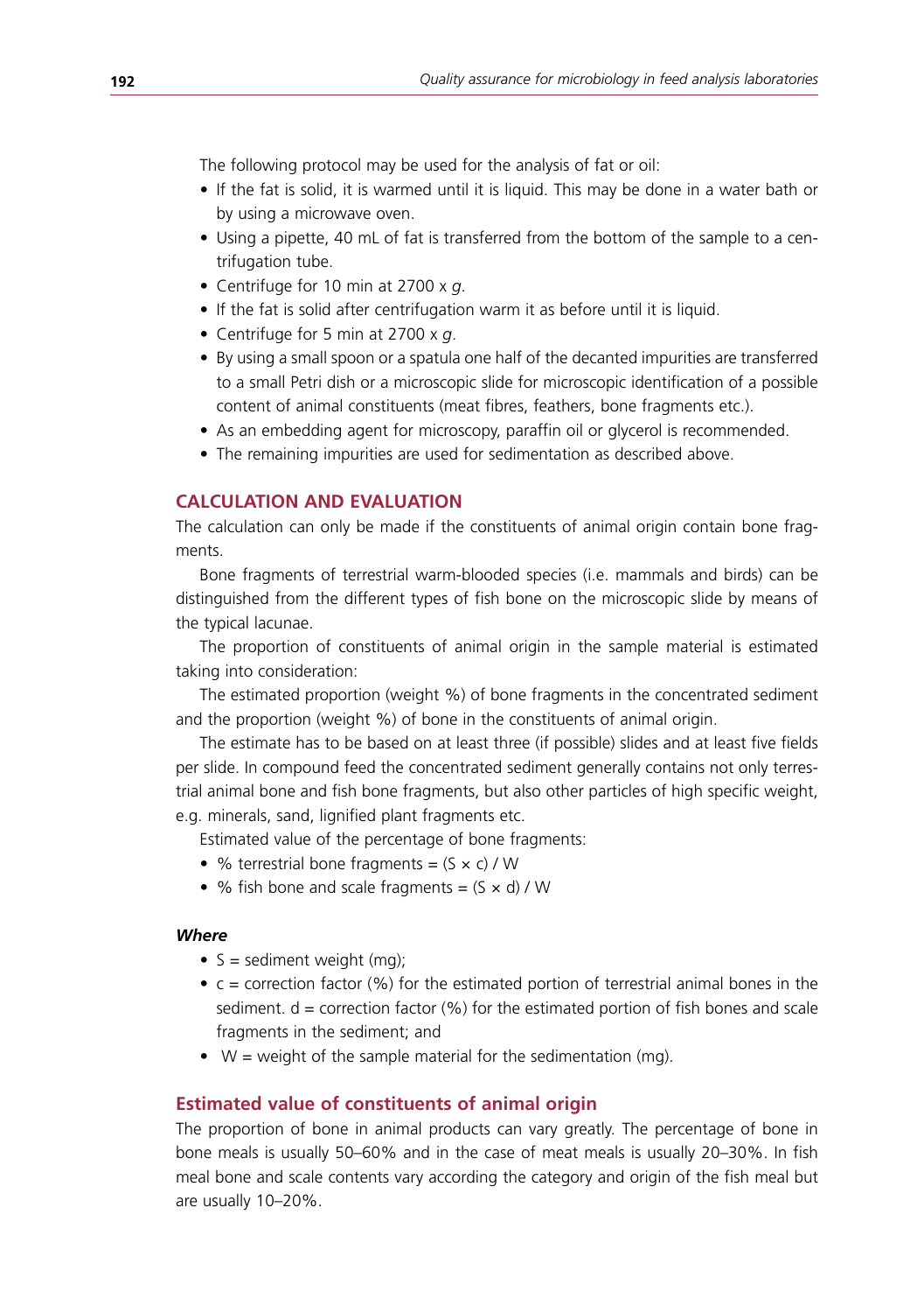The following protocol may be used for the analysis of fat or oil:

- If the fat is solid, it is warmed until it is liquid. This may be done in a water bath or by using a microwave oven.
- Using a pipette, 40 mL of fat is transferred from the bottom of the sample to a centrifugation tube.
- Centrifuge for 10 min at 2700 x *g*.
- If the fat is solid after centrifugation warm it as before until it is liquid.
- Centrifuge for 5 min at 2700 x *g*.
- By using a small spoon or a spatula one half of the decanted impurities are transferred to a small Petri dish or a microscopic slide for microscopic identification of a possible content of animal constituents (meat fibres, feathers, bone fragments etc.).
- As an embedding agent for microscopy, paraffin oil or glycerol is recommended.
- The remaining impurities are used for sedimentation as described above.

## CALCULATION AND EVALUATION

The calculation can only be made if the constituents of animal origin contain bone fragments.

Bone fragments of terrestrial warm-blooded species (i.e. mammals and birds) can be distinguished from the different types of fish bone on the microscopic slide by means of the typical lacunae.

The proportion of constituents of animal origin in the sample material is estimated taking into consideration:

The estimated proportion (weight %) of bone fragments in the concentrated sediment and the proportion (weight %) of bone in the constituents of animal origin.

The estimate has to be based on at least three (if possible) slides and at least five fields per slide. In compound feed the concentrated sediment generally contains not only terrestrial animal bone and fish bone fragments, but also other particles of high specific weight, e.g. minerals, sand, lignified plant fragments etc.

Estimated value of the percentage of bone fragments:

- % terrestrial bone fragments = $(S \times c) / W$
- % fish bone and scale fragments = $(S \times d) / W$

***Where***

- $S$ = sediment weight (mg);
- $c$ = correction factor (%) for the estimated portion of terrestrial animal bones in the sediment. $d$ = correction factor (%) for the estimated portion of fish bones and scale fragments in the sediment; and
- $W$ = weight of the sample material for the sedimentation (mg).

### Estimated value of constituents of animal origin

The proportion of bone in animal products can vary greatly. The percentage of bone in bone meals is usually 50–60% and in the case of meat meals is usually 20–30%. In fish meal bone and scale contents vary according the category and origin of the fish meal but are usually 10–20%.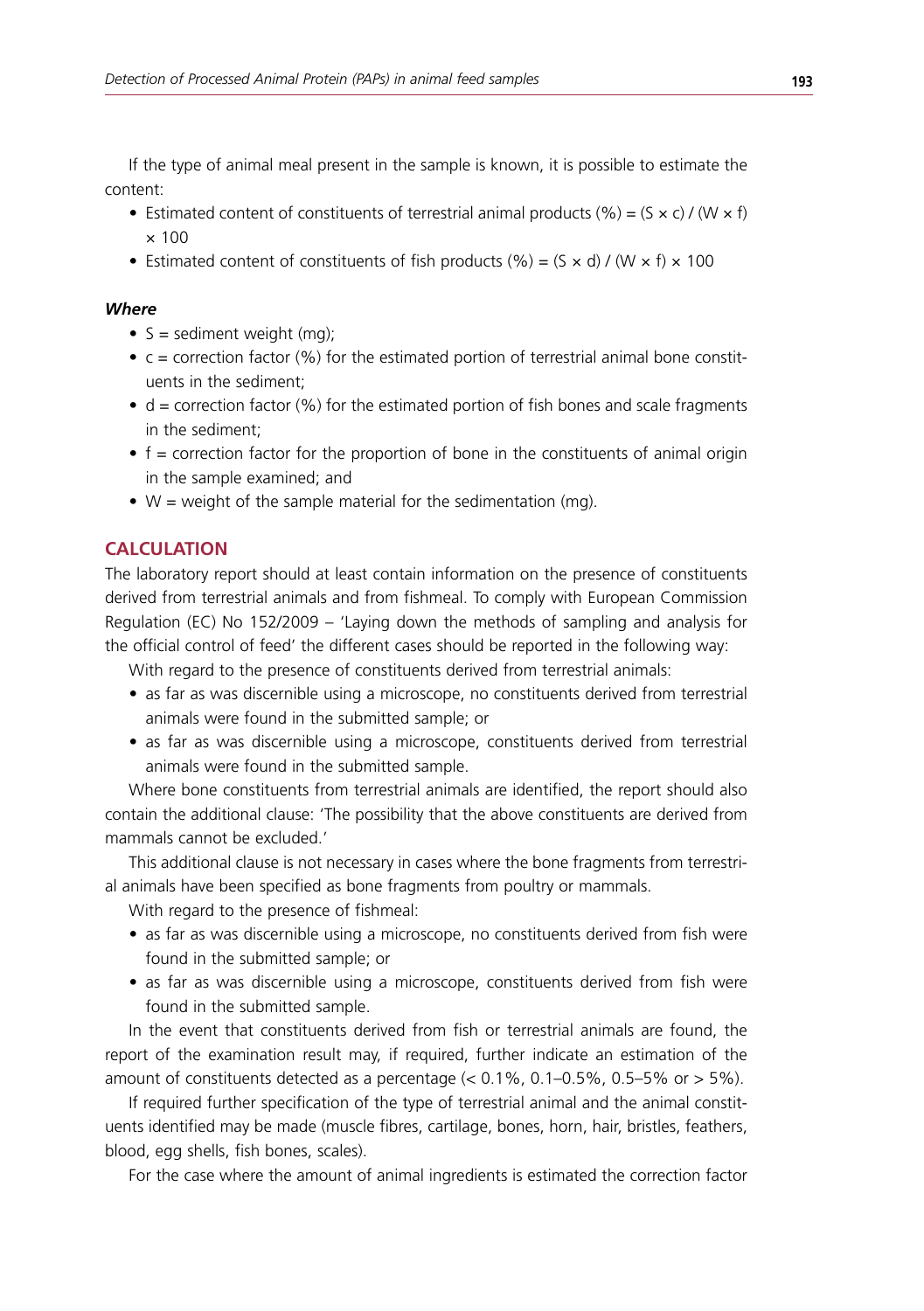If the type of animal meal present in the sample is known, it is possible to estimate the content:

- Estimated content of constituents of terrestrial animal products (%) = $(S \times c) / (W \times f) \times 100$
- Estimated content of constituents of fish products (%) = $(S \times d) / (W \times f) \times 100$

***Where***

- $S$ = sediment weight (mg);
- $c$ = correction factor (%) for the estimated portion of terrestrial animal bone constituents in the sediment;
- $d$ = correction factor (%) for the estimated portion of fish bones and scale fragments in the sediment;
- $f$ = correction factor for the proportion of bone in the constituents of animal origin in the sample examined; and
- $W$ = weight of the sample material for the sedimentation (mg).

## CALCULATION

The laboratory report should at least contain information on the presence of constituents derived from terrestrial animals and from fishmeal. To comply with European Commission Regulation (EC) No 152/2009 – 'Laying down the methods of sampling and analysis for the official control of feed' the different cases should be reported in the following way:

With regard to the presence of constituents derived from terrestrial animals:

- as far as was discernible using a microscope, no constituents derived from terrestrial animals were found in the submitted sample; or
- as far as was discernible using a microscope, constituents derived from terrestrial animals were found in the submitted sample.

Where bone constituents from terrestrial animals are identified, the report should also contain the additional clause: 'The possibility that the above constituents are derived from mammals cannot be excluded.'

This additional clause is not necessary in cases where the bone fragments from terrestrial animals have been specified as bone fragments from poultry or mammals.

With regard to the presence of fishmeal:

- as far as was discernible using a microscope, no constituents derived from fish were found in the submitted sample; or
- as far as was discernible using a microscope, constituents derived from fish were found in the submitted sample.

In the event that constituents derived from fish or terrestrial animals are found, the report of the examination result may, if required, further indicate an estimation of the amount of constituents detected as a percentage (< 0.1%, 0.1–0.5%, 0.5–5% or > 5%).

If required further specification of the type of terrestrial animal and the animal constituents identified may be made (muscle fibres, cartilage, bones, horn, hair, bristles, feathers, blood, egg shells, fish bones, scales).

For the case where the amount of animal ingredients is estimated the correction factor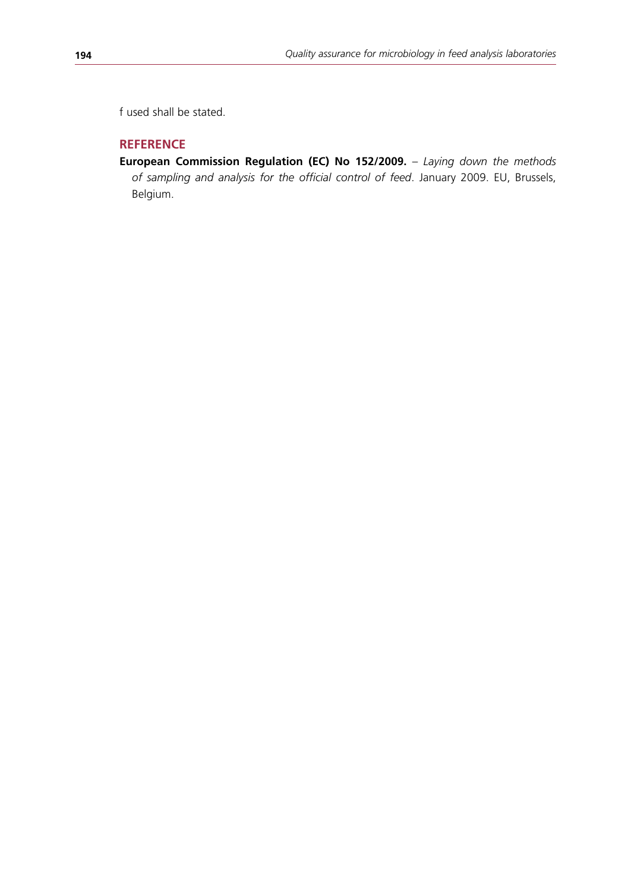f used shall be stated.

## REFERENCE

**European Commission Regulation (EC) No 152/2009.** – *Laying down the methods of sampling and analysis for the official control of feed*. January 2009. EU, Brussels, Belgium.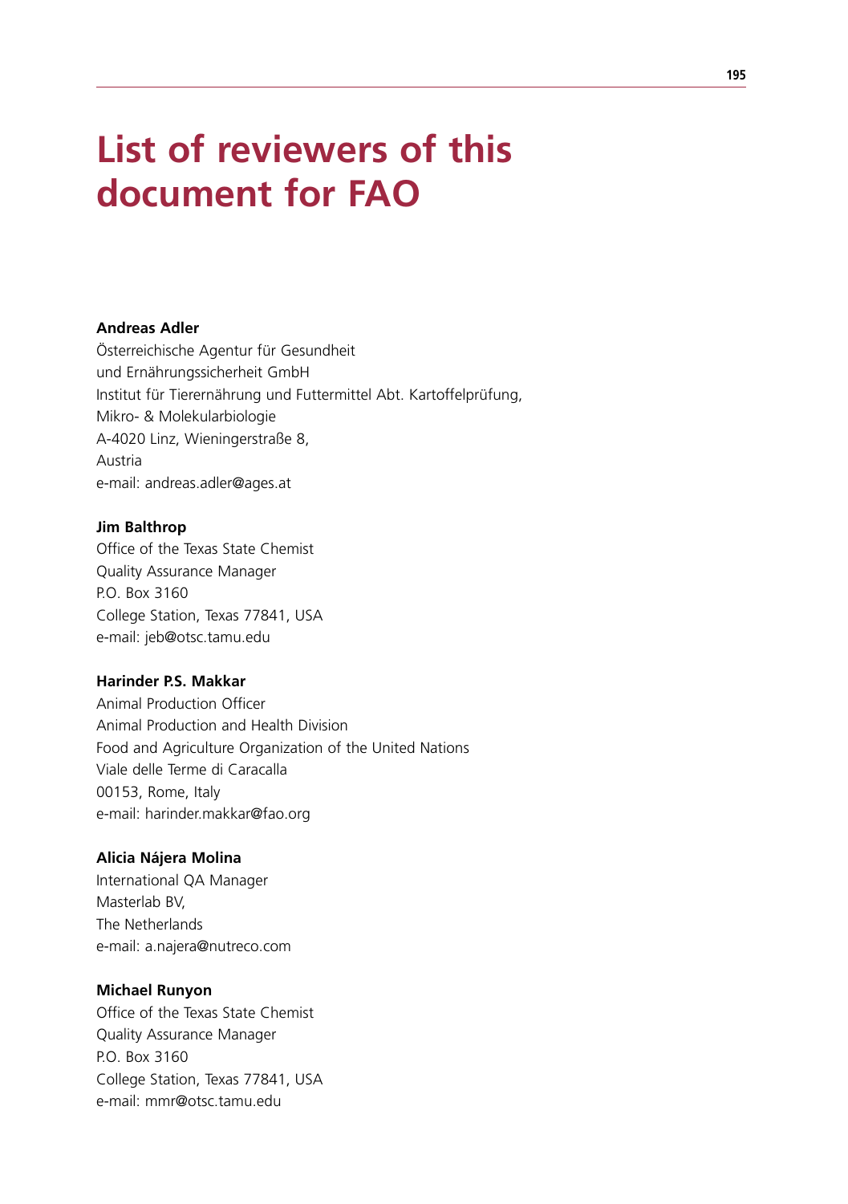# List of reviewers of this document for FAO

**Andreas Adler**
Österreichische Agentur für Gesundheit
und Ernährungssicherheit GmbH
Institut für Tierernährung und Futtermittel Abt. Kartoffelprüfung,
Mikro- & Molekularbiologie
A-4020 Linz, Wieningerstraße 8,
Austria
e-mail: andreas.adler@ages.at

**Jim Balthrop**
Office of the Texas State Chemist
Quality Assurance Manager
P.O. Box 3160
College Station, Texas 77841, USA
e-mail: jeb@otsc.tamu.edu

**Harinder P.S. Makkar**
Animal Production Officer
Animal Production and Health Division
Food and Agriculture Organization of the United Nations
Viale delle Terme di Caracalla
00153, Rome, Italy
e-mail: harinder.makkar@fao.org

**Alicia Nájera Molina**
International QA Manager
Masterlab BV,
The Netherlands
e-mail: a.najera@nutreco.com

**Michael Runyon**
Office of the Texas State Chemist
Quality Assurance Manager
P.O. Box 3160
College Station, Texas 77841, USA
e-mail: mmr@otsc.tamu.edu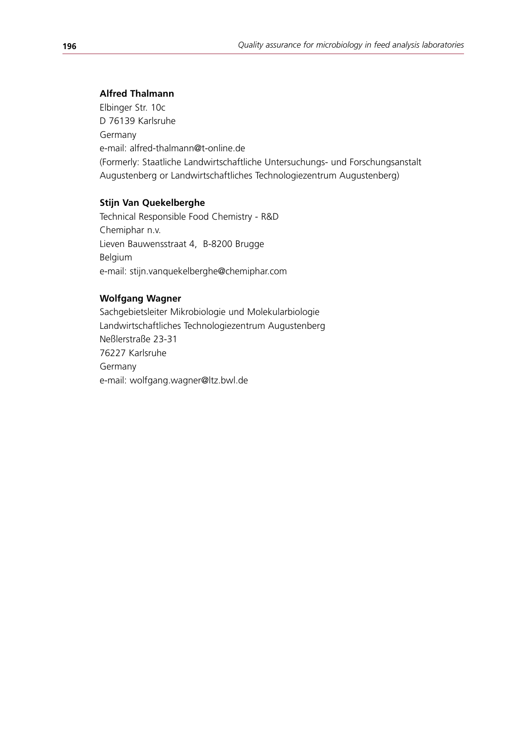**Alfred Thalmann**
Elbinger Str. 10c
D 76139 Karlsruhe
Germany
e-mail: alfred-thalmann@t-online.de
(Formerly: Staatliche Landwirtschaftliche Untersuchungs- und Forschungsanstalt Augustenberg or Landwirtschaftliches Technologiezentrum Augustenberg)

**Stijn Van Quekelberghe**
Technical Responsible Food Chemistry - R&D
Chemiphar n.v.
Lieven Bauwensstraat 4, B-8200 Brugge
Belgium
e-mail: stijn.vanquekelberghe@chemiphar.com

**Wolfgang Wagner**
Sachgebietsleiter Mikrobiologie und Molekularbiologie
Landwirtschaftliches Technologiezentrum Augustenberg
Neßlerstraße 23-31
76227 Karlsruhe
Germany
e-mail: wolfgang.wagner@ltz.bwl.de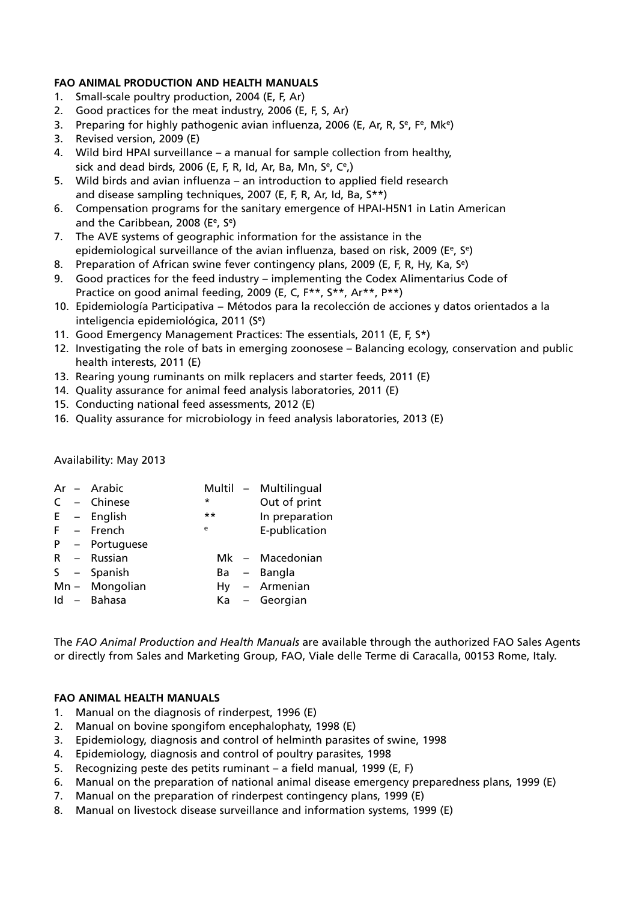#### FAO ANIMAL PRODUCTION AND HEALTH MANUALS

1. Small-scale poultry production, 2004 (E, F, Ar)
2. Good practices for the meat industry, 2006 (E, F, S, Ar)
3. Preparing for highly pathogenic avian influenza, 2006 (E, Ar, R, S[e], F[e], Mk[e])
3. Revised version, 2009 (E)
4. Wild bird HPAI surveillance – a manual for sample collection from healthy, sick and dead birds, 2006 (E, F, R, Id, Ar, Ba, Mn, S[e], C[e],)
5. Wild birds and avian influenza – an introduction to applied field research and disease sampling techniques, 2007 (E, F, R, Ar, Id, Ba, S**)
6. Compensation programs for the sanitary emergence of HPAI-H5N1 in Latin American and the Caribbean, 2008 (E[e], S[e])
7. The AVE systems of geographic information for the assistance in the epidemiological surveillance of the avian influenza, based on risk, 2009 (E[e], S[e])
8. Preparation of African swine fever contingency plans, 2009 (E, F, R, Hy, Ka, S[e])
9. Good practices for the feed industry – implementing the Codex Alimentarius Code of Practice on good animal feeding, 2009 (E, C, F**, S**, Ar**, P**)
10. Epidemiología Participativa – Métodos para la recolección de acciones y datos orientados a la inteligencia epidemiológica, 2011 (S[e])
11. Good Emergency Management Practices: The essentials, 2011 (E, F, S*)
12. Investigating the role of bats in emerging zoonosese – Balancing ecology, conservation and public health interests, 2011 (E)
13. Rearing young ruminants on milk replacers and starter feeds, 2011 (E)
14. Quality assurance for animal feed analysis laboratories, 2011 (E)
15. Conducting national feed assessments, 2012 (E)
16. Quality assurance for microbiology in feed analysis laboratories, 2013 (E)

Availability: May 2013

| | | | |
|---|---|---|---|
| Ar – | Arabic | Multil – | Multilingual |
| C – | Chinese | * | Out of print |
| E – | English | ** | In preparation |
| F – | French | e | E-publication |
| P – | Portuguese | | |
| R – | Russian | Mk – | Macedonian |
| S – | Spanish | Ba – | Bangla |
| Mn – | Mongolian | Hy – | Armenian |
| Id – | Bahasa | Ka – | Georgian |

The *FAO Animal Production and Health Manuals* are available through the authorized FAO Sales Agents or directly from Sales and Marketing Group, FAO, Viale delle Terme di Caracalla, 00153 Rome, Italy.

#### FAO ANIMAL HEALTH MANUALS

1. Manual on the diagnosis of rinderpest, 1996 (E)
2. Manual on bovine spongifom encephalophaty, 1998 (E)
3. Epidemiology, diagnosis and control of helminth parasites of swine, 1998
4. Epidemiology, diagnosis and control of poultry parasites, 1998
5. Recognizing peste des petits ruminant – a field manual, 1999 (E, F)
6. Manual on the preparation of national animal disease emergency preparedness plans, 1999 (E)
7. Manual on the preparation of rinderpest contingency plans, 1999 (E)
8. Manual on livestock disease surveillance and information systems, 1999 (E)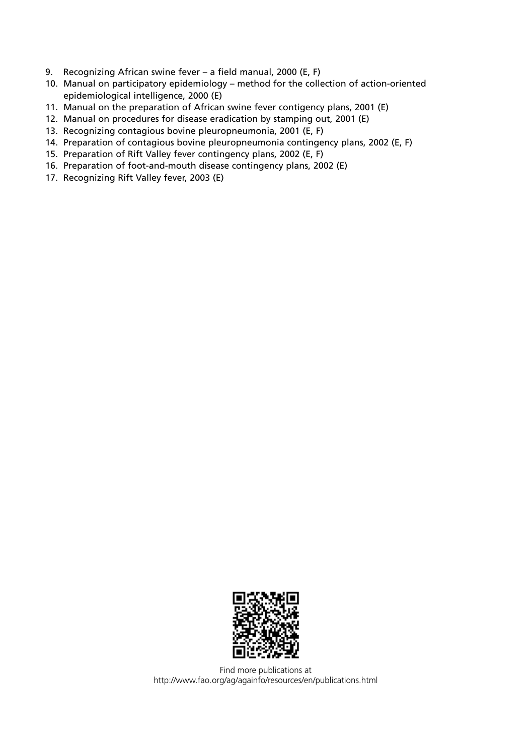9. Recognizing African swine fever – a field manual, 2000 (E, F)
10. Manual on participatory epidemiology – method for the collection of action-oriented epidemiological intelligence, 2000 (E)
11. Manual on the preparation of African swine fever contigency plans, 2001 (E)
12. Manual on procedures for disease eradication by stamping out, 2001 (E)
13. Recognizing contagious bovine pleuropneumonia, 2001 (E, F)
14. Preparation of contagious bovine pleuropneumonia contingency plans, 2002 (E, F)
15. Preparation of Rift Valley fever contingency plans, 2002 (E, F)
16. Preparation of foot-and-mouth disease contingency plans, 2002 (E)
17. Recognizing Rift Valley fever, 2003 (E)

Find more publications at
http://www.fao.org/ag/againfo/resources/en/publications.html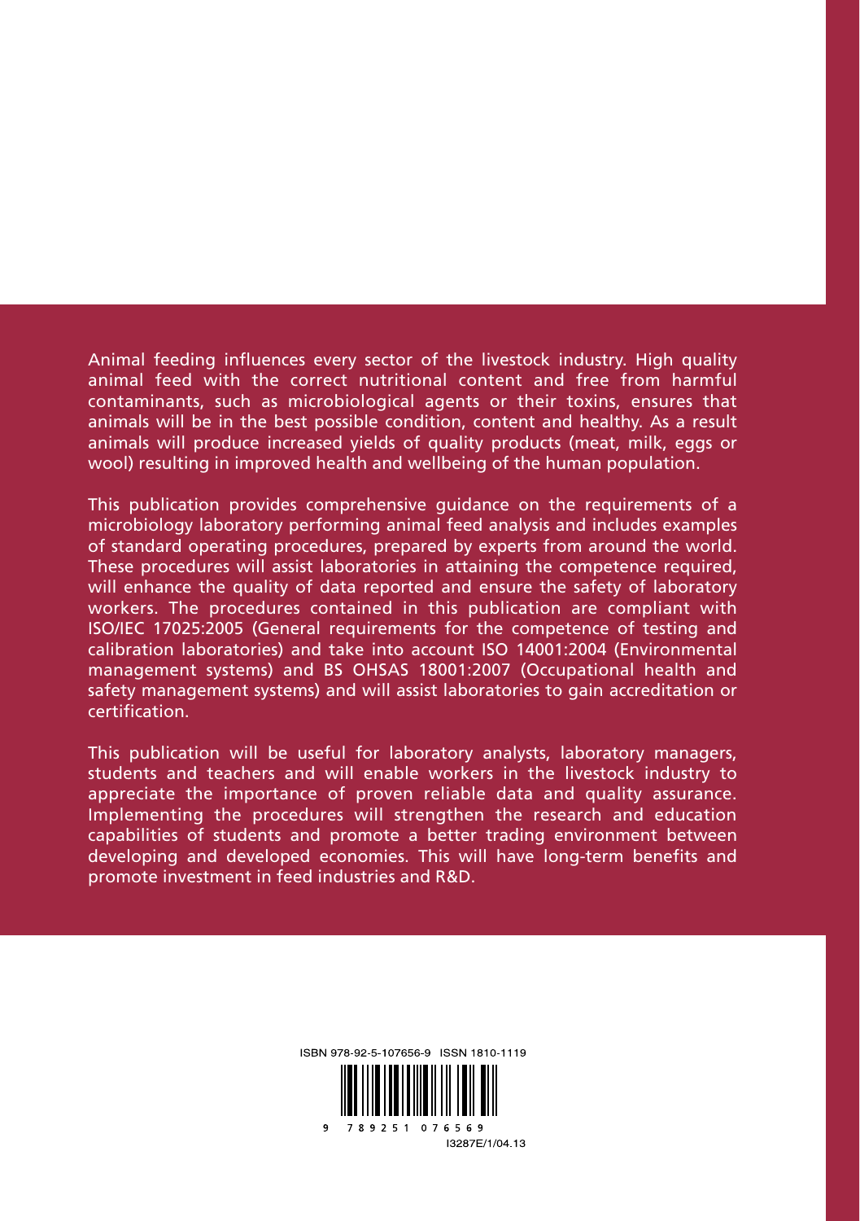Animal feeding influences every sector of the livestock industry. High quality animal feed with the correct nutritional content and free from harmful contaminants, such as microbiological agents or their toxins, ensures that animals will be in the best possible condition, content and healthy. As a result animals will produce increased yields of quality products (meat, milk, eggs or wool) resulting in improved health and wellbeing of the human population.

This publication provides comprehensive guidance on the requirements of a microbiology laboratory performing animal feed analysis and includes examples of standard operating procedures, prepared by experts from around the world. These procedures will assist laboratories in attaining the competence required, will enhance the quality of data reported and ensure the safety of laboratory workers. The procedures contained in this publication are compliant with ISO/IEC 17025:2005 (General requirements for the competence of testing and calibration laboratories) and take into account ISO 14001:2004 (Environmental management systems) and BS OHSAS 18001:2007 (Occupational health and safety management systems) and will assist laboratories to gain accreditation or certification.

This publication will be useful for laboratory analysts, laboratory managers, students and teachers and will enable workers in the livestock industry to appreciate the importance of proven reliable data and quality assurance. Implementing the procedures will strengthen the research and education capabilities of students and promote a better trading environment between developing and developed economies. This will have long-term benefits and promote investment in feed industries and R&D.

ISBN 978-92-5-107656-9 ISSN 1810-1119

9 789251 076569

I3287E/1/04.13